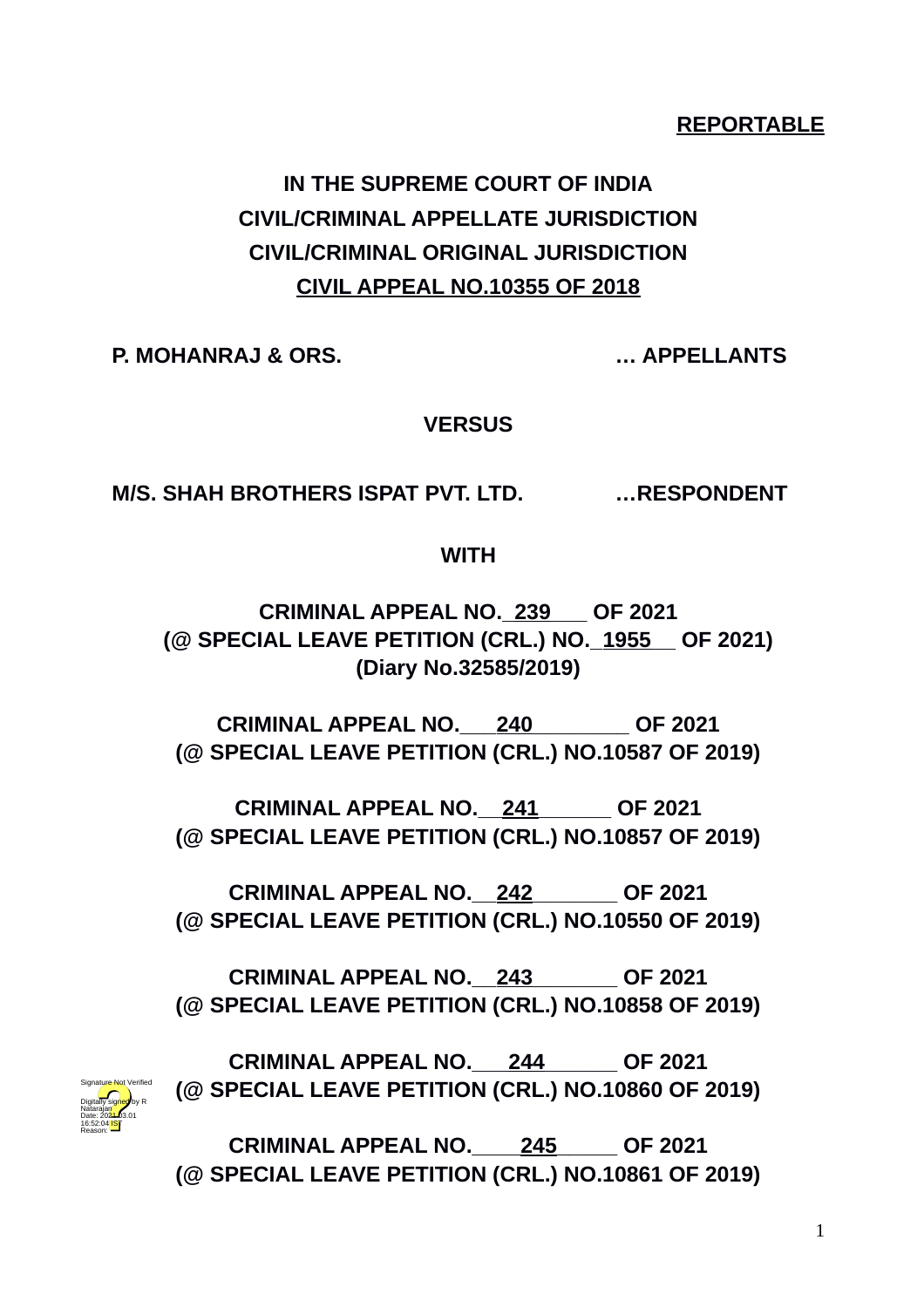**REPORTABLE**

**IN THE SUPREME COURT OF INDIA**
**CIVIL/CRIMINAL APPELLATE JURISDICTION**
**CIVIL/CRIMINAL ORIGINAL JURISDICTION**
**CIVIL APPEAL NO.10355 OF 2018**

**P. MOHANRAJ & ORS. … APPELLANTS**

**VERSUS**

**M/S. SHAH BROTHERS ISPAT PVT. LTD. …RESPONDENT**

**WITH**

**CRIMINAL APPEAL NO. 239 OF 2021**
**(@ SPECIAL LEAVE PETITION (CRL.) NO. 1955 OF 2021)**
**(Diary No.32585/2019)**

**CRIMINAL APPEAL NO. 240 OF 2021**
**(@ SPECIAL LEAVE PETITION (CRL.) NO.10587 OF 2019)**

**CRIMINAL APPEAL NO. 241 OF 2021**
**(@ SPECIAL LEAVE PETITION (CRL.) NO.10857 OF 2019)**

**CRIMINAL APPEAL NO. 242 OF 2021**
**(@ SPECIAL LEAVE PETITION (CRL.) NO.10550 OF 2019)**

**CRIMINAL APPEAL NO. 243 OF 2021**
**(@ SPECIAL LEAVE PETITION (CRL.) NO.10858 OF 2019)**

**CRIMINAL APPEAL NO. 244 OF 2021**
**(@ SPECIAL LEAVE PETITION (CRL.) NO.10860 OF 2019)**

**CRIMINAL APPEAL NO. 245 OF 2021**
**(@ SPECIAL LEAVE PETITION (CRL.) NO.10861 OF 2019)**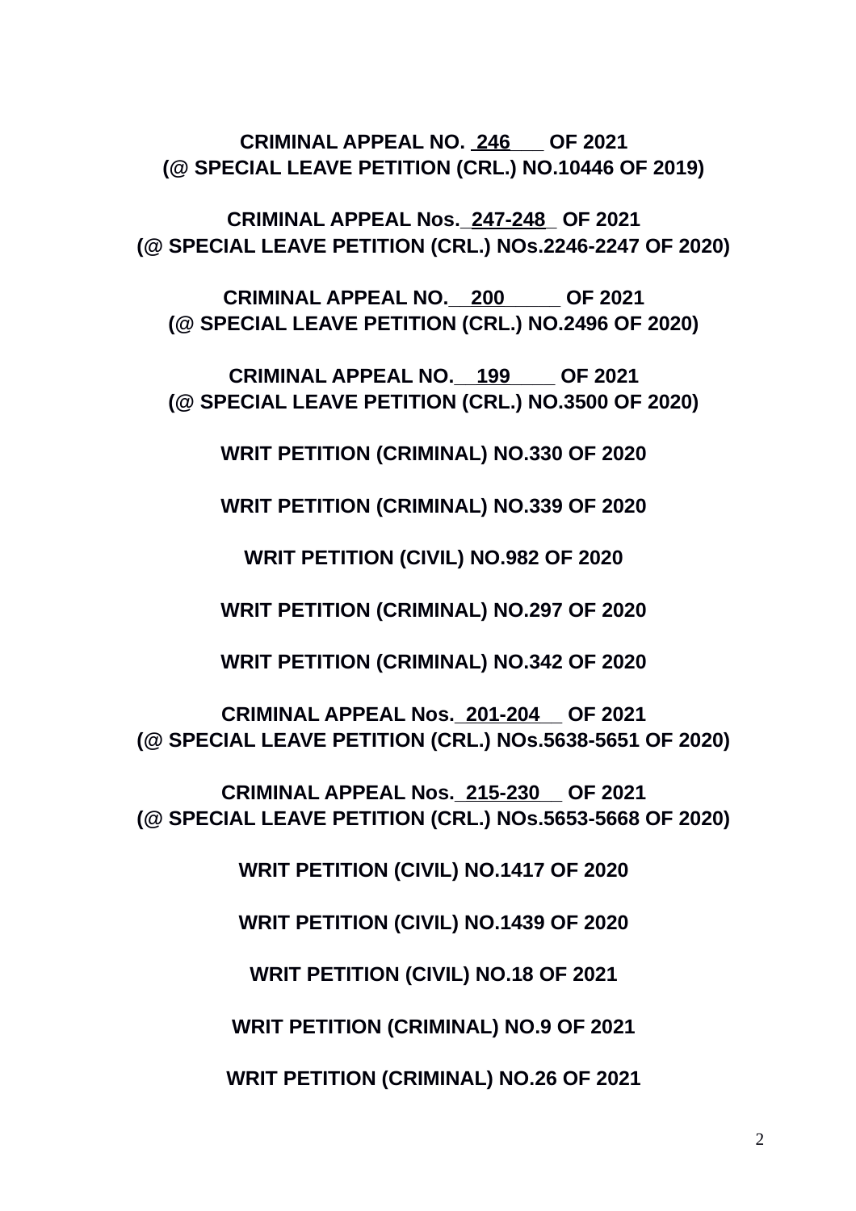**CRIMINAL APPEAL NO. 246 OF 2021**
**(@ SPECIAL LEAVE PETITION (CRL.) NO.10446 OF 2019)**

**CRIMINAL APPEAL Nos. 247-248 OF 2021**
**(@ SPECIAL LEAVE PETITION (CRL.) NOs.2246-2247 OF 2020)**

**CRIMINAL APPEAL NO. 200 OF 2021**
**(@ SPECIAL LEAVE PETITION (CRL.) NO.2496 OF 2020)**

**CRIMINAL APPEAL NO. 199 OF 2021**
**(@ SPECIAL LEAVE PETITION (CRL.) NO.3500 OF 2020)**

**WRIT PETITION (CRIMINAL) NO.330 OF 2020**

**WRIT PETITION (CRIMINAL) NO.339 OF 2020**

**WRIT PETITION (CIVIL) NO.982 OF 2020**

**WRIT PETITION (CRIMINAL) NO.297 OF 2020**

**WRIT PETITION (CRIMINAL) NO.342 OF 2020**

**CRIMINAL APPEAL Nos. 201-204 OF 2021**
**(@ SPECIAL LEAVE PETITION (CRL.) NOs.5638-5651 OF 2020)**

**CRIMINAL APPEAL Nos. 215-230 OF 2021**
**(@ SPECIAL LEAVE PETITION (CRL.) NOs.5653-5668 OF 2020)**

**WRIT PETITION (CIVIL) NO.1417 OF 2020**

**WRIT PETITION (CIVIL) NO.1439 OF 2020**

**WRIT PETITION (CIVIL) NO.18 OF 2021**

**WRIT PETITION (CRIMINAL) NO.9 OF 2021**

**WRIT PETITION (CRIMINAL) NO.26 OF 2021**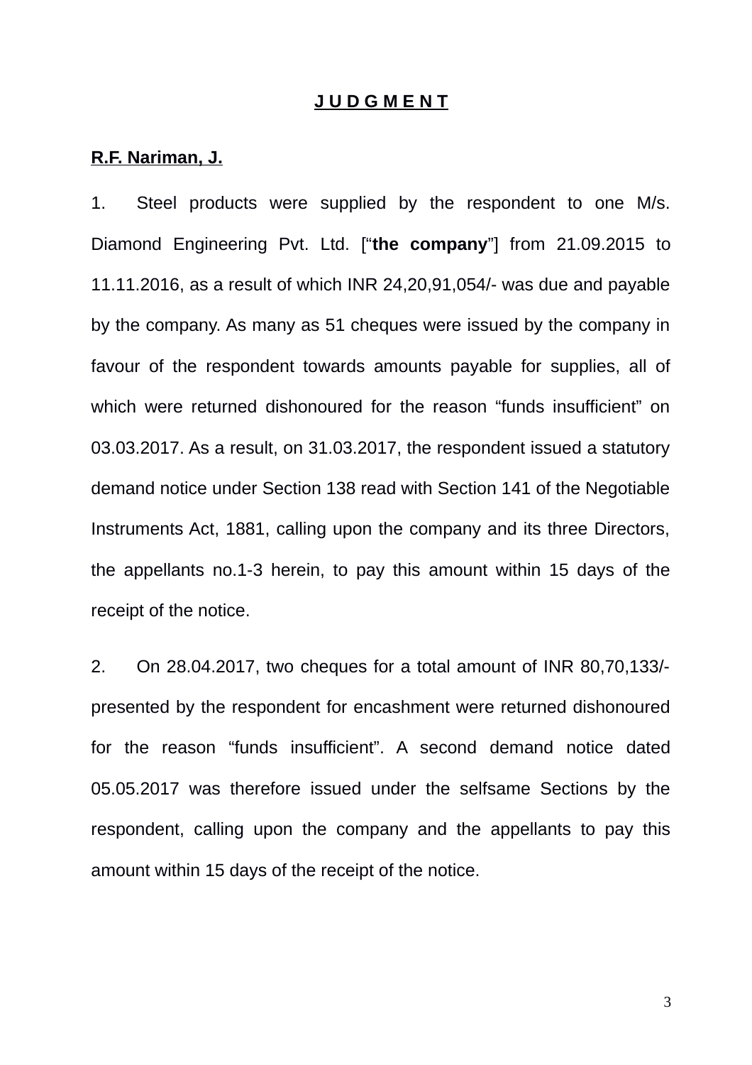# J U D G M E N T

**R.F. Nariman, J.**

1. Steel products were supplied by the respondent to one M/s. Diamond Engineering Pvt. Ltd. ["**the company**"] from 21.09.2015 to 11.11.2016, as a result of which INR 24,20,91,054/- was due and payable by the company. As many as 51 cheques were issued by the company in favour of the respondent towards amounts payable for supplies, all of which were returned dishonoured for the reason "funds insufficient" on 03.03.2017. As a result, on 31.03.2017, the respondent issued a statutory demand notice under Section 138 read with Section 141 of the Negotiable Instruments Act, 1881, calling upon the company and its three Directors, the appellants no.1-3 herein, to pay this amount within 15 days of the receipt of the notice.

2. On 28.04.2017, two cheques for a total amount of INR 80,70,133/- presented by the respondent for encashment were returned dishonoured for the reason "funds insufficient". A second demand notice dated 05.05.2017 was therefore issued under the selfsame Sections by the respondent, calling upon the company and the appellants to pay this amount within 15 days of the receipt of the notice.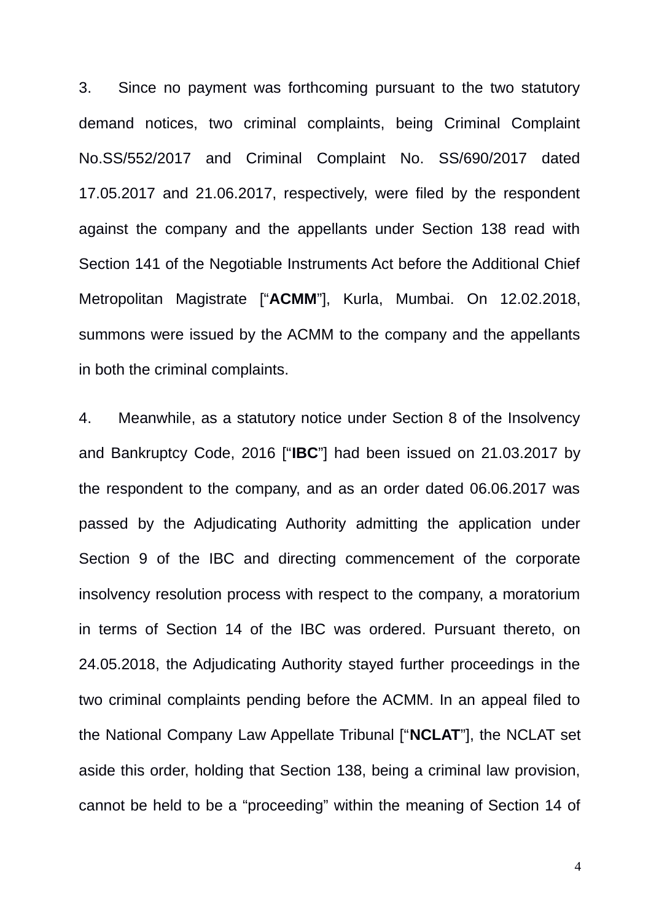3. Since no payment was forthcoming pursuant to the two statutory demand notices, two criminal complaints, being Criminal Complaint No.SS/552/2017 and Criminal Complaint No. SS/690/2017 dated 17.05.2017 and 21.06.2017, respectively, were filed by the respondent against the company and the appellants under Section 138 read with Section 141 of the Negotiable Instruments Act before the Additional Chief Metropolitan Magistrate [“**ACMM**”], Kurla, Mumbai. On 12.02.2018, summons were issued by the ACMM to the company and the appellants in both the criminal complaints.

4. Meanwhile, as a statutory notice under Section 8 of the Insolvency and Bankruptcy Code, 2016 [“**IBC**”] had been issued on 21.03.2017 by the respondent to the company, and as an order dated 06.06.2017 was passed by the Adjudicating Authority admitting the application under Section 9 of the IBC and directing commencement of the corporate insolvency resolution process with respect to the company, a moratorium in terms of Section 14 of the IBC was ordered. Pursuant thereto, on 24.05.2018, the Adjudicating Authority stayed further proceedings in the two criminal complaints pending before the ACMM. In an appeal filed to the National Company Law Appellate Tribunal [“**NCLAT**”], the NCLAT set aside this order, holding that Section 138, being a criminal law provision, cannot be held to be a “proceeding” within the meaning of Section 14 of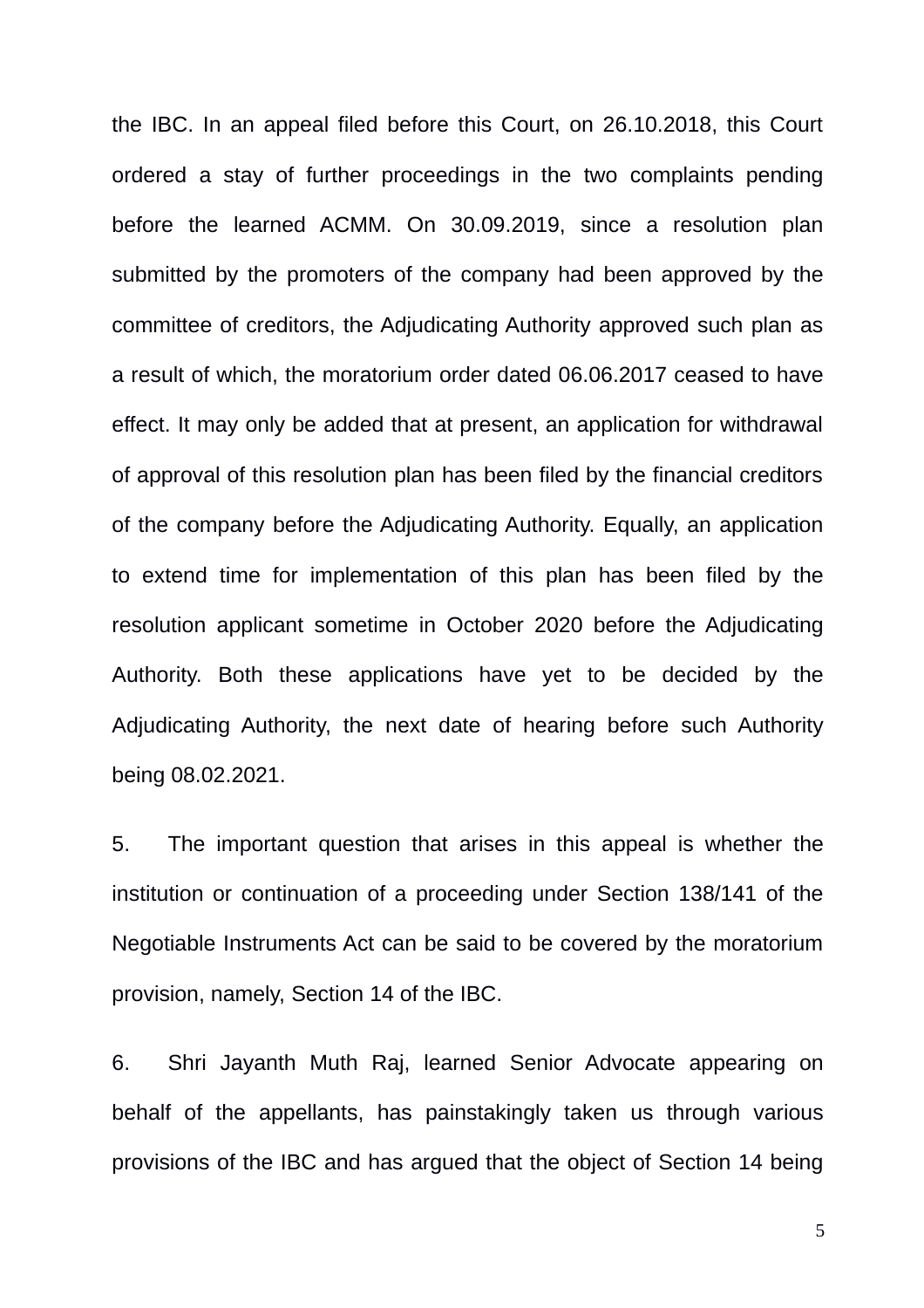the IBC. In an appeal filed before this Court, on 26.10.2018, this Court ordered a stay of further proceedings in the two complaints pending before the learned ACMM. On 30.09.2019, since a resolution plan submitted by the promoters of the company had been approved by the committee of creditors, the Adjudicating Authority approved such plan as a result of which, the moratorium order dated 06.06.2017 ceased to have effect. It may only be added that at present, an application for withdrawal of approval of this resolution plan has been filed by the financial creditors of the company before the Adjudicating Authority. Equally, an application to extend time for implementation of this plan has been filed by the resolution applicant sometime in October 2020 before the Adjudicating Authority. Both these applications have yet to be decided by the Adjudicating Authority, the next date of hearing before such Authority being 08.02.2021.

5. The important question that arises in this appeal is whether the institution or continuation of a proceeding under Section 138/141 of the Negotiable Instruments Act can be said to be covered by the moratorium provision, namely, Section 14 of the IBC.

6. Shri Jayanth Muth Raj, learned Senior Advocate appearing on behalf of the appellants, has painstakingly taken us through various provisions of the IBC and has argued that the object of Section 14 being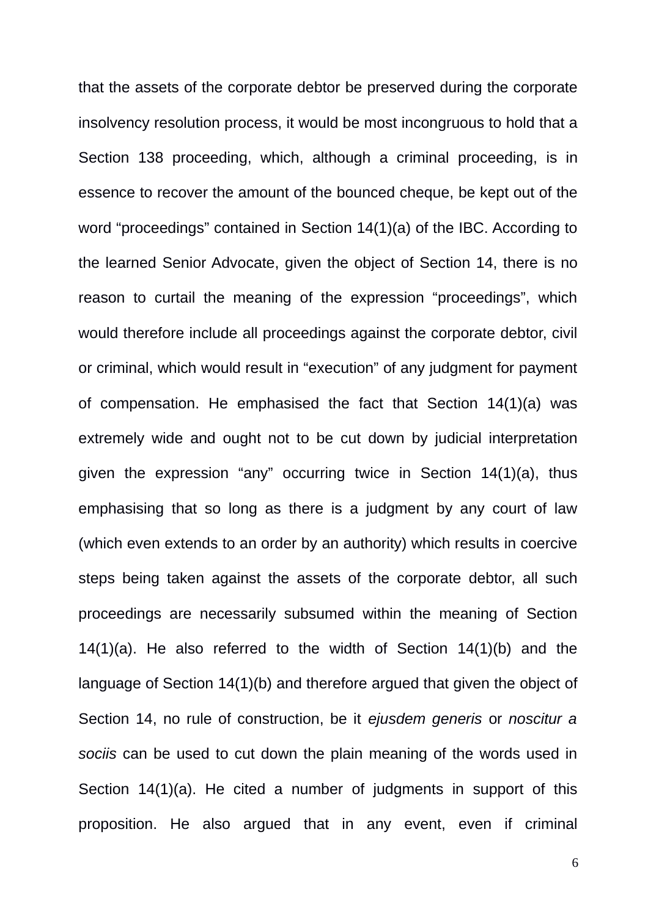that the assets of the corporate debtor be preserved during the corporate insolvency resolution process, it would be most incongruous to hold that a Section 138 proceeding, which, although a criminal proceeding, is in essence to recover the amount of the bounced cheque, be kept out of the word "proceedings" contained in Section 14(1)(a) of the IBC. According to the learned Senior Advocate, given the object of Section 14, there is no reason to curtail the meaning of the expression "proceedings", which would therefore include all proceedings against the corporate debtor, civil or criminal, which would result in "execution" of any judgment for payment of compensation. He emphasised the fact that Section 14(1)(a) was extremely wide and ought not to be cut down by judicial interpretation given the expression "any" occurring twice in Section 14(1)(a), thus emphasising that so long as there is a judgment by any court of law (which even extends to an order by an authority) which results in coercive steps being taken against the assets of the corporate debtor, all such proceedings are necessarily subsumed within the meaning of Section 14(1)(a). He also referred to the width of Section 14(1)(b) and the language of Section 14(1)(b) and therefore argued that given the object of Section 14, no rule of construction, be it *ejusdem generis* or *noscitur a sociis* can be used to cut down the plain meaning of the words used in Section 14(1)(a). He cited a number of judgments in support of this proposition. He also argued that in any event, even if criminal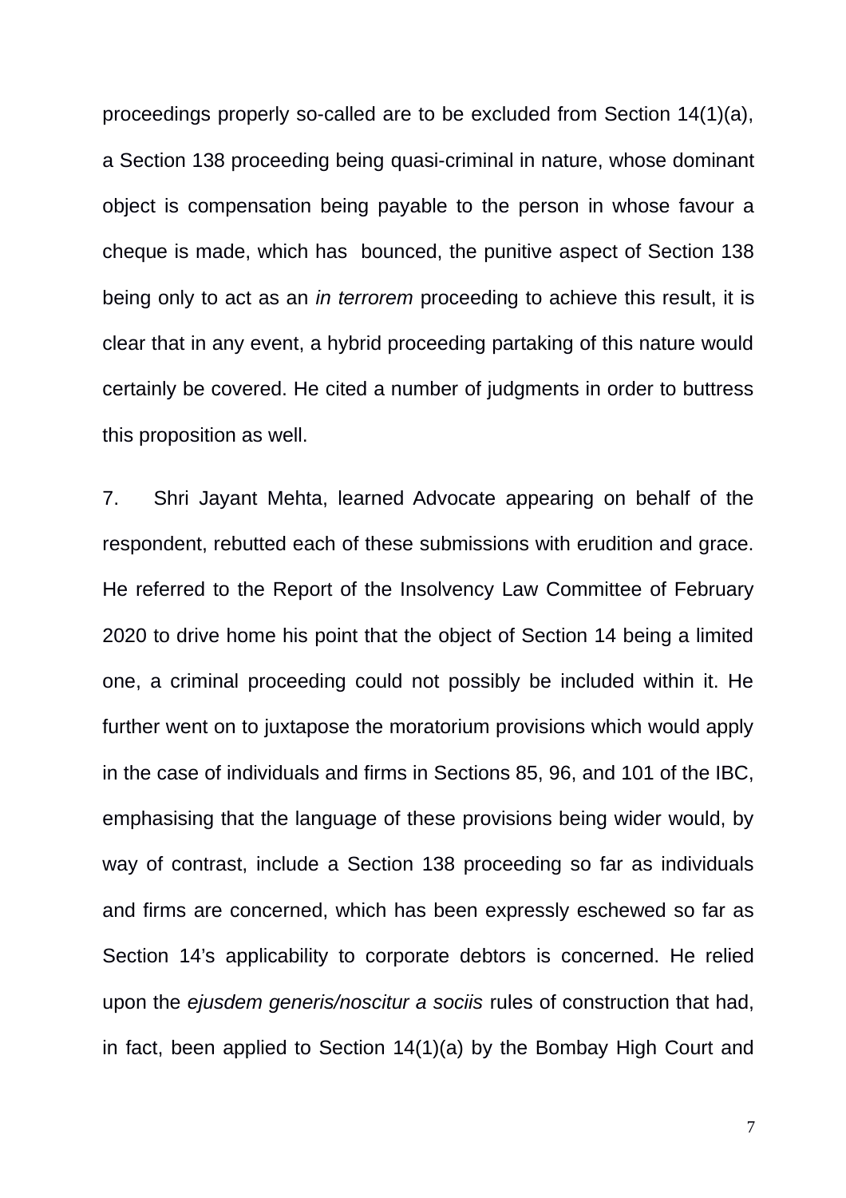proceedings properly so-called are to be excluded from Section 14(1)(a), a Section 138 proceeding being quasi-criminal in nature, whose dominant object is compensation being payable to the person in whose favour a cheque is made, which has bounced, the punitive aspect of Section 138 being only to act as an *in terrorem* proceeding to achieve this result, it is clear that in any event, a hybrid proceeding partaking of this nature would certainly be covered. He cited a number of judgments in order to buttress this proposition as well.

7. Shri Jayant Mehta, learned Advocate appearing on behalf of the respondent, rebutted each of these submissions with erudition and grace. He referred to the Report of the Insolvency Law Committee of February 2020 to drive home his point that the object of Section 14 being a limited one, a criminal proceeding could not possibly be included within it. He further went on to juxtapose the moratorium provisions which would apply in the case of individuals and firms in Sections 85, 96, and 101 of the IBC, emphasising that the language of these provisions being wider would, by way of contrast, include a Section 138 proceeding so far as individuals and firms are concerned, which has been expressly eschewed so far as Section 14's applicability to corporate debtors is concerned. He relied upon the *ejusdem generis/noscitur a sociis* rules of construction that had, in fact, been applied to Section 14(1)(a) by the Bombay High Court and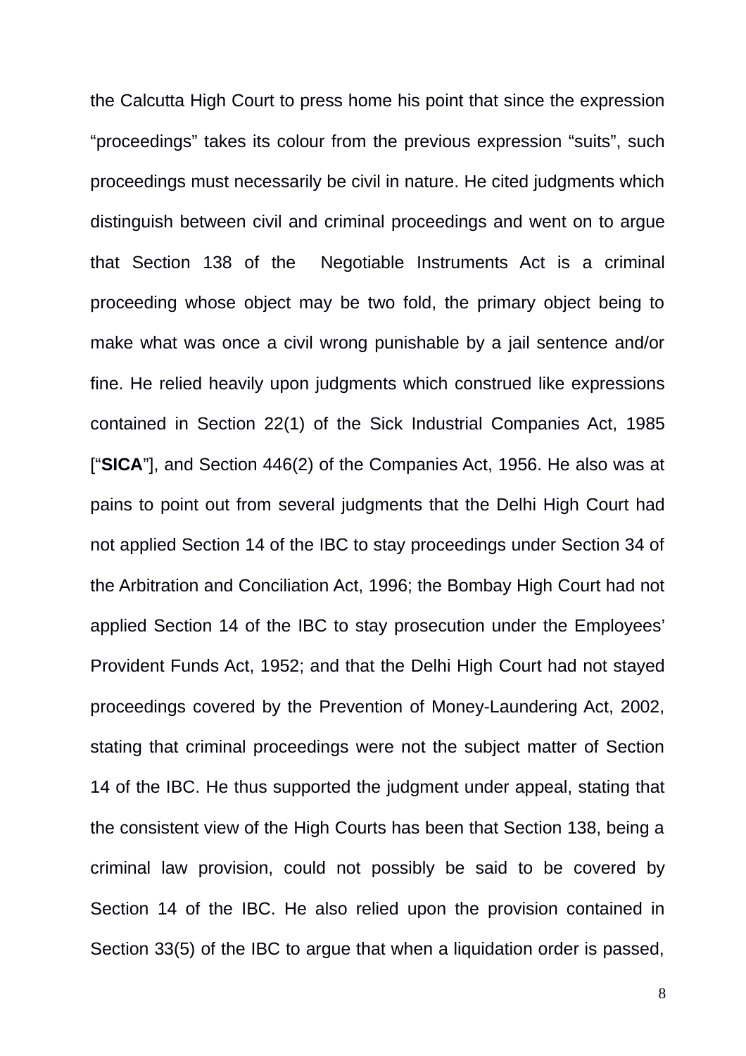the Calcutta High Court to press home his point that since the expression “proceedings” takes its colour from the previous expression “suits”, such proceedings must necessarily be civil in nature. He cited judgments which distinguish between civil and criminal proceedings and went on to argue that Section 138 of the Negotiable Instruments Act is a criminal proceeding whose object may be two fold, the primary object being to make what was once a civil wrong punishable by a jail sentence and/or fine. He relied heavily upon judgments which construed like expressions contained in Section 22(1) of the Sick Industrial Companies Act, 1985 [“**SICA**”], and Section 446(2) of the Companies Act, 1956. He also was at pains to point out from several judgments that the Delhi High Court had not applied Section 14 of the IBC to stay proceedings under Section 34 of the Arbitration and Conciliation Act, 1996; the Bombay High Court had not applied Section 14 of the IBC to stay prosecution under the Employees' Provident Funds Act, 1952; and that the Delhi High Court had not stayed proceedings covered by the Prevention of Money-Laundering Act, 2002, stating that criminal proceedings were not the subject matter of Section 14 of the IBC. He thus supported the judgment under appeal, stating that the consistent view of the High Courts has been that Section 138, being a criminal law provision, could not possibly be said to be covered by Section 14 of the IBC. He also relied upon the provision contained in Section 33(5) of the IBC to argue that when a liquidation order is passed,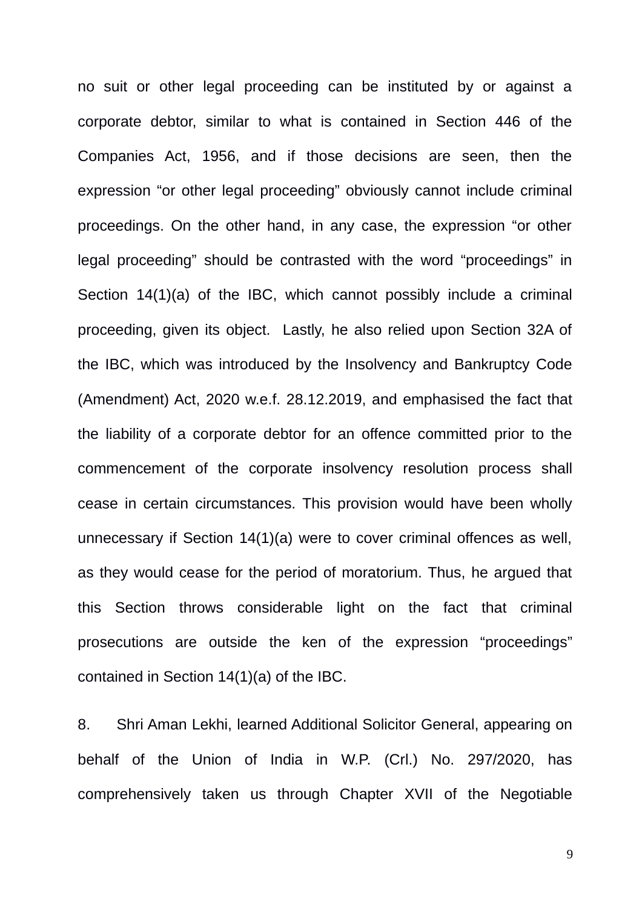no suit or other legal proceeding can be instituted by or against a corporate debtor, similar to what is contained in Section 446 of the Companies Act, 1956, and if those decisions are seen, then the expression "or other legal proceeding" obviously cannot include criminal proceedings. On the other hand, in any case, the expression "or other legal proceeding" should be contrasted with the word "proceedings" in Section 14(1)(a) of the IBC, which cannot possibly include a criminal proceeding, given its object. Lastly, he also relied upon Section 32A of the IBC, which was introduced by the Insolvency and Bankruptcy Code (Amendment) Act, 2020 w.e.f. 28.12.2019, and emphasised the fact that the liability of a corporate debtor for an offence committed prior to the commencement of the corporate insolvency resolution process shall cease in certain circumstances. This provision would have been wholly unnecessary if Section 14(1)(a) were to cover criminal offences as well, as they would cease for the period of moratorium. Thus, he argued that this Section throws considerable light on the fact that criminal prosecutions are outside the ken of the expression "proceedings" contained in Section 14(1)(a) of the IBC.

8. Shri Aman Lekhi, learned Additional Solicitor General, appearing on behalf of the Union of India in W.P. (Crl.) No. 297/2020, has comprehensively taken us through Chapter XVII of the Negotiable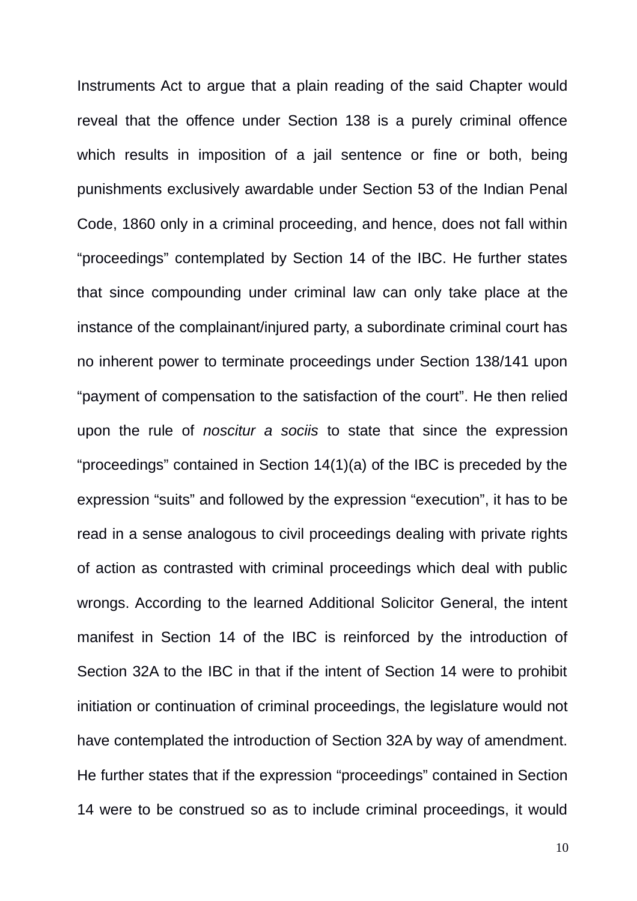Instruments Act to argue that a plain reading of the said Chapter would reveal that the offence under Section 138 is a purely criminal offence which results in imposition of a jail sentence or fine or both, being punishments exclusively awardable under Section 53 of the Indian Penal Code, 1860 only in a criminal proceeding, and hence, does not fall within "proceedings" contemplated by Section 14 of the IBC. He further states that since compounding under criminal law can only take place at the instance of the complainant/injured party, a subordinate criminal court has no inherent power to terminate proceedings under Section 138/141 upon "payment of compensation to the satisfaction of the court". He then relied upon the rule of *noscitur a sociis* to state that since the expression "proceedings" contained in Section 14(1)(a) of the IBC is preceded by the expression "suits" and followed by the expression "execution", it has to be read in a sense analogous to civil proceedings dealing with private rights of action as contrasted with criminal proceedings which deal with public wrongs. According to the learned Additional Solicitor General, the intent manifest in Section 14 of the IBC is reinforced by the introduction of Section 32A to the IBC in that if the intent of Section 14 were to prohibit initiation or continuation of criminal proceedings, the legislature would not have contemplated the introduction of Section 32A by way of amendment. He further states that if the expression "proceedings" contained in Section 14 were to be construed so as to include criminal proceedings, it would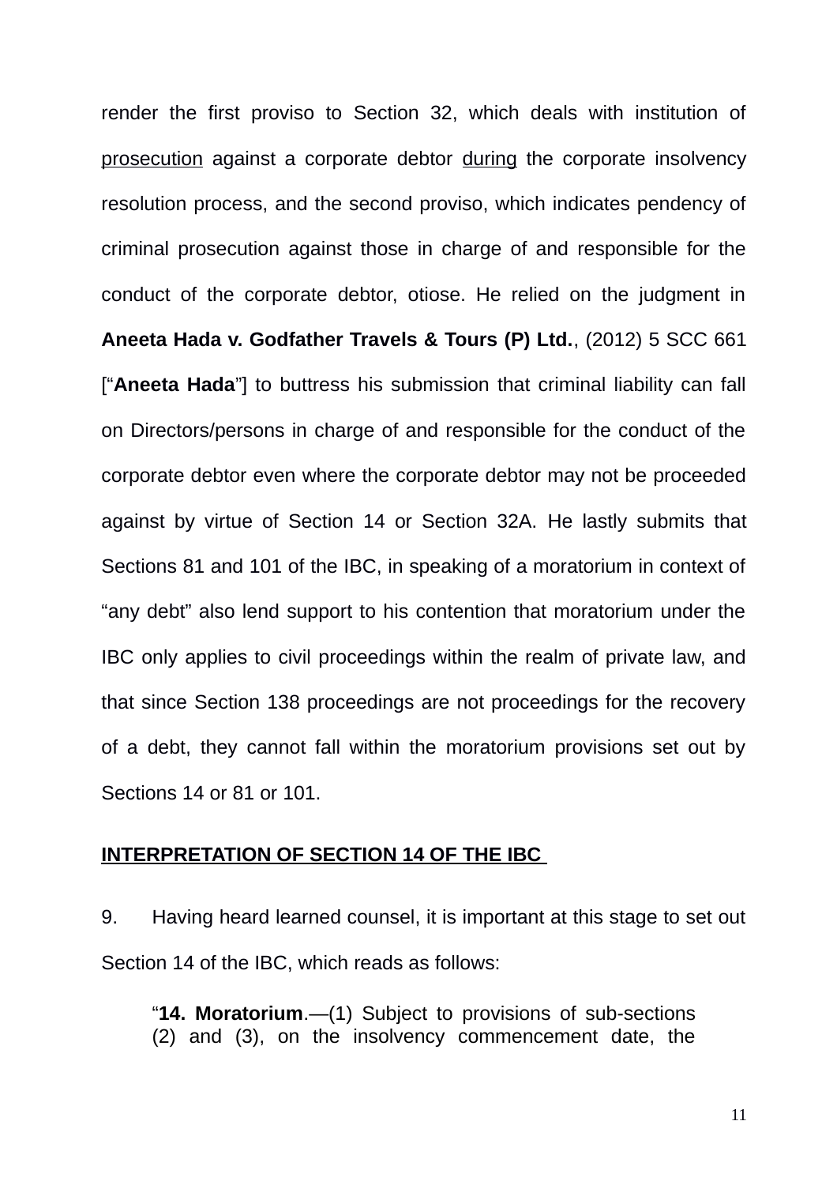render the first proviso to Section 32, which deals with institution of <u>prosecution</u> against a corporate debtor <u>during</u> the corporate insolvency resolution process, and the second proviso, which indicates pendency of criminal prosecution against those in charge of and responsible for the conduct of the corporate debtor, otiose. He relied on the judgment in **Aneeta Hada v. Godfather Travels & Tours (P) Ltd.**, (2012) 5 SCC 661 [“**Aneeta Hada**”] to buttress his submission that criminal liability can fall on Directors/persons in charge of and responsible for the conduct of the corporate debtor even where the corporate debtor may not be proceeded against by virtue of Section 14 or Section 32A. He lastly submits that Sections 81 and 101 of the IBC, in speaking of a moratorium in context of “any debt” also lend support to his contention that moratorium under the IBC only applies to civil proceedings within the realm of private law, and that since Section 138 proceedings are not proceedings for the recovery of a debt, they cannot fall within the moratorium provisions set out by Sections 14 or 81 or 101.

## <u>INTERPRETATION OF SECTION 14 OF THE IBC</u>

9. Having heard learned counsel, it is important at this stage to set out Section 14 of the IBC, which reads as follows:

> “**14. Moratorium**.—(1) Subject to provisions of sub-sections (2) and (3), on the insolvency commencement date, the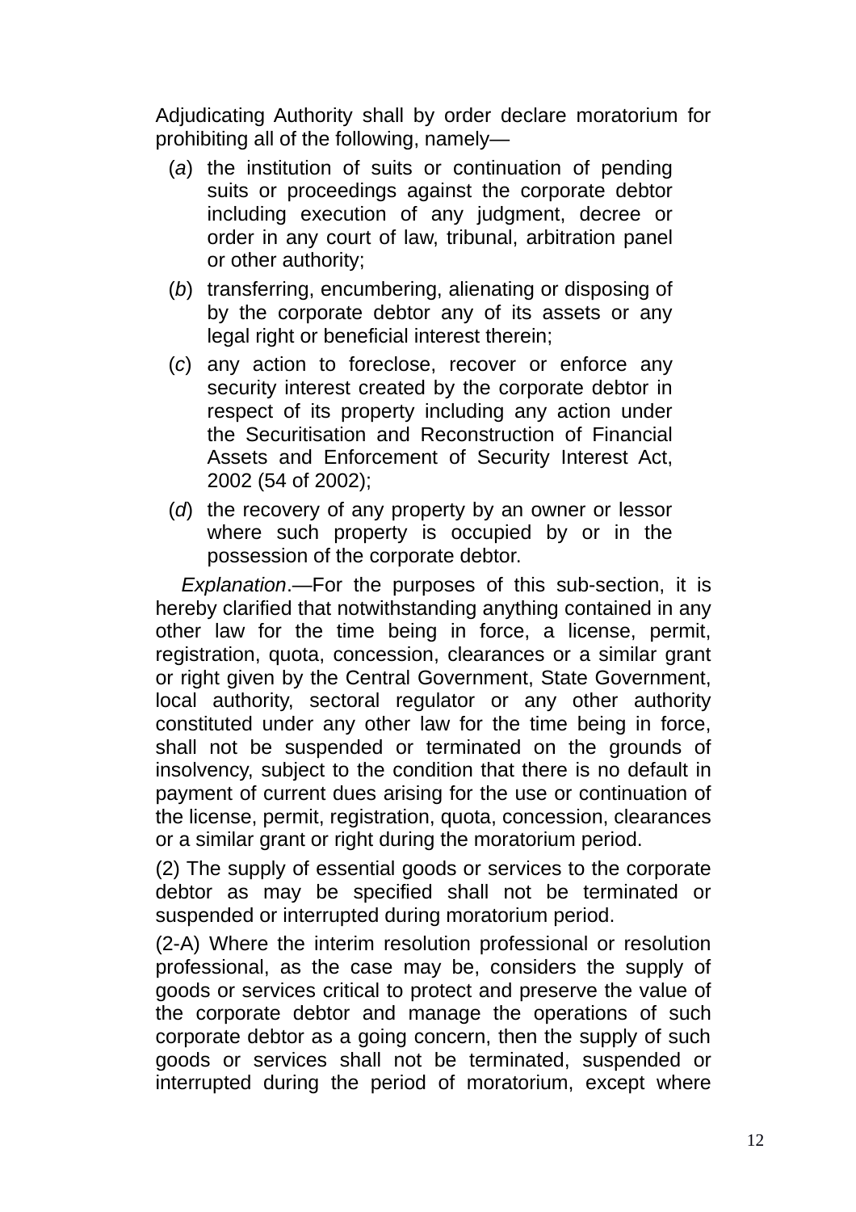Adjudicating Authority shall by order declare moratorium for prohibiting all of the following, namely—

(*a*) the institution of suits or continuation of pending suits or proceedings against the corporate debtor including execution of any judgment, decree or order in any court of law, tribunal, arbitration panel or other authority;

(*b*) transferring, encumbering, alienating or disposing of by the corporate debtor any of its assets or any legal right or beneficial interest therein;

(*c*) any action to foreclose, recover or enforce any security interest created by the corporate debtor in respect of its property including any action under the Securitisation and Reconstruction of Financial Assets and Enforcement of Security Interest Act, 2002 (54 of 2002);

(*d*) the recovery of any property by an owner or lessor where such property is occupied by or in the possession of the corporate debtor.

*Explanation*.—For the purposes of this sub-section, it is hereby clarified that notwithstanding anything contained in any other law for the time being in force, a license, permit, registration, quota, concession, clearances or a similar grant or right given by the Central Government, State Government, local authority, sectoral regulator or any other authority constituted under any other law for the time being in force, shall not be suspended or terminated on the grounds of insolvency, subject to the condition that there is no default in payment of current dues arising for the use or continuation of the license, permit, registration, quota, concession, clearances or a similar grant or right during the moratorium period.

(2) The supply of essential goods or services to the corporate debtor as may be specified shall not be terminated or suspended or interrupted during moratorium period.

(2-A) Where the interim resolution professional or resolution professional, as the case may be, considers the supply of goods or services critical to protect and preserve the value of the corporate debtor and manage the operations of such corporate debtor as a going concern, then the supply of such goods or services shall not be terminated, suspended or interrupted during the period of moratorium, except where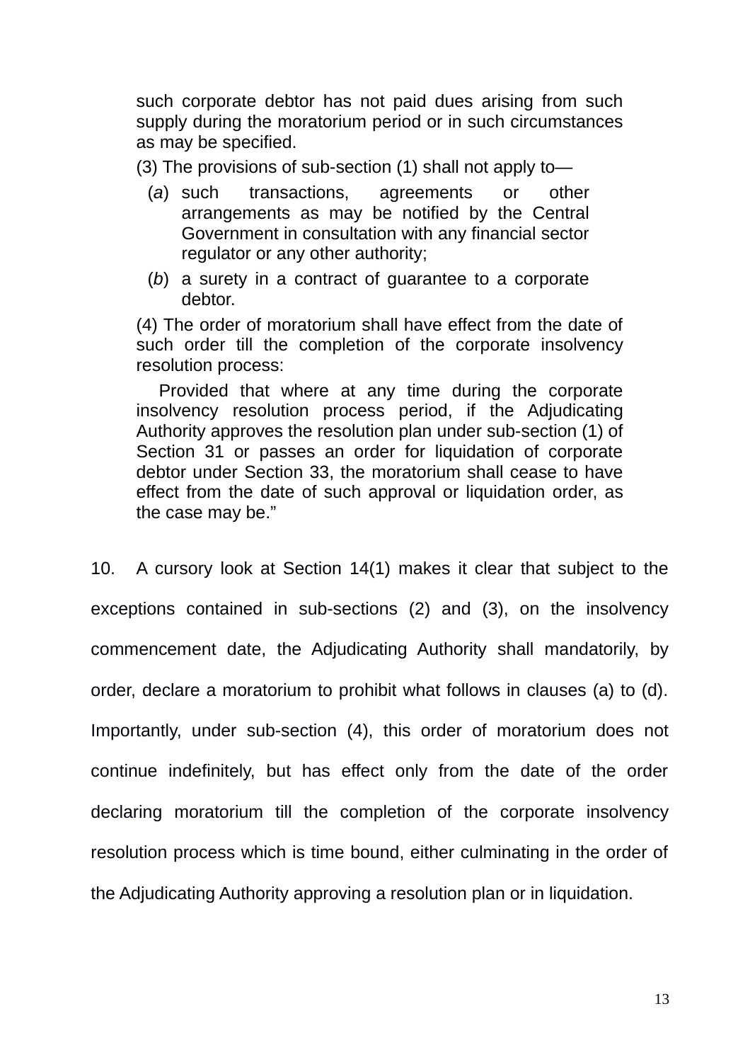> such corporate debtor has not paid dues arising from such supply during the moratorium period or in such circumstances as may be specified.
>
> (3) The provisions of sub-section (1) shall not apply to—
>
> (*a*) such transactions, agreements or other arrangements as may be notified by the Central Government in consultation with any financial sector regulator or any other authority;
>
> (*b*) a surety in a contract of guarantee to a corporate debtor.
>
> (4) The order of moratorium shall have effect from the date of such order till the completion of the corporate insolvency resolution process:
>
> Provided that where at any time during the corporate insolvency resolution process period, if the Adjudicating Authority approves the resolution plan under sub-section (1) of Section 31 or passes an order for liquidation of corporate debtor under Section 33, the moratorium shall cease to have effect from the date of such approval or liquidation order, as the case may be."

10. A cursory look at Section 14(1) makes it clear that subject to the exceptions contained in sub-sections (2) and (3), on the insolvency commencement date, the Adjudicating Authority shall mandatorily, by order, declare a moratorium to prohibit what follows in clauses (a) to (d). Importantly, under sub-section (4), this order of moratorium does not continue indefinitely, but has effect only from the date of the order declaring moratorium till the completion of the corporate insolvency resolution process which is time bound, either culminating in the order of the Adjudicating Authority approving a resolution plan or in liquidation.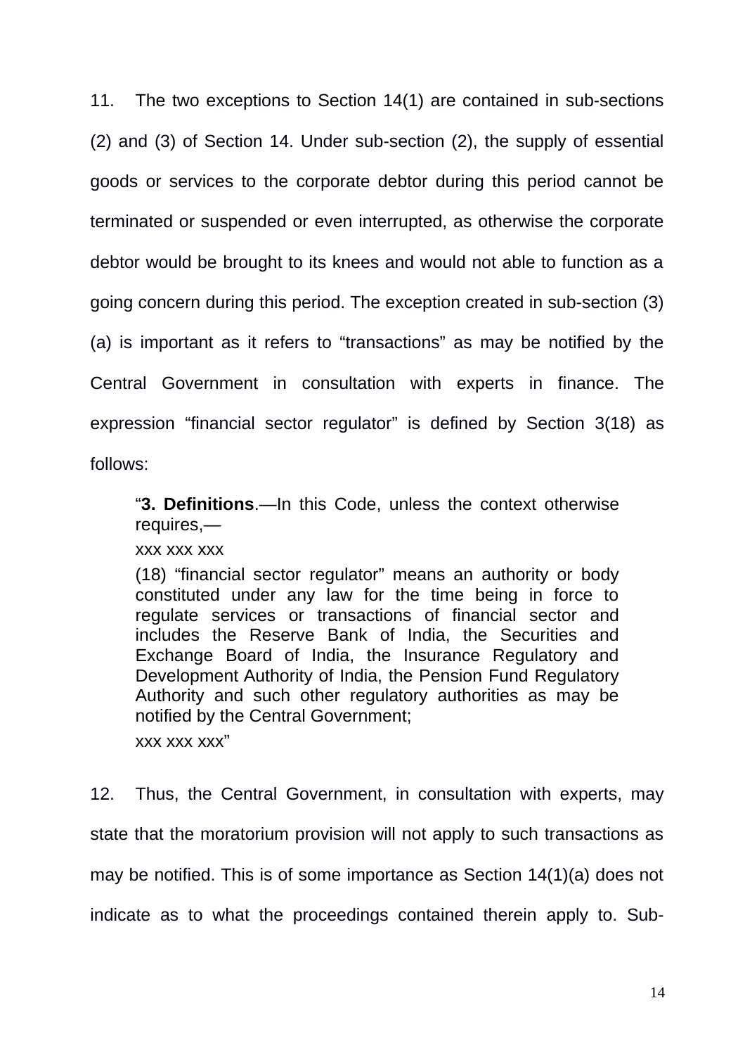11. The two exceptions to Section 14(1) are contained in sub-sections (2) and (3) of Section 14. Under sub-section (2), the supply of essential goods or services to the corporate debtor during this period cannot be terminated or suspended or even interrupted, as otherwise the corporate debtor would be brought to its knees and would not able to function as a going concern during this period. The exception created in sub-section (3)(a) is important as it refers to "transactions" as may be notified by the Central Government in consultation with experts in finance. The expression "financial sector regulator" is defined by Section 3(18) as follows:

> "**3. Definitions**.—In this Code, unless the context otherwise requires,—
>
> xxx xxx xxx
>
> (18) "financial sector regulator" means an authority or body constituted under any law for the time being in force to regulate services or transactions of financial sector and includes the Reserve Bank of India, the Securities and Exchange Board of India, the Insurance Regulatory and Development Authority of India, the Pension Fund Regulatory Authority and such other regulatory authorities as may be notified by the Central Government;
>
> xxx xxx xxx"

12. Thus, the Central Government, in consultation with experts, may state that the moratorium provision will not apply to such transactions as may be notified. This is of some importance as Section 14(1)(a) does not indicate as to what the proceedings contained therein apply to. Sub-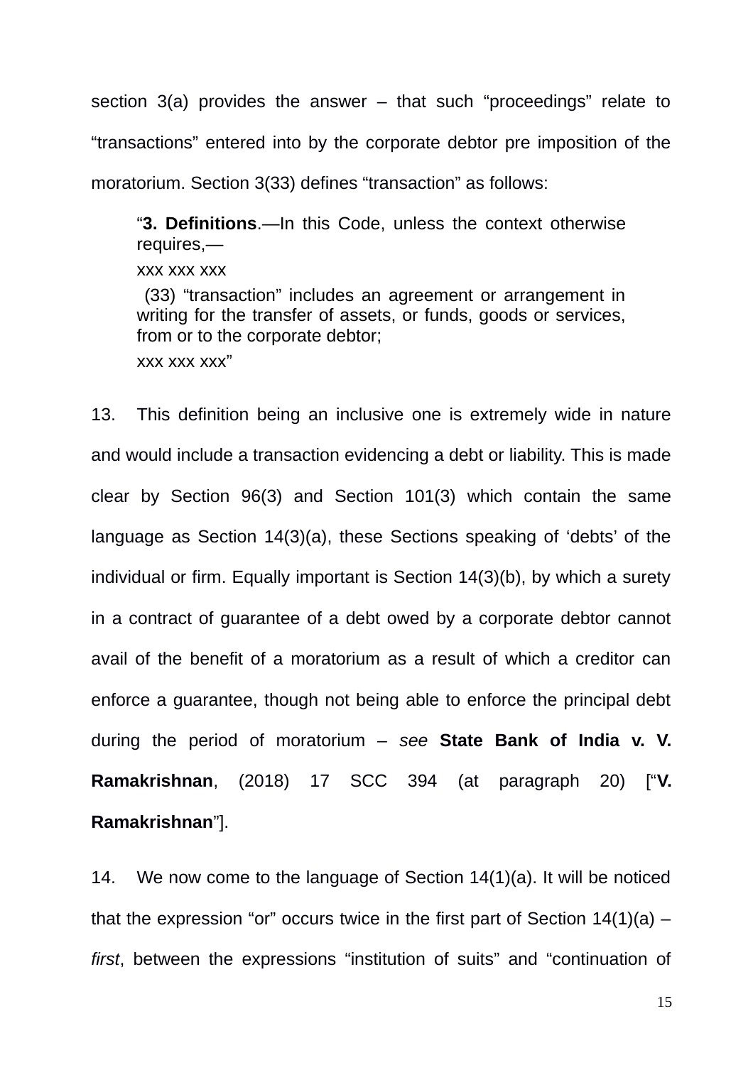section 3(a) provides the answer – that such "proceedings" relate to "transactions" entered into by the corporate debtor pre imposition of the moratorium. Section 3(33) defines "transaction" as follows:

> "**3. Definitions**.—In this Code, unless the context otherwise requires,—
>
> xxx xxx xxx
>
> (33) "transaction" includes an agreement or arrangement in writing for the transfer of assets, or funds, goods or services, from or to the corporate debtor;
>
> xxx xxx xxx"

13. This definition being an inclusive one is extremely wide in nature and would include a transaction evidencing a debt or liability. This is made clear by Section 96(3) and Section 101(3) which contain the same language as Section 14(3)(a), these Sections speaking of 'debts' of the individual or firm. Equally important is Section 14(3)(b), by which a surety in a contract of guarantee of a debt owed by a corporate debtor cannot avail of the benefit of a moratorium as a result of which a creditor can enforce a guarantee, though not being able to enforce the principal debt during the period of moratorium – *see* **State Bank of India v. V. Ramakrishnan**, (2018) 17 SCC 394 (at paragraph 20) ["**V. Ramakrishnan**"].

14. We now come to the language of Section 14(1)(a). It will be noticed that the expression "or" occurs twice in the first part of Section 14(1)(a) – *first*, between the expressions "institution of suits" and "continuation of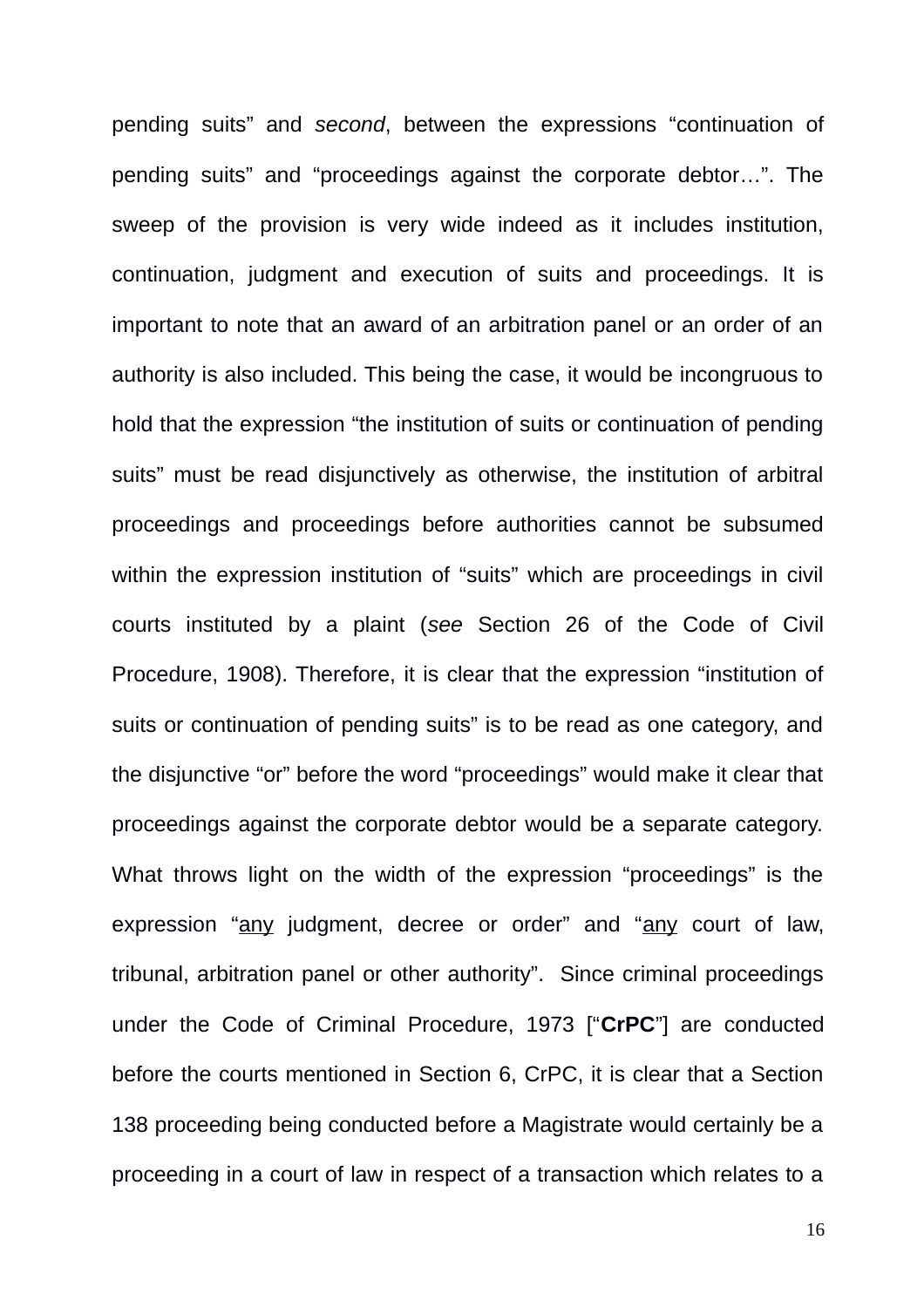pending suits" and *second*, between the expressions "continuation of pending suits" and "proceedings against the corporate debtor…". The sweep of the provision is very wide indeed as it includes institution, continuation, judgment and execution of suits and proceedings. It is important to note that an award of an arbitration panel or an order of an authority is also included. This being the case, it would be incongruous to hold that the expression "the institution of suits or continuation of pending suits" must be read disjunctively as otherwise, the institution of arbitral proceedings and proceedings before authorities cannot be subsumed within the expression institution of "suits" which are proceedings in civil courts instituted by a plaint (*see* Section 26 of the Code of Civil Procedure, 1908). Therefore, it is clear that the expression "institution of suits or continuation of pending suits" is to be read as one category, and the disjunctive "or" before the word "proceedings" would make it clear that proceedings against the corporate debtor would be a separate category. What throws light on the width of the expression "proceedings" is the expression "<u>any</u> judgment, decree or order" and "<u>any</u> court of law, tribunal, arbitration panel or other authority". Since criminal proceedings under the Code of Criminal Procedure, 1973 ["**CrPC**"] are conducted before the courts mentioned in Section 6, CrPC, it is clear that a Section 138 proceeding being conducted before a Magistrate would certainly be a proceeding in a court of law in respect of a transaction which relates to a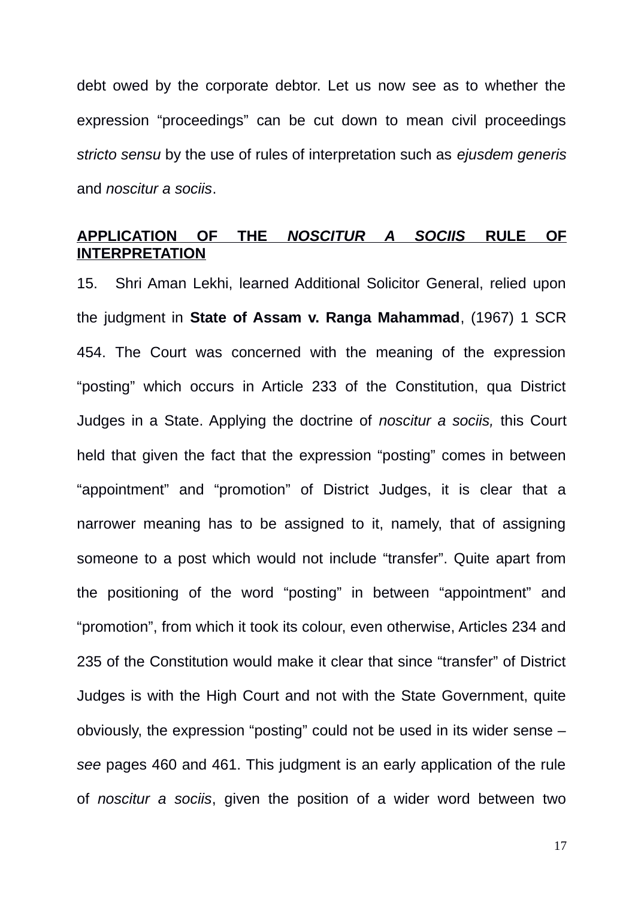debt owed by the corporate debtor. Let us now see as to whether the expression "proceedings" can be cut down to mean civil proceedings *stricto sensu* by the use of rules of interpretation such as *ejusdem generis* and *noscitur a sociis*.

**<u>APPLICATION OF THE *NOSCITUR A SOCIIS* RULE OF INTERPRETATION</u>**

15. Shri Aman Lekhi, learned Additional Solicitor General, relied upon the judgment in **State of Assam v. Ranga Mahammad**, (1967) 1 SCR 454. The Court was concerned with the meaning of the expression "posting" which occurs in Article 233 of the Constitution, qua District Judges in a State. Applying the doctrine of *noscitur a sociis,* this Court held that given the fact that the expression "posting" comes in between "appointment" and "promotion" of District Judges, it is clear that a narrower meaning has to be assigned to it, namely, that of assigning someone to a post which would not include "transfer". Quite apart from the positioning of the word "posting" in between "appointment" and "promotion", from which it took its colour, even otherwise, Articles 234 and 235 of the Constitution would make it clear that since "transfer" of District Judges is with the High Court and not with the State Government, quite obviously, the expression "posting" could not be used in its wider sense – *see* pages 460 and 461. This judgment is an early application of the rule of *noscitur a sociis*, given the position of a wider word between two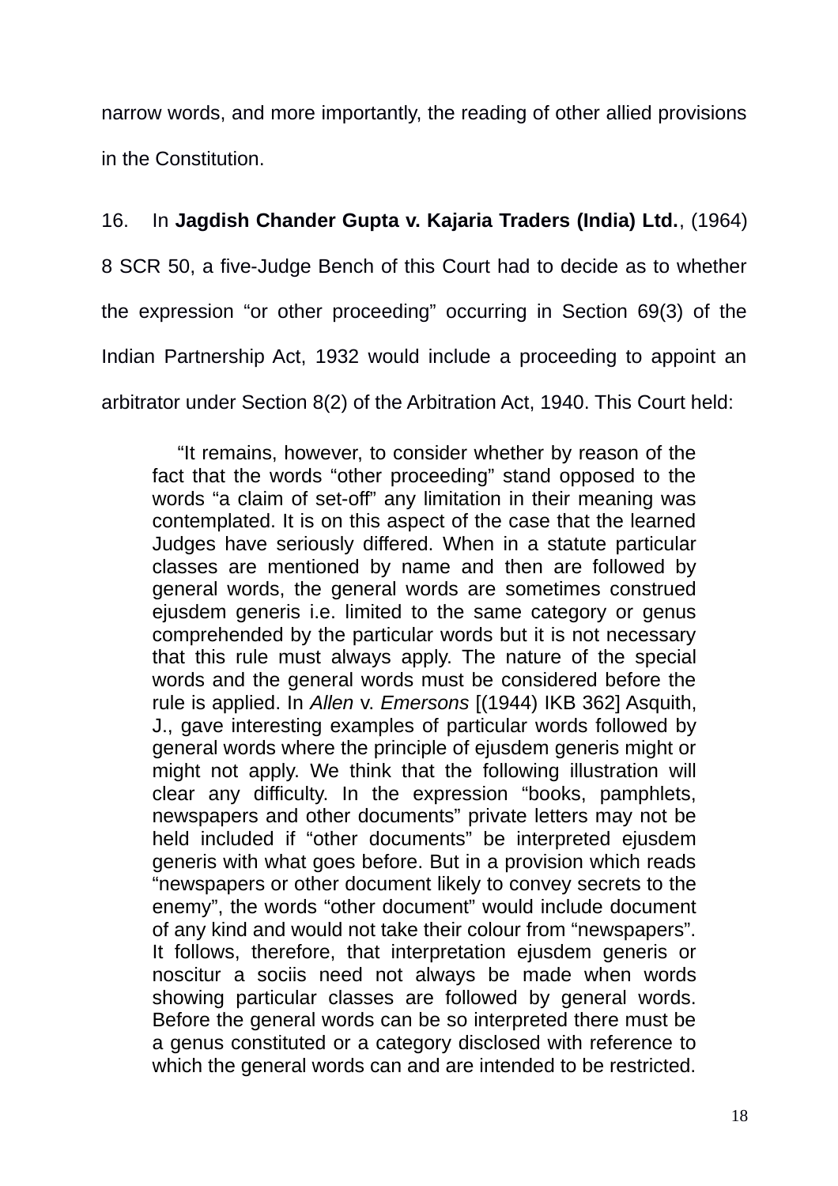narrow words, and more importantly, the reading of other allied provisions in the Constitution.

16. In **Jagdish Chander Gupta v. Kajaria Traders (India) Ltd.**, (1964) 8 SCR 50, a five-Judge Bench of this Court had to decide as to whether the expression “or other proceeding” occurring in Section 69(3) of the Indian Partnership Act, 1932 would include a proceeding to appoint an arbitrator under Section 8(2) of the Arbitration Act, 1940. This Court held:

> “It remains, however, to consider whether by reason of the fact that the words “other proceeding” stand opposed to the words “a claim of set-off” any limitation in their meaning was contemplated. It is on this aspect of the case that the learned Judges have seriously differed. When in a statute particular classes are mentioned by name and then are followed by general words, the general words are sometimes construed ejusdem generis i.e. limited to the same category or genus comprehended by the particular words but it is not necessary that this rule must always apply. The nature of the special words and the general words must be considered before the rule is applied. In *Allen* v. *Emersons* [(1944) IKB 362] Asquith, J., gave interesting examples of particular words followed by general words where the principle of ejusdem generis might or might not apply. We think that the following illustration will clear any difficulty. In the expression “books, pamphlets, newspapers and other documents” private letters may not be held included if “other documents” be interpreted ejusdem generis with what goes before. But in a provision which reads “newspapers or other document likely to convey secrets to the enemy”, the words “other document” would include document of any kind and would not take their colour from “newspapers”. It follows, therefore, that interpretation ejusdem generis or noscitur a sociis need not always be made when words showing particular classes are followed by general words. Before the general words can be so interpreted there must be a genus constituted or a category disclosed with reference to which the general words can and are intended to be restricted.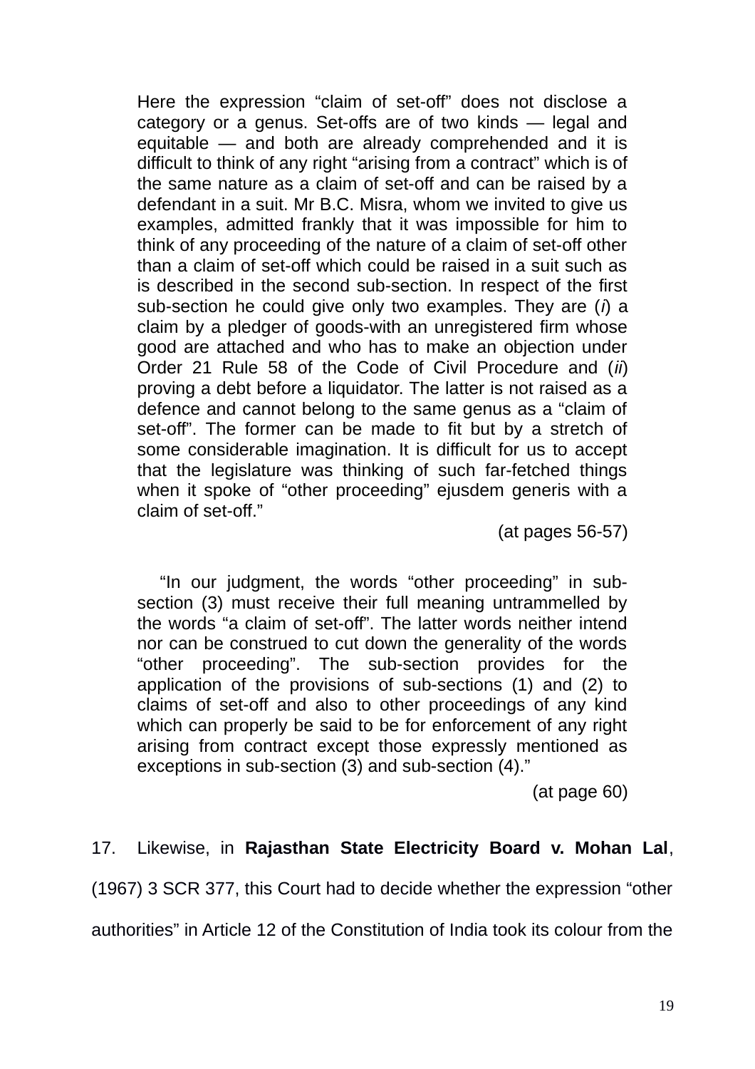> Here the expression "claim of set-off" does not disclose a category or a genus. Set-offs are of two kinds — legal and equitable — and both are already comprehended and it is difficult to think of any right "arising from a contract" which is of the same nature as a claim of set-off and can be raised by a defendant in a suit. Mr B.C. Misra, whom we invited to give us examples, admitted frankly that it was impossible for him to think of any proceeding of the nature of a claim of set-off other than a claim of set-off which could be raised in a suit such as is described in the second sub-section. In respect of the first sub-section he could give only two examples. They are (*i*) a claim by a pledger of goods-with an unregistered firm whose good are attached and who has to make an objection under Order 21 Rule 58 of the Code of Civil Procedure and (*ii*) proving a debt before a liquidator. The latter is not raised as a defence and cannot belong to the same genus as a "claim of set-off". The former can be made to fit but by a stretch of some considerable imagination. It is difficult for us to accept that the legislature was thinking of such far-fetched things when it spoke of "other proceeding" ejusdem generis with a claim of set-off."
>
> (at pages 56-57)
>
> "In our judgment, the words "other proceeding" in sub-section (3) must receive their full meaning untrammelled by the words "a claim of set-off". The latter words neither intend nor can be construed to cut down the generality of the words "other proceeding". The sub-section provides for the application of the provisions of sub-sections (1) and (2) to claims of set-off and also to other proceedings of any kind which can properly be said to be for enforcement of any right arising from contract except those expressly mentioned as exceptions in sub-section (3) and sub-section (4)."
>
> (at page 60)

17. Likewise, in **Rajasthan State Electricity Board v. Mohan Lal**, (1967) 3 SCR 377, this Court had to decide whether the expression "other authorities" in Article 12 of the Constitution of India took its colour from the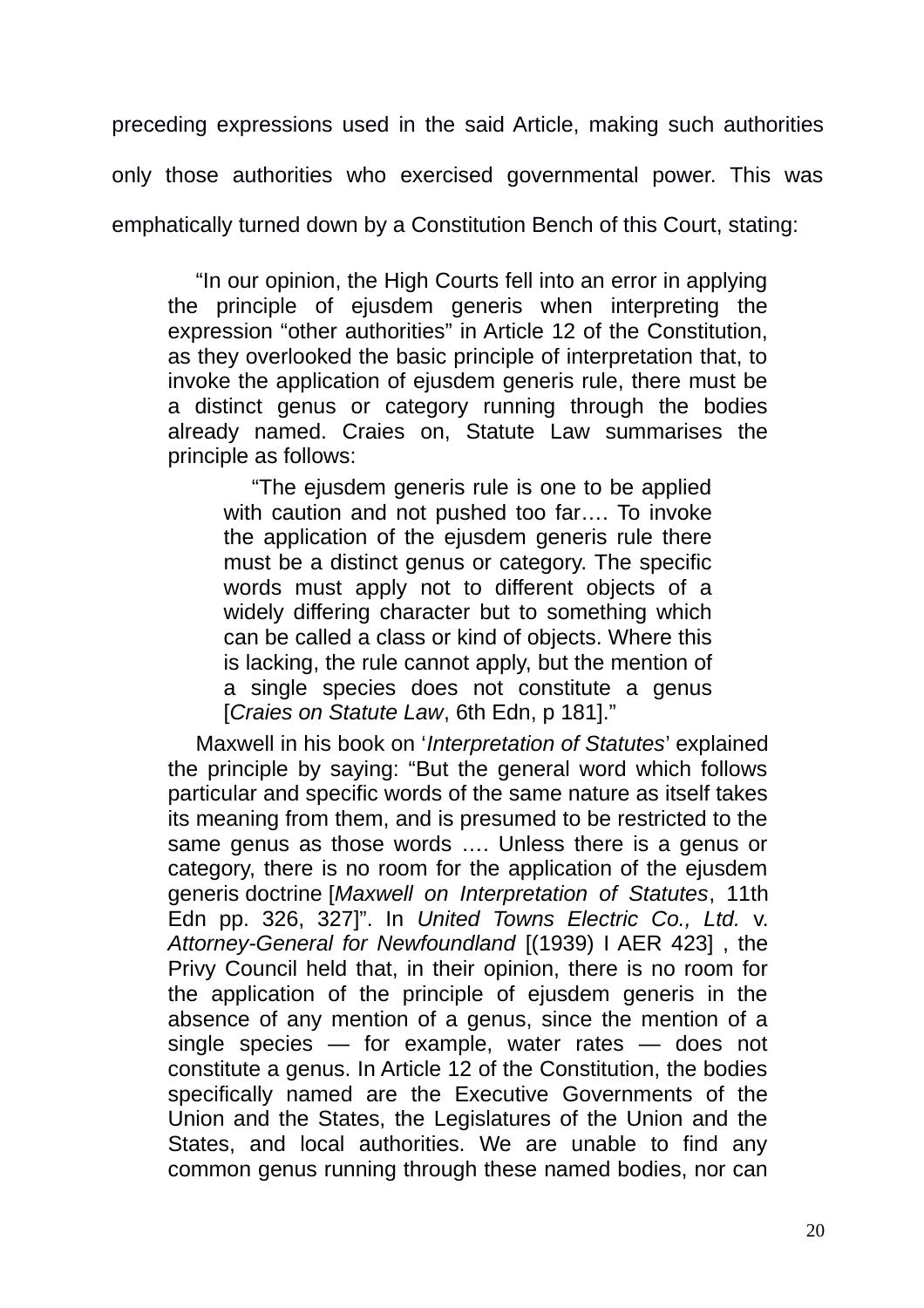preceding expressions used in the said Article, making such authorities only those authorities who exercised governmental power. This was emphatically turned down by a Constitution Bench of this Court, stating:

> "In our opinion, the High Courts fell into an error in applying the principle of ejusdem generis when interpreting the expression "other authorities" in Article 12 of the Constitution, as they overlooked the basic principle of interpretation that, to invoke the application of ejusdem generis rule, there must be a distinct genus or category running through the bodies already named. Craies on, Statute Law summarises the principle as follows:
>
> > "The ejusdem generis rule is one to be applied with caution and not pushed too far…. To invoke the application of the ejusdem generis rule there must be a distinct genus or category. The specific words must apply not to different objects of a widely differing character but to something which can be called a class or kind of objects. Where this is lacking, the rule cannot apply, but the mention of a single species does not constitute a genus [*Craies on Statute Law*, 6th Edn, p 181]."
>
> Maxwell in his book on '*Interpretation of Statutes*' explained the principle by saying: "But the general word which follows particular and specific words of the same nature as itself takes its meaning from them, and is presumed to be restricted to the same genus as those words …. Unless there is a genus or category, there is no room for the application of the ejusdem generis doctrine [*Maxwell on Interpretation of Statutes*, 11th Edn pp. 326, 327]". In *United Towns Electric Co., Ltd.* v. *Attorney-General for Newfoundland* [(1939) I AER 423] , the Privy Council held that, in their opinion, there is no room for the application of the principle of ejusdem generis in the absence of any mention of a genus, since the mention of a single species — for example, water rates — does not constitute a genus. In Article 12 of the Constitution, the bodies specifically named are the Executive Governments of the Union and the States, the Legislatures of the Union and the States, and local authorities. We are unable to find any common genus running through these named bodies, nor can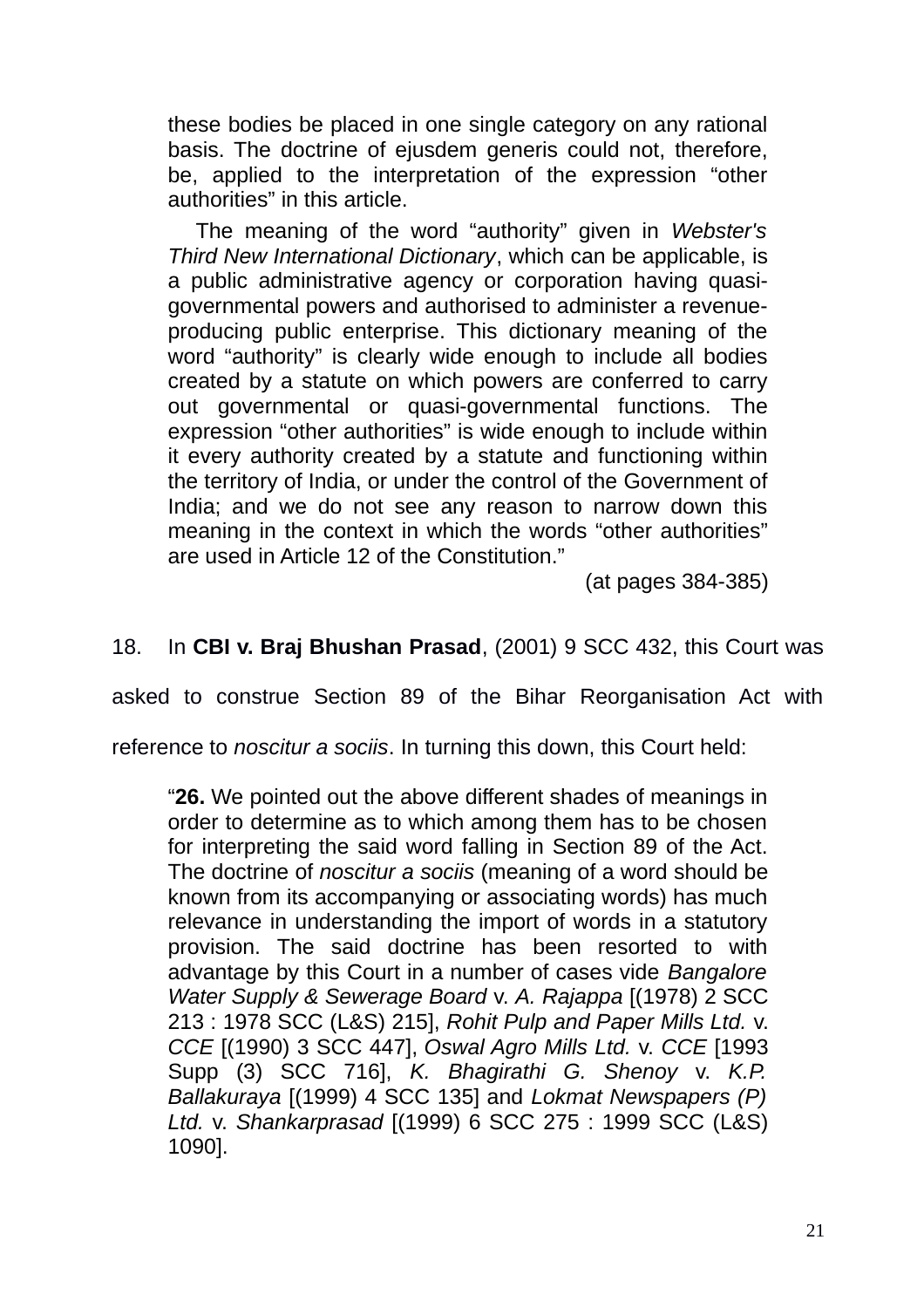> these bodies be placed in one single category on any rational basis. The doctrine of ejusdem generis could not, therefore, be, applied to the interpretation of the expression "other authorities" in this article.
>
> The meaning of the word "authority" given in *Webster's Third New International Dictionary*, which can be applicable, is a public administrative agency or corporation having quasi-governmental powers and authorised to administer a revenue-producing public enterprise. This dictionary meaning of the word "authority" is clearly wide enough to include all bodies created by a statute on which powers are conferred to carry out governmental or quasi-governmental functions. The expression "other authorities" is wide enough to include within it every authority created by a statute and functioning within the territory of India, or under the control of the Government of India; and we do not see any reason to narrow down this meaning in the context in which the words "other authorities" are used in Article 12 of the Constitution."
>
> (at pages 384-385)

18. In **CBI v. Braj Bhushan Prasad**, (2001) 9 SCC 432, this Court was asked to construe Section 89 of the Bihar Reorganisation Act with reference to *noscitur a sociis*. In turning this down, this Court held:

> "**26.** We pointed out the above different shades of meanings in order to determine as to which among them has to be chosen for interpreting the said word falling in Section 89 of the Act. The doctrine of *noscitur a sociis* (meaning of a word should be known from its accompanying or associating words) has much relevance in understanding the import of words in a statutory provision. The said doctrine has been resorted to with advantage by this Court in a number of cases vide *Bangalore Water Supply & Sewerage Board* v. *A. Rajappa* [(1978) 2 SCC 213 : 1978 SCC (L&S) 215], *Rohit Pulp and Paper Mills Ltd.* v. *CCE* [(1990) 3 SCC 447], *Oswal Agro Mills Ltd.* v. *CCE* [1993 Supp (3) SCC 716], *K. Bhagirathi G. Shenoy* v. *K.P. Ballakuraya* [(1999) 4 SCC 135] and *Lokmat Newspapers (P) Ltd.* v. *Shankarprasad* [(1999) 6 SCC 275 : 1999 SCC (L&S) 1090].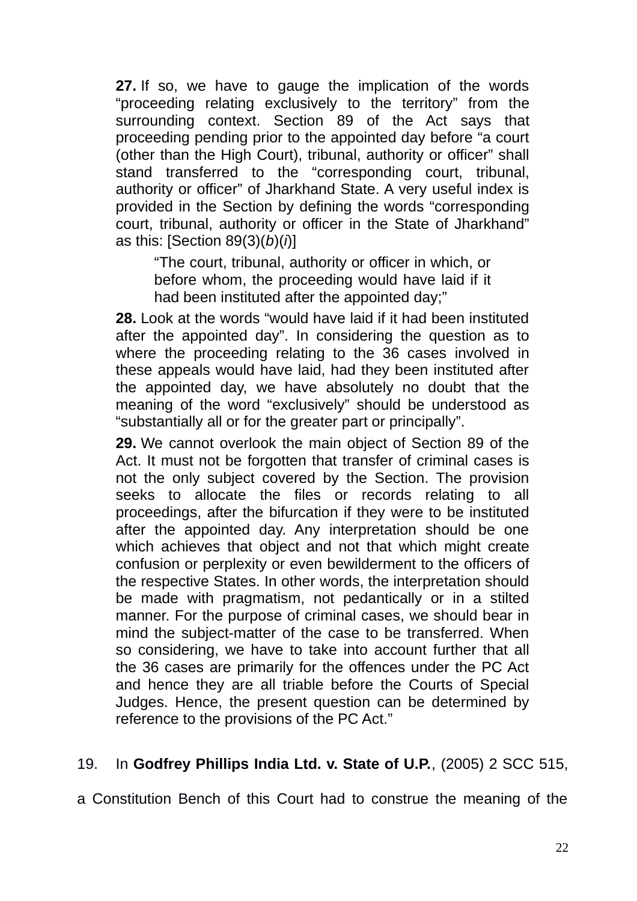> **27.** If so, we have to gauge the implication of the words "proceeding relating exclusively to the territory" from the surrounding context. Section 89 of the Act says that proceeding pending prior to the appointed day before "a court (other than the High Court), tribunal, authority or officer" shall stand transferred to the "corresponding court, tribunal, authority or officer" of Jharkhand State. A very useful index is provided in the Section by defining the words "corresponding court, tribunal, authority or officer in the State of Jharkhand" as this: [Section 89(3)(*b*)(*i*)]
>
> > "The court, tribunal, authority or officer in which, or before whom, the proceeding would have laid if it had been instituted after the appointed day;"
>
> **28.** Look at the words "would have laid if it had been instituted after the appointed day". In considering the question as to where the proceeding relating to the 36 cases involved in these appeals would have laid, had they been instituted after the appointed day, we have absolutely no doubt that the meaning of the word "exclusively" should be understood as "substantially all or for the greater part or principally".
>
> **29.** We cannot overlook the main object of Section 89 of the Act. It must not be forgotten that transfer of criminal cases is not the only subject covered by the Section. The provision seeks to allocate the files or records relating to all proceedings, after the bifurcation if they were to be instituted after the appointed day. Any interpretation should be one which achieves that object and not that which might create confusion or perplexity or even bewilderment to the officers of the respective States. In other words, the interpretation should be made with pragmatism, not pedantically or in a stilted manner. For the purpose of criminal cases, we should bear in mind the subject-matter of the case to be transferred. When so considering, we have to take into account further that all the 36 cases are primarily for the offences under the PC Act and hence they are all triable before the Courts of Special Judges. Hence, the present question can be determined by reference to the provisions of the PC Act."

19. In **Godfrey Phillips India Ltd. v. State of U.P.**, (2005) 2 SCC 515, a Constitution Bench of this Court had to construe the meaning of the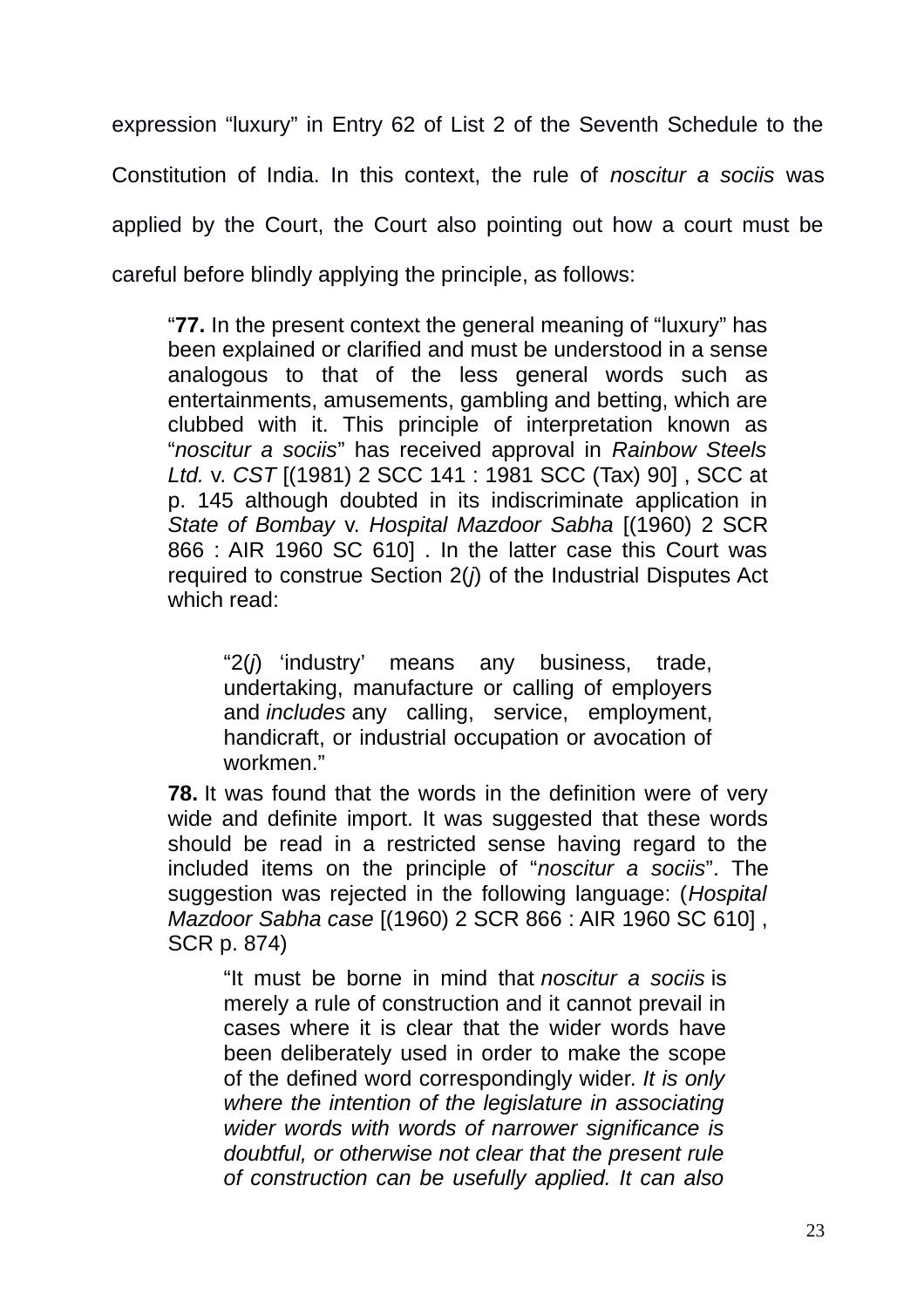expression “luxury” in Entry 62 of List 2 of the Seventh Schedule to the Constitution of India. In this context, the rule of *noscitur a sociis* was applied by the Court, the Court also pointing out how a court must be careful before blindly applying the principle, as follows:

> “**77.** In the present context the general meaning of “luxury” has been explained or clarified and must be understood in a sense analogous to that of the less general words such as entertainments, amusements, gambling and betting, which are clubbed with it. This principle of interpretation known as “*noscitur a sociis*” has received approval in *Rainbow Steels Ltd.* v. *CST* [(1981) 2 SCC 141 : 1981 SCC (Tax) 90] , SCC at p. 145 although doubted in its indiscriminate application in *State of Bombay* v. *Hospital Mazdoor Sabha* [(1960) 2 SCR 866 : AIR 1960 SC 610] . In the latter case this Court was required to construe Section 2(*j*) of the Industrial Disputes Act which read:
>
> > “2(*j*) ‘industry’ means any business, trade, undertaking, manufacture or calling of employers and *includes* any calling, service, employment, handicraft, or industrial occupation or avocation of workmen.”
>
> **78.** It was found that the words in the definition were of very wide and definite import. It was suggested that these words should be read in a restricted sense having regard to the included items on the principle of “*noscitur a sociis*”. The suggestion was rejected in the following language: (*Hospital Mazdoor Sabha case* [(1960) 2 SCR 866 : AIR 1960 SC 610] , SCR p. 874)
>
> > “It must be borne in mind that *noscitur a sociis* is merely a rule of construction and it cannot prevail in cases where it is clear that the wider words have been deliberately used in order to make the scope of the defined word correspondingly wider. *It is only where the intention of the legislature in associating wider words with words of narrower significance is doubtful, or otherwise not clear that the present rule of construction can be usefully applied. It can also*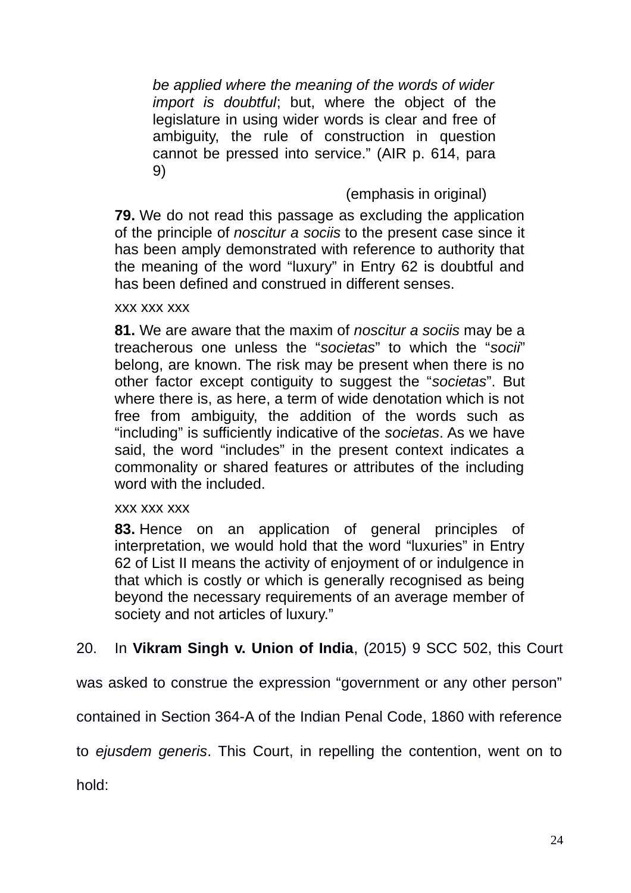> *be applied where the meaning of the words of wider import is doubtful*; but, where the object of the legislature in using wider words is clear and free of ambiguity, the rule of construction in question cannot be pressed into service." (AIR p. 614, para 9)
>
> (emphasis in original)

> **79.** We do not read this passage as excluding the application of the principle of *noscitur a sociis* to the present case since it has been amply demonstrated with reference to authority that the meaning of the word "luxury" in Entry 62 is doubtful and has been defined and construed in different senses.
>
> xxx xxx xxx
>
> **81.** We are aware that the maxim of *noscitur a sociis* may be a treacherous one unless the "*societas*" to which the "*socii*" belong, are known. The risk may be present when there is no other factor except contiguity to suggest the "*societas*". But where there is, as here, a term of wide denotation which is not free from ambiguity, the addition of the words such as "including" is sufficiently indicative of the *societas*. As we have said, the word "includes" in the present context indicates a commonality or shared features or attributes of the including word with the included.
>
> xxx xxx xxx
>
> **83.** Hence on an application of general principles of interpretation, we would hold that the word "luxuries" in Entry 62 of List II means the activity of enjoyment of or indulgence in that which is costly or which is generally recognised as being beyond the necessary requirements of an average member of society and not articles of luxury."

20. In **Vikram Singh v. Union of India**, (2015) 9 SCC 502, this Court was asked to construe the expression "government or any other person" contained in Section 364-A of the Indian Penal Code, 1860 with reference to *ejusdem generis*. This Court, in repelling the contention, went on to hold: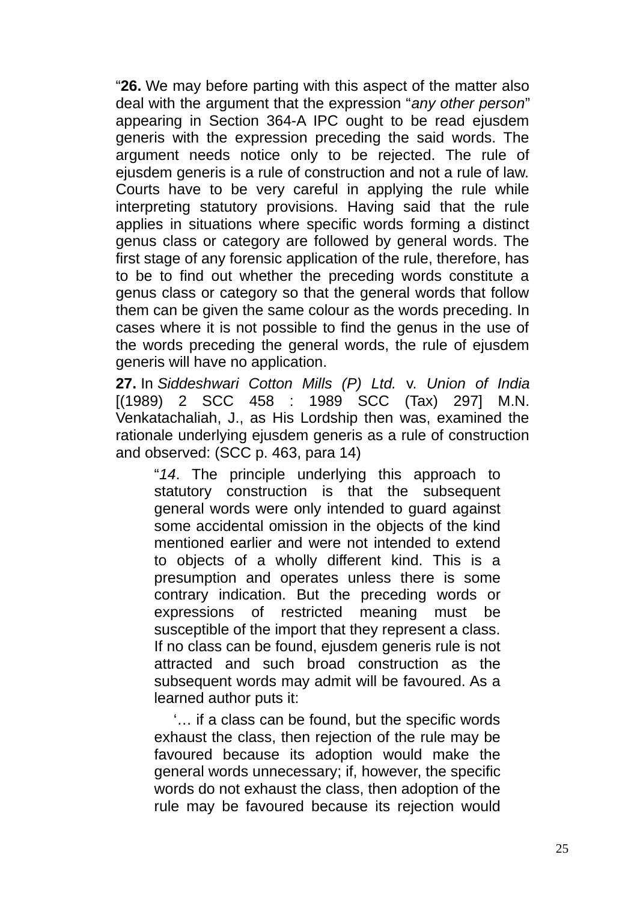"**26.** We may before parting with this aspect of the matter also deal with the argument that the expression "*any other person*" appearing in Section 364-A IPC ought to be read ejusdem generis with the expression preceding the said words. The argument needs notice only to be rejected. The rule of ejusdem generis is a rule of construction and not a rule of law. Courts have to be very careful in applying the rule while interpreting statutory provisions. Having said that the rule applies in situations where specific words forming a distinct genus class or category are followed by general words. The first stage of any forensic application of the rule, therefore, has to be to find out whether the preceding words constitute a genus class or category so that the general words that follow them can be given the same colour as the words preceding. In cases where it is not possible to find the genus in the use of the words preceding the general words, the rule of ejusdem generis will have no application.

**27.** In *Siddeshwari Cotton Mills (P) Ltd.* v. *Union of India* [(1989) 2 SCC 458 : 1989 SCC (Tax) 297] M.N. Venkatachaliah, J., as His Lordship then was, examined the rationale underlying ejusdem generis as a rule of construction and observed: (SCC p. 463, para 14)

> "*14*. The principle underlying this approach to statutory construction is that the subsequent general words were only intended to guard against some accidental omission in the objects of the kind mentioned earlier and were not intended to extend to objects of a wholly different kind. This is a presumption and operates unless there is some contrary indication. But the preceding words or expressions of restricted meaning must be susceptible of the import that they represent a class. If no class can be found, ejusdem generis rule is not attracted and such broad construction as the subsequent words may admit will be favoured. As a learned author puts it:
>
> '… if a class can be found, but the specific words exhaust the class, then rejection of the rule may be favoured because its adoption would make the general words unnecessary; if, however, the specific words do not exhaust the class, then adoption of the rule may be favoured because its rejection would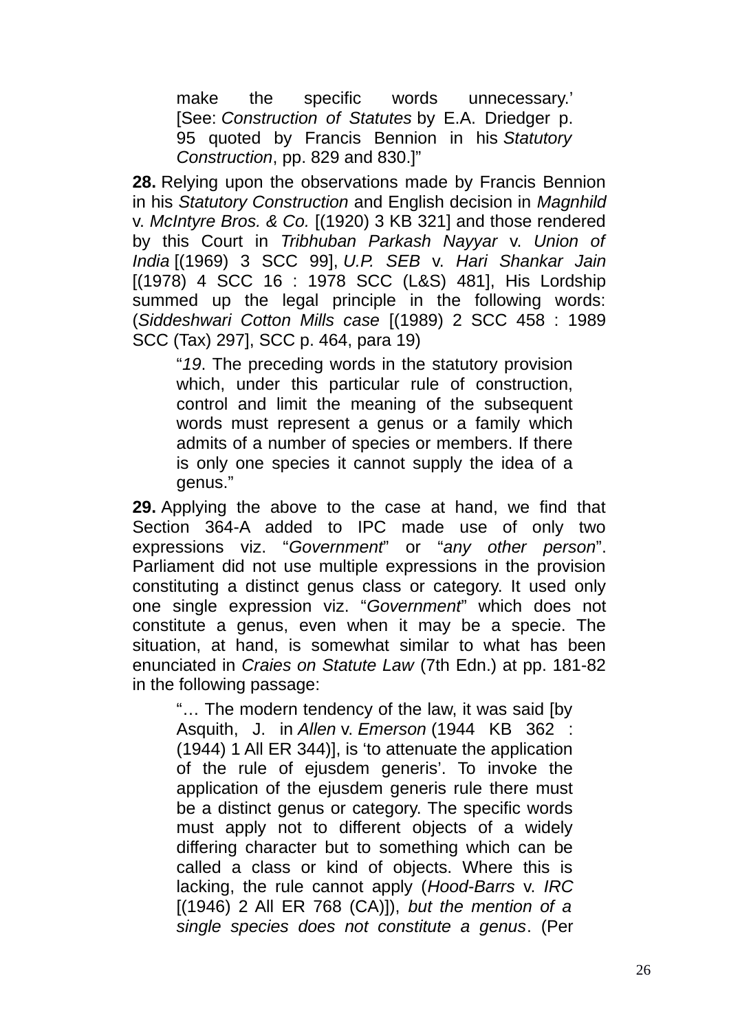> make the specific words unnecessary.' [See: *Construction of Statutes* by E.A. Driedger p. 95 quoted by Francis Bennion in his *Statutory Construction*, pp. 829 and 830.]"

**28.** Relying upon the observations made by Francis Bennion in his *Statutory Construction* and English decision in *Magnhild* v. *McIntyre Bros. & Co.* [(1920) 3 KB 321] and those rendered by this Court in *Tribhuban Parkash Nayyar* v. *Union of India* [(1969) 3 SCC 99], *U.P. SEB* v. *Hari Shankar Jain* [(1978) 4 SCC 16 : 1978 SCC (L&S) 481], His Lordship summed up the legal principle in the following words: (*Siddeshwari Cotton Mills case* [(1989) 2 SCC 458 : 1989 SCC (Tax) 297], SCC p. 464, para 19)

> "*19*. The preceding words in the statutory provision which, under this particular rule of construction, control and limit the meaning of the subsequent words must represent a genus or a family which admits of a number of species or members. If there is only one species it cannot supply the idea of a genus."

**29.** Applying the above to the case at hand, we find that Section 364-A added to IPC made use of only two expressions viz. "*Government*" or "*any other person*". Parliament did not use multiple expressions in the provision constituting a distinct genus class or category. It used only one single expression viz. "*Government*" which does not constitute a genus, even when it may be a specie. The situation, at hand, is somewhat similar to what has been enunciated in *Craies on Statute Law* (7th Edn.) at pp. 181-82 in the following passage:

> "… The modern tendency of the law, it was said [by Asquith, J. in *Allen* v. *Emerson* (1944 KB 362 : (1944) 1 All ER 344)], is 'to attenuate the application of the rule of ejusdem generis'. To invoke the application of the ejusdem generis rule there must be a distinct genus or category. The specific words must apply not to different objects of a widely differing character but to something which can be called a class or kind of objects. Where this is lacking, the rule cannot apply (*Hood-Barrs* v. *IRC* [(1946) 2 All ER 768 (CA)]), *but the mention of a single species does not constitute a genus*. (Per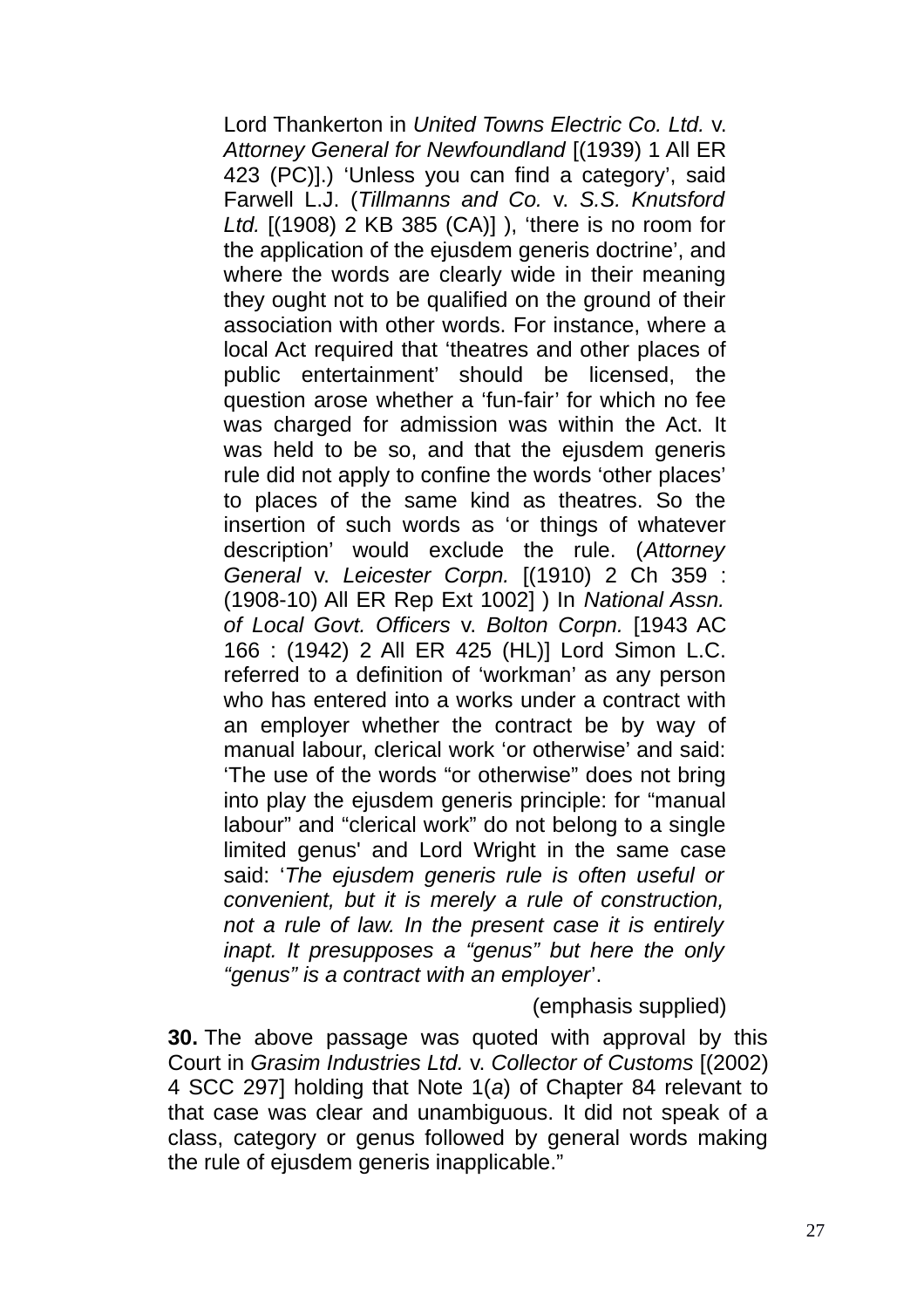Lord Thankerton in *United Towns Electric Co. Ltd.* v. *Attorney General for Newfoundland* [(1939) 1 All ER 423 (PC)].) 'Unless you can find a category', said Farwell L.J. (*Tillmanns and Co.* v. *S.S. Knutsford Ltd.* [(1908) 2 KB 385 (CA)] ), 'there is no room for the application of the ejusdem generis doctrine', and where the words are clearly wide in their meaning they ought not to be qualified on the ground of their association with other words. For instance, where a local Act required that 'theatres and other places of public entertainment' should be licensed, the question arose whether a 'fun-fair' for which no fee was charged for admission was within the Act. It was held to be so, and that the ejusdem generis rule did not apply to confine the words 'other places' to places of the same kind as theatres. So the insertion of such words as 'or things of whatever description' would exclude the rule. (*Attorney General* v. *Leicester Corpn.* [(1910) 2 Ch 359 : (1908-10) All ER Rep Ext 1002] ) In *National Assn. of Local Govt. Officers* v. *Bolton Corpn.* [1943 AC 166 : (1942) 2 All ER 425 (HL)] Lord Simon L.C. referred to a definition of 'workman' as any person who has entered into a works under a contract with an employer whether the contract be by way of manual labour, clerical work 'or otherwise' and said: 'The use of the words "or otherwise" does not bring into play the ejusdem generis principle: for "manual labour" and "clerical work" do not belong to a single limited genus' and Lord Wright in the same case said: '*The ejusdem generis rule is often useful or convenient, but it is merely a rule of construction, not a rule of law. In the present case it is entirely inapt. It presupposes a "genus" but here the only "genus" is a contract with an employer*'.

(emphasis supplied)

**30.** The above passage was quoted with approval by this Court in *Grasim Industries Ltd.* v. *Collector of Customs* [(2002) 4 SCC 297] holding that Note 1(*a*) of Chapter 84 relevant to that case was clear and unambiguous. It did not speak of a class, category or genus followed by general words making the rule of ejusdem generis inapplicable."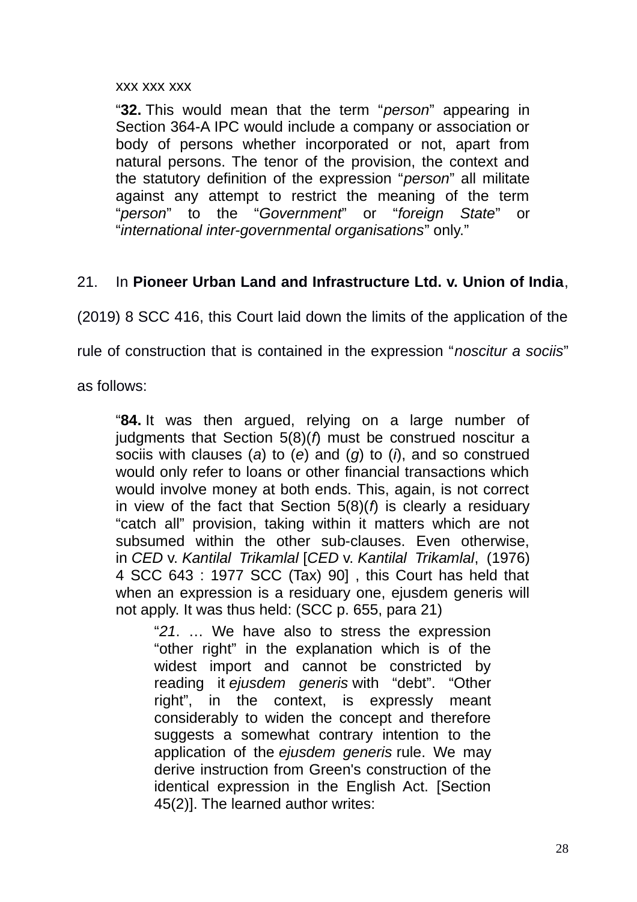xxx xxx xxx

> "**32.** This would mean that the term "*person*" appearing in Section 364-A IPC would include a company or association or body of persons whether incorporated or not, apart from natural persons. The tenor of the provision, the context and the statutory definition of the expression "*person*" all militate against any attempt to restrict the meaning of the term "*person*" to the "*Government*" or "*foreign State*" or "*international inter-governmental organisations*" only."

21. In **Pioneer Urban Land and Infrastructure Ltd. v. Union of India**, (2019) 8 SCC 416, this Court laid down the limits of the application of the rule of construction that is contained in the expression "*noscitur a sociis*" as follows:

> "**84.** It was then argued, relying on a large number of judgments that Section 5(8)(*f*) must be construed noscitur a sociis with clauses (*a*) to (*e*) and (*g*) to (*i*), and so construed would only refer to loans or other financial transactions which would involve money at both ends. This, again, is not correct in view of the fact that Section 5(8)(*f*) is clearly a residuary "catch all" provision, taking within it matters which are not subsumed within the other sub-clauses. Even otherwise, in *CED* v. *Kantilal Trikamlal* [*CED* v. *Kantilal Trikamlal*, (1976) 4 SCC 643 : 1977 SCC (Tax) 90] , this Court has held that when an expression is a residuary one, ejusdem generis will not apply. It was thus held: (SCC p. 655, para 21)
>
> > "*21*. … We have also to stress the expression "other right" in the explanation which is of the widest import and cannot be constricted by reading it *ejusdem generis* with "debt". "Other right", in the context, is expressly meant considerably to widen the concept and therefore suggests a somewhat contrary intention to the application of the *ejusdem generis* rule. We may derive instruction from Green's construction of the identical expression in the English Act. [Section 45(2)]. The learned author writes: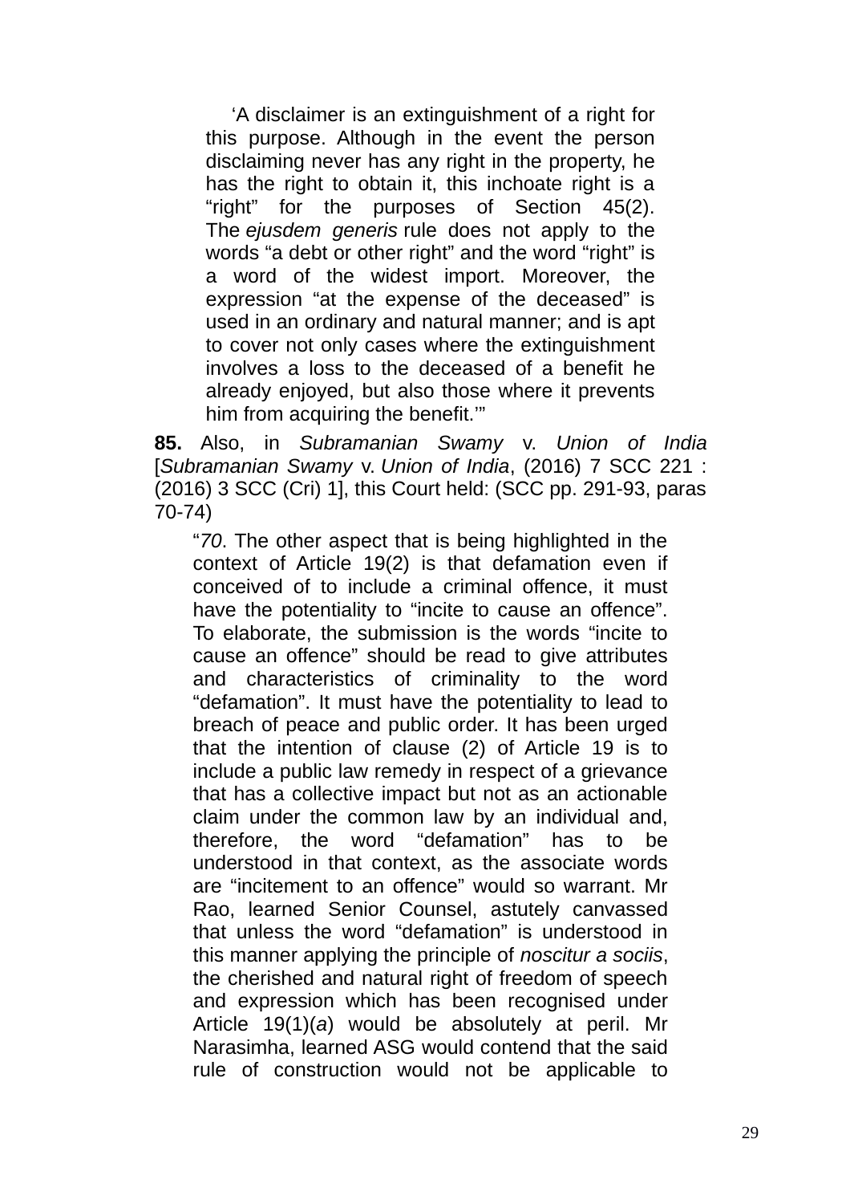> 'A disclaimer is an extinguishment of a right for this purpose. Although in the event the person disclaiming never has any right in the property, he has the right to obtain it, this inchoate right is a "right" for the purposes of Section 45(2). The *ejusdem generis* rule does not apply to the words "a debt or other right" and the word "right" is a word of the widest import. Moreover, the expression "at the expense of the deceased" is used in an ordinary and natural manner; and is apt to cover not only cases where the extinguishment involves a loss to the deceased of a benefit he already enjoyed, but also those where it prevents him from acquiring the benefit.'"

**85.** Also, in *Subramanian Swamy* v. *Union of India* [*Subramanian Swamy* v. *Union of India*, (2016) 7 SCC 221 : (2016) 3 SCC (Cri) 1], this Court held: (SCC pp. 291-93, paras 70-74)

> "*70*. The other aspect that is being highlighted in the context of Article 19(2) is that defamation even if conceived of to include a criminal offence, it must have the potentiality to "incite to cause an offence". To elaborate, the submission is the words "incite to cause an offence" should be read to give attributes and characteristics of criminality to the word "defamation". It must have the potentiality to lead to breach of peace and public order. It has been urged that the intention of clause (2) of Article 19 is to include a public law remedy in respect of a grievance that has a collective impact but not as an actionable claim under the common law by an individual and, therefore, the word "defamation" has to be understood in that context, as the associate words are "incitement to an offence" would so warrant. Mr Rao, learned Senior Counsel, astutely canvassed that unless the word "defamation" is understood in this manner applying the principle of *noscitur a sociis*, the cherished and natural right of freedom of speech and expression which has been recognised under Article 19(1)(*a*) would be absolutely at peril. Mr Narasimha, learned ASG would contend that the said rule of construction would not be applicable to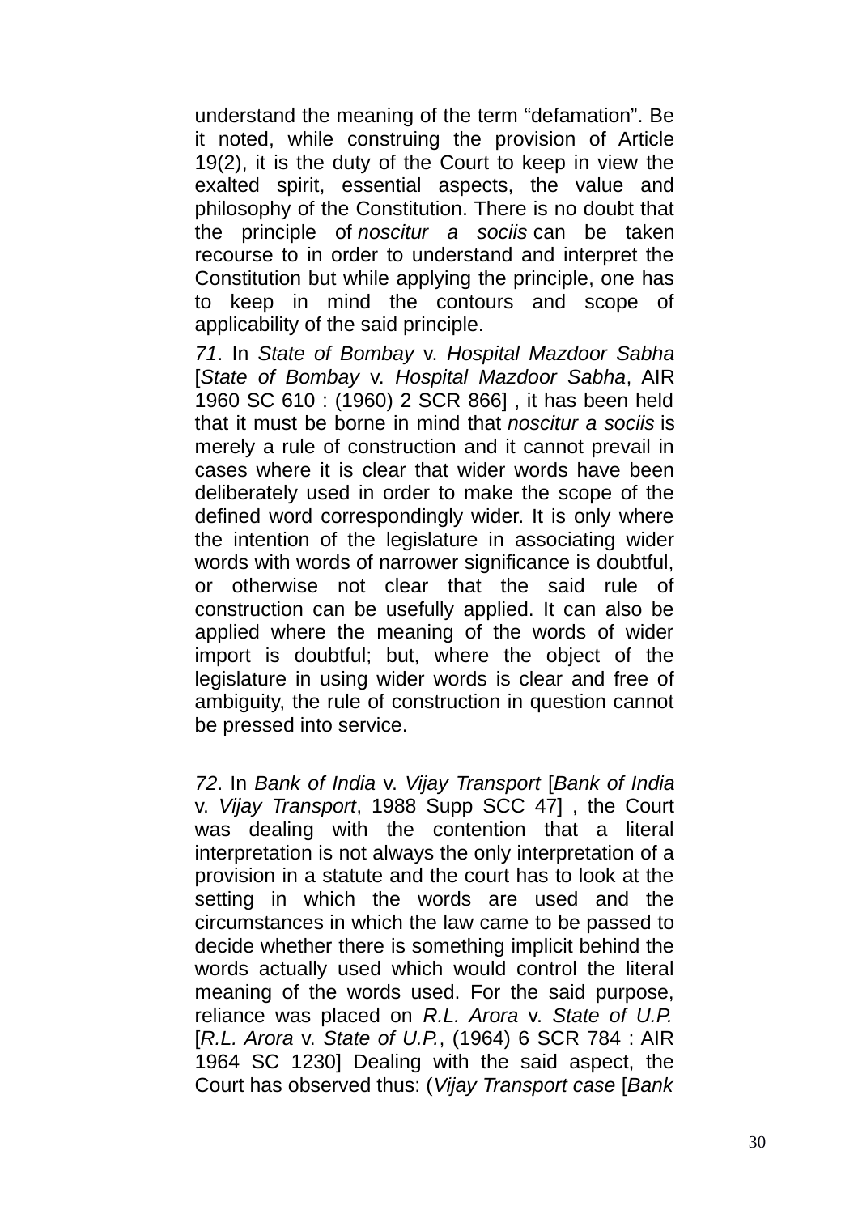understand the meaning of the term "defamation". Be it noted, while construing the provision of Article 19(2), it is the duty of the Court to keep in view the exalted spirit, essential aspects, the value and philosophy of the Constitution. There is no doubt that the principle of *noscitur a sociis* can be taken recourse to in order to understand and interpret the Constitution but while applying the principle, one has to keep in mind the contours and scope of applicability of the said principle.

*71*. In *State of Bombay* v. *Hospital Mazdoor Sabha* [*State of Bombay* v. *Hospital Mazdoor Sabha*, AIR 1960 SC 610 : (1960) 2 SCR 866] , it has been held that it must be borne in mind that *noscitur a sociis* is merely a rule of construction and it cannot prevail in cases where it is clear that wider words have been deliberately used in order to make the scope of the defined word correspondingly wider. It is only where the intention of the legislature in associating wider words with words of narrower significance is doubtful, or otherwise not clear that the said rule of construction can be usefully applied. It can also be applied where the meaning of the words of wider import is doubtful; but, where the object of the legislature in using wider words is clear and free of ambiguity, the rule of construction in question cannot be pressed into service.

*72*. In *Bank of India* v. *Vijay Transport* [*Bank of India* v. *Vijay Transport*, 1988 Supp SCC 47] , the Court was dealing with the contention that a literal interpretation is not always the only interpretation of a provision in a statute and the court has to look at the setting in which the words are used and the circumstances in which the law came to be passed to decide whether there is something implicit behind the words actually used which would control the literal meaning of the words used. For the said purpose, reliance was placed on *R.L. Arora* v. *State of U.P.* [*R.L. Arora* v. *State of U.P.*, (1964) 6 SCR 784 : AIR 1964 SC 1230] Dealing with the said aspect, the Court has observed thus: (*Vijay Transport case* [*Bank*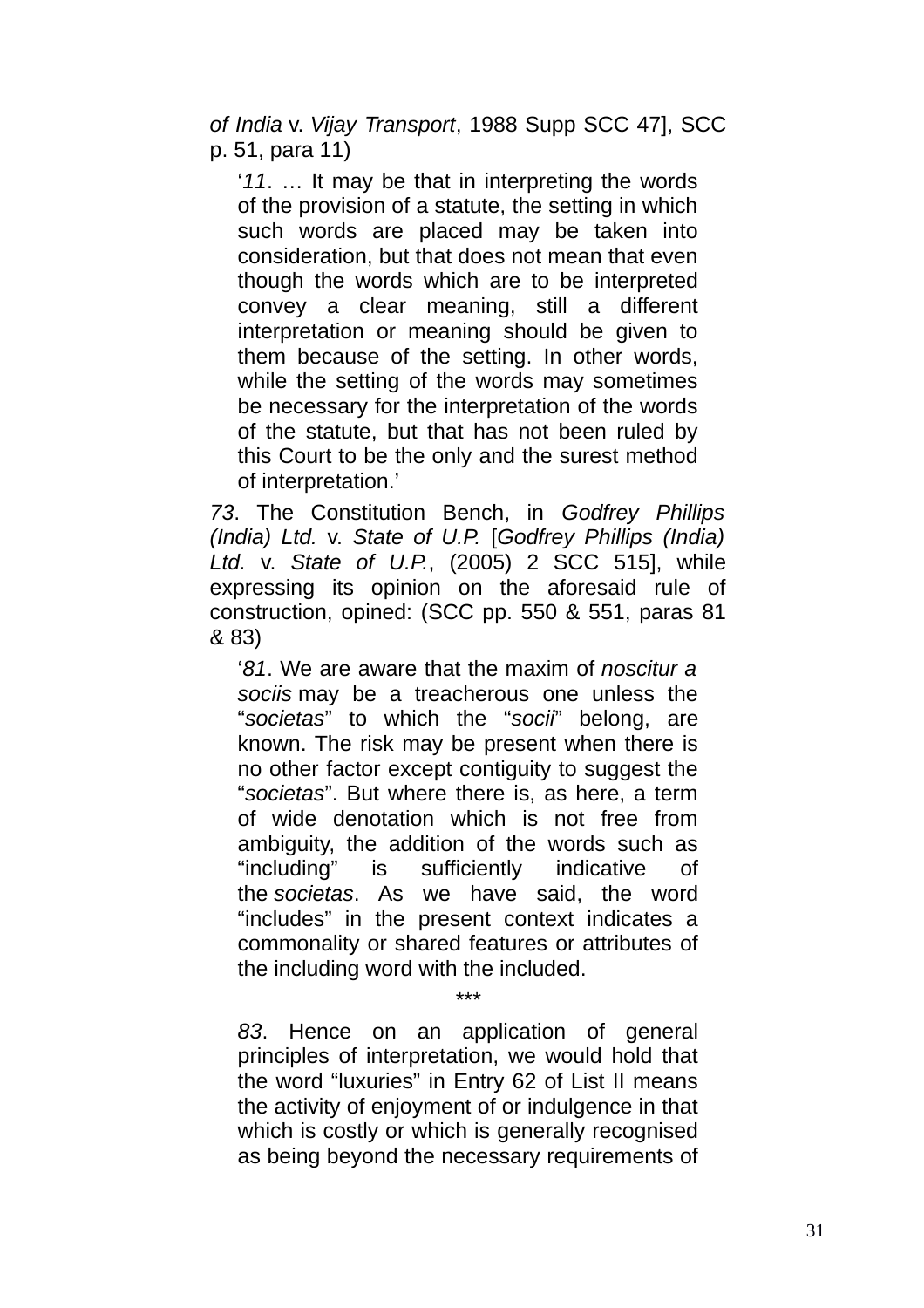*of India* v. *Vijay Transport*, 1988 Supp SCC 47], SCC p. 51, para 11)

> '*11*. … It may be that in interpreting the words of the provision of a statute, the setting in which such words are placed may be taken into consideration, but that does not mean that even though the words which are to be interpreted convey a clear meaning, still a different interpretation or meaning should be given to them because of the setting. In other words, while the setting of the words may sometimes be necessary for the interpretation of the words of the statute, but that has not been ruled by this Court to be the only and the surest method of interpretation.'

*73*. The Constitution Bench, in *Godfrey Phillips (India) Ltd.* v. *State of U.P.* [*Godfrey Phillips (India) Ltd.* v. *State of U.P.*, (2005) 2 SCC 515], while expressing its opinion on the aforesaid rule of construction, opined: (SCC pp. 550 & 551, paras 81 & 83)

> '*81*. We are aware that the maxim of *noscitur a sociis* may be a treacherous one unless the "*societas*" to which the "*socii*" belong, are known. The risk may be present when there is no other factor except contiguity to suggest the "*societas*". But where there is, as here, a term of wide denotation which is not free from ambiguity, the addition of the words such as "including" is sufficiently indicative of the *societas*. As we have said, the word "includes" in the present context indicates a commonality or shared features or attributes of the including word with the included.
>
> ***
>
> *83*. Hence on an application of general principles of interpretation, we would hold that the word "luxuries" in Entry 62 of List II means the activity of enjoyment of or indulgence in that which is costly or which is generally recognised as being beyond the necessary requirements of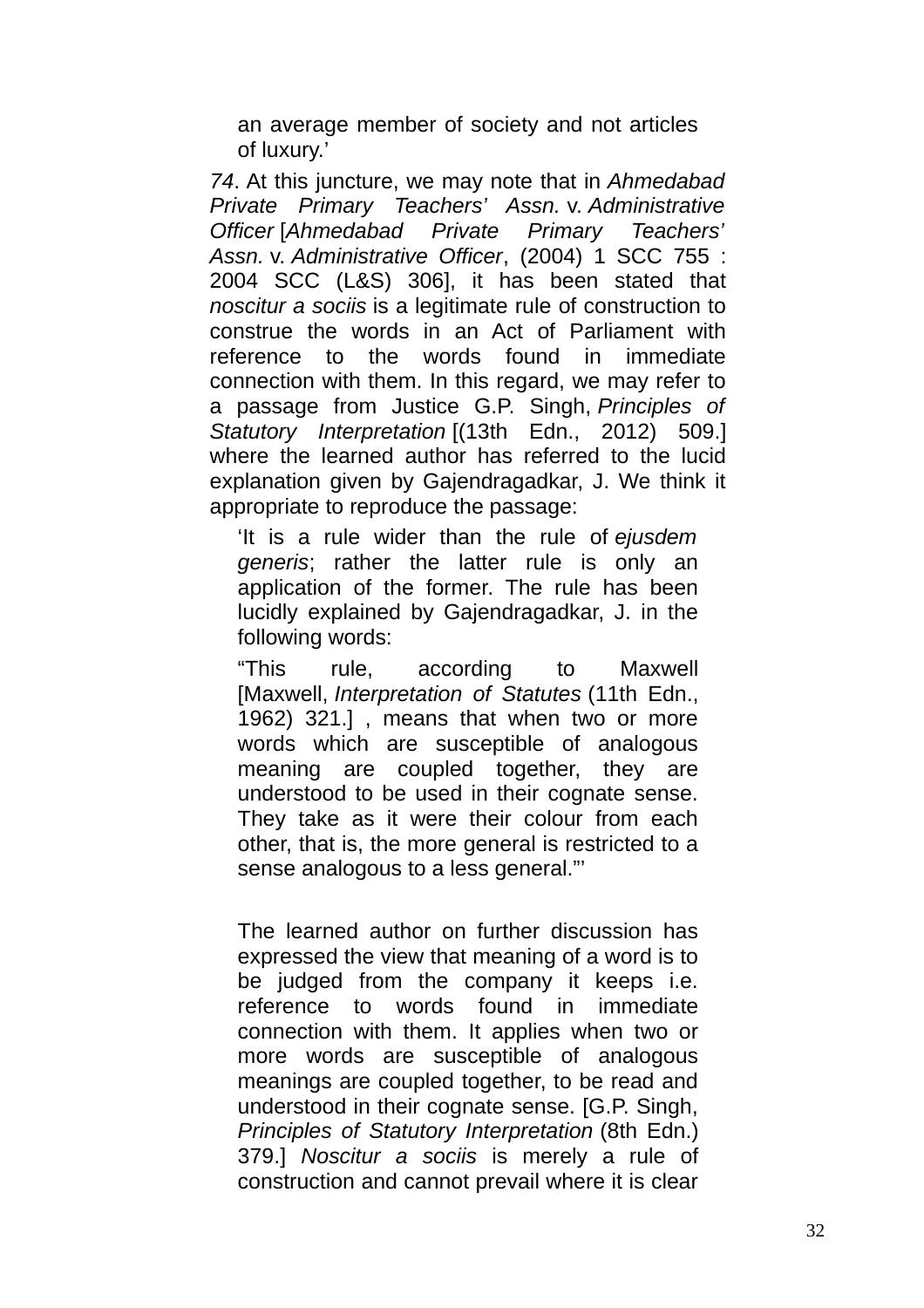> an average member of society and not articles of luxury.'

*74*. At this juncture, we may note that in *Ahmedabad Private Primary Teachers' Assn.* v. *Administrative Officer* [*Ahmedabad Private Primary Teachers' Assn.* v. *Administrative Officer*, (2004) 1 SCC 755 : 2004 SCC (L&S) 306], it has been stated that *noscitur a sociis* is a legitimate rule of construction to construe the words in an Act of Parliament with reference to the words found in immediate connection with them. In this regard, we may refer to a passage from Justice G.P. Singh, *Principles of Statutory Interpretation* [(13th Edn., 2012) 509.] where the learned author has referred to the lucid explanation given by Gajendragadkar, J. We think it appropriate to reproduce the passage:

> 'It is a rule wider than the rule of *ejusdem generis*; rather the latter rule is only an application of the former. The rule has been lucidly explained by Gajendragadkar, J. in the following words:
>
> "This rule, according to Maxwell [Maxwell, *Interpretation of Statutes* (11th Edn., 1962) 321.] , means that when two or more words which are susceptible of analogous meaning are coupled together, they are understood to be used in their cognate sense. They take as it were their colour from each other, that is, the more general is restricted to a sense analogous to a less general."'
>
> The learned author on further discussion has expressed the view that meaning of a word is to be judged from the company it keeps i.e. reference to words found in immediate connection with them. It applies when two or more words are susceptible of analogous meanings are coupled together, to be read and understood in their cognate sense. [G.P. Singh, *Principles of Statutory Interpretation* (8th Edn.) 379.] *Noscitur a sociis* is merely a rule of construction and cannot prevail where it is clear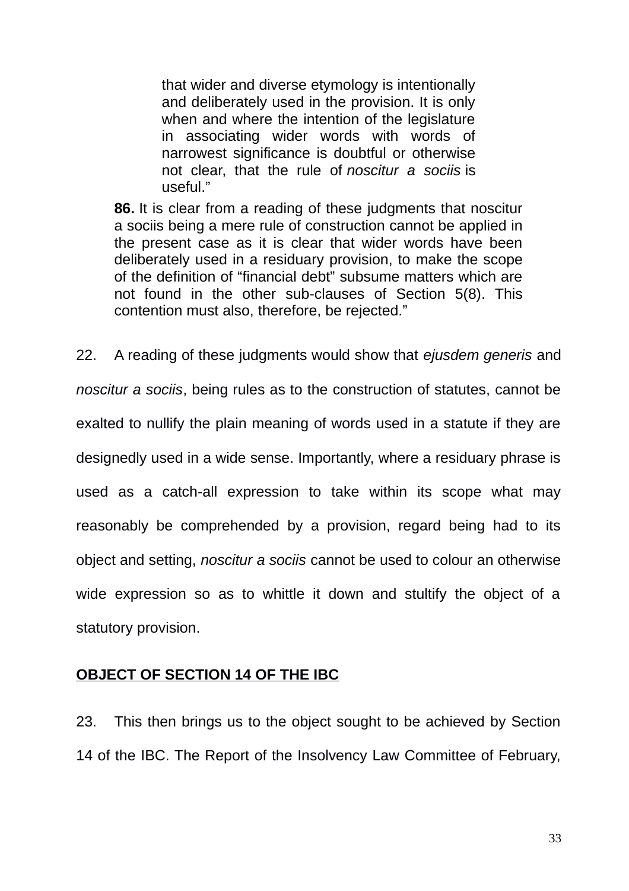> > that wider and diverse etymology is intentionally and deliberately used in the provision. It is only when and where the intention of the legislature in associating wider words with words of narrowest significance is doubtful or otherwise not clear, that the rule of *noscitur a sociis* is useful."
>
> **86.** It is clear from a reading of these judgments that noscitur a sociis being a mere rule of construction cannot be applied in the present case as it is clear that wider words have been deliberately used in a residuary provision, to make the scope of the definition of "financial debt" subsume matters which are not found in the other sub-clauses of Section 5(8). This contention must also, therefore, be rejected."

22. A reading of these judgments would show that *ejusdem generis* and *noscitur a sociis*, being rules as to the construction of statutes, cannot be exalted to nullify the plain meaning of words used in a statute if they are designedly used in a wide sense. Importantly, where a residuary phrase is used as a catch-all expression to take within its scope what may reasonably be comprehended by a provision, regard being had to its object and setting, *noscitur a sociis* cannot be used to colour an otherwise wide expression so as to whittle it down and stultify the object of a statutory provision.

**<u>OBJECT OF SECTION 14 OF THE IBC</u>**

23. This then brings us to the object sought to be achieved by Section 14 of the IBC. The Report of the Insolvency Law Committee of February,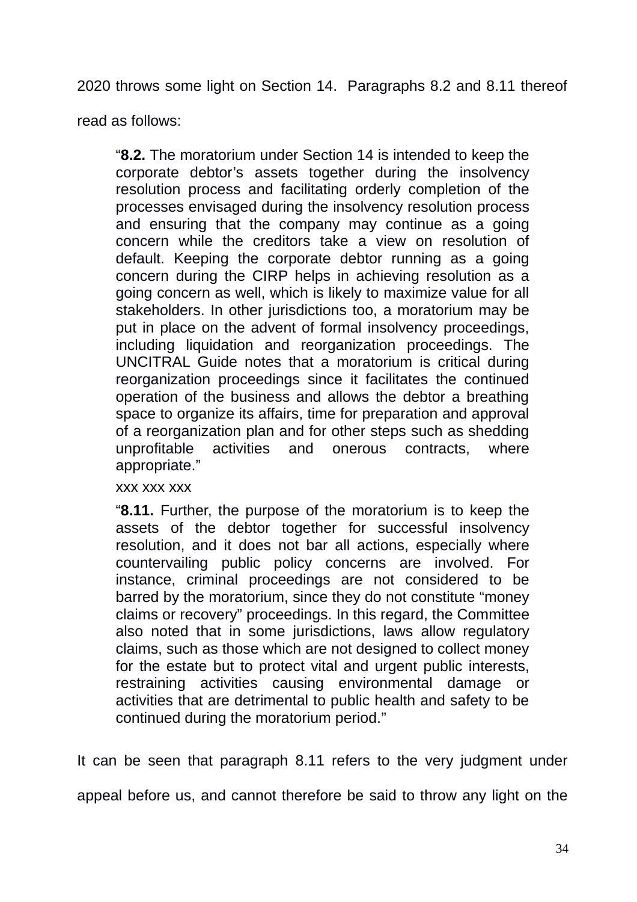2020 throws some light on Section 14. Paragraphs 8.2 and 8.11 thereof read as follows:

> "**8.2.** The moratorium under Section 14 is intended to keep the corporate debtor's assets together during the insolvency resolution process and facilitating orderly completion of the processes envisaged during the insolvency resolution process and ensuring that the company may continue as a going concern while the creditors take a view on resolution of default. Keeping the corporate debtor running as a going concern during the CIRP helps in achieving resolution as a going concern as well, which is likely to maximize value for all stakeholders. In other jurisdictions too, a moratorium may be put in place on the advent of formal insolvency proceedings, including liquidation and reorganization proceedings. The UNCITRAL Guide notes that a moratorium is critical during reorganization proceedings since it facilitates the continued operation of the business and allows the debtor a breathing space to organize its affairs, time for preparation and approval of a reorganization plan and for other steps such as shedding unprofitable activities and onerous contracts, where appropriate."
>
> xxx xxx xxx
>
> "**8.11.** Further, the purpose of the moratorium is to keep the assets of the debtor together for successful insolvency resolution, and it does not bar all actions, especially where countervailing public policy concerns are involved. For instance, criminal proceedings are not considered to be barred by the moratorium, since they do not constitute "money claims or recovery" proceedings. In this regard, the Committee also noted that in some jurisdictions, laws allow regulatory claims, such as those which are not designed to collect money for the estate but to protect vital and urgent public interests, restraining activities causing environmental damage or activities that are detrimental to public health and safety to be continued during the moratorium period."

It can be seen that paragraph 8.11 refers to the very judgment under appeal before us, and cannot therefore be said to throw any light on the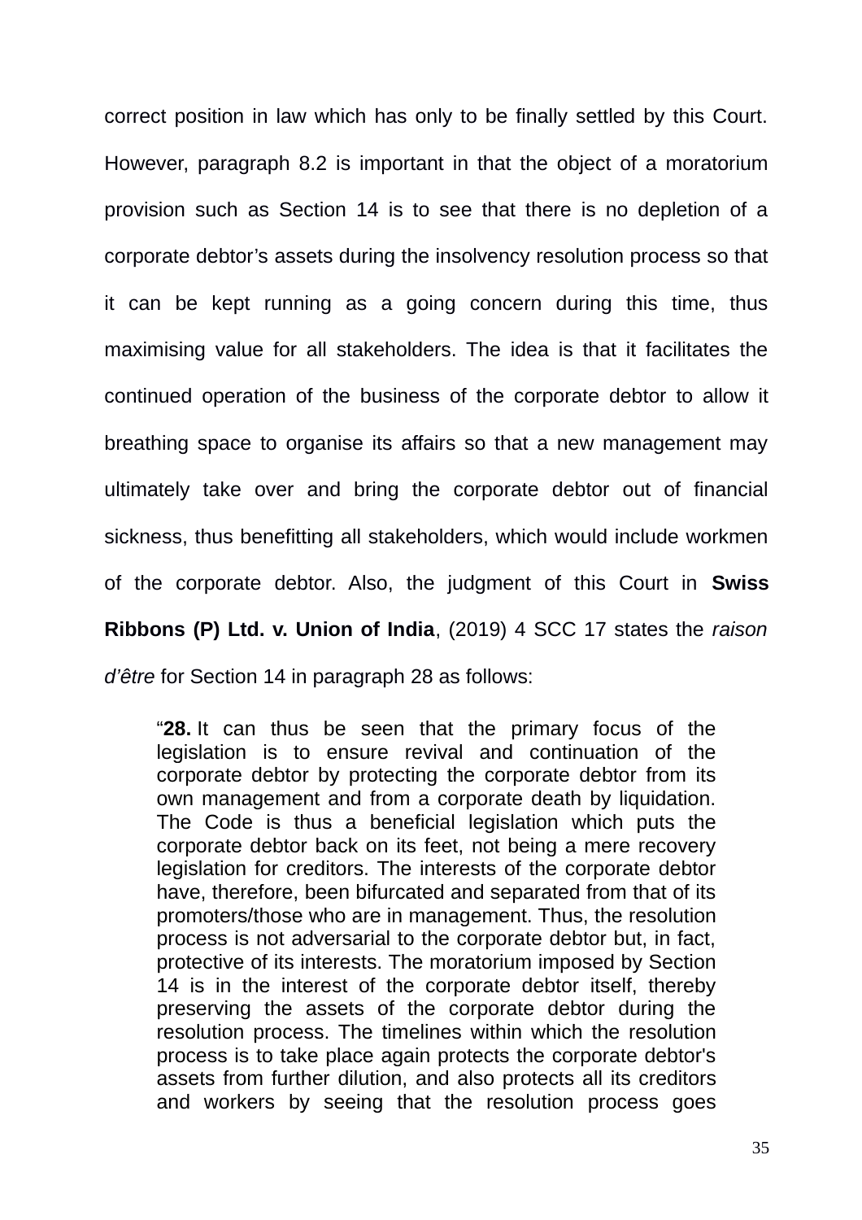correct position in law which has only to be finally settled by this Court. However, paragraph 8.2 is important in that the object of a moratorium provision such as Section 14 is to see that there is no depletion of a corporate debtor's assets during the insolvency resolution process so that it can be kept running as a going concern during this time, thus maximising value for all stakeholders. The idea is that it facilitates the continued operation of the business of the corporate debtor to allow it breathing space to organise its affairs so that a new management may ultimately take over and bring the corporate debtor out of financial sickness, thus benefitting all stakeholders, which would include workmen of the corporate debtor. Also, the judgment of this Court in **Swiss Ribbons (P) Ltd. v. Union of India**, (2019) 4 SCC 17 states the *raison d'être* for Section 14 in paragraph 28 as follows:

> "**28.** It can thus be seen that the primary focus of the legislation is to ensure revival and continuation of the corporate debtor by protecting the corporate debtor from its own management and from a corporate death by liquidation. The Code is thus a beneficial legislation which puts the corporate debtor back on its feet, not being a mere recovery legislation for creditors. The interests of the corporate debtor have, therefore, been bifurcated and separated from that of its promoters/those who are in management. Thus, the resolution process is not adversarial to the corporate debtor but, in fact, protective of its interests. The moratorium imposed by Section 14 is in the interest of the corporate debtor itself, thereby preserving the assets of the corporate debtor during the resolution process. The timelines within which the resolution process is to take place again protects the corporate debtor's assets from further dilution, and also protects all its creditors and workers by seeing that the resolution process goes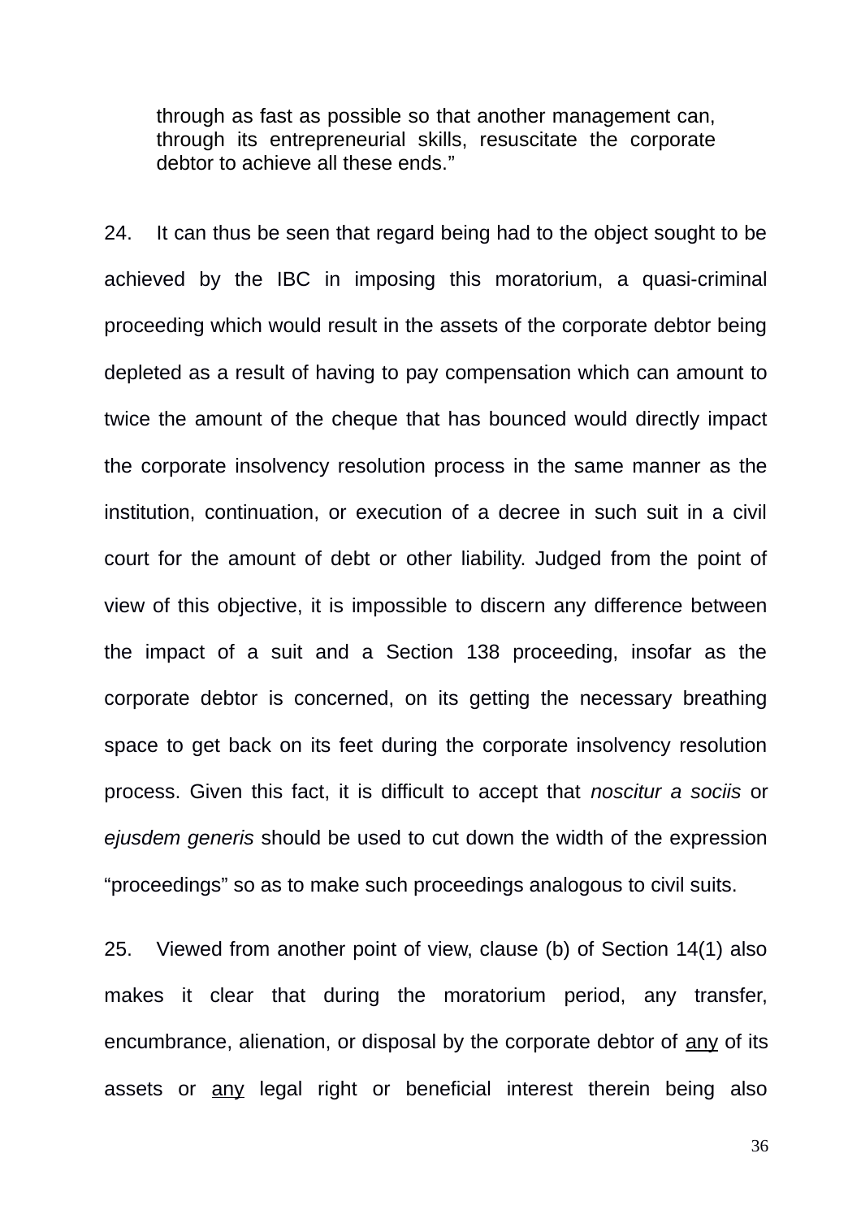> through as fast as possible so that another management can, through its entrepreneurial skills, resuscitate the corporate debtor to achieve all these ends."

24. It can thus be seen that regard being had to the object sought to be achieved by the IBC in imposing this moratorium, a quasi-criminal proceeding which would result in the assets of the corporate debtor being depleted as a result of having to pay compensation which can amount to twice the amount of the cheque that has bounced would directly impact the corporate insolvency resolution process in the same manner as the institution, continuation, or execution of a decree in such suit in a civil court for the amount of debt or other liability. Judged from the point of view of this objective, it is impossible to discern any difference between the impact of a suit and a Section 138 proceeding, insofar as the corporate debtor is concerned, on its getting the necessary breathing space to get back on its feet during the corporate insolvency resolution process. Given this fact, it is difficult to accept that *noscitur a sociis* or *ejusdem generis* should be used to cut down the width of the expression "proceedings" so as to make such proceedings analogous to civil suits.

25. Viewed from another point of view, clause (b) of Section 14(1) also makes it clear that during the moratorium period, any transfer, encumbrance, alienation, or disposal by the corporate debtor of <u>any</u> of its assets or <u>any</u> legal right or beneficial interest therein being also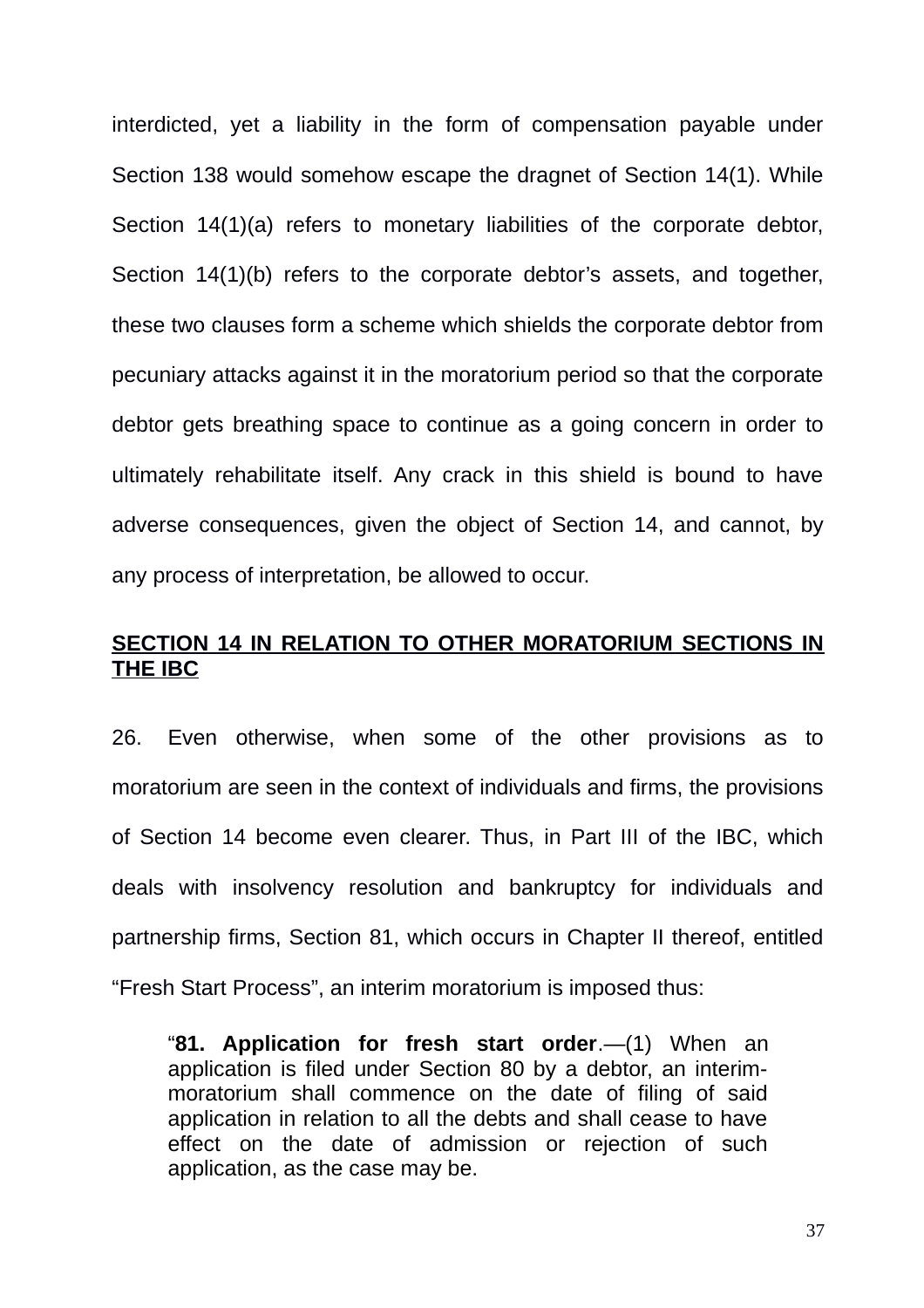interdicted, yet a liability in the form of compensation payable under Section 138 would somehow escape the dragnet of Section 14(1). While Section 14(1)(a) refers to monetary liabilities of the corporate debtor, Section 14(1)(b) refers to the corporate debtor's assets, and together, these two clauses form a scheme which shields the corporate debtor from pecuniary attacks against it in the moratorium period so that the corporate debtor gets breathing space to continue as a going concern in order to ultimately rehabilitate itself. Any crack in this shield is bound to have adverse consequences, given the object of Section 14, and cannot, by any process of interpretation, be allowed to occur.

**<u>SECTION 14 IN RELATION TO OTHER MORATORIUM SECTIONS IN THE IBC</u>**

26. Even otherwise, when some of the other provisions as to moratorium are seen in the context of individuals and firms, the provisions of Section 14 become even clearer. Thus, in Part III of the IBC, which deals with insolvency resolution and bankruptcy for individuals and partnership firms, Section 81, which occurs in Chapter II thereof, entitled "Fresh Start Process", an interim moratorium is imposed thus:

> "**81. Application for fresh start order**.—(1) When an application is filed under Section 80 by a debtor, an interim-moratorium shall commence on the date of filing of said application in relation to all the debts and shall cease to have effect on the date of admission or rejection of such application, as the case may be.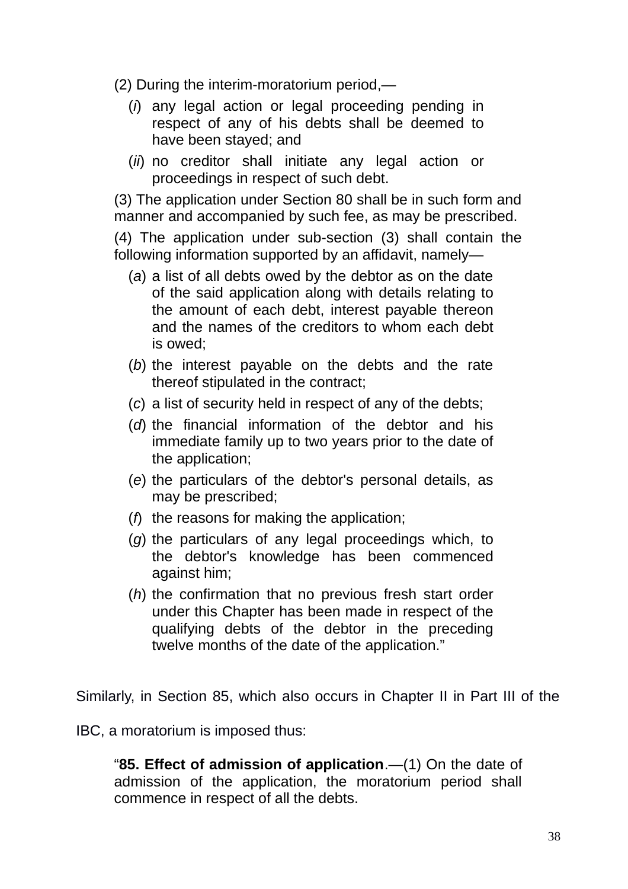(2) During the interim-moratorium period,—

(*i*) any legal action or legal proceeding pending in respect of any of his debts shall be deemed to have been stayed; and

(*ii*) no creditor shall initiate any legal action or proceedings in respect of such debt.

(3) The application under Section 80 shall be in such form and manner and accompanied by such fee, as may be prescribed.

(4) The application under sub-section (3) shall contain the following information supported by an affidavit, namely—

(*a*) a list of all debts owed by the debtor as on the date of the said application along with details relating to the amount of each debt, interest payable thereon and the names of the creditors to whom each debt is owed;

(*b*) the interest payable on the debts and the rate thereof stipulated in the contract;

(*c*) a list of security held in respect of any of the debts;

(*d*) the financial information of the debtor and his immediate family up to two years prior to the date of the application;

(*e*) the particulars of the debtor's personal details, as may be prescribed;

(*f*) the reasons for making the application;

(*g*) the particulars of any legal proceedings which, to the debtor's knowledge has been commenced against him;

(*h*) the confirmation that no previous fresh start order under this Chapter has been made in respect of the qualifying debts of the debtor in the preceding twelve months of the date of the application."

Similarly, in Section 85, which also occurs in Chapter II in Part III of the IBC, a moratorium is imposed thus:

"**85. Effect of admission of application**.—(1) On the date of admission of the application, the moratorium period shall commence in respect of all the debts.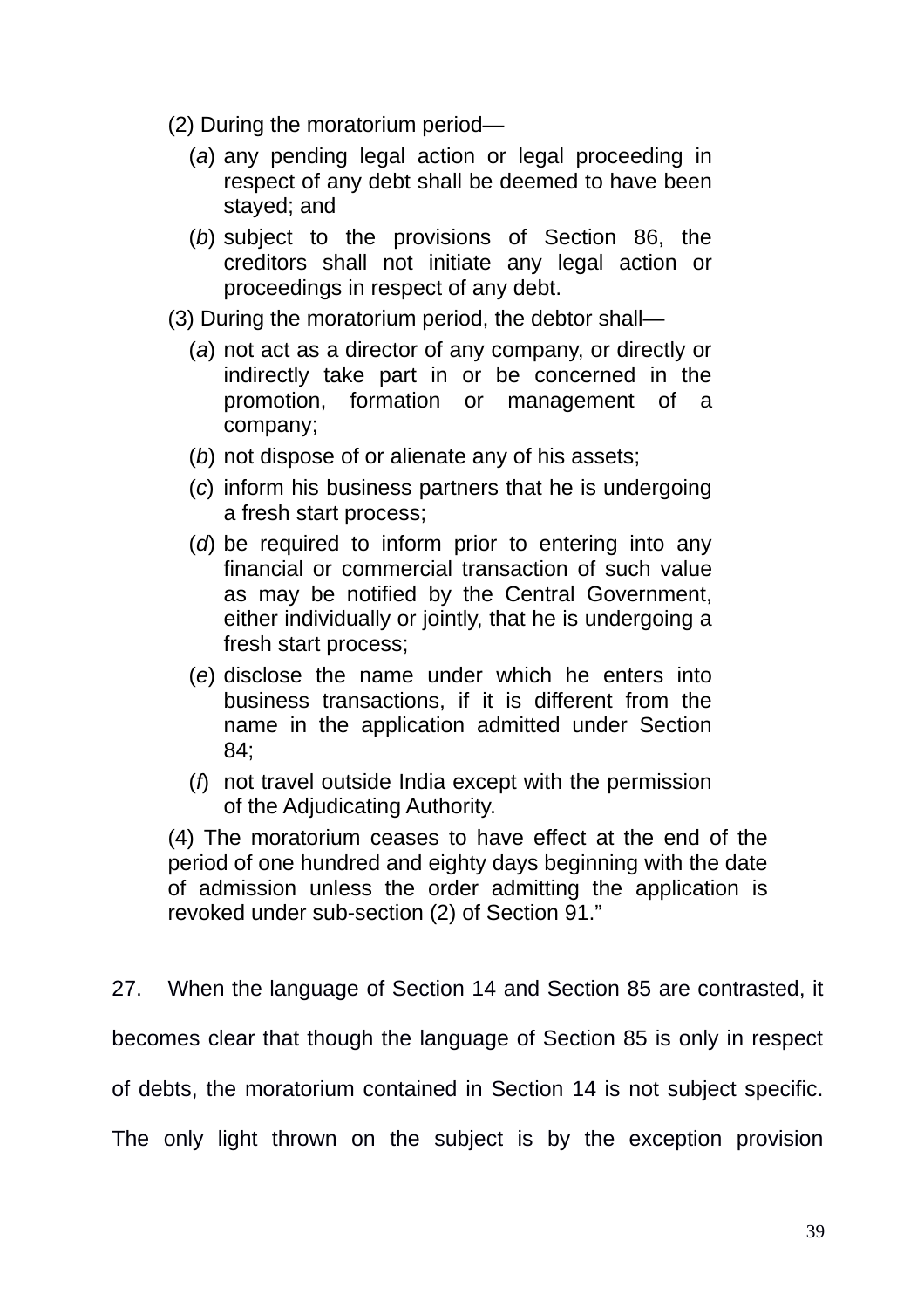(2) During the moratorium period—

(*a*) any pending legal action or legal proceeding in respect of any debt shall be deemed to have been stayed; and

(*b*) subject to the provisions of Section 86, the creditors shall not initiate any legal action or proceedings in respect of any debt.

(3) During the moratorium period, the debtor shall—

(*a*) not act as a director of any company, or directly or indirectly take part in or be concerned in the promotion, formation or management of a company;

(*b*) not dispose of or alienate any of his assets;

(*c*) inform his business partners that he is undergoing a fresh start process;

(*d*) be required to inform prior to entering into any financial or commercial transaction of such value as may be notified by the Central Government, either individually or jointly, that he is undergoing a fresh start process;

(*e*) disclose the name under which he enters into business transactions, if it is different from the name in the application admitted under Section 84;

(*f*) not travel outside India except with the permission of the Adjudicating Authority.

(4) The moratorium ceases to have effect at the end of the period of one hundred and eighty days beginning with the date of admission unless the order admitting the application is revoked under sub-section (2) of Section 91."

27. When the language of Section 14 and Section 85 are contrasted, it becomes clear that though the language of Section 85 is only in respect of debts, the moratorium contained in Section 14 is not subject specific. The only light thrown on the subject is by the exception provision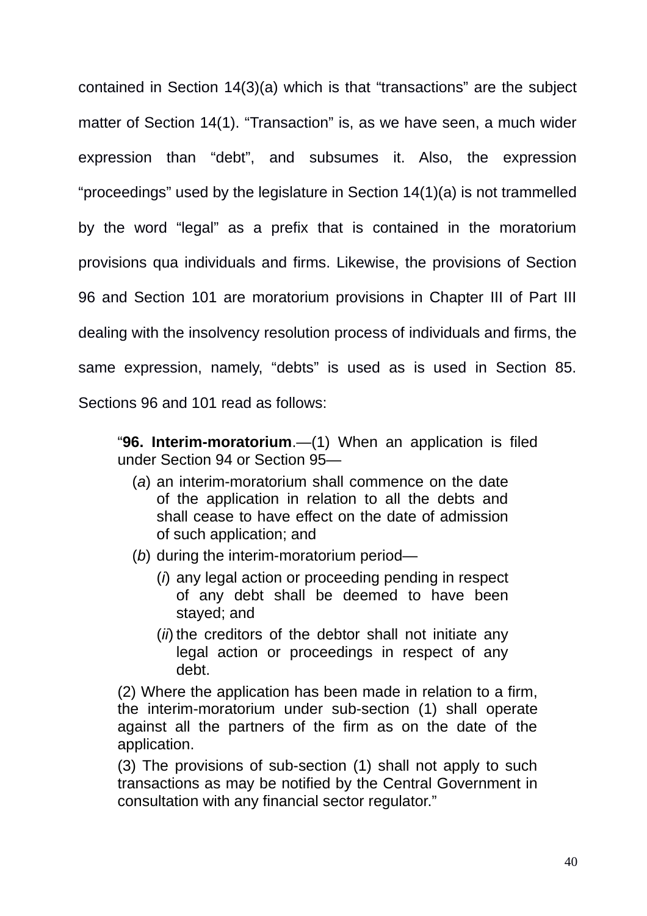contained in Section 14(3)(a) which is that "transactions" are the subject matter of Section 14(1). "Transaction" is, as we have seen, a much wider expression than "debt", and subsumes it. Also, the expression "proceedings" used by the legislature in Section 14(1)(a) is not trammelled by the word "legal" as a prefix that is contained in the moratorium provisions qua individuals and firms. Likewise, the provisions of Section 96 and Section 101 are moratorium provisions in Chapter III of Part III dealing with the insolvency resolution process of individuals and firms, the same expression, namely, "debts" is used as is used in Section 85. Sections 96 and 101 read as follows:

> "**96. Interim-moratorium**.—(1) When an application is filed under Section 94 or Section 95—
>
> (*a*) an interim-moratorium shall commence on the date of the application in relation to all the debts and shall cease to have effect on the date of admission of such application; and
>
> (*b*) during the interim-moratorium period—
>
> (*i*) any legal action or proceeding pending in respect of any debt shall be deemed to have been stayed; and
>
> (*ii*) the creditors of the debtor shall not initiate any legal action or proceedings in respect of any debt.
>
> (2) Where the application has been made in relation to a firm, the interim-moratorium under sub-section (1) shall operate against all the partners of the firm as on the date of the application.
>
> (3) The provisions of sub-section (1) shall not apply to such transactions as may be notified by the Central Government in consultation with any financial sector regulator."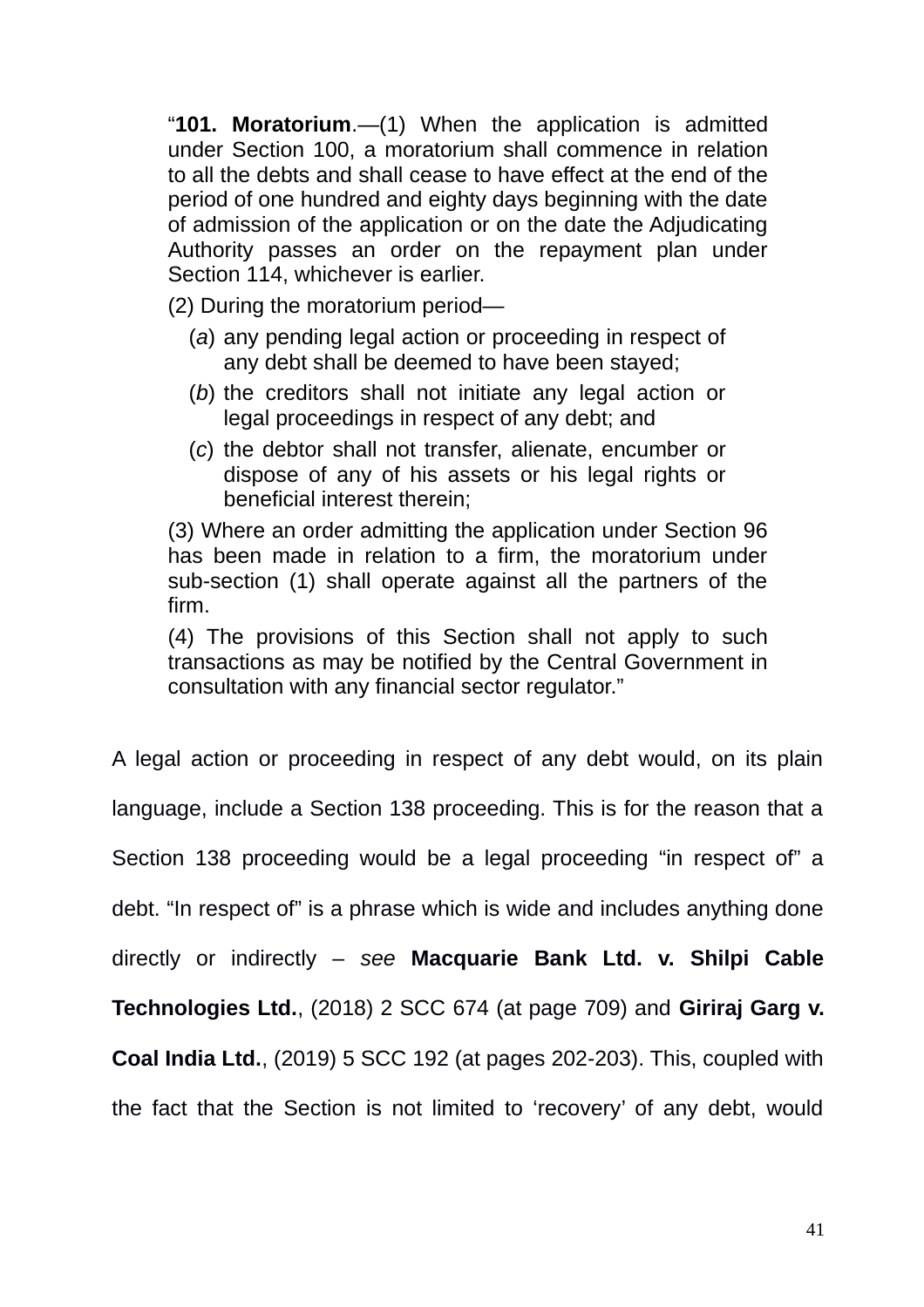> "**101. Moratorium**.—(1) When the application is admitted under Section 100, a moratorium shall commence in relation to all the debts and shall cease to have effect at the end of the period of one hundred and eighty days beginning with the date of admission of the application or on the date the Adjudicating Authority passes an order on the repayment plan under Section 114, whichever is earlier.
>
> (2) During the moratorium period—
>
> (*a*) any pending legal action or proceeding in respect of any debt shall be deemed to have been stayed;
>
> (*b*) the creditors shall not initiate any legal action or legal proceedings in respect of any debt; and
>
> (*c*) the debtor shall not transfer, alienate, encumber or dispose of any of his assets or his legal rights or beneficial interest therein;
>
> (3) Where an order admitting the application under Section 96 has been made in relation to a firm, the moratorium under sub-section (1) shall operate against all the partners of the firm.
>
> (4) The provisions of this Section shall not apply to such transactions as may be notified by the Central Government in consultation with any financial sector regulator."

A legal action or proceeding in respect of any debt would, on its plain language, include a Section 138 proceeding. This is for the reason that a Section 138 proceeding would be a legal proceeding "in respect of" a debt. "In respect of" is a phrase which is wide and includes anything done directly or indirectly – *see* **Macquarie Bank Ltd. v. Shilpi Cable Technologies Ltd.**, (2018) 2 SCC 674 (at page 709) and **Giriraj Garg v. Coal India Ltd.**, (2019) 5 SCC 192 (at pages 202-203). This, coupled with the fact that the Section is not limited to 'recovery' of any debt, would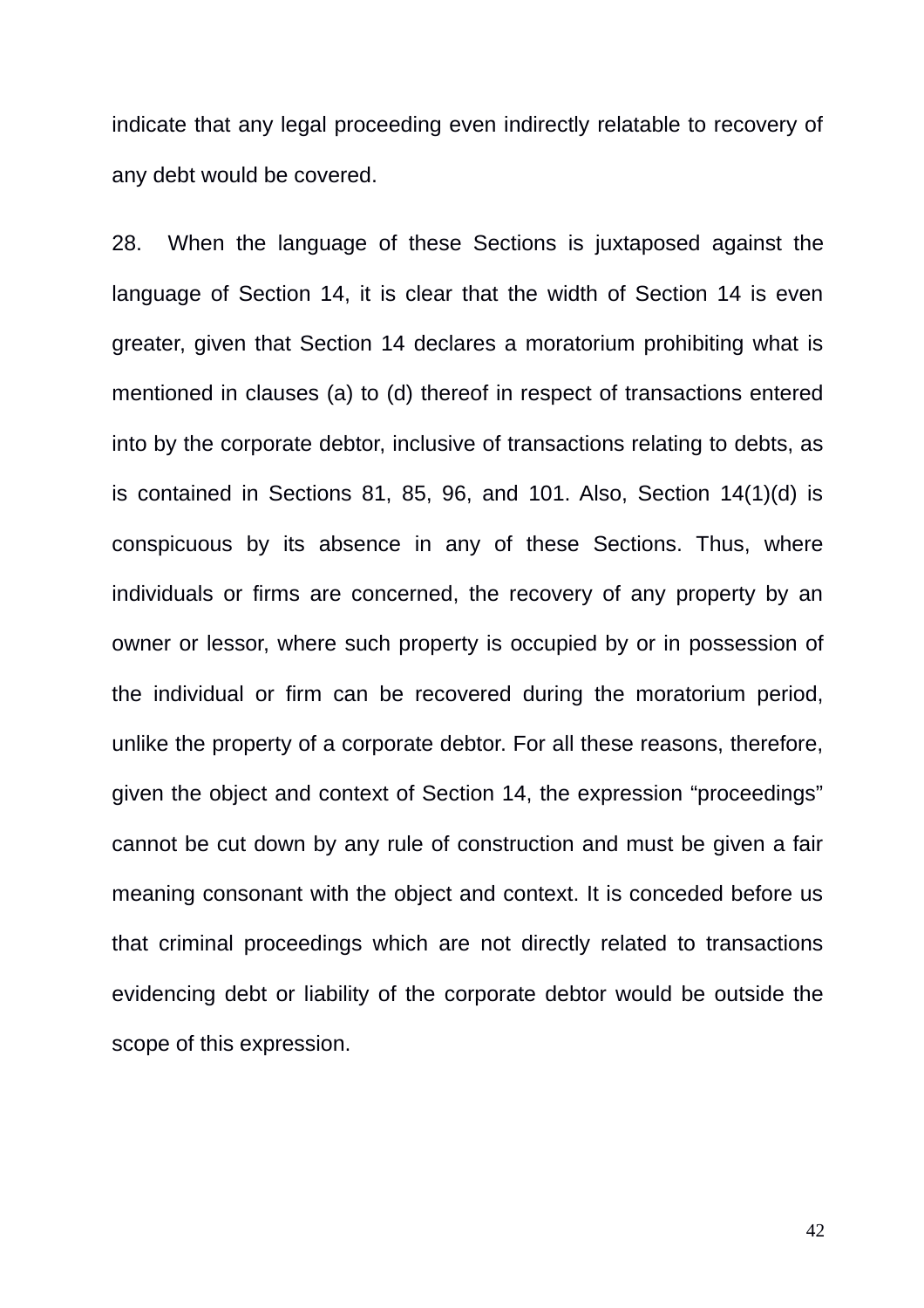indicate that any legal proceeding even indirectly relatable to recovery of any debt would be covered.

28. When the language of these Sections is juxtaposed against the language of Section 14, it is clear that the width of Section 14 is even greater, given that Section 14 declares a moratorium prohibiting what is mentioned in clauses (a) to (d) thereof in respect of transactions entered into by the corporate debtor, inclusive of transactions relating to debts, as is contained in Sections 81, 85, 96, and 101. Also, Section 14(1)(d) is conspicuous by its absence in any of these Sections. Thus, where individuals or firms are concerned, the recovery of any property by an owner or lessor, where such property is occupied by or in possession of the individual or firm can be recovered during the moratorium period, unlike the property of a corporate debtor. For all these reasons, therefore, given the object and context of Section 14, the expression "proceedings" cannot be cut down by any rule of construction and must be given a fair meaning consonant with the object and context. It is conceded before us that criminal proceedings which are not directly related to transactions evidencing debt or liability of the corporate debtor would be outside the scope of this expression.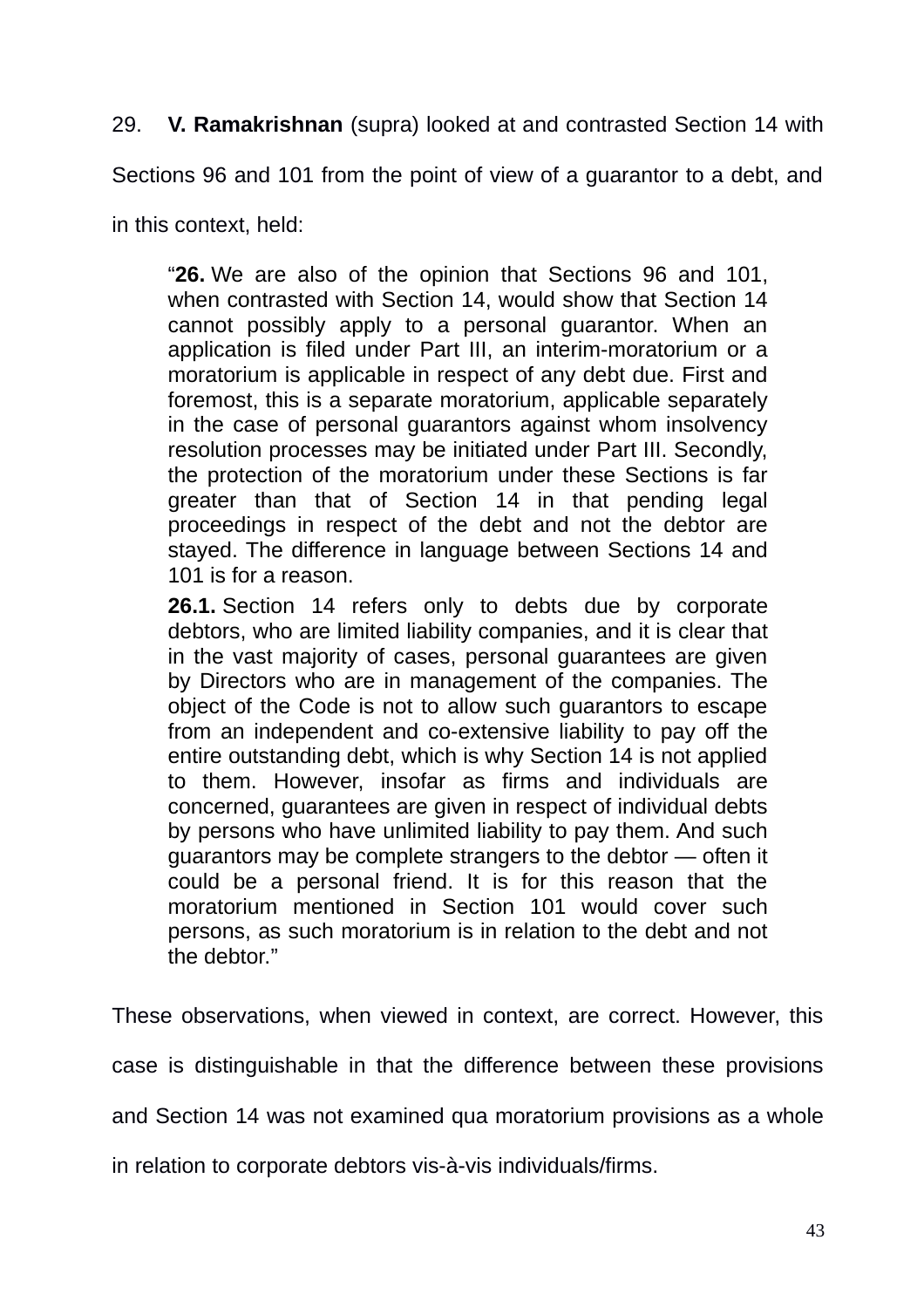29. **V. Ramakrishnan** (supra) looked at and contrasted Section 14 with Sections 96 and 101 from the point of view of a guarantor to a debt, and in this context, held:

> "**26.** We are also of the opinion that Sections 96 and 101, when contrasted with Section 14, would show that Section 14 cannot possibly apply to a personal guarantor. When an application is filed under Part III, an interim-moratorium or a moratorium is applicable in respect of any debt due. First and foremost, this is a separate moratorium, applicable separately in the case of personal guarantors against whom insolvency resolution processes may be initiated under Part III. Secondly, the protection of the moratorium under these Sections is far greater than that of Section 14 in that pending legal proceedings in respect of the debt and not the debtor are stayed. The difference in language between Sections 14 and 101 is for a reason.
>
> **26.1.** Section 14 refers only to debts due by corporate debtors, who are limited liability companies, and it is clear that in the vast majority of cases, personal guarantees are given by Directors who are in management of the companies. The object of the Code is not to allow such guarantors to escape from an independent and co-extensive liability to pay off the entire outstanding debt, which is why Section 14 is not applied to them. However, insofar as firms and individuals are concerned, guarantees are given in respect of individual debts by persons who have unlimited liability to pay them. And such guarantors may be complete strangers to the debtor — often it could be a personal friend. It is for this reason that the moratorium mentioned in Section 101 would cover such persons, as such moratorium is in relation to the debt and not the debtor."

These observations, when viewed in context, are correct. However, this case is distinguishable in that the difference between these provisions and Section 14 was not examined qua moratorium provisions as a whole in relation to corporate debtors vis-à-vis individuals/firms.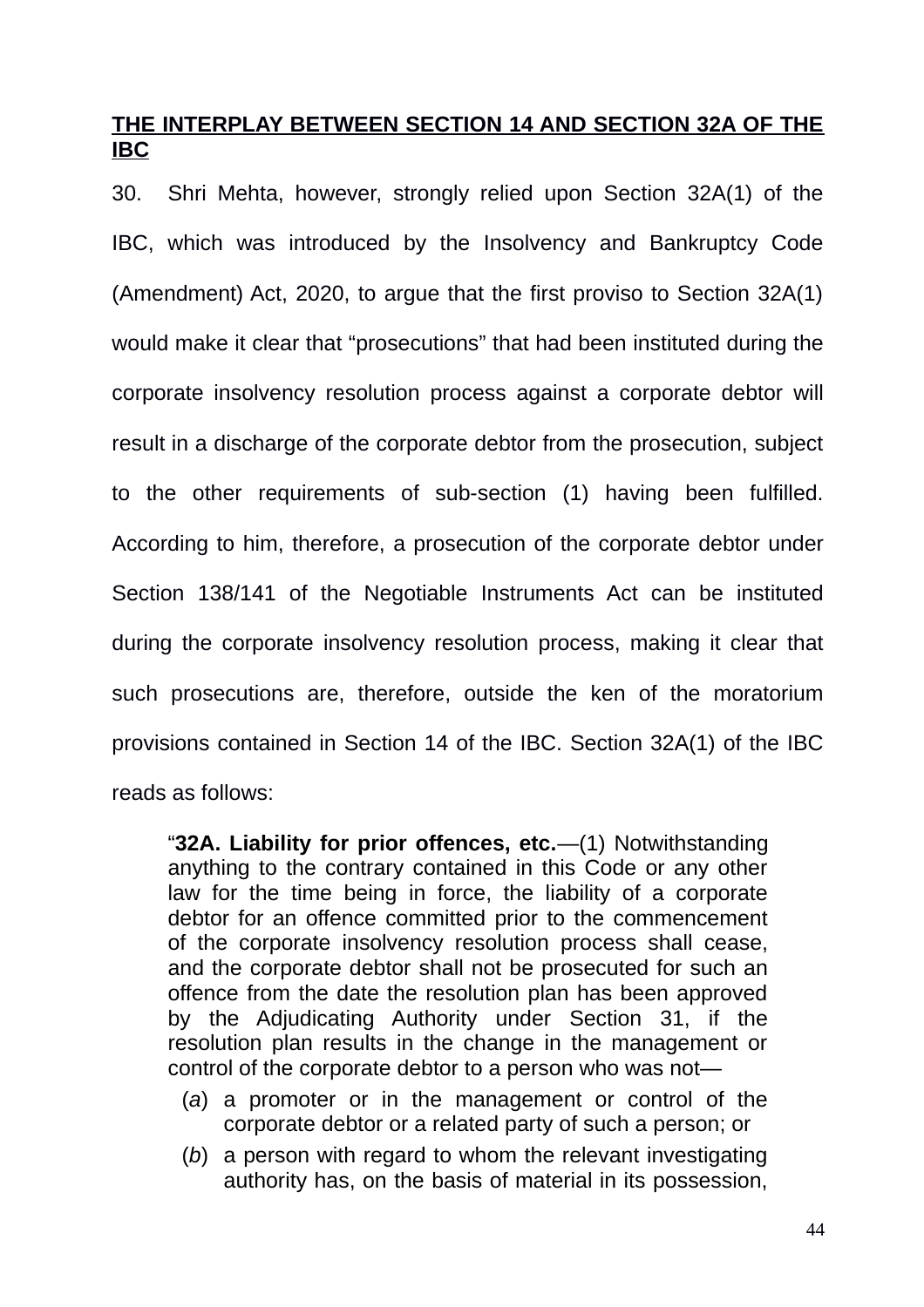**<u>THE INTERPLAY BETWEEN SECTION 14 AND SECTION 32A OF THE IBC</u>**

30. Shri Mehta, however, strongly relied upon Section 32A(1) of the IBC, which was introduced by the Insolvency and Bankruptcy Code (Amendment) Act, 2020, to argue that the first proviso to Section 32A(1) would make it clear that "prosecutions" that had been instituted during the corporate insolvency resolution process against a corporate debtor will result in a discharge of the corporate debtor from the prosecution, subject to the other requirements of sub-section (1) having been fulfilled. According to him, therefore, a prosecution of the corporate debtor under Section 138/141 of the Negotiable Instruments Act can be instituted during the corporate insolvency resolution process, making it clear that such prosecutions are, therefore, outside the ken of the moratorium provisions contained in Section 14 of the IBC. Section 32A(1) of the IBC reads as follows:

> "**32A. Liability for prior offences, etc.**—(1) Notwithstanding anything to the contrary contained in this Code or any other law for the time being in force, the liability of a corporate debtor for an offence committed prior to the commencement of the corporate insolvency resolution process shall cease, and the corporate debtor shall not be prosecuted for such an offence from the date the resolution plan has been approved by the Adjudicating Authority under Section 31, if the resolution plan results in the change in the management or control of the corporate debtor to a person who was not—
>
> (*a*) a promoter or in the management or control of the corporate debtor or a related party of such a person; or
>
> (*b*) a person with regard to whom the relevant investigating authority has, on the basis of material in its possession,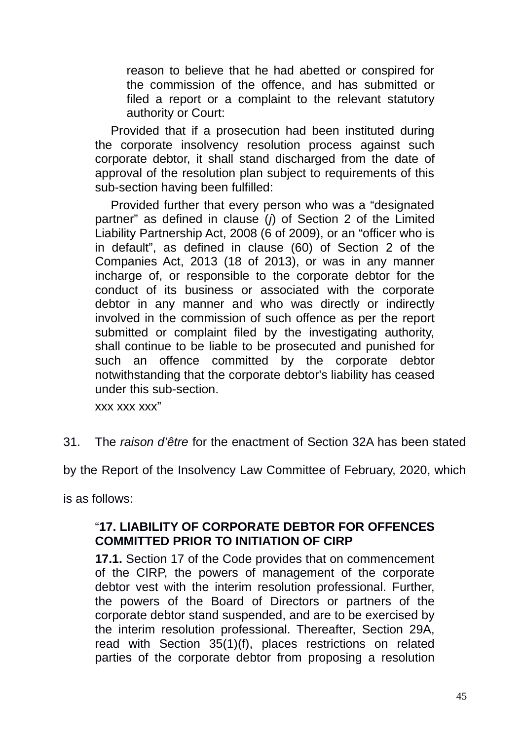reason to believe that he had abetted or conspired for the commission of the offence, and has submitted or filed a report or a complaint to the relevant statutory authority or Court:

Provided that if a prosecution had been instituted during the corporate insolvency resolution process against such corporate debtor, it shall stand discharged from the date of approval of the resolution plan subject to requirements of this sub-section having been fulfilled:

Provided further that every person who was a "designated partner" as defined in clause (*j*) of Section 2 of the Limited Liability Partnership Act, 2008 (6 of 2009), or an "officer who is in default", as defined in clause (60) of Section 2 of the Companies Act, 2013 (18 of 2013), or was in any manner incharge of, or responsible to the corporate debtor for the conduct of its business or associated with the corporate debtor in any manner and who was directly or indirectly involved in the commission of such offence as per the report submitted or complaint filed by the investigating authority, shall continue to be liable to be prosecuted and punished for such an offence committed by the corporate debtor notwithstanding that the corporate debtor's liability has ceased under this sub-section.

xxx xxx xxx"

31. The *raison d'être* for the enactment of Section 32A has been stated by the Report of the Insolvency Law Committee of February, 2020, which is as follows:

"**17. LIABILITY OF CORPORATE DEBTOR FOR OFFENCES COMMITTED PRIOR TO INITIATION OF CIRP**

**17.1.** Section 17 of the Code provides that on commencement of the CIRP, the powers of management of the corporate debtor vest with the interim resolution professional. Further, the powers of the Board of Directors or partners of the corporate debtor stand suspended, and are to be exercised by the interim resolution professional. Thereafter, Section 29A, read with Section 35(1)(f), places restrictions on related parties of the corporate debtor from proposing a resolution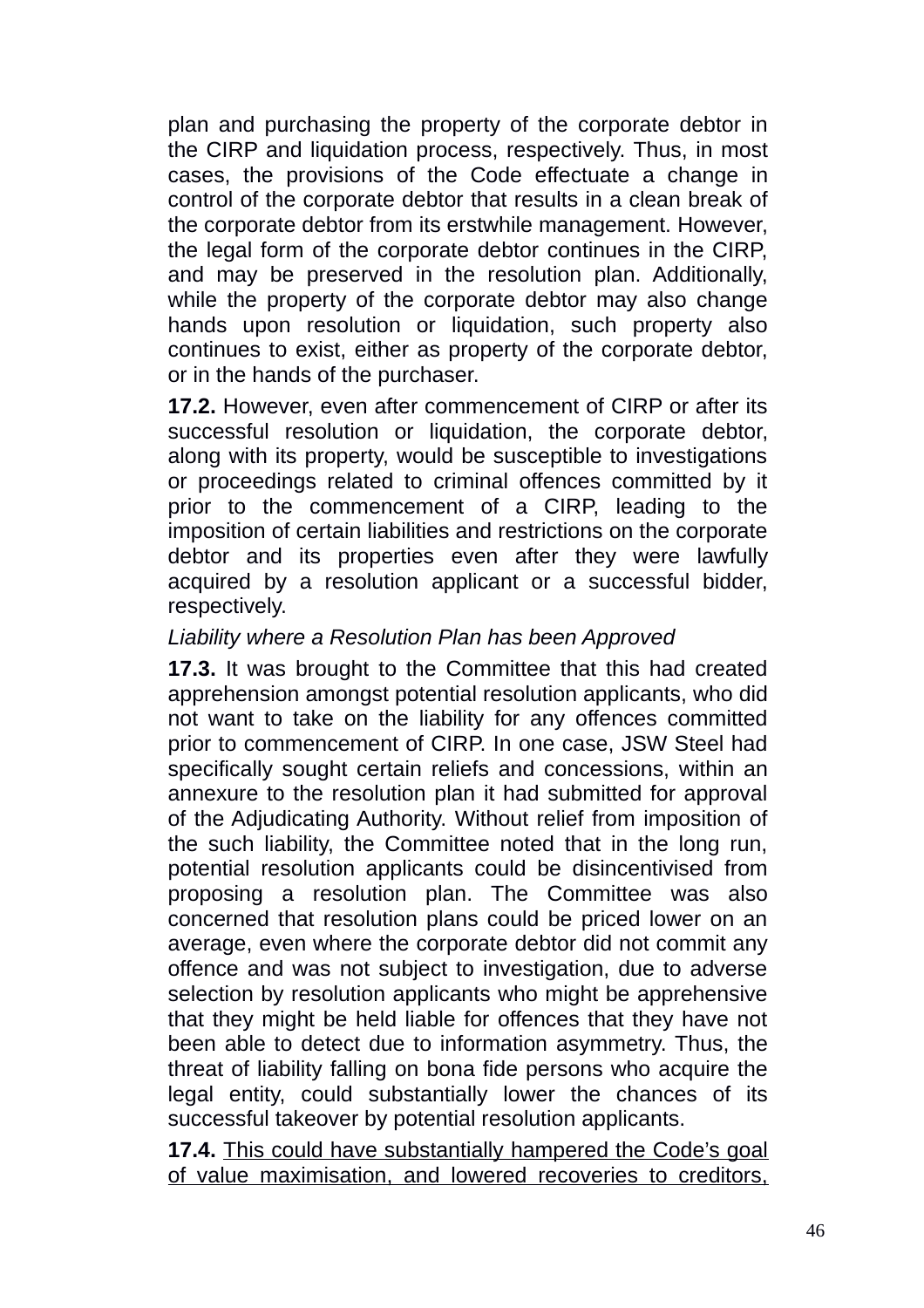plan and purchasing the property of the corporate debtor in the CIRP and liquidation process, respectively. Thus, in most cases, the provisions of the Code effectuate a change in control of the corporate debtor that results in a clean break of the corporate debtor from its erstwhile management. However, the legal form of the corporate debtor continues in the CIRP, and may be preserved in the resolution plan. Additionally, while the property of the corporate debtor may also change hands upon resolution or liquidation, such property also continues to exist, either as property of the corporate debtor, or in the hands of the purchaser.

**17.2.** However, even after commencement of CIRP or after its successful resolution or liquidation, the corporate debtor, along with its property, would be susceptible to investigations or proceedings related to criminal offences committed by it prior to the commencement of a CIRP, leading to the imposition of certain liabilities and restrictions on the corporate debtor and its properties even after they were lawfully acquired by a resolution applicant or a successful bidder, respectively.

*Liability where a Resolution Plan has been Approved*

**17.3.** It was brought to the Committee that this had created apprehension amongst potential resolution applicants, who did not want to take on the liability for any offences committed prior to commencement of CIRP. In one case, JSW Steel had specifically sought certain reliefs and concessions, within an annexure to the resolution plan it had submitted for approval of the Adjudicating Authority. Without relief from imposition of the such liability, the Committee noted that in the long run, potential resolution applicants could be disincentivised from proposing a resolution plan. The Committee was also concerned that resolution plans could be priced lower on an average, even where the corporate debtor did not commit any offence and was not subject to investigation, due to adverse selection by resolution applicants who might be apprehensive that they might be held liable for offences that they have not been able to detect due to information asymmetry. Thus, the threat of liability falling on bona fide persons who acquire the legal entity, could substantially lower the chances of its successful takeover by potential resolution applicants.

**17.4.** <u>This could have substantially hampered the Code's goal of value maximisation, and lowered recoveries to creditors,</u>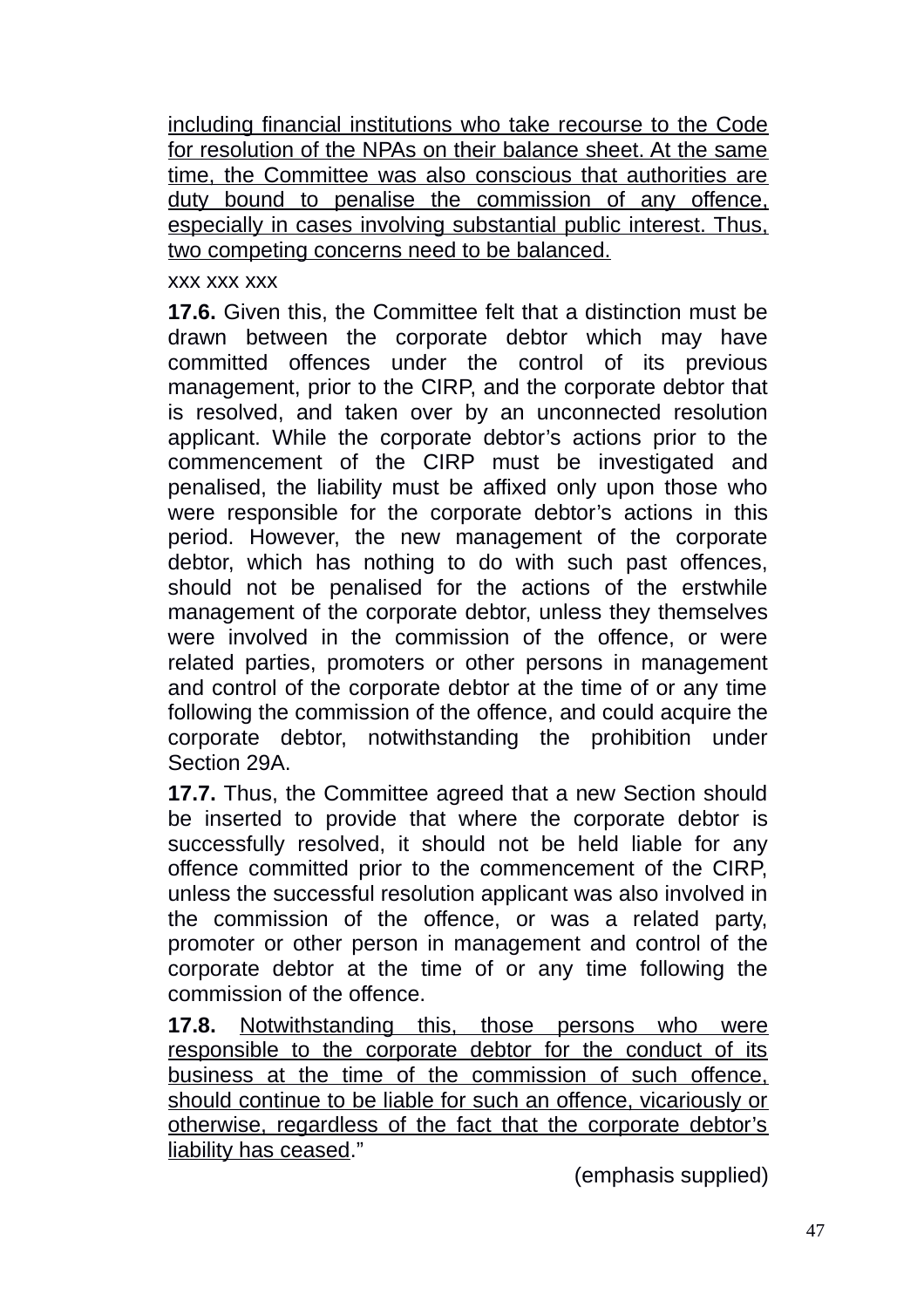<u>including financial institutions who take recourse to the Code for resolution of the NPAs on their balance sheet. At the same time, the Committee was also conscious that authorities are duty bound to penalise the commission of any offence, especially in cases involving substantial public interest. Thus, two competing concerns need to be balanced.</u>

xxx xxx xxx

**17.6.** Given this, the Committee felt that a distinction must be drawn between the corporate debtor which may have committed offences under the control of its previous management, prior to the CIRP, and the corporate debtor that is resolved, and taken over by an unconnected resolution applicant. While the corporate debtor's actions prior to the commencement of the CIRP must be investigated and penalised, the liability must be affixed only upon those who were responsible for the corporate debtor's actions in this period. However, the new management of the corporate debtor, which has nothing to do with such past offences, should not be penalised for the actions of the erstwhile management of the corporate debtor, unless they themselves were involved in the commission of the offence, or were related parties, promoters or other persons in management and control of the corporate debtor at the time of or any time following the commission of the offence, and could acquire the corporate debtor, notwithstanding the prohibition under Section 29A.

**17.7.** Thus, the Committee agreed that a new Section should be inserted to provide that where the corporate debtor is successfully resolved, it should not be held liable for any offence committed prior to the commencement of the CIRP, unless the successful resolution applicant was also involved in the commission of the offence, or was a related party, promoter or other person in management and control of the corporate debtor at the time of or any time following the commission of the offence.

**17.8.** <u>Notwithstanding this, those persons who were responsible to the corporate debtor for the conduct of its business at the time of the commission of such offence, should continue to be liable for such an offence, vicariously or otherwise, regardless of the fact that the corporate debtor's liability has ceased</u>."

(emphasis supplied)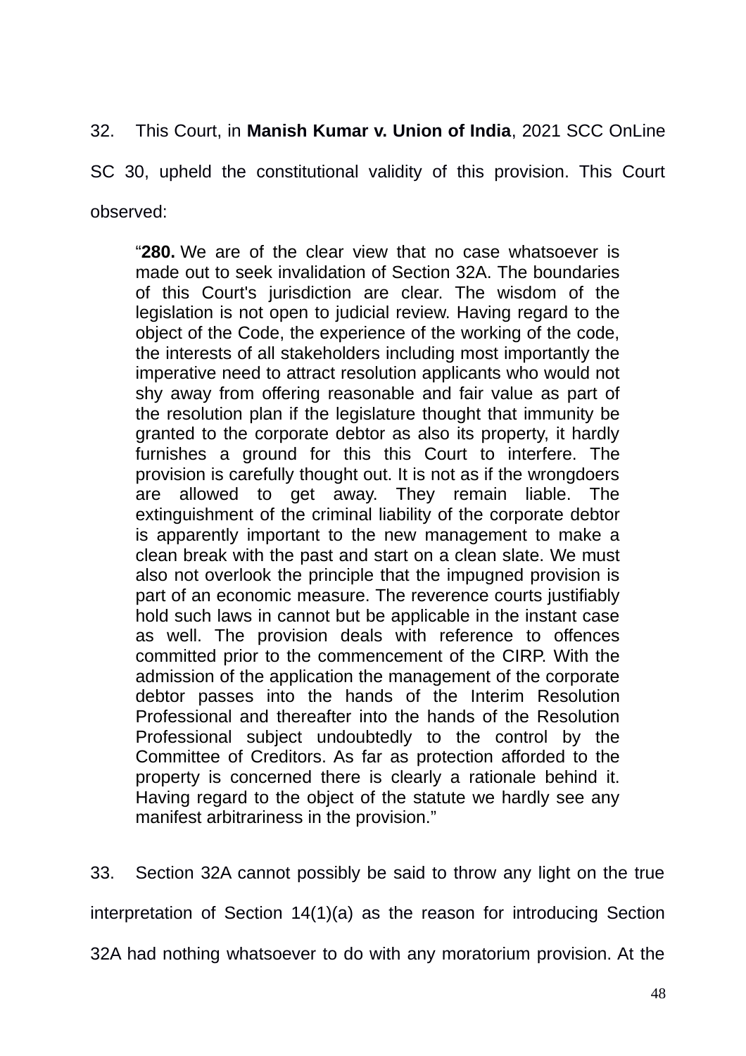32. This Court, in **Manish Kumar v. Union of India**, 2021 SCC OnLine SC 30, upheld the constitutional validity of this provision. This Court observed:

> "**280.** We are of the clear view that no case whatsoever is made out to seek invalidation of Section 32A. The boundaries of this Court's jurisdiction are clear. The wisdom of the legislation is not open to judicial review. Having regard to the object of the Code, the experience of the working of the code, the interests of all stakeholders including most importantly the imperative need to attract resolution applicants who would not shy away from offering reasonable and fair value as part of the resolution plan if the legislature thought that immunity be granted to the corporate debtor as also its property, it hardly furnishes a ground for this this Court to interfere. The provision is carefully thought out. It is not as if the wrongdoers are allowed to get away. They remain liable. The extinguishment of the criminal liability of the corporate debtor is apparently important to the new management to make a clean break with the past and start on a clean slate. We must also not overlook the principle that the impugned provision is part of an economic measure. The reverence courts justifiably hold such laws in cannot but be applicable in the instant case as well. The provision deals with reference to offences committed prior to the commencement of the CIRP. With the admission of the application the management of the corporate debtor passes into the hands of the Interim Resolution Professional and thereafter into the hands of the Resolution Professional subject undoubtedly to the control by the Committee of Creditors. As far as protection afforded to the property is concerned there is clearly a rationale behind it. Having regard to the object of the statute we hardly see any manifest arbitrariness in the provision."

33. Section 32A cannot possibly be said to throw any light on the true interpretation of Section 14(1)(a) as the reason for introducing Section 32A had nothing whatsoever to do with any moratorium provision. At the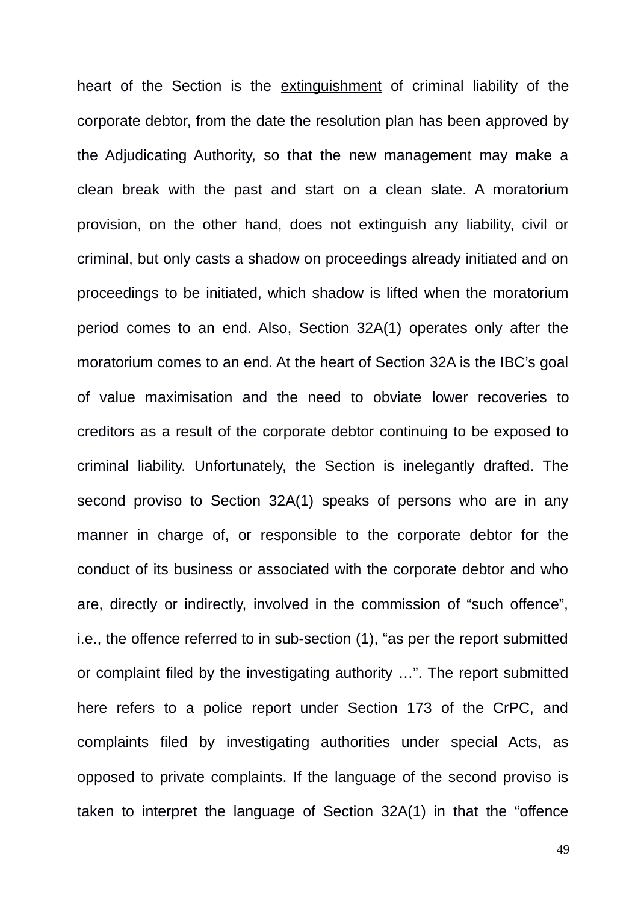heart of the Section is the <u>extinguishment</u> of criminal liability of the corporate debtor, from the date the resolution plan has been approved by the Adjudicating Authority, so that the new management may make a clean break with the past and start on a clean slate. A moratorium provision, on the other hand, does not extinguish any liability, civil or criminal, but only casts a shadow on proceedings already initiated and on proceedings to be initiated, which shadow is lifted when the moratorium period comes to an end. Also, Section 32A(1) operates only after the moratorium comes to an end. At the heart of Section 32A is the IBC's goal of value maximisation and the need to obviate lower recoveries to creditors as a result of the corporate debtor continuing to be exposed to criminal liability. Unfortunately, the Section is inelegantly drafted. The second proviso to Section 32A(1) speaks of persons who are in any manner in charge of, or responsible to the corporate debtor for the conduct of its business or associated with the corporate debtor and who are, directly or indirectly, involved in the commission of "such offence", i.e., the offence referred to in sub-section (1), "as per the report submitted or complaint filed by the investigating authority …". The report submitted here refers to a police report under Section 173 of the CrPC, and complaints filed by investigating authorities under special Acts, as opposed to private complaints. If the language of the second proviso is taken to interpret the language of Section 32A(1) in that the "offence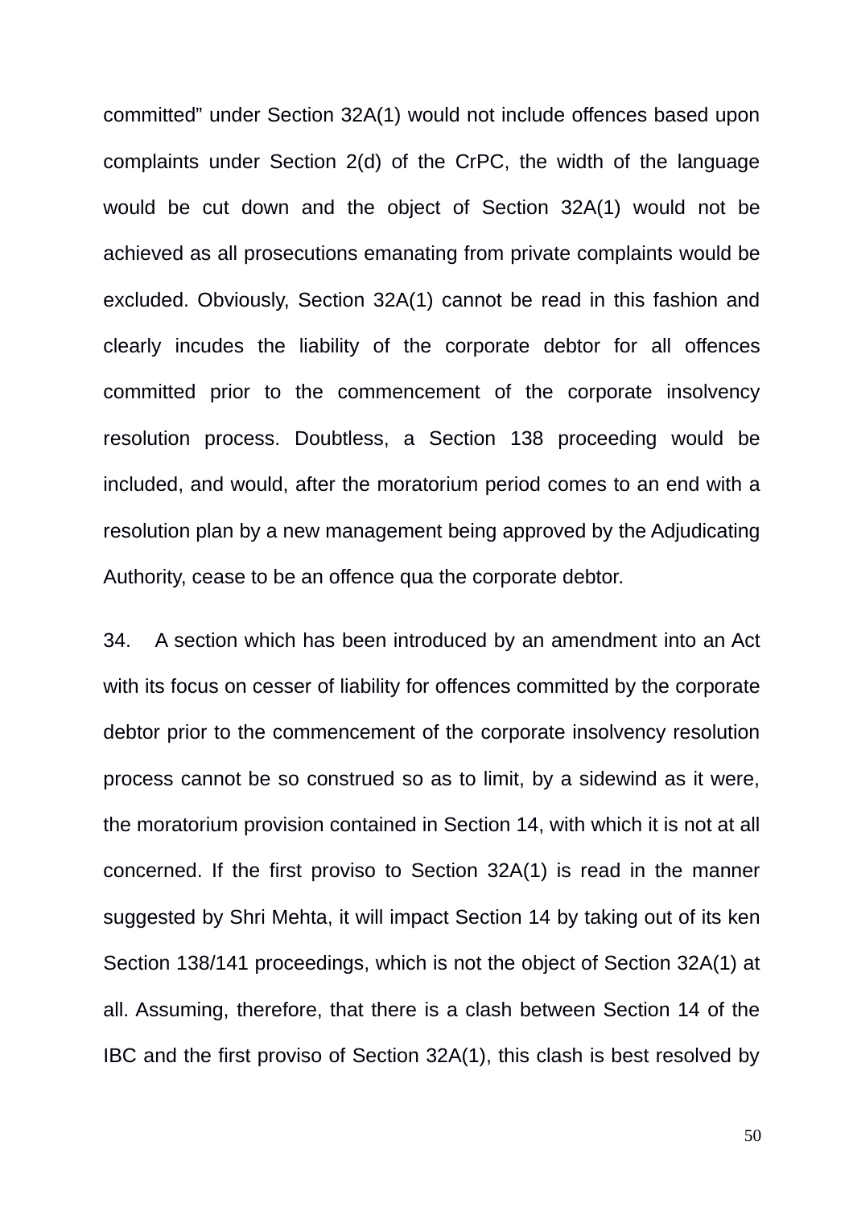committed" under Section 32A(1) would not include offences based upon complaints under Section 2(d) of the CrPC, the width of the language would be cut down and the object of Section 32A(1) would not be achieved as all prosecutions emanating from private complaints would be excluded. Obviously, Section 32A(1) cannot be read in this fashion and clearly incudes the liability of the corporate debtor for all offences committed prior to the commencement of the corporate insolvency resolution process. Doubtless, a Section 138 proceeding would be included, and would, after the moratorium period comes to an end with a resolution plan by a new management being approved by the Adjudicating Authority, cease to be an offence qua the corporate debtor.

34. A section which has been introduced by an amendment into an Act with its focus on cesser of liability for offences committed by the corporate debtor prior to the commencement of the corporate insolvency resolution process cannot be so construed so as to limit, by a sidewind as it were, the moratorium provision contained in Section 14, with which it is not at all concerned. If the first proviso to Section 32A(1) is read in the manner suggested by Shri Mehta, it will impact Section 14 by taking out of its ken Section 138/141 proceedings, which is not the object of Section 32A(1) at all. Assuming, therefore, that there is a clash between Section 14 of the IBC and the first proviso of Section 32A(1), this clash is best resolved by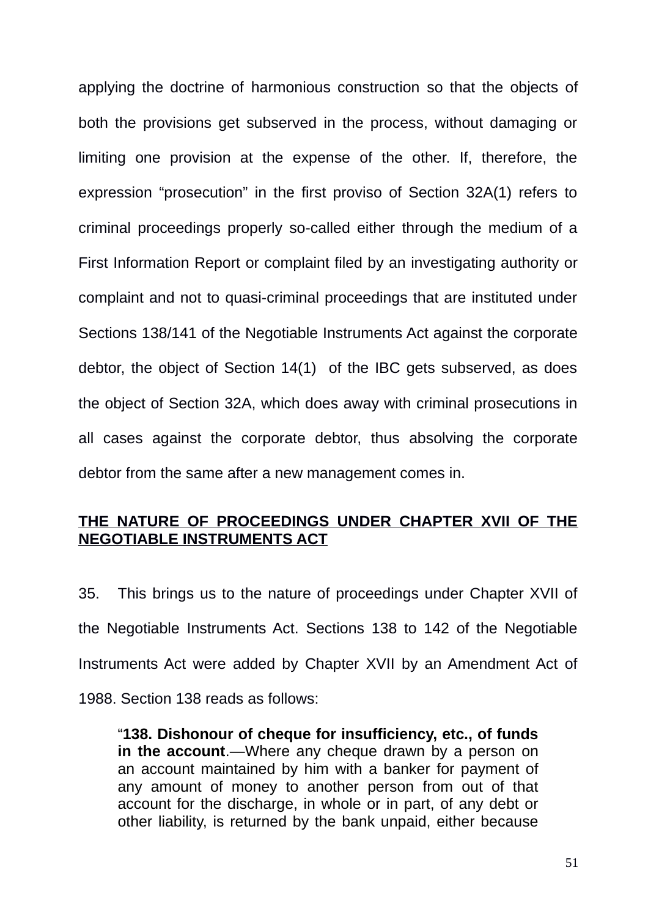applying the doctrine of harmonious construction so that the objects of both the provisions get subserved in the process, without damaging or limiting one provision at the expense of the other. If, therefore, the expression “prosecution” in the first proviso of Section 32A(1) refers to criminal proceedings properly so-called either through the medium of a First Information Report or complaint filed by an investigating authority or complaint and not to quasi-criminal proceedings that are instituted under Sections 138/141 of the Negotiable Instruments Act against the corporate debtor, the object of Section 14(1) of the IBC gets subserved, as does the object of Section 32A, which does away with criminal prosecutions in all cases against the corporate debtor, thus absolving the corporate debtor from the same after a new management comes in.

**<u>THE NATURE OF PROCEEDINGS UNDER CHAPTER XVII OF THE NEGOTIABLE INSTRUMENTS ACT</u>**

35. This brings us to the nature of proceedings under Chapter XVII of the Negotiable Instruments Act. Sections 138 to 142 of the Negotiable Instruments Act were added by Chapter XVII by an Amendment Act of 1988. Section 138 reads as follows:

> “**138. Dishonour of cheque for insufficiency, etc., of funds in the account**.—Where any cheque drawn by a person on an account maintained by him with a banker for payment of any amount of money to another person from out of that account for the discharge, in whole or in part, of any debt or other liability, is returned by the bank unpaid, either because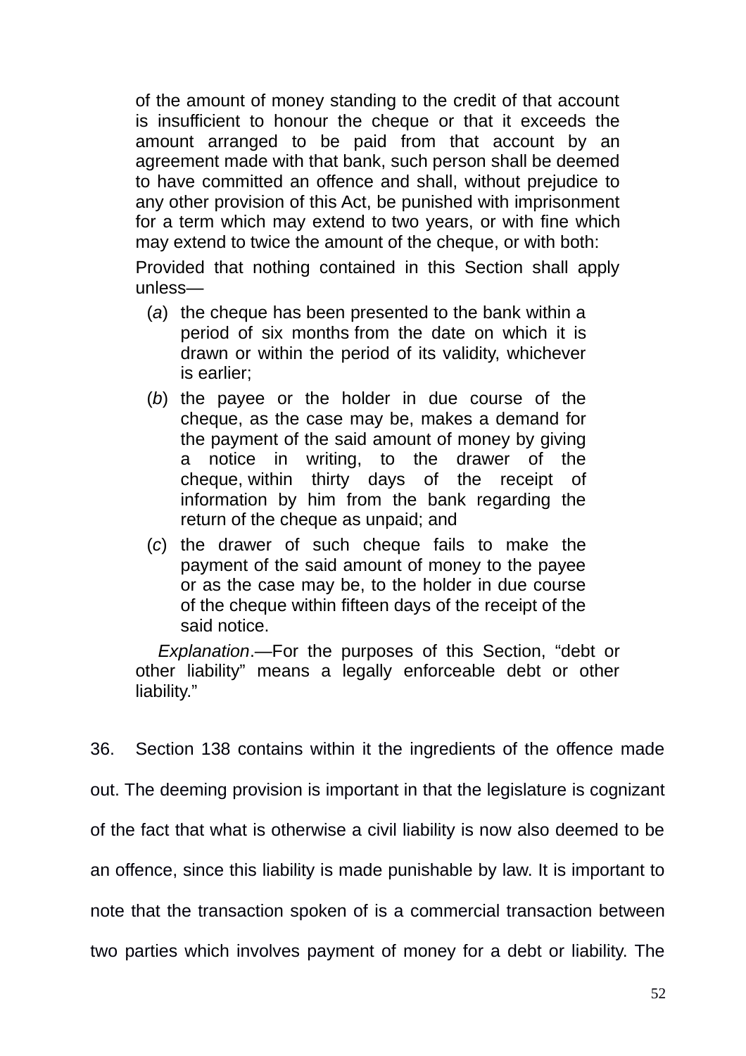> of the amount of money standing to the credit of that account is insufficient to honour the cheque or that it exceeds the amount arranged to be paid from that account by an agreement made with that bank, such person shall be deemed to have committed an offence and shall, without prejudice to any other provision of this Act, be punished with imprisonment for a term which may extend to two years, or with fine which may extend to twice the amount of the cheque, or with both:
>
> Provided that nothing contained in this Section shall apply unless—
>
> (*a*) the cheque has been presented to the bank within a period of six months from the date on which it is drawn or within the period of its validity, whichever is earlier;
>
> (*b*) the payee or the holder in due course of the cheque, as the case may be, makes a demand for the payment of the said amount of money by giving a notice in writing, to the drawer of the cheque, within thirty days of the receipt of information by him from the bank regarding the return of the cheque as unpaid; and
>
> (*c*) the drawer of such cheque fails to make the payment of the said amount of money to the payee or as the case may be, to the holder in due course of the cheque within fifteen days of the receipt of the said notice.
>
> *Explanation*.—For the purposes of this Section, "debt or other liability" means a legally enforceable debt or other liability."

36. Section 138 contains within it the ingredients of the offence made out. The deeming provision is important in that the legislature is cognizant of the fact that what is otherwise a civil liability is now also deemed to be an offence, since this liability is made punishable by law. It is important to note that the transaction spoken of is a commercial transaction between two parties which involves payment of money for a debt or liability. The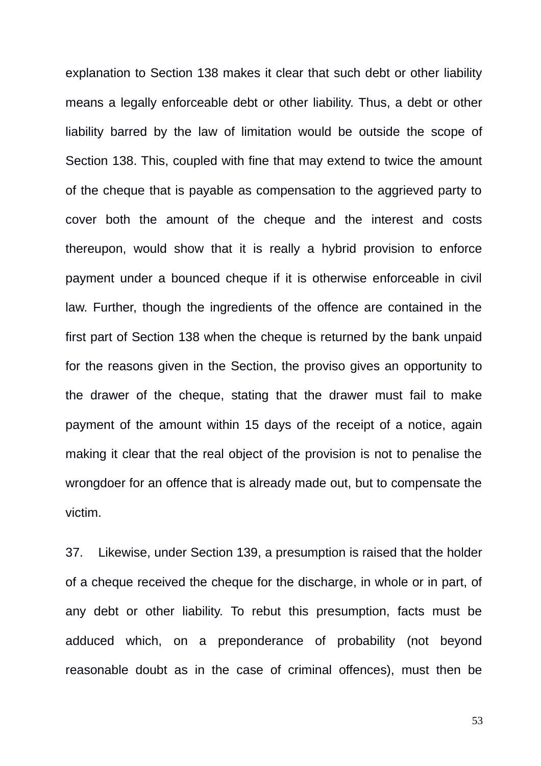explanation to Section 138 makes it clear that such debt or other liability means a legally enforceable debt or other liability. Thus, a debt or other liability barred by the law of limitation would be outside the scope of Section 138. This, coupled with fine that may extend to twice the amount of the cheque that is payable as compensation to the aggrieved party to cover both the amount of the cheque and the interest and costs thereupon, would show that it is really a hybrid provision to enforce payment under a bounced cheque if it is otherwise enforceable in civil law. Further, though the ingredients of the offence are contained in the first part of Section 138 when the cheque is returned by the bank unpaid for the reasons given in the Section, the proviso gives an opportunity to the drawer of the cheque, stating that the drawer must fail to make payment of the amount within 15 days of the receipt of a notice, again making it clear that the real object of the provision is not to penalise the wrongdoer for an offence that is already made out, but to compensate the victim.

37. Likewise, under Section 139, a presumption is raised that the holder of a cheque received the cheque for the discharge, in whole or in part, of any debt or other liability. To rebut this presumption, facts must be adduced which, on a preponderance of probability (not beyond reasonable doubt as in the case of criminal offences), must then be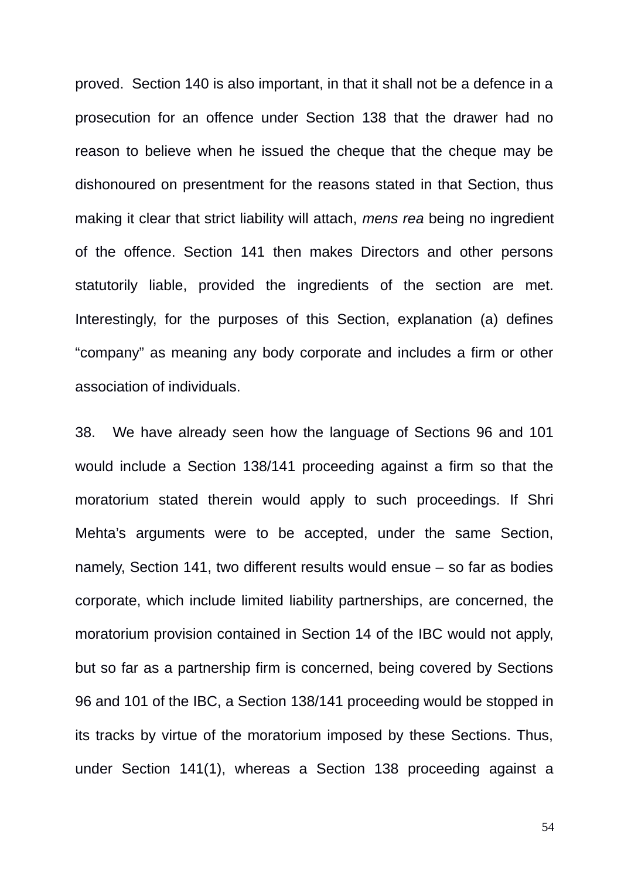proved. Section 140 is also important, in that it shall not be a defence in a prosecution for an offence under Section 138 that the drawer had no reason to believe when he issued the cheque that the cheque may be dishonoured on presentment for the reasons stated in that Section, thus making it clear that strict liability will attach, *mens rea* being no ingredient of the offence. Section 141 then makes Directors and other persons statutorily liable, provided the ingredients of the section are met. Interestingly, for the purposes of this Section, explanation (a) defines "company" as meaning any body corporate and includes a firm or other association of individuals.

38. We have already seen how the language of Sections 96 and 101 would include a Section 138/141 proceeding against a firm so that the moratorium stated therein would apply to such proceedings. If Shri Mehta's arguments were to be accepted, under the same Section, namely, Section 141, two different results would ensue – so far as bodies corporate, which include limited liability partnerships, are concerned, the moratorium provision contained in Section 14 of the IBC would not apply, but so far as a partnership firm is concerned, being covered by Sections 96 and 101 of the IBC, a Section 138/141 proceeding would be stopped in its tracks by virtue of the moratorium imposed by these Sections. Thus, under Section 141(1), whereas a Section 138 proceeding against a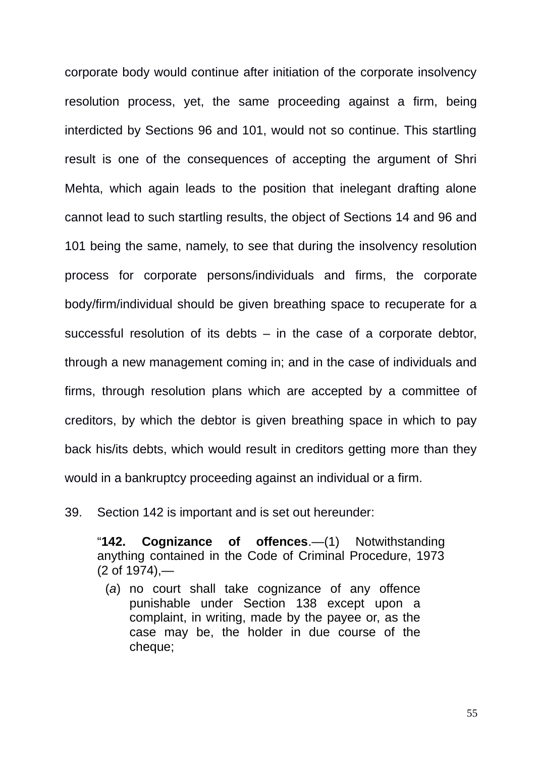corporate body would continue after initiation of the corporate insolvency resolution process, yet, the same proceeding against a firm, being interdicted by Sections 96 and 101, would not so continue. This startling result is one of the consequences of accepting the argument of Shri Mehta, which again leads to the position that inelegant drafting alone cannot lead to such startling results, the object of Sections 14 and 96 and 101 being the same, namely, to see that during the insolvency resolution process for corporate persons/individuals and firms, the corporate body/firm/individual should be given breathing space to recuperate for a successful resolution of its debts – in the case of a corporate debtor, through a new management coming in; and in the case of individuals and firms, through resolution plans which are accepted by a committee of creditors, by which the debtor is given breathing space in which to pay back his/its debts, which would result in creditors getting more than they would in a bankruptcy proceeding against an individual or a firm.

39. Section 142 is important and is set out hereunder:

> "**142. Cognizance of offences**.—(1) Notwithstanding anything contained in the Code of Criminal Procedure, 1973 (2 of 1974),—
>
> (*a*) no court shall take cognizance of any offence punishable under Section 138 except upon a complaint, in writing, made by the payee or, as the case may be, the holder in due course of the cheque;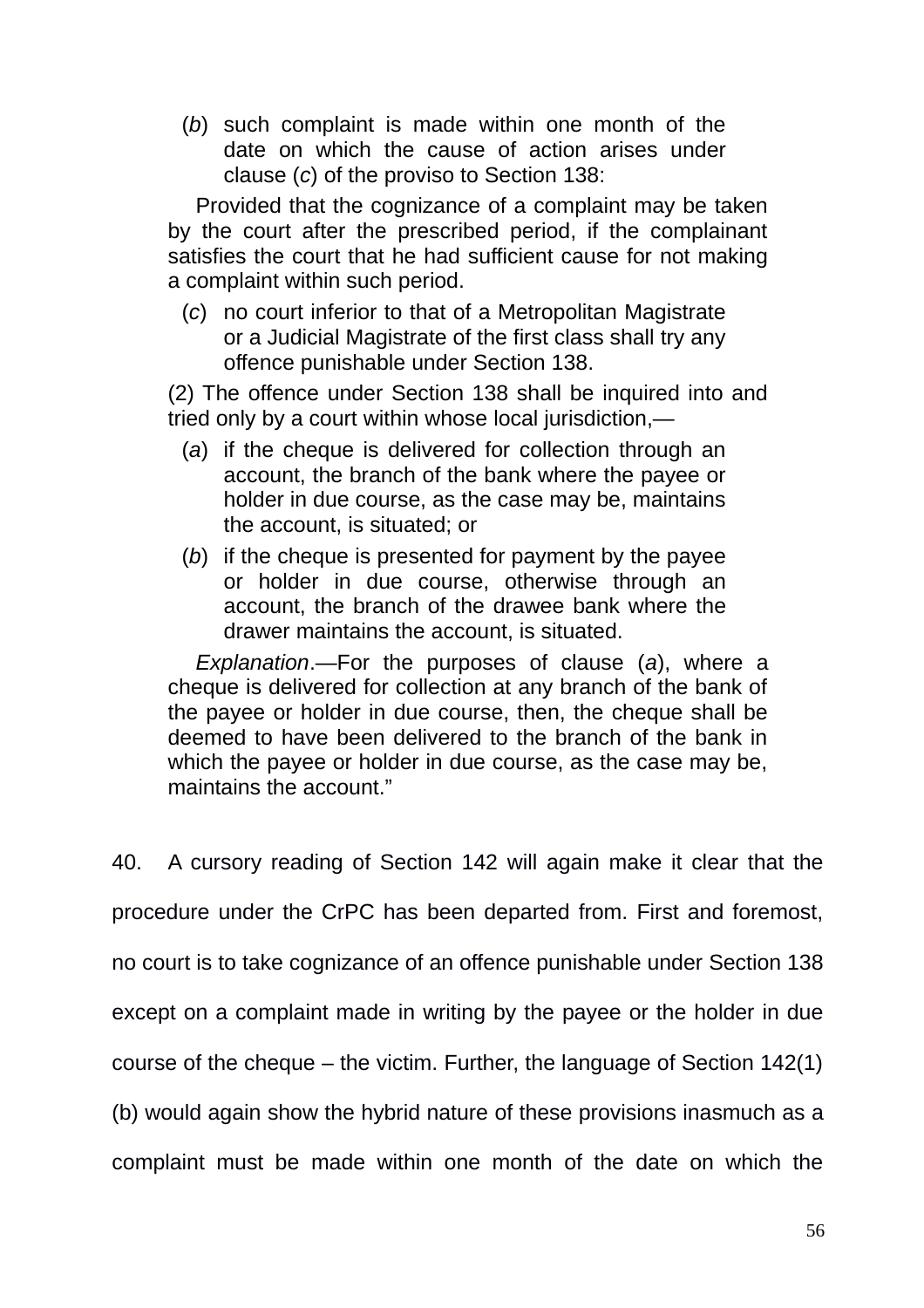(*b*) such complaint is made within one month of the date on which the cause of action arises under clause (*c*) of the proviso to Section 138:

Provided that the cognizance of a complaint may be taken by the court after the prescribed period, if the complainant satisfies the court that he had sufficient cause for not making a complaint within such period.

(*c*) no court inferior to that of a Metropolitan Magistrate or a Judicial Magistrate of the first class shall try any offence punishable under Section 138.

(2) The offence under Section 138 shall be inquired into and tried only by a court within whose local jurisdiction,—

(*a*) if the cheque is delivered for collection through an account, the branch of the bank where the payee or holder in due course, as the case may be, maintains the account, is situated; or

(*b*) if the cheque is presented for payment by the payee or holder in due course, otherwise through an account, the branch of the drawee bank where the drawer maintains the account, is situated.

*Explanation*.—For the purposes of clause (*a*), where a cheque is delivered for collection at any branch of the bank of the payee or holder in due course, then, the cheque shall be deemed to have been delivered to the branch of the bank in which the payee or holder in due course, as the case may be, maintains the account."

40. A cursory reading of Section 142 will again make it clear that the procedure under the CrPC has been departed from. First and foremost, no court is to take cognizance of an offence punishable under Section 138 except on a complaint made in writing by the payee or the holder in due course of the cheque – the victim. Further, the language of Section 142(1)(b) would again show the hybrid nature of these provisions inasmuch as a complaint must be made within one month of the date on which the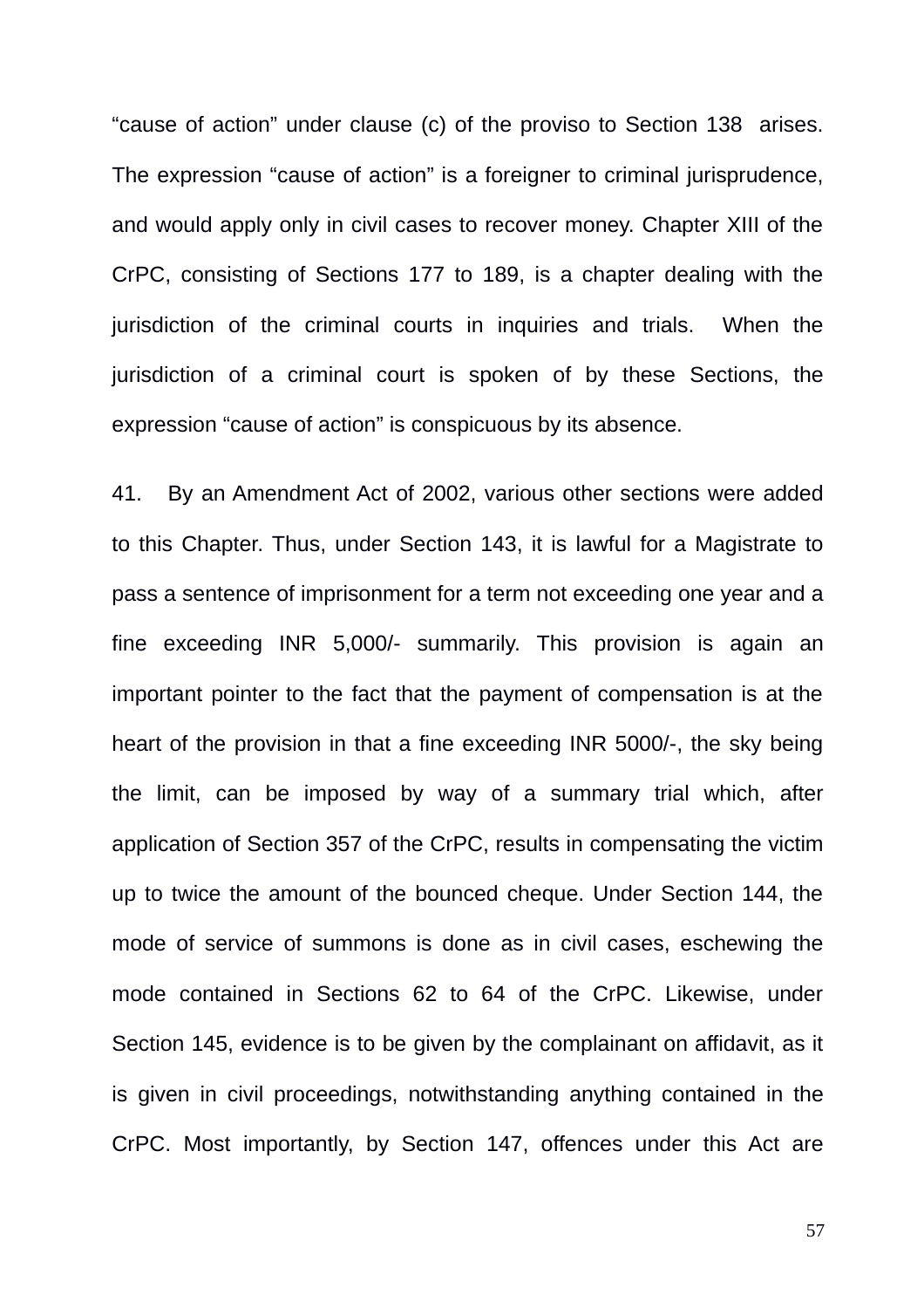"cause of action" under clause (c) of the proviso to Section 138 arises. The expression "cause of action" is a foreigner to criminal jurisprudence, and would apply only in civil cases to recover money. Chapter XIII of the CrPC, consisting of Sections 177 to 189, is a chapter dealing with the jurisdiction of the criminal courts in inquiries and trials. When the jurisdiction of a criminal court is spoken of by these Sections, the expression "cause of action" is conspicuous by its absence.

41. By an Amendment Act of 2002, various other sections were added to this Chapter. Thus, under Section 143, it is lawful for a Magistrate to pass a sentence of imprisonment for a term not exceeding one year and a fine exceeding INR 5,000/- summarily. This provision is again an important pointer to the fact that the payment of compensation is at the heart of the provision in that a fine exceeding INR 5000/-, the sky being the limit, can be imposed by way of a summary trial which, after application of Section 357 of the CrPC, results in compensating the victim up to twice the amount of the bounced cheque. Under Section 144, the mode of service of summons is done as in civil cases, eschewing the mode contained in Sections 62 to 64 of the CrPC. Likewise, under Section 145, evidence is to be given by the complainant on affidavit, as it is given in civil proceedings, notwithstanding anything contained in the CrPC. Most importantly, by Section 147, offences under this Act are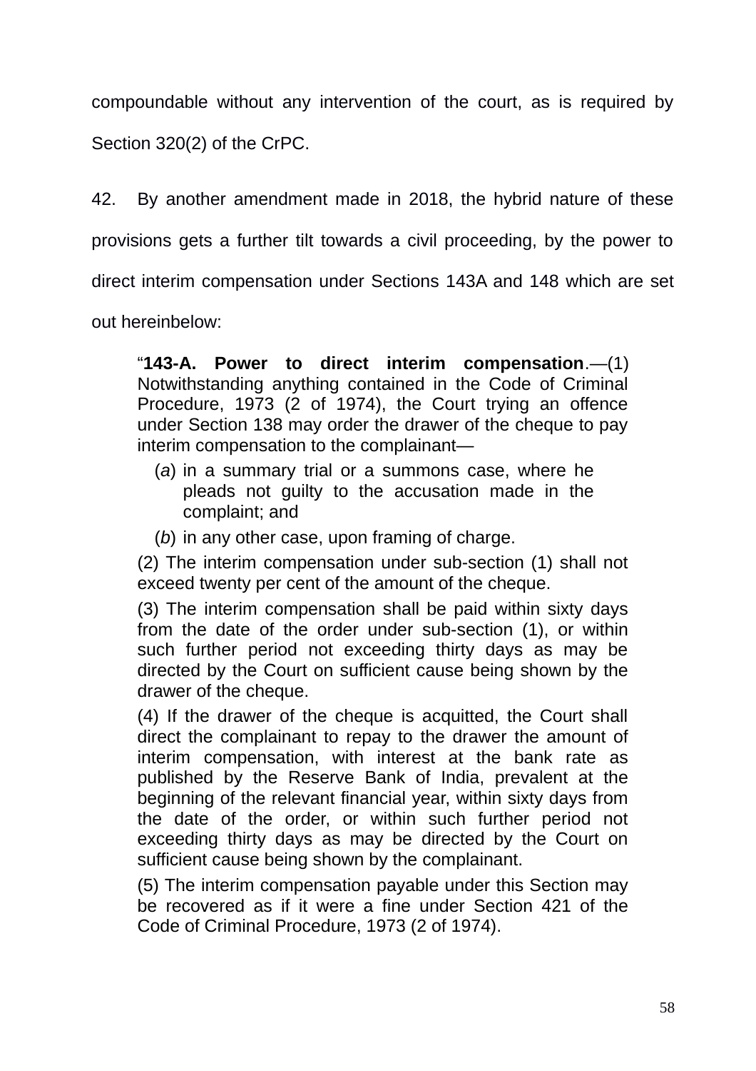compoundable without any intervention of the court, as is required by Section 320(2) of the CrPC.

42. By another amendment made in 2018, the hybrid nature of these provisions gets a further tilt towards a civil proceeding, by the power to direct interim compensation under Sections 143A and 148 which are set out hereinbelow:

> "**143-A. Power to direct interim compensation**.—(1) Notwithstanding anything contained in the Code of Criminal Procedure, 1973 (2 of 1974), the Court trying an offence under Section 138 may order the drawer of the cheque to pay interim compensation to the complainant—
>
> (*a*) in a summary trial or a summons case, where he pleads not guilty to the accusation made in the complaint; and
>
> (*b*) in any other case, upon framing of charge.
>
> (2) The interim compensation under sub-section (1) shall not exceed twenty per cent of the amount of the cheque.
>
> (3) The interim compensation shall be paid within sixty days from the date of the order under sub-section (1), or within such further period not exceeding thirty days as may be directed by the Court on sufficient cause being shown by the drawer of the cheque.
>
> (4) If the drawer of the cheque is acquitted, the Court shall direct the complainant to repay to the drawer the amount of interim compensation, with interest at the bank rate as published by the Reserve Bank of India, prevalent at the beginning of the relevant financial year, within sixty days from the date of the order, or within such further period not exceeding thirty days as may be directed by the Court on sufficient cause being shown by the complainant.
>
> (5) The interim compensation payable under this Section may be recovered as if it were a fine under Section 421 of the Code of Criminal Procedure, 1973 (2 of 1974).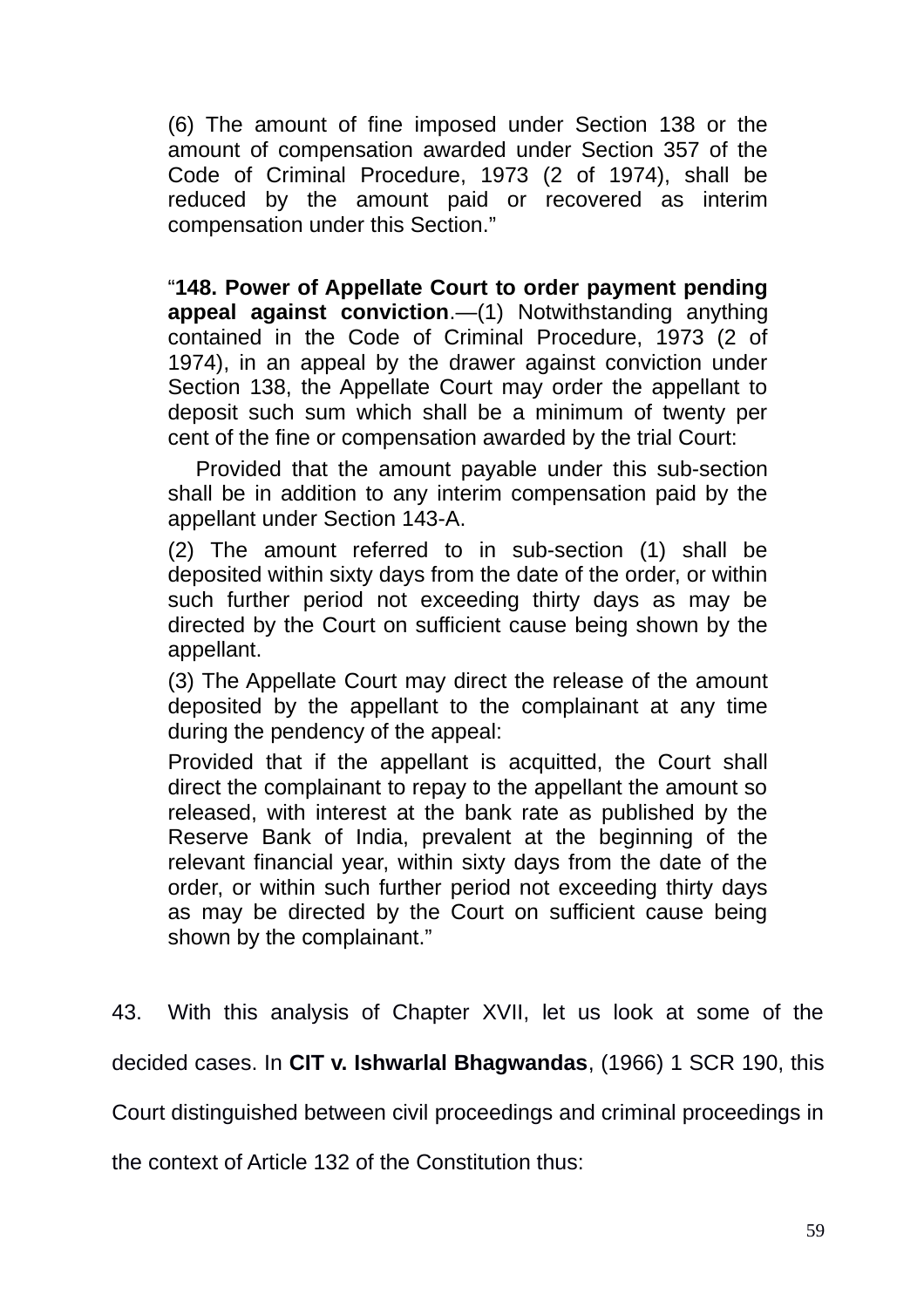> (6) The amount of fine imposed under Section 138 or the amount of compensation awarded under Section 357 of the Code of Criminal Procedure, 1973 (2 of 1974), shall be reduced by the amount paid or recovered as interim compensation under this Section."

> "**148. Power of Appellate Court to order payment pending appeal against conviction**.—(1) Notwithstanding anything contained in the Code of Criminal Procedure, 1973 (2 of 1974), in an appeal by the drawer against conviction under Section 138, the Appellate Court may order the appellant to deposit such sum which shall be a minimum of twenty per cent of the fine or compensation awarded by the trial Court:
>
> Provided that the amount payable under this sub-section shall be in addition to any interim compensation paid by the appellant under Section 143-A.
>
> (2) The amount referred to in sub-section (1) shall be deposited within sixty days from the date of the order, or within such further period not exceeding thirty days as may be directed by the Court on sufficient cause being shown by the appellant.
>
> (3) The Appellate Court may direct the release of the amount deposited by the appellant to the complainant at any time during the pendency of the appeal:
>
> Provided that if the appellant is acquitted, the Court shall direct the complainant to repay to the appellant the amount so released, with interest at the bank rate as published by the Reserve Bank of India, prevalent at the beginning of the relevant financial year, within sixty days from the date of the order, or within such further period not exceeding thirty days as may be directed by the Court on sufficient cause being shown by the complainant."

43. With this analysis of Chapter XVII, let us look at some of the decided cases. In **CIT v. Ishwarlal Bhagwandas**, (1966) 1 SCR 190, this Court distinguished between civil proceedings and criminal proceedings in the context of Article 132 of the Constitution thus: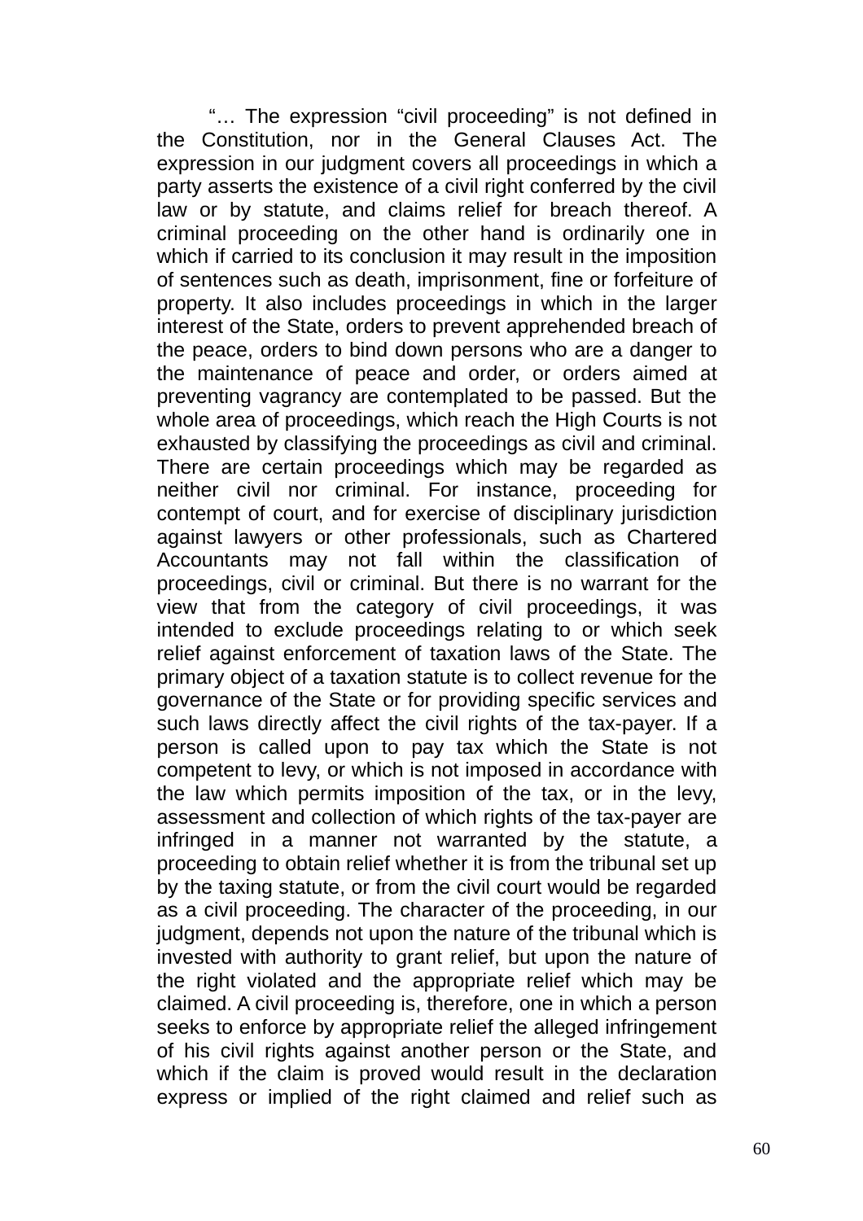"… The expression "civil proceeding" is not defined in the Constitution, nor in the General Clauses Act. The expression in our judgment covers all proceedings in which a party asserts the existence of a civil right conferred by the civil law or by statute, and claims relief for breach thereof. A criminal proceeding on the other hand is ordinarily one in which if carried to its conclusion it may result in the imposition of sentences such as death, imprisonment, fine or forfeiture of property. It also includes proceedings in which in the larger interest of the State, orders to prevent apprehended breach of the peace, orders to bind down persons who are a danger to the maintenance of peace and order, or orders aimed at preventing vagrancy are contemplated to be passed. But the whole area of proceedings, which reach the High Courts is not exhausted by classifying the proceedings as civil and criminal. There are certain proceedings which may be regarded as neither civil nor criminal. For instance, proceeding for contempt of court, and for exercise of disciplinary jurisdiction against lawyers or other professionals, such as Chartered Accountants may not fall within the classification of proceedings, civil or criminal. But there is no warrant for the view that from the category of civil proceedings, it was intended to exclude proceedings relating to or which seek relief against enforcement of taxation laws of the State. The primary object of a taxation statute is to collect revenue for the governance of the State or for providing specific services and such laws directly affect the civil rights of the tax-payer. If a person is called upon to pay tax which the State is not competent to levy, or which is not imposed in accordance with the law which permits imposition of the tax, or in the levy, assessment and collection of which rights of the tax-payer are infringed in a manner not warranted by the statute, a proceeding to obtain relief whether it is from the tribunal set up by the taxing statute, or from the civil court would be regarded as a civil proceeding. The character of the proceeding, in our judgment, depends not upon the nature of the tribunal which is invested with authority to grant relief, but upon the nature of the right violated and the appropriate relief which may be claimed. A civil proceeding is, therefore, one in which a person seeks to enforce by appropriate relief the alleged infringement of his civil rights against another person or the State, and which if the claim is proved would result in the declaration express or implied of the right claimed and relief such as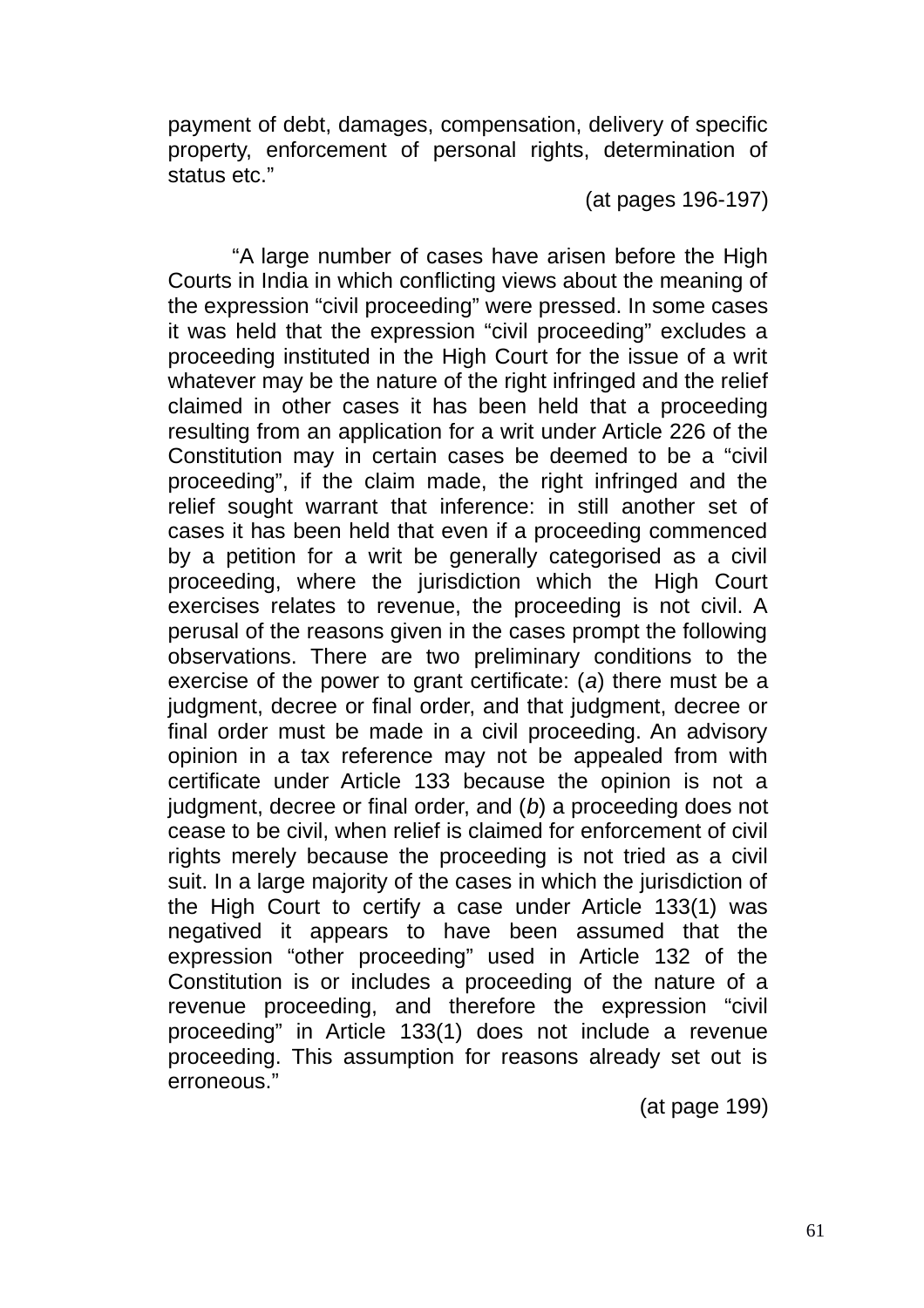payment of debt, damages, compensation, delivery of specific property, enforcement of personal rights, determination of status etc."

(at pages 196-197)

"A large number of cases have arisen before the High Courts in India in which conflicting views about the meaning of the expression "civil proceeding" were pressed. In some cases it was held that the expression "civil proceeding" excludes a proceeding instituted in the High Court for the issue of a writ whatever may be the nature of the right infringed and the relief claimed in other cases it has been held that a proceeding resulting from an application for a writ under Article 226 of the Constitution may in certain cases be deemed to be a "civil proceeding", if the claim made, the right infringed and the relief sought warrant that inference: in still another set of cases it has been held that even if a proceeding commenced by a petition for a writ be generally categorised as a civil proceeding, where the jurisdiction which the High Court exercises relates to revenue, the proceeding is not civil. A perusal of the reasons given in the cases prompt the following observations. There are two preliminary conditions to the exercise of the power to grant certificate: (*a*) there must be a judgment, decree or final order, and that judgment, decree or final order must be made in a civil proceeding. An advisory opinion in a tax reference may not be appealed from with certificate under Article 133 because the opinion is not a judgment, decree or final order, and (*b*) a proceeding does not cease to be civil, when relief is claimed for enforcement of civil rights merely because the proceeding is not tried as a civil suit. In a large majority of the cases in which the jurisdiction of the High Court to certify a case under Article 133(1) was negatived it appears to have been assumed that the expression "other proceeding" used in Article 132 of the Constitution is or includes a proceeding of the nature of a revenue proceeding, and therefore the expression "civil proceeding" in Article 133(1) does not include a revenue proceeding. This assumption for reasons already set out is erroneous."

(at page 199)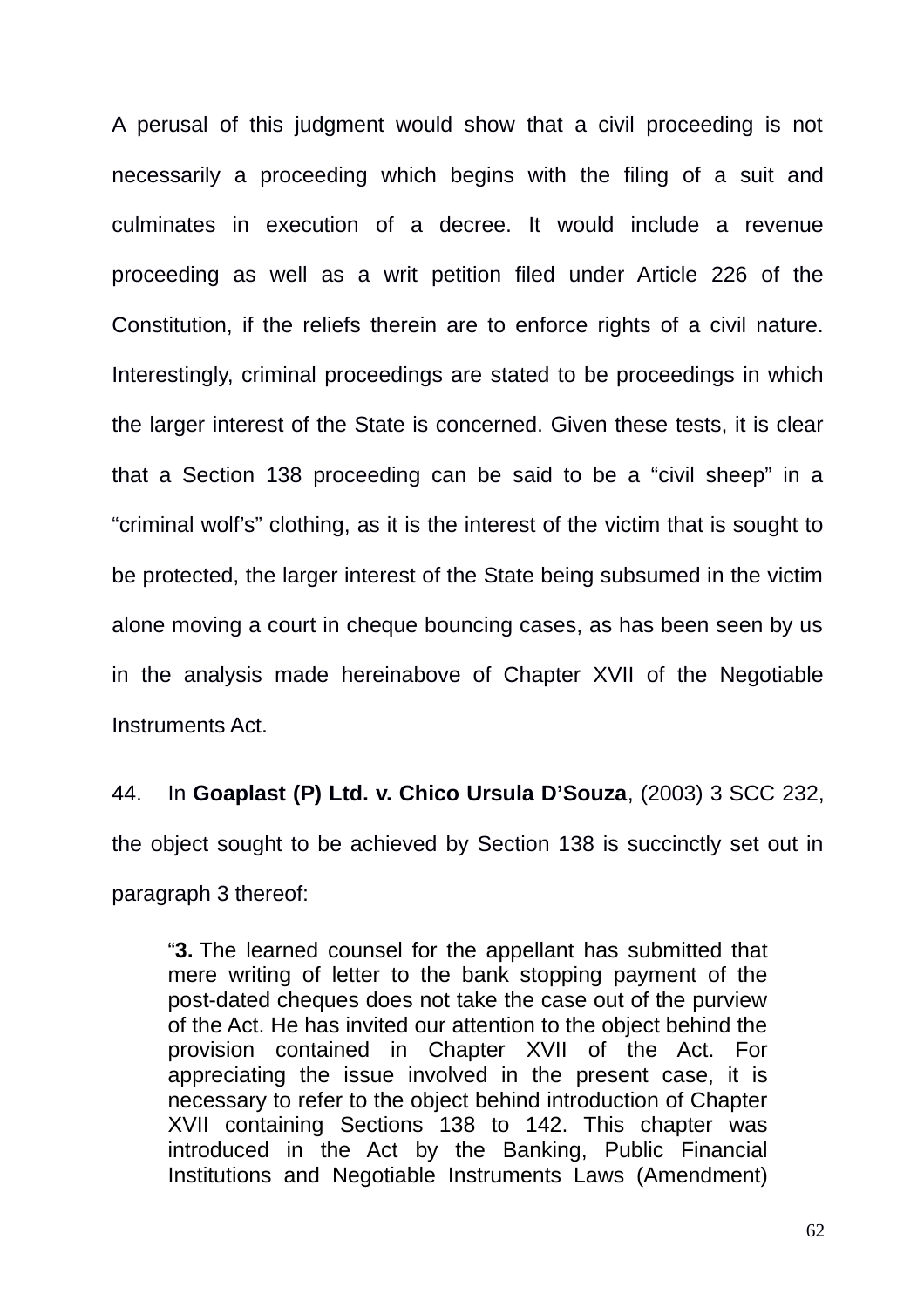A perusal of this judgment would show that a civil proceeding is not necessarily a proceeding which begins with the filing of a suit and culminates in execution of a decree. It would include a revenue proceeding as well as a writ petition filed under Article 226 of the Constitution, if the reliefs therein are to enforce rights of a civil nature. Interestingly, criminal proceedings are stated to be proceedings in which the larger interest of the State is concerned. Given these tests, it is clear that a Section 138 proceeding can be said to be a "civil sheep" in a "criminal wolf's" clothing, as it is the interest of the victim that is sought to be protected, the larger interest of the State being subsumed in the victim alone moving a court in cheque bouncing cases, as has been seen by us in the analysis made hereinabove of Chapter XVII of the Negotiable Instruments Act.

44. In **Goaplast (P) Ltd. v. Chico Ursula D'Souza**, (2003) 3 SCC 232, the object sought to be achieved by Section 138 is succinctly set out in paragraph 3 thereof:

> "**3.** The learned counsel for the appellant has submitted that mere writing of letter to the bank stopping payment of the post-dated cheques does not take the case out of the purview of the Act. He has invited our attention to the object behind the provision contained in Chapter XVII of the Act. For appreciating the issue involved in the present case, it is necessary to refer to the object behind introduction of Chapter XVII containing Sections 138 to 142. This chapter was introduced in the Act by the Banking, Public Financial Institutions and Negotiable Instruments Laws (Amendment)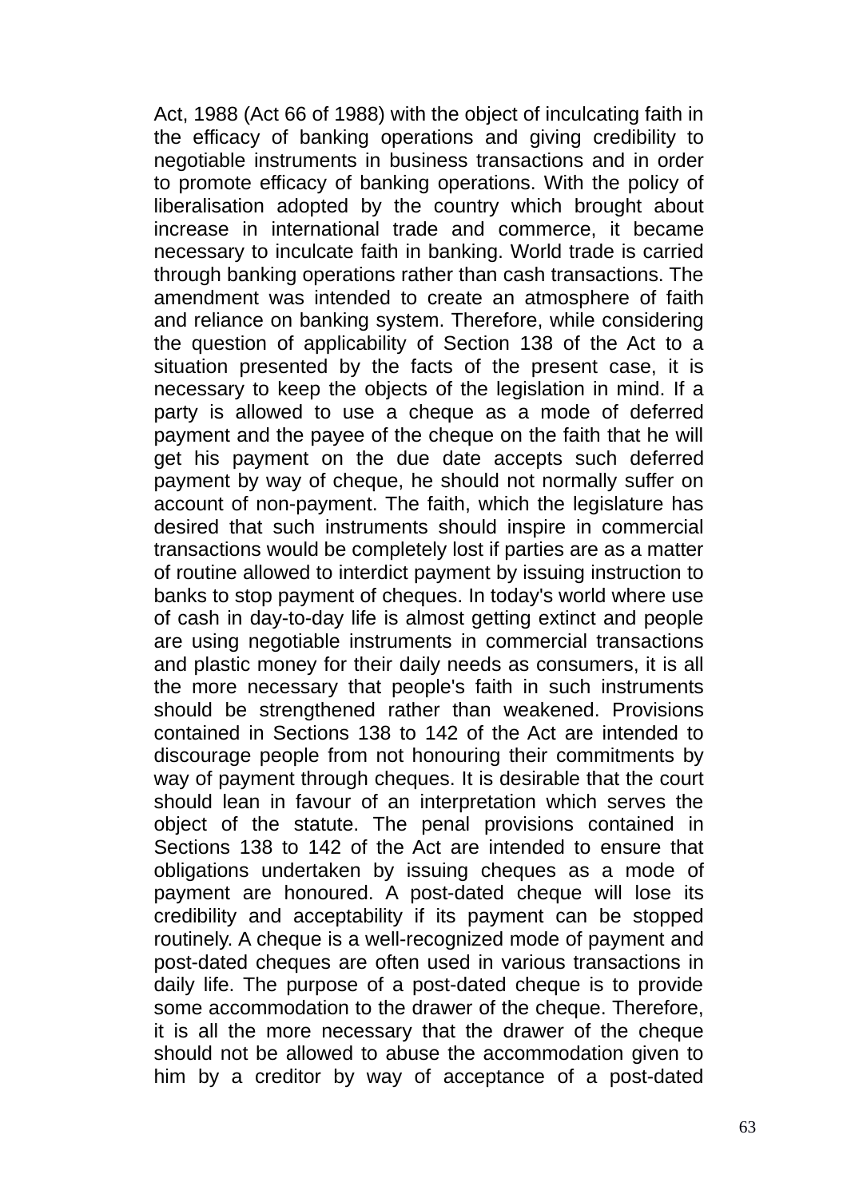Act, 1988 (Act 66 of 1988) with the object of inculcating faith in the efficacy of banking operations and giving credibility to negotiable instruments in business transactions and in order to promote efficacy of banking operations. With the policy of liberalisation adopted by the country which brought about increase in international trade and commerce, it became necessary to inculcate faith in banking. World trade is carried through banking operations rather than cash transactions. The amendment was intended to create an atmosphere of faith and reliance on banking system. Therefore, while considering the question of applicability of Section 138 of the Act to a situation presented by the facts of the present case, it is necessary to keep the objects of the legislation in mind. If a party is allowed to use a cheque as a mode of deferred payment and the payee of the cheque on the faith that he will get his payment on the due date accepts such deferred payment by way of cheque, he should not normally suffer on account of non-payment. The faith, which the legislature has desired that such instruments should inspire in commercial transactions would be completely lost if parties are as a matter of routine allowed to interdict payment by issuing instruction to banks to stop payment of cheques. In today's world where use of cash in day-to-day life is almost getting extinct and people are using negotiable instruments in commercial transactions and plastic money for their daily needs as consumers, it is all the more necessary that people's faith in such instruments should be strengthened rather than weakened. Provisions contained in Sections 138 to 142 of the Act are intended to discourage people from not honouring their commitments by way of payment through cheques. It is desirable that the court should lean in favour of an interpretation which serves the object of the statute. The penal provisions contained in Sections 138 to 142 of the Act are intended to ensure that obligations undertaken by issuing cheques as a mode of payment are honoured. A post-dated cheque will lose its credibility and acceptability if its payment can be stopped routinely. A cheque is a well-recognized mode of payment and post-dated cheques are often used in various transactions in daily life. The purpose of a post-dated cheque is to provide some accommodation to the drawer of the cheque. Therefore, it is all the more necessary that the drawer of the cheque should not be allowed to abuse the accommodation given to him by a creditor by way of acceptance of a post-dated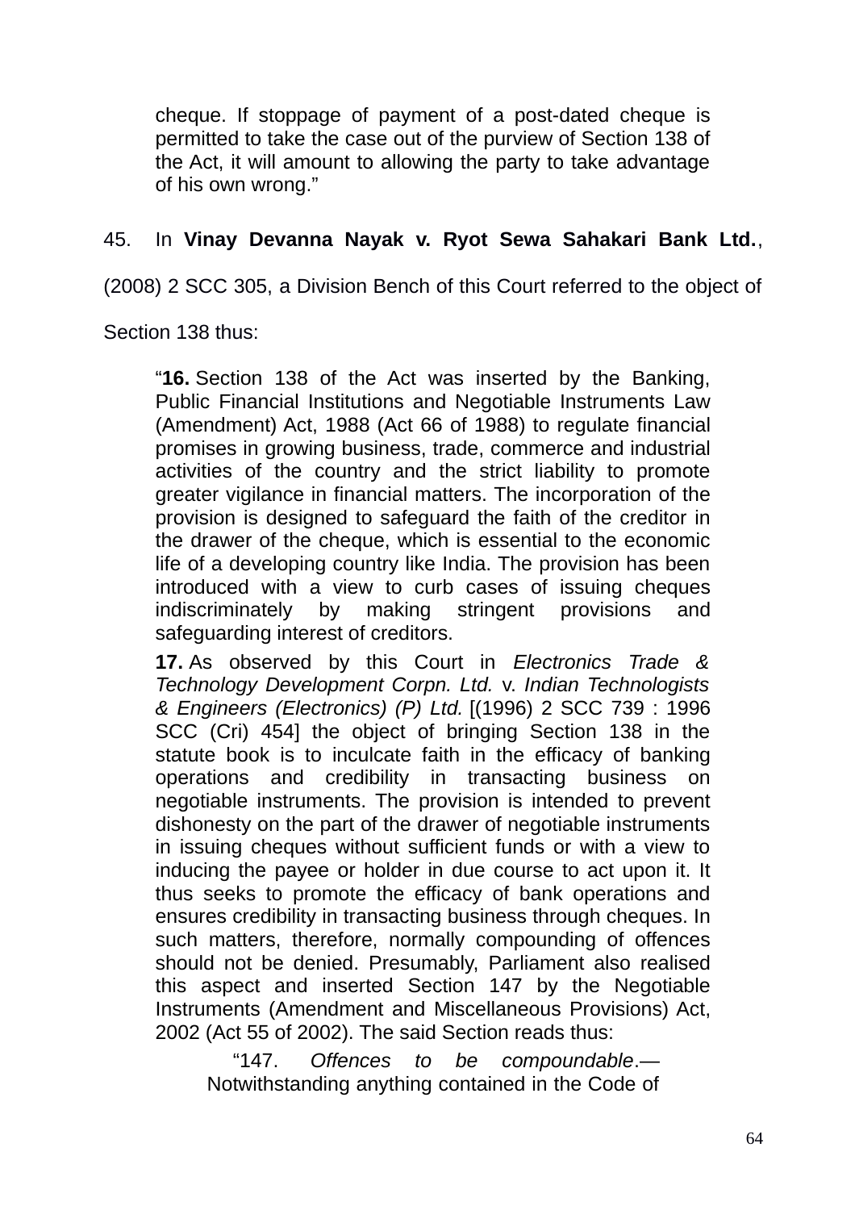> cheque. If stoppage of payment of a post-dated cheque is permitted to take the case out of the purview of Section 138 of the Act, it will amount to allowing the party to take advantage of his own wrong."

45. In **Vinay Devanna Nayak v. Ryot Sewa Sahakari Bank Ltd.**, (2008) 2 SCC 305, a Division Bench of this Court referred to the object of Section 138 thus:

> "**16.** Section 138 of the Act was inserted by the Banking, Public Financial Institutions and Negotiable Instruments Law (Amendment) Act, 1988 (Act 66 of 1988) to regulate financial promises in growing business, trade, commerce and industrial activities of the country and the strict liability to promote greater vigilance in financial matters. The incorporation of the provision is designed to safeguard the faith of the creditor in the drawer of the cheque, which is essential to the economic life of a developing country like India. The provision has been introduced with a view to curb cases of issuing cheques indiscriminately by making stringent provisions and safeguarding interest of creditors.
>
> **17.** As observed by this Court in *Electronics Trade & Technology Development Corpn. Ltd.* v. *Indian Technologists & Engineers (Electronics) (P) Ltd.* [(1996) 2 SCC 739 : 1996 SCC (Cri) 454] the object of bringing Section 138 in the statute book is to inculcate faith in the efficacy of banking operations and credibility in transacting business on negotiable instruments. The provision is intended to prevent dishonesty on the part of the drawer of negotiable instruments in issuing cheques without sufficient funds or with a view to inducing the payee or holder in due course to act upon it. It thus seeks to promote the efficacy of bank operations and ensures credibility in transacting business through cheques. In such matters, therefore, normally compounding of offences should not be denied. Presumably, Parliament also realised this aspect and inserted Section 147 by the Negotiable Instruments (Amendment and Miscellaneous Provisions) Act, 2002 (Act 55 of 2002). The said Section reads thus:
>
> > "147. *Offences to be compoundable*.—Notwithstanding anything contained in the Code of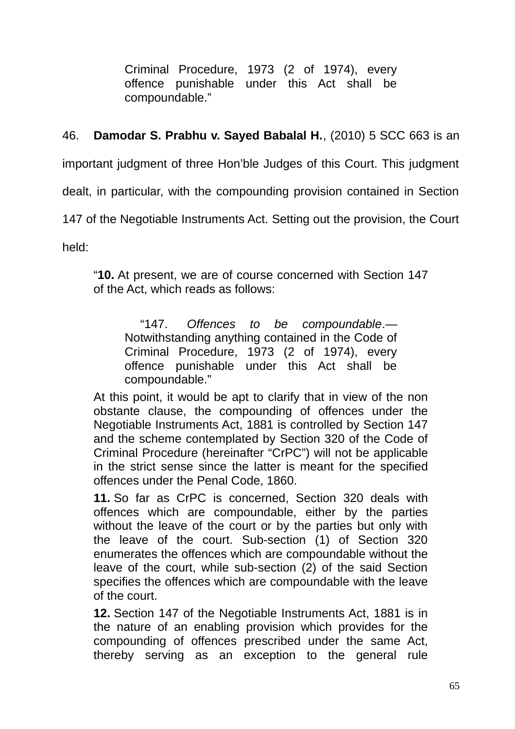> Criminal Procedure, 1973 (2 of 1974), every offence punishable under this Act shall be compoundable."

46. **Damodar S. Prabhu v. Sayed Babalal H.**, (2010) 5 SCC 663 is an important judgment of three Hon'ble Judges of this Court. This judgment dealt, in particular, with the compounding provision contained in Section 147 of the Negotiable Instruments Act. Setting out the provision, the Court held:

> "**10.** At present, we are of course concerned with Section 147 of the Act, which reads as follows:
>
> > "147. *Offences to be compoundable*.—Notwithstanding anything contained in the Code of Criminal Procedure, 1973 (2 of 1974), every offence punishable under this Act shall be compoundable."
>
> At this point, it would be apt to clarify that in view of the non obstante clause, the compounding of offences under the Negotiable Instruments Act, 1881 is controlled by Section 147 and the scheme contemplated by Section 320 of the Code of Criminal Procedure (hereinafter "CrPC") will not be applicable in the strict sense since the latter is meant for the specified offences under the Penal Code, 1860.
>
> **11.** So far as CrPC is concerned, Section 320 deals with offences which are compoundable, either by the parties without the leave of the court or by the parties but only with the leave of the court. Sub-section (1) of Section 320 enumerates the offences which are compoundable without the leave of the court, while sub-section (2) of the said Section specifies the offences which are compoundable with the leave of the court.
>
> **12.** Section 147 of the Negotiable Instruments Act, 1881 is in the nature of an enabling provision which provides for the compounding of offences prescribed under the same Act, thereby serving as an exception to the general rule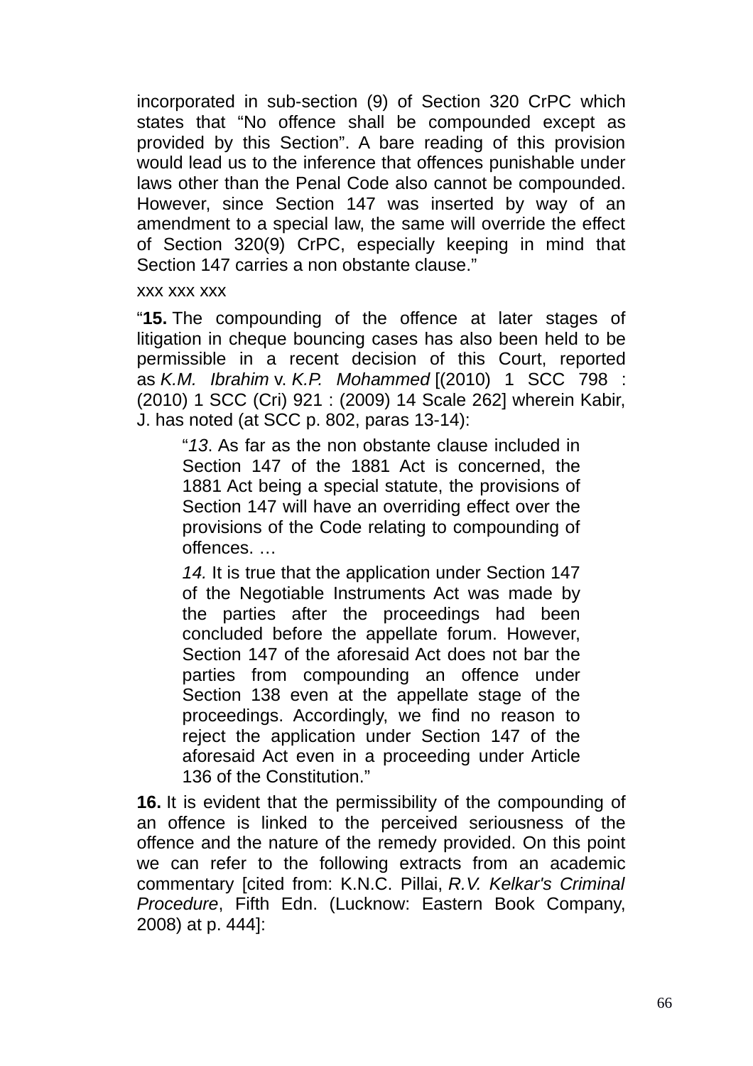incorporated in sub-section (9) of Section 320 CrPC which states that "No offence shall be compounded except as provided by this Section". A bare reading of this provision would lead us to the inference that offences punishable under laws other than the Penal Code also cannot be compounded. However, since Section 147 was inserted by way of an amendment to a special law, the same will override the effect of Section 320(9) CrPC, especially keeping in mind that Section 147 carries a non obstante clause."

xxx xxx xxx

"**15.** The compounding of the offence at later stages of litigation in cheque bouncing cases has also been held to be permissible in a recent decision of this Court, reported as *K.M. Ibrahim* v. *K.P. Mohammed* [(2010) 1 SCC 798 : (2010) 1 SCC (Cri) 921 : (2009) 14 Scale 262] wherein Kabir, J. has noted (at SCC p. 802, paras 13-14):

> "*13*. As far as the non obstante clause included in Section 147 of the 1881 Act is concerned, the 1881 Act being a special statute, the provisions of Section 147 will have an overriding effect over the provisions of the Code relating to compounding of offences. …
>
> *14.* It is true that the application under Section 147 of the Negotiable Instruments Act was made by the parties after the proceedings had been concluded before the appellate forum. However, Section 147 of the aforesaid Act does not bar the parties from compounding an offence under Section 138 even at the appellate stage of the proceedings. Accordingly, we find no reason to reject the application under Section 147 of the aforesaid Act even in a proceeding under Article 136 of the Constitution."

**16.** It is evident that the permissibility of the compounding of an offence is linked to the perceived seriousness of the offence and the nature of the remedy provided. On this point we can refer to the following extracts from an academic commentary [cited from: K.N.C. Pillai, *R.V. Kelkar's Criminal Procedure*, Fifth Edn. (Lucknow: Eastern Book Company, 2008) at p. 444]: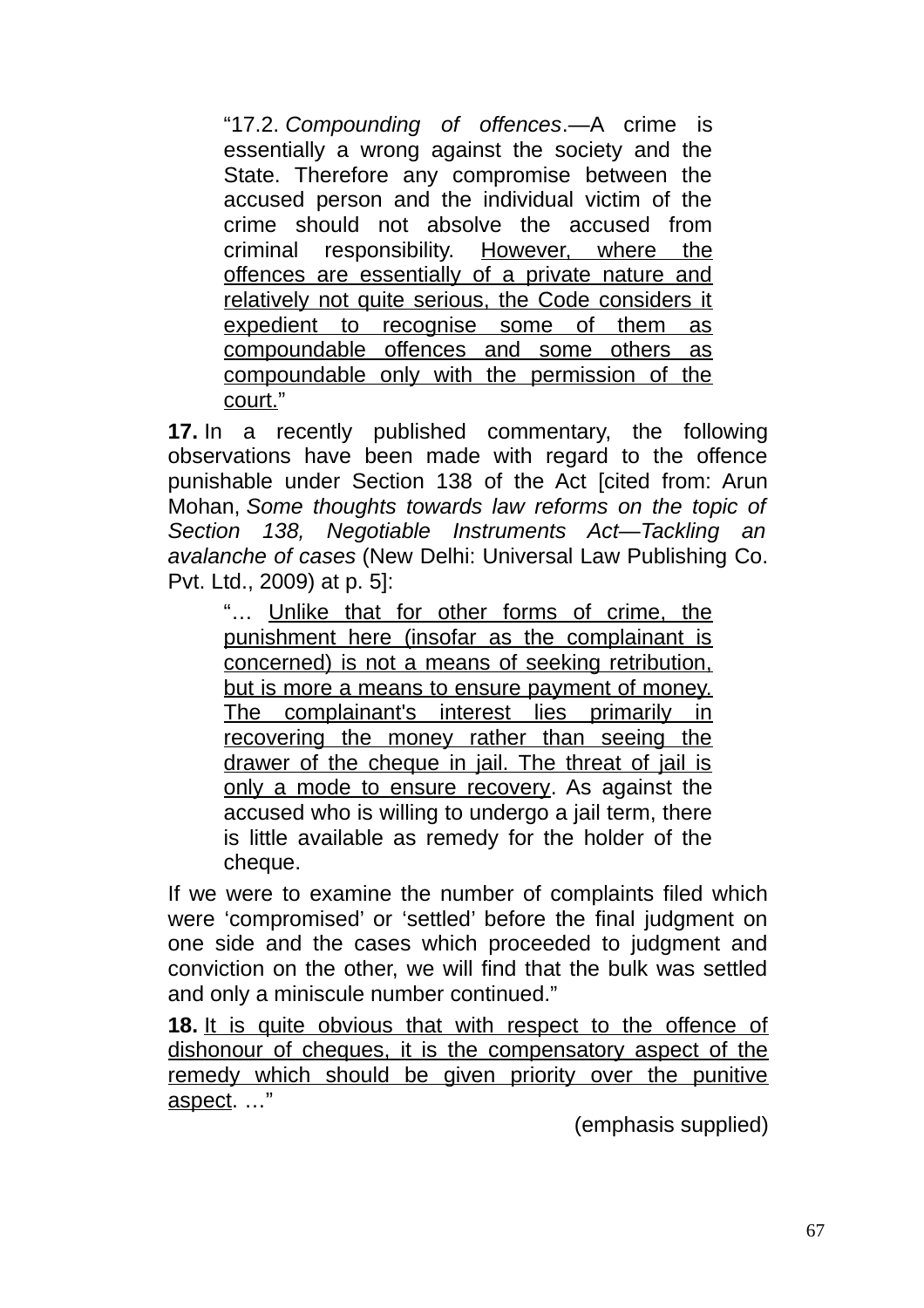> "17.2. *Compounding of offences*.—A crime is essentially a wrong against the society and the State. Therefore any compromise between the accused person and the individual victim of the crime should not absolve the accused from criminal responsibility. <u>However, where the offences are essentially of a private nature and relatively not quite serious, the Code considers it expedient to recognise some of them as compoundable offences and some others as compoundable only with the permission of the court.</u>"

**17.** In a recently published commentary, the following observations have been made with regard to the offence punishable under Section 138 of the Act [cited from: Arun Mohan, *Some thoughts towards law reforms on the topic of Section 138, Negotiable Instruments Act—Tackling an avalanche of cases* (New Delhi: Universal Law Publishing Co. Pvt. Ltd., 2009) at p. 5]:

> "… <u>Unlike that for other forms of crime, the punishment here (insofar as the complainant is concerned) is not a means of seeking retribution, but is more a means to ensure payment of money. The complainant's interest lies primarily in recovering the money rather than seeing the drawer of the cheque in jail. The threat of jail is only a mode to ensure recovery</u>. As against the accused who is willing to undergo a jail term, there is little available as remedy for the holder of the cheque.

If we were to examine the number of complaints filed which were 'compromised' or 'settled' before the final judgment on one side and the cases which proceeded to judgment and conviction on the other, we will find that the bulk was settled and only a miniscule number continued."

**18.** <u>It is quite obvious that with respect to the offence of dishonour of cheques, it is the compensatory aspect of the remedy which should be given priority over the punitive aspect</u>. …"

(emphasis supplied)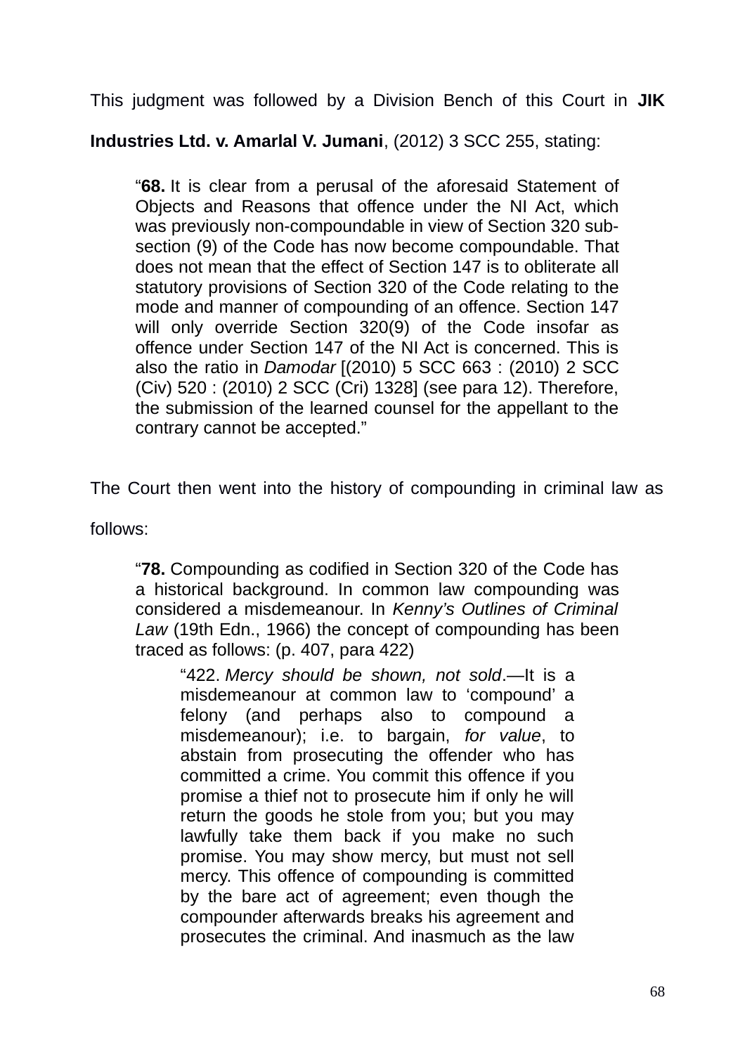This judgment was followed by a Division Bench of this Court in **JIK Industries Ltd. v. Amarlal V. Jumani**, (2012) 3 SCC 255, stating:

> "**68.** It is clear from a perusal of the aforesaid Statement of Objects and Reasons that offence under the NI Act, which was previously non-compoundable in view of Section 320 sub-section (9) of the Code has now become compoundable. That does not mean that the effect of Section 147 is to obliterate all statutory provisions of Section 320 of the Code relating to the mode and manner of compounding of an offence. Section 147 will only override Section 320(9) of the Code insofar as offence under Section 147 of the NI Act is concerned. This is also the ratio in *Damodar* [(2010) 5 SCC 663 : (2010) 2 SCC (Civ) 520 : (2010) 2 SCC (Cri) 1328] (see para 12). Therefore, the submission of the learned counsel for the appellant to the contrary cannot be accepted."

The Court then went into the history of compounding in criminal law as follows:

> "**78.** Compounding as codified in Section 320 of the Code has a historical background. In common law compounding was considered a misdemeanour. In *Kenny's Outlines of Criminal Law* (19th Edn., 1966) the concept of compounding has been traced as follows: (p. 407, para 422)
>
> > "422. *Mercy should be shown, not sold*.—It is a misdemeanour at common law to 'compound' a felony (and perhaps also to compound a misdemeanour); i.e. to bargain, *for value*, to abstain from prosecuting the offender who has committed a crime. You commit this offence if you promise a thief not to prosecute him if only he will return the goods he stole from you; but you may lawfully take them back if you make no such promise. You may show mercy, but must not sell mercy. This offence of compounding is committed by the bare act of agreement; even though the compounder afterwards breaks his agreement and prosecutes the criminal. And inasmuch as the law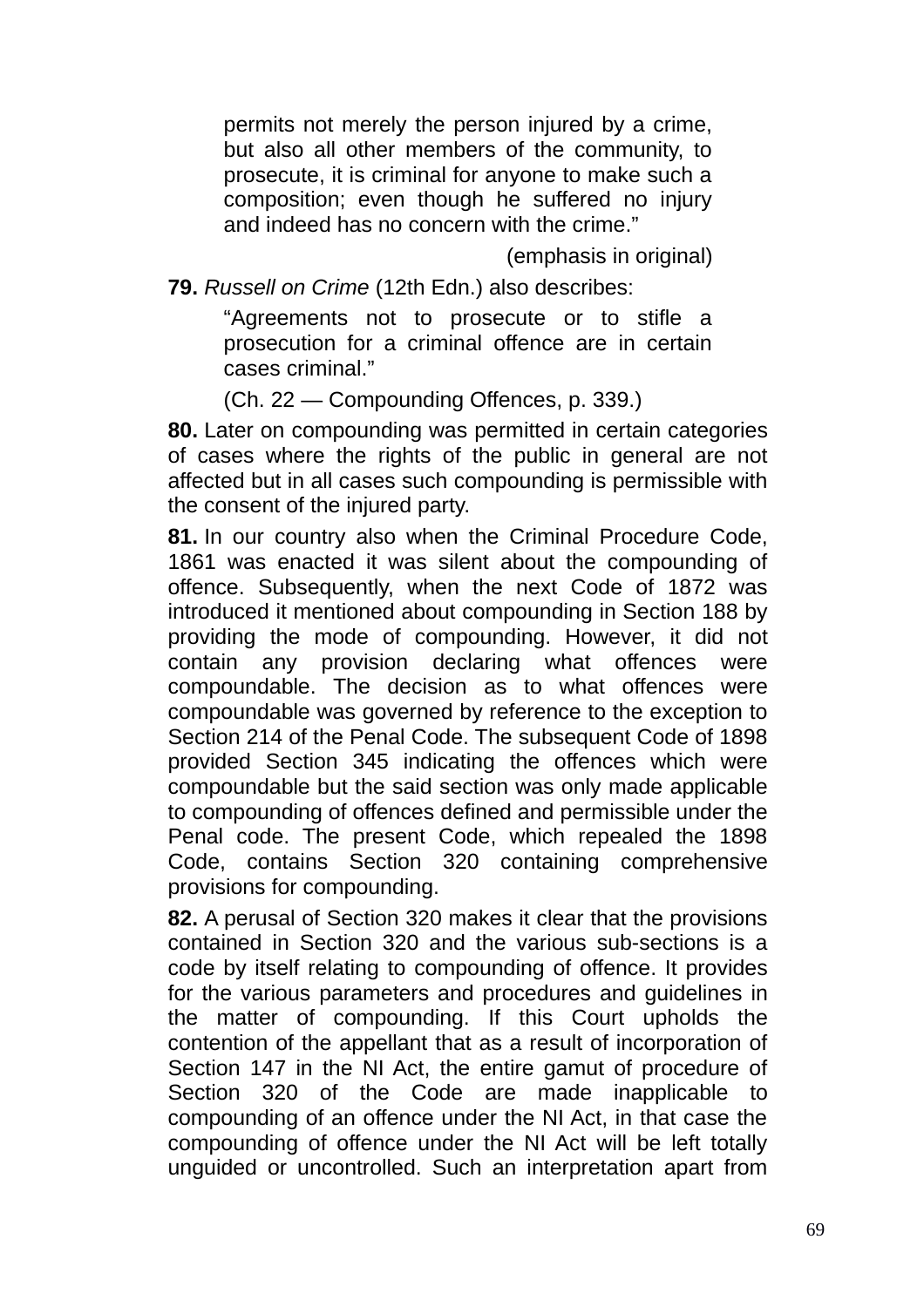> permits not merely the person injured by a crime, but also all other members of the community, to prosecute, it is criminal for anyone to make such a composition; even though he suffered no injury and indeed has no concern with the crime."
>
> (emphasis in original)

**79.** *Russell on Crime* (12th Edn.) also describes:

> "Agreements not to prosecute or to stifle a prosecution for a criminal offence are in certain cases criminal."
>
> (Ch. 22 — Compounding Offences, p. 339.)

**80.** Later on compounding was permitted in certain categories of cases where the rights of the public in general are not affected but in all cases such compounding is permissible with the consent of the injured party.

**81.** In our country also when the Criminal Procedure Code, 1861 was enacted it was silent about the compounding of offence. Subsequently, when the next Code of 1872 was introduced it mentioned about compounding in Section 188 by providing the mode of compounding. However, it did not contain any provision declaring what offences were compoundable. The decision as to what offences were compoundable was governed by reference to the exception to Section 214 of the Penal Code. The subsequent Code of 1898 provided Section 345 indicating the offences which were compoundable but the said section was only made applicable to compounding of offences defined and permissible under the Penal code. The present Code, which repealed the 1898 Code, contains Section 320 containing comprehensive provisions for compounding.

**82.** A perusal of Section 320 makes it clear that the provisions contained in Section 320 and the various sub-sections is a code by itself relating to compounding of offence. It provides for the various parameters and procedures and guidelines in the matter of compounding. If this Court upholds the contention of the appellant that as a result of incorporation of Section 147 in the NI Act, the entire gamut of procedure of Section 320 of the Code are made inapplicable to compounding of an offence under the NI Act, in that case the compounding of offence under the NI Act will be left totally unguided or uncontrolled. Such an interpretation apart from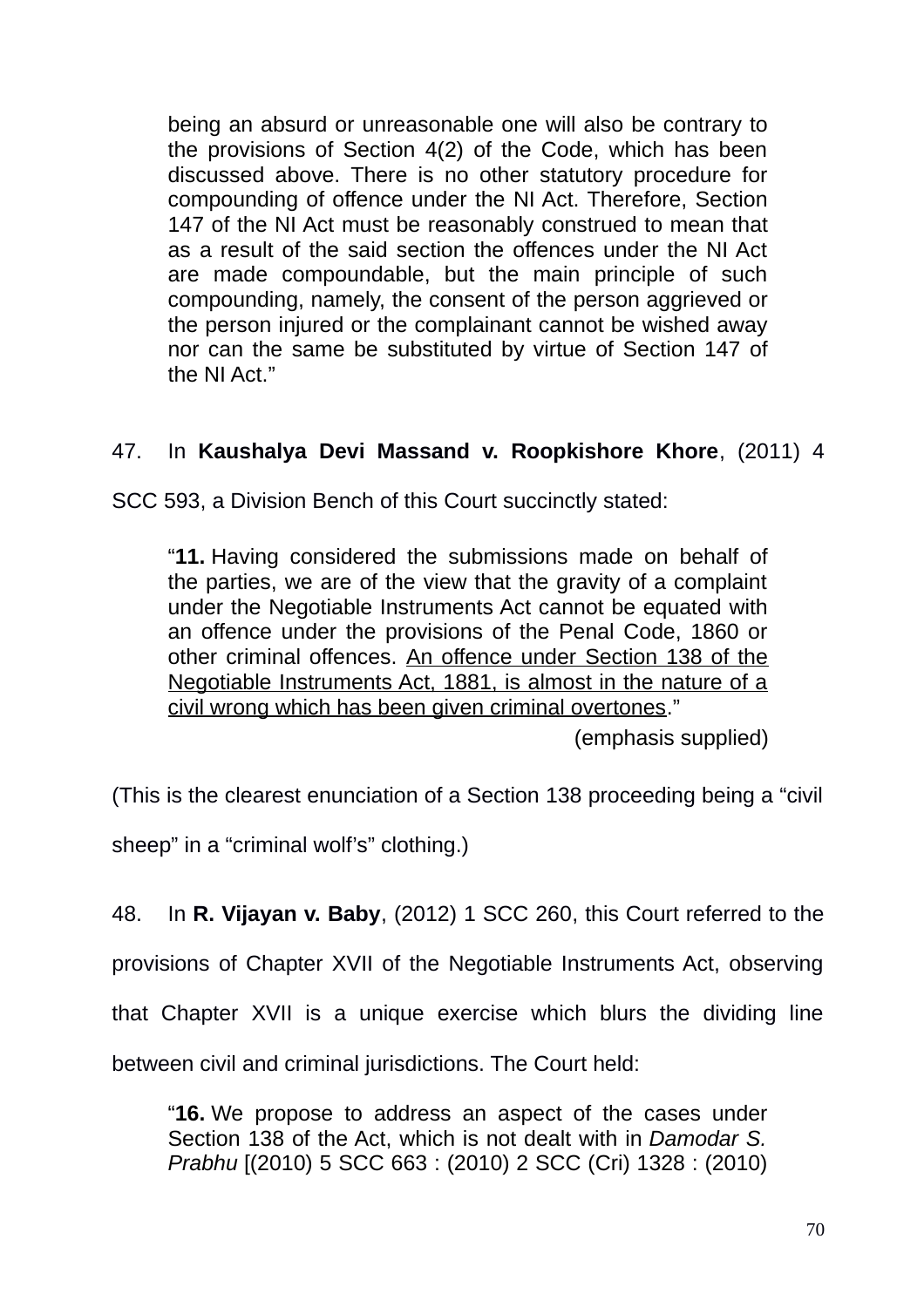> being an absurd or unreasonable one will also be contrary to the provisions of Section 4(2) of the Code, which has been discussed above. There is no other statutory procedure for compounding of offence under the NI Act. Therefore, Section 147 of the NI Act must be reasonably construed to mean that as a result of the said section the offences under the NI Act are made compoundable, but the main principle of such compounding, namely, the consent of the person aggrieved or the person injured or the complainant cannot be wished away nor can the same be substituted by virtue of Section 147 of the NI Act."

47. In **Kaushalya Devi Massand v. Roopkishore Khore**, (2011) 4 SCC 593, a Division Bench of this Court succinctly stated:

> "**11.** Having considered the submissions made on behalf of the parties, we are of the view that the gravity of a complaint under the Negotiable Instruments Act cannot be equated with an offence under the provisions of the Penal Code, 1860 or other criminal offences. <u>An offence under Section 138 of the Negotiable Instruments Act, 1881, is almost in the nature of a civil wrong which has been given criminal overtones</u>."
>
> (emphasis supplied)

(This is the clearest enunciation of a Section 138 proceeding being a "civil sheep" in a "criminal wolf's" clothing.)

48. In **R. Vijayan v. Baby**, (2012) 1 SCC 260, this Court referred to the provisions of Chapter XVII of the Negotiable Instruments Act, observing that Chapter XVII is a unique exercise which blurs the dividing line between civil and criminal jurisdictions. The Court held:

> "**16.** We propose to address an aspect of the cases under Section 138 of the Act, which is not dealt with in *Damodar S. Prabhu* [(2010) 5 SCC 663 : (2010) 2 SCC (Cri) 1328 : (2010)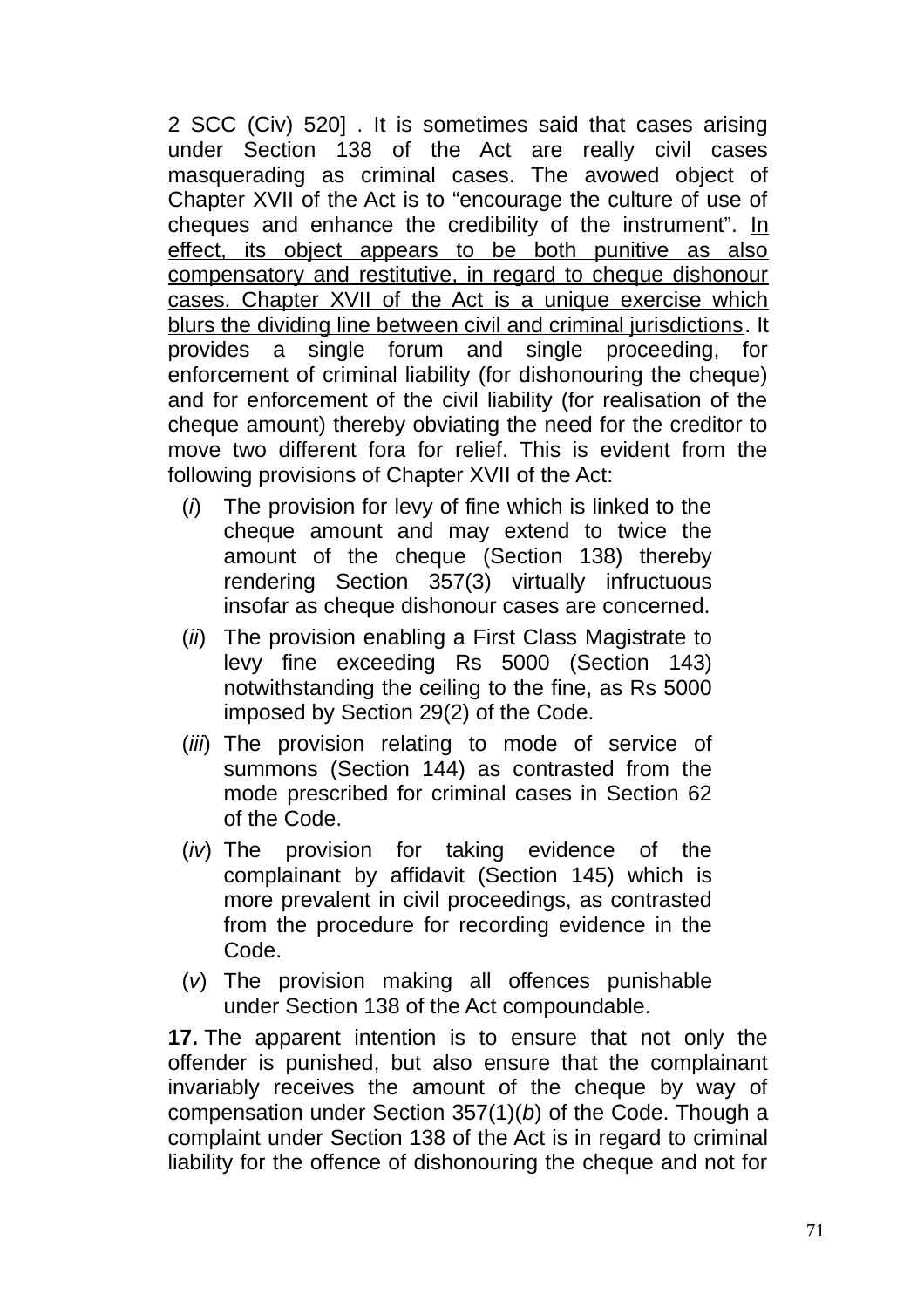2 SCC (Civ) 520] . It is sometimes said that cases arising under Section 138 of the Act are really civil cases masquerading as criminal cases. The avowed object of Chapter XVII of the Act is to "encourage the culture of use of cheques and enhance the credibility of the instrument". <u>In effect, its object appears to be both punitive as also compensatory and restitutive, in regard to cheque dishonour cases. Chapter XVII of the Act is a unique exercise which blurs the dividing line between civil and criminal jurisdictions</u>. It provides a single forum and single proceeding, for enforcement of criminal liability (for dishonouring the cheque) and for enforcement of the civil liability (for realisation of the cheque amount) thereby obviating the need for the creditor to move two different fora for relief. This is evident from the following provisions of Chapter XVII of the Act:

(*i*) The provision for levy of fine which is linked to the cheque amount and may extend to twice the amount of the cheque (Section 138) thereby rendering Section 357(3) virtually infructuous insofar as cheque dishonour cases are concerned.

(*ii*) The provision enabling a First Class Magistrate to levy fine exceeding Rs 5000 (Section 143) notwithstanding the ceiling to the fine, as Rs 5000 imposed by Section 29(2) of the Code.

(*iii*) The provision relating to mode of service of summons (Section 144) as contrasted from the mode prescribed for criminal cases in Section 62 of the Code.

(*iv*) The provision for taking evidence of the complainant by affidavit (Section 145) which is more prevalent in civil proceedings, as contrasted from the procedure for recording evidence in the Code.

(*v*) The provision making all offences punishable under Section 138 of the Act compoundable.

**17.** The apparent intention is to ensure that not only the offender is punished, but also ensure that the complainant invariably receives the amount of the cheque by way of compensation under Section 357(1)(*b*) of the Code. Though a complaint under Section 138 of the Act is in regard to criminal liability for the offence of dishonouring the cheque and not for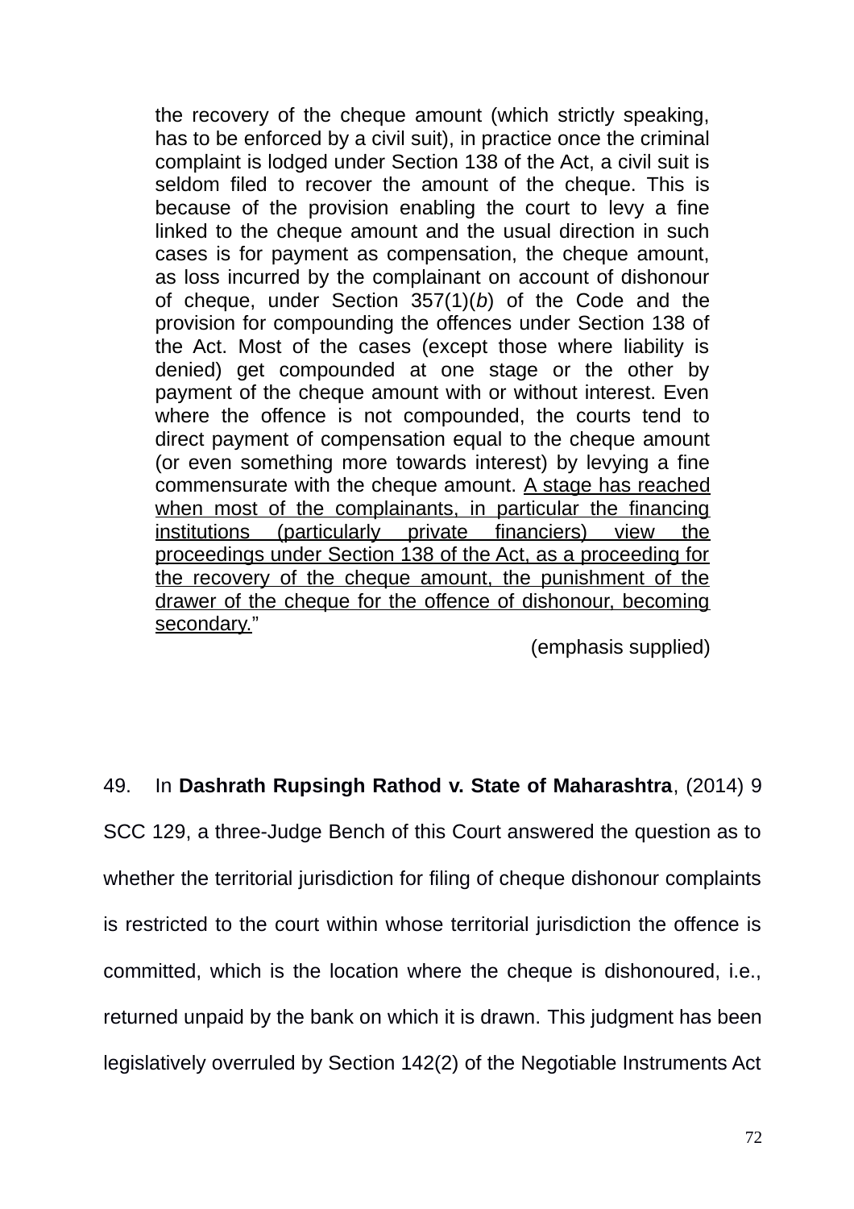> the recovery of the cheque amount (which strictly speaking, has to be enforced by a civil suit), in practice once the criminal complaint is lodged under Section 138 of the Act, a civil suit is seldom filed to recover the amount of the cheque. This is because of the provision enabling the court to levy a fine linked to the cheque amount and the usual direction in such cases is for payment as compensation, the cheque amount, as loss incurred by the complainant on account of dishonour of cheque, under Section 357(1)(*b*) of the Code and the provision for compounding the offences under Section 138 of the Act. Most of the cases (except those where liability is denied) get compounded at one stage or the other by payment of the cheque amount with or without interest. Even where the offence is not compounded, the courts tend to direct payment of compensation equal to the cheque amount (or even something more towards interest) by levying a fine commensurate with the cheque amount. <u>A stage has reached when most of the complainants, in particular the financing institutions (particularly private financiers) view the proceedings under Section 138 of the Act, as a proceeding for the recovery of the cheque amount, the punishment of the drawer of the cheque for the offence of dishonour, becoming secondary.</u>"
>
> (emphasis supplied)

49. In **Dashrath Rupsingh Rathod v. State of Maharashtra**, (2014) 9 SCC 129, a three-Judge Bench of this Court answered the question as to whether the territorial jurisdiction for filing of cheque dishonour complaints is restricted to the court within whose territorial jurisdiction the offence is committed, which is the location where the cheque is dishonoured, i.e., returned unpaid by the bank on which it is drawn. This judgment has been legislatively overruled by Section 142(2) of the Negotiable Instruments Act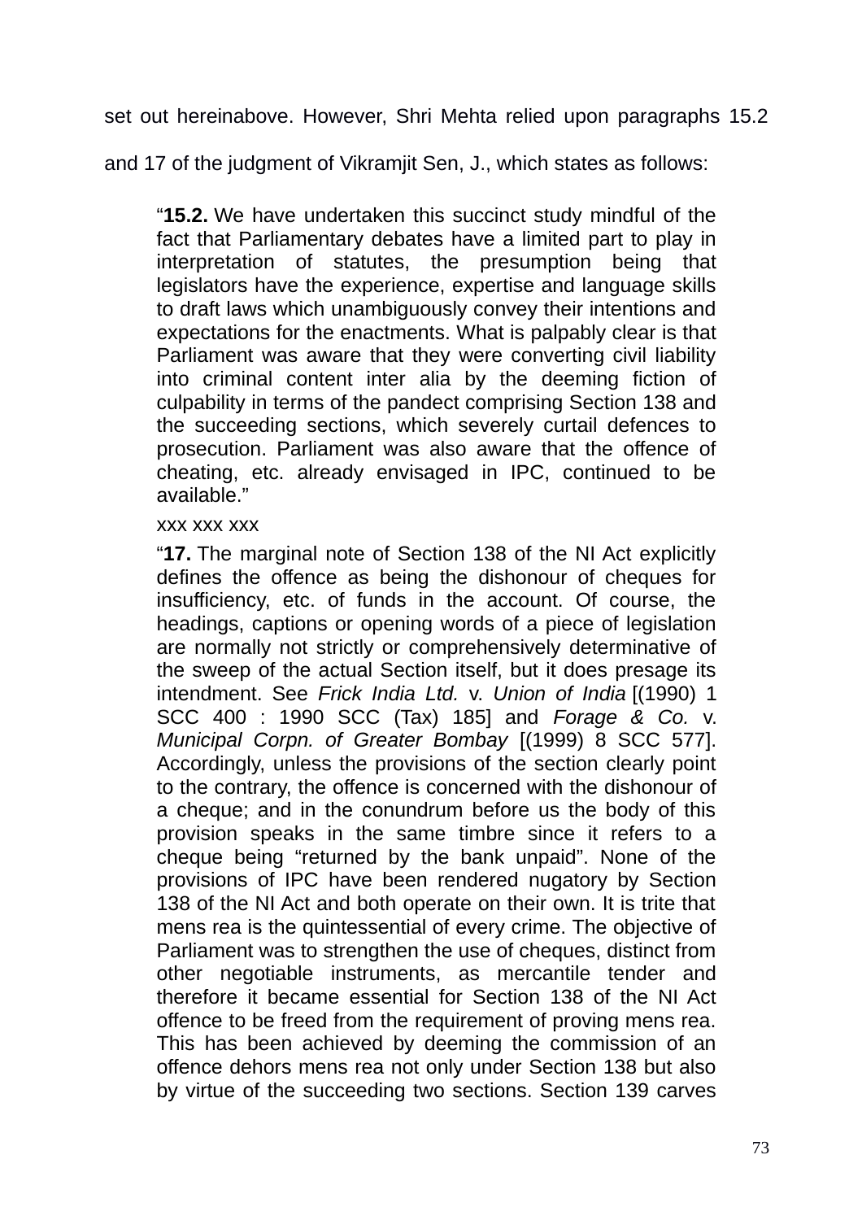set out hereinabove. However, Shri Mehta relied upon paragraphs 15.2 and 17 of the judgment of Vikramjit Sen, J., which states as follows:

> "**15.2.** We have undertaken this succinct study mindful of the fact that Parliamentary debates have a limited part to play in interpretation of statutes, the presumption being that legislators have the experience, expertise and language skills to draft laws which unambiguously convey their intentions and expectations for the enactments. What is palpably clear is that Parliament was aware that they were converting civil liability into criminal content inter alia by the deeming fiction of culpability in terms of the pandect comprising Section 138 and the succeeding sections, which severely curtail defences to prosecution. Parliament was also aware that the offence of cheating, etc. already envisaged in IPC, continued to be available."
>
> xxx xxx xxx
>
> "**17.** The marginal note of Section 138 of the NI Act explicitly defines the offence as being the dishonour of cheques for insufficiency, etc. of funds in the account. Of course, the headings, captions or opening words of a piece of legislation are normally not strictly or comprehensively determinative of the sweep of the actual Section itself, but it does presage its intendment. See *Frick India Ltd.* v. *Union of India* [(1990) 1 SCC 400 : 1990 SCC (Tax) 185] and *Forage & Co.* v. *Municipal Corpn. of Greater Bombay* [(1999) 8 SCC 577]. Accordingly, unless the provisions of the section clearly point to the contrary, the offence is concerned with the dishonour of a cheque; and in the conundrum before us the body of this provision speaks in the same timbre since it refers to a cheque being "returned by the bank unpaid". None of the provisions of IPC have been rendered nugatory by Section 138 of the NI Act and both operate on their own. It is trite that mens rea is the quintessential of every crime. The objective of Parliament was to strengthen the use of cheques, distinct from other negotiable instruments, as mercantile tender and therefore it became essential for Section 138 of the NI Act offence to be freed from the requirement of proving mens rea. This has been achieved by deeming the commission of an offence dehors mens rea not only under Section 138 but also by virtue of the succeeding two sections. Section 139 carves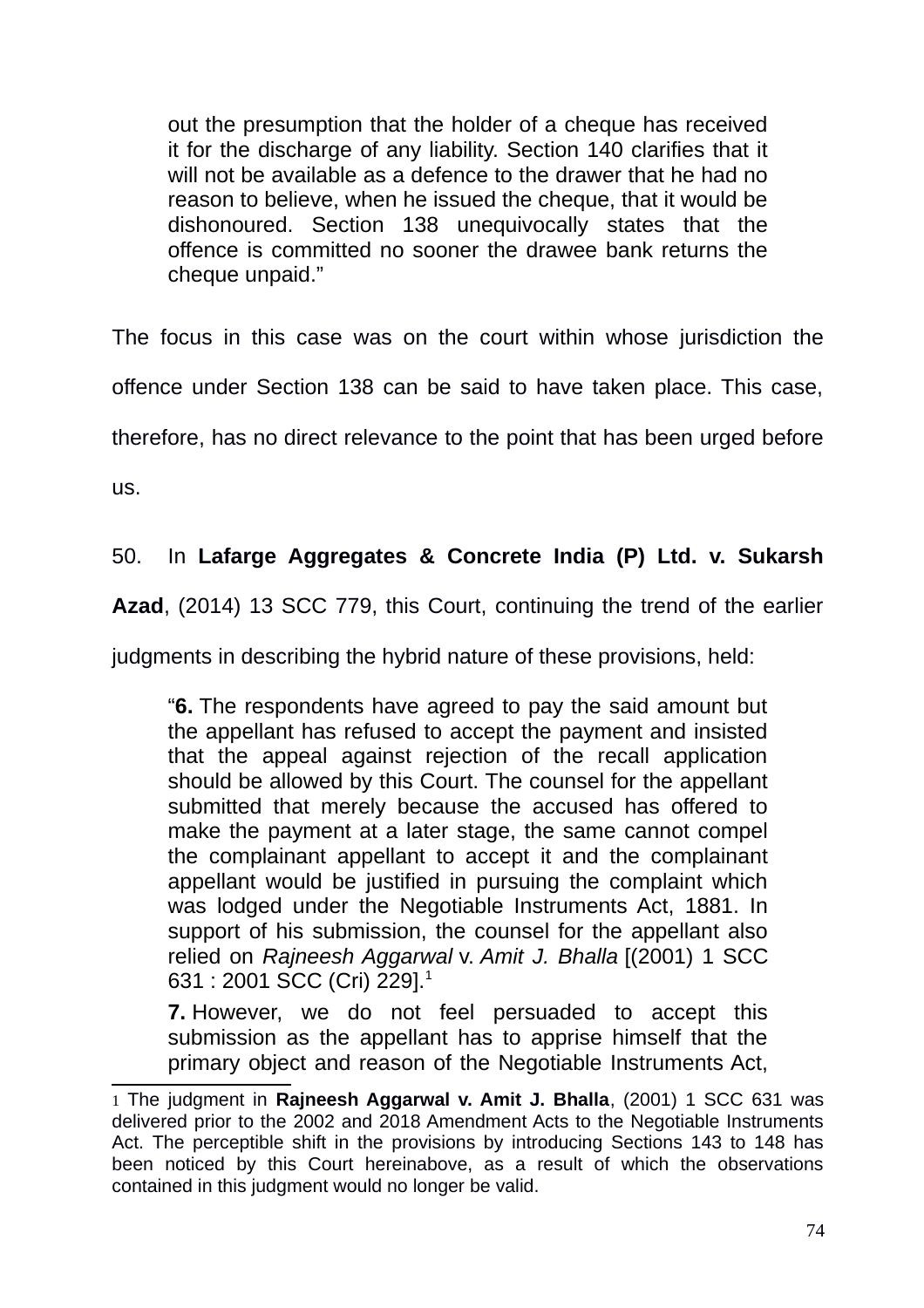> out the presumption that the holder of a cheque has received it for the discharge of any liability. Section 140 clarifies that it will not be available as a defence to the drawer that he had no reason to believe, when he issued the cheque, that it would be dishonoured. Section 138 unequivocally states that the offence is committed no sooner the drawee bank returns the cheque unpaid."

The focus in this case was on the court within whose jurisdiction the offence under Section 138 can be said to have taken place. This case, therefore, has no direct relevance to the point that has been urged before us.

50. In **Lafarge Aggregates & Concrete India (P) Ltd. v. Sukarsh Azad**, (2014) 13 SCC 779, this Court, continuing the trend of the earlier judgments in describing the hybrid nature of these provisions, held:

> "**6.** The respondents have agreed to pay the said amount but the appellant has refused to accept the payment and insisted that the appeal against rejection of the recall application should be allowed by this Court. The counsel for the appellant submitted that merely because the accused has offered to make the payment at a later stage, the same cannot compel the complainant appellant to accept it and the complainant appellant would be justified in pursuing the complaint which was lodged under the Negotiable Instruments Act, 1881. In support of his submission, the counsel for the appellant also relied on *Rajneesh Aggarwal* v. *Amit J. Bhalla* [(2001) 1 SCC 631 : 2001 SCC (Cri) 229].[1]
>
> **7.** However, we do not feel persuaded to accept this submission as the appellant has to apprise himself that the primary object and reason of the Negotiable Instruments Act,

[1] The judgment in **Rajneesh Aggarwal v. Amit J. Bhalla**, (2001) 1 SCC 631 was delivered prior to the 2002 and 2018 Amendment Acts to the Negotiable Instruments Act. The perceptible shift in the provisions by introducing Sections 143 to 148 has been noticed by this Court hereinabove, as a result of which the observations contained in this judgment would no longer be valid.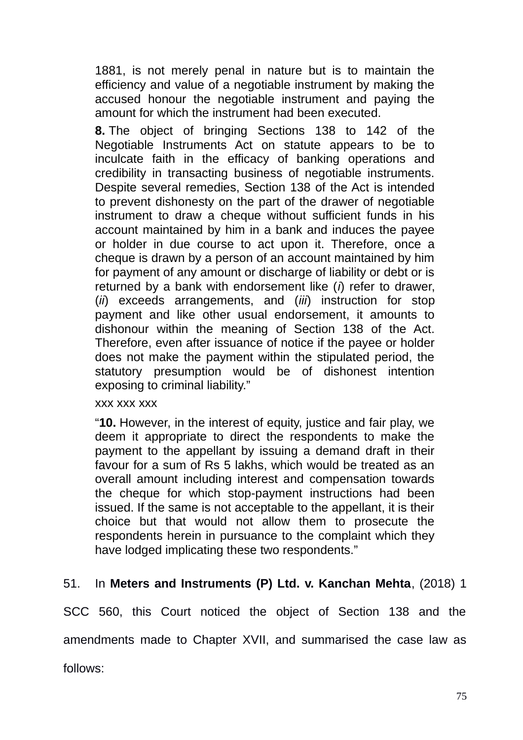> 1881, is not merely penal in nature but is to maintain the efficiency and value of a negotiable instrument by making the accused honour the negotiable instrument and paying the amount for which the instrument had been executed.
>
> **8.** The object of bringing Sections 138 to 142 of the Negotiable Instruments Act on statute appears to be to inculcate faith in the efficacy of banking operations and credibility in transacting business of negotiable instruments. Despite several remedies, Section 138 of the Act is intended to prevent dishonesty on the part of the drawer of negotiable instrument to draw a cheque without sufficient funds in his account maintained by him in a bank and induces the payee or holder in due course to act upon it. Therefore, once a cheque is drawn by a person of an account maintained by him for payment of any amount or discharge of liability or debt or is returned by a bank with endorsement like (*i*) refer to drawer, (*ii*) exceeds arrangements, and (*iii*) instruction for stop payment and like other usual endorsement, it amounts to dishonour within the meaning of Section 138 of the Act. Therefore, even after issuance of notice if the payee or holder does not make the payment within the stipulated period, the statutory presumption would be of dishonest intention exposing to criminal liability."
>
> xxx xxx xxx
>
> "**10.** However, in the interest of equity, justice and fair play, we deem it appropriate to direct the respondents to make the payment to the appellant by issuing a demand draft in their favour for a sum of Rs 5 lakhs, which would be treated as an overall amount including interest and compensation towards the cheque for which stop-payment instructions had been issued. If the same is not acceptable to the appellant, it is their choice but that would not allow them to prosecute the respondents herein in pursuance to the complaint which they have lodged implicating these two respondents."

51. In **Meters and Instruments (P) Ltd. v. Kanchan Mehta**, (2018) 1 SCC 560, this Court noticed the object of Section 138 and the amendments made to Chapter XVII, and summarised the case law as follows: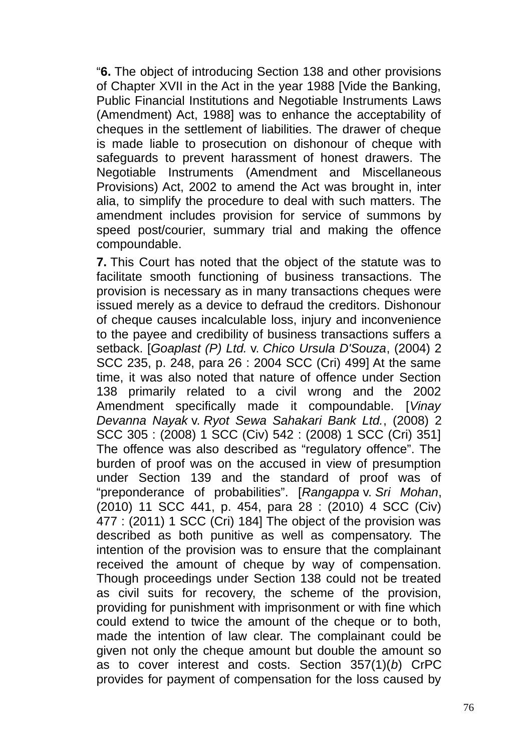"**6.** The object of introducing Section 138 and other provisions of Chapter XVII in the Act in the year 1988 [Vide the Banking, Public Financial Institutions and Negotiable Instruments Laws (Amendment) Act, 1988] was to enhance the acceptability of cheques in the settlement of liabilities. The drawer of cheque is made liable to prosecution on dishonour of cheque with safeguards to prevent harassment of honest drawers. The Negotiable Instruments (Amendment and Miscellaneous Provisions) Act, 2002 to amend the Act was brought in, inter alia, to simplify the procedure to deal with such matters. The amendment includes provision for service of summons by speed post/courier, summary trial and making the offence compoundable.

**7.** This Court has noted that the object of the statute was to facilitate smooth functioning of business transactions. The provision is necessary as in many transactions cheques were issued merely as a device to defraud the creditors. Dishonour of cheque causes incalculable loss, injury and inconvenience to the payee and credibility of business transactions suffers a setback. [*Goaplast (P) Ltd.* v. *Chico Ursula D'Souza*, (2004) 2 SCC 235, p. 248, para 26 : 2004 SCC (Cri) 499] At the same time, it was also noted that nature of offence under Section 138 primarily related to a civil wrong and the 2002 Amendment specifically made it compoundable. [*Vinay Devanna Nayak* v. *Ryot Sewa Sahakari Bank Ltd.*, (2008) 2 SCC 305 : (2008) 1 SCC (Civ) 542 : (2008) 1 SCC (Cri) 351] The offence was also described as "regulatory offence". The burden of proof was on the accused in view of presumption under Section 139 and the standard of proof was of "preponderance of probabilities". [*Rangappa* v. *Sri Mohan*, (2010) 11 SCC 441, p. 454, para 28 : (2010) 4 SCC (Civ) 477 : (2011) 1 SCC (Cri) 184] The object of the provision was described as both punitive as well as compensatory. The intention of the provision was to ensure that the complainant received the amount of cheque by way of compensation. Though proceedings under Section 138 could not be treated as civil suits for recovery, the scheme of the provision, providing for punishment with imprisonment or with fine which could extend to twice the amount of the cheque or to both, made the intention of law clear. The complainant could be given not only the cheque amount but double the amount so as to cover interest and costs. Section 357(1)(*b*) CrPC provides for payment of compensation for the loss caused by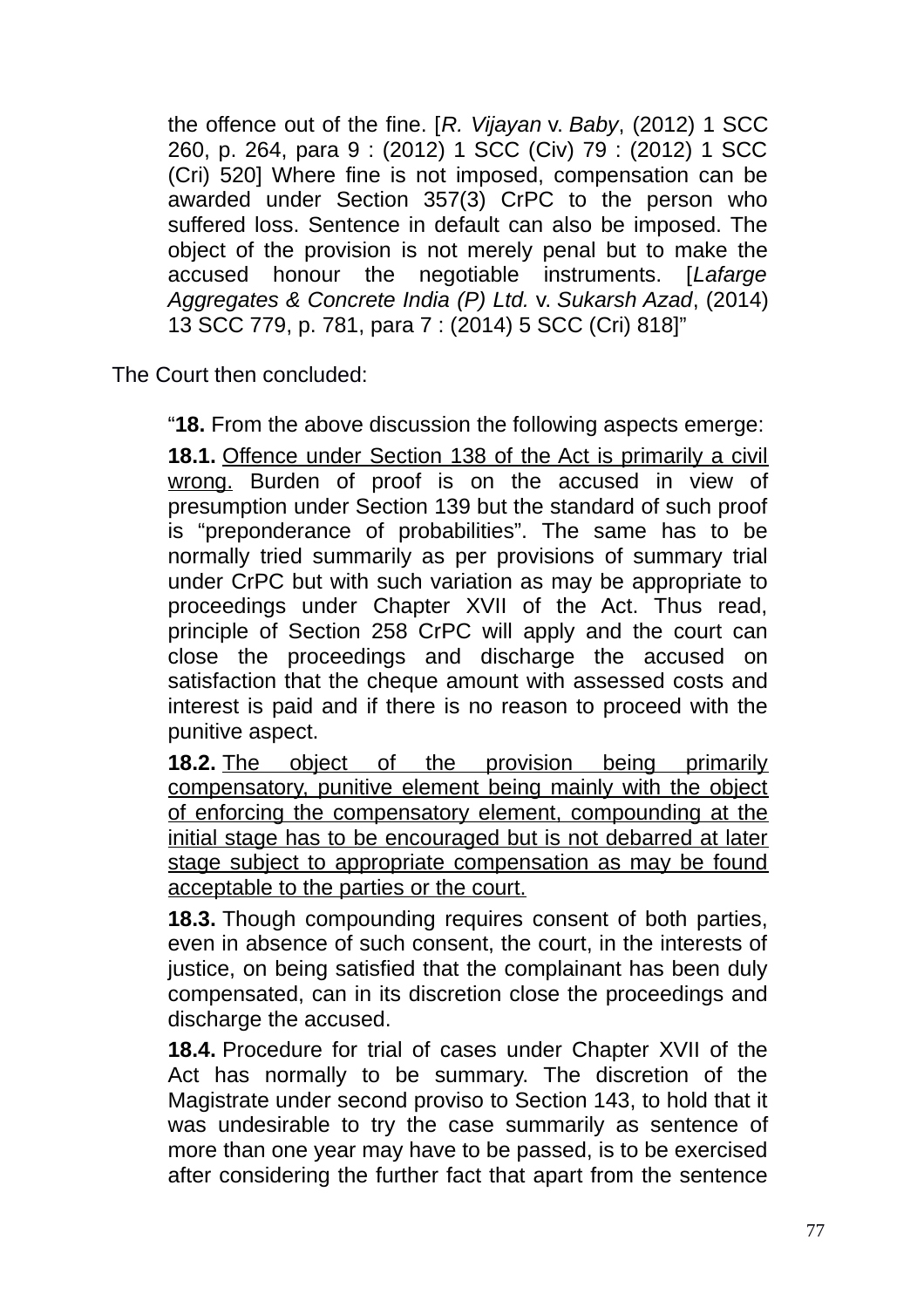> the offence out of the fine. [*R. Vijayan* v. *Baby*, (2012) 1 SCC 260, p. 264, para 9 : (2012) 1 SCC (Civ) 79 : (2012) 1 SCC (Cri) 520] Where fine is not imposed, compensation can be awarded under Section 357(3) CrPC to the person who suffered loss. Sentence in default can also be imposed. The object of the provision is not merely penal but to make the accused honour the negotiable instruments. [*Lafarge Aggregates & Concrete India (P) Ltd.* v. *Sukarsh Azad*, (2014) 13 SCC 779, p. 781, para 7 : (2014) 5 SCC (Cri) 818]"

The Court then concluded:

> "**18.** From the above discussion the following aspects emerge:
>
> **18.1.** Offence under Section 138 of the Act is primarily a civil wrong. Burden of proof is on the accused in view of presumption under Section 139 but the standard of such proof is "preponderance of probabilities". The same has to be normally tried summarily as per provisions of summary trial under CrPC but with such variation as may be appropriate to proceedings under Chapter XVII of the Act. Thus read, principle of Section 258 CrPC will apply and the court can close the proceedings and discharge the accused on satisfaction that the cheque amount with assessed costs and interest is paid and if there is no reason to proceed with the punitive aspect.
>
> **18.2.** The object of the provision being primarily compensatory, punitive element being mainly with the object of enforcing the compensatory element, compounding at the initial stage has to be encouraged but is not debarred at later stage subject to appropriate compensation as may be found acceptable to the parties or the court.
>
> **18.3.** Though compounding requires consent of both parties, even in absence of such consent, the court, in the interests of justice, on being satisfied that the complainant has been duly compensated, can in its discretion close the proceedings and discharge the accused.
>
> **18.4.** Procedure for trial of cases under Chapter XVII of the Act has normally to be summary. The discretion of the Magistrate under second proviso to Section 143, to hold that it was undesirable to try the case summarily as sentence of more than one year may have to be passed, is to be exercised after considering the further fact that apart from the sentence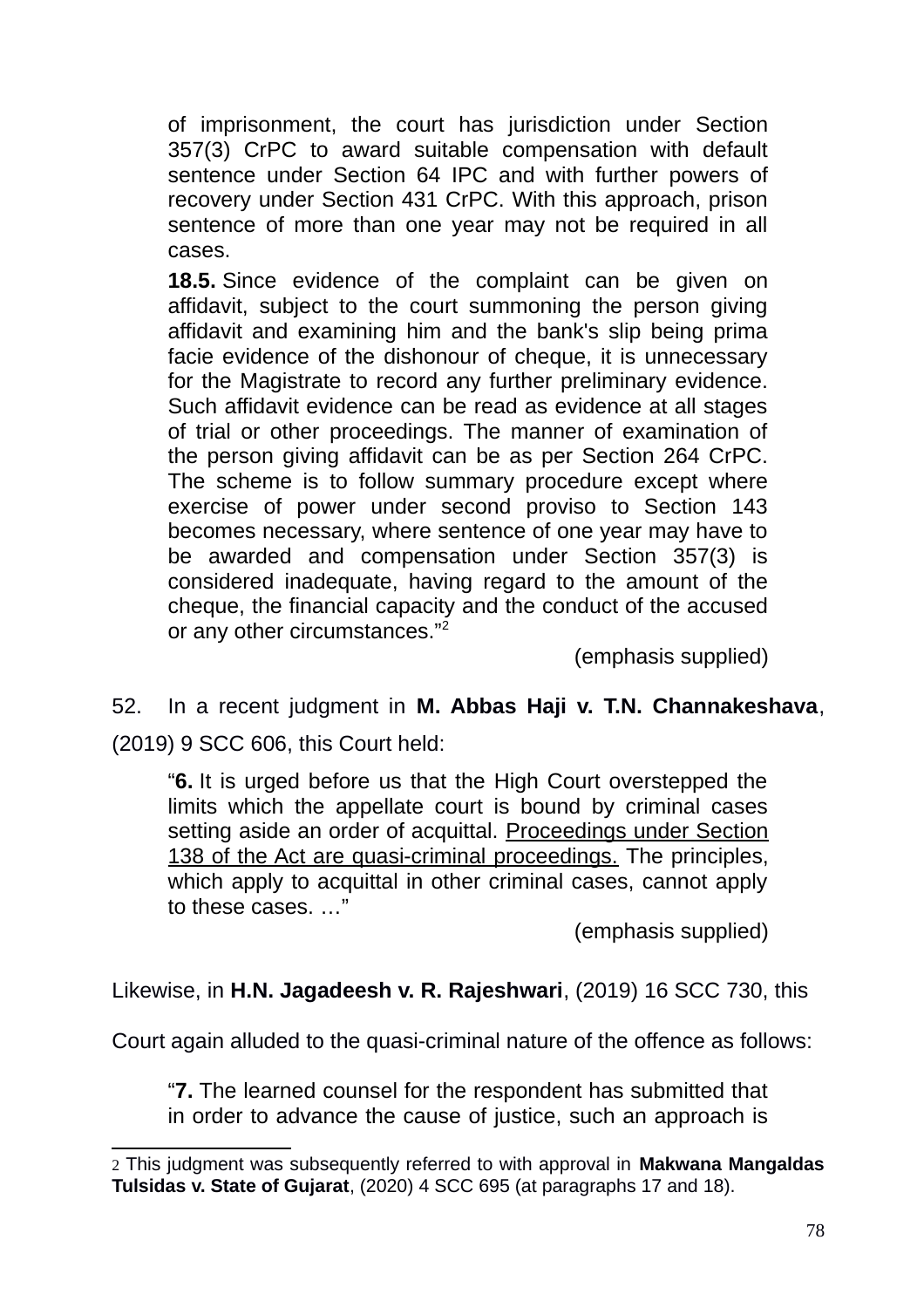> of imprisonment, the court has jurisdiction under Section 357(3) CrPC to award suitable compensation with default sentence under Section 64 IPC and with further powers of recovery under Section 431 CrPC. With this approach, prison sentence of more than one year may not be required in all cases.
>
> **18.5.** Since evidence of the complaint can be given on affidavit, subject to the court summoning the person giving affidavit and examining him and the bank's slip being prima facie evidence of the dishonour of cheque, it is unnecessary for the Magistrate to record any further preliminary evidence. Such affidavit evidence can be read as evidence at all stages of trial or other proceedings. The manner of examination of the person giving affidavit can be as per Section 264 CrPC. The scheme is to follow summary procedure except where exercise of power under second proviso to Section 143 becomes necessary, where sentence of one year may have to be awarded and compensation under Section 357(3) is considered inadequate, having regard to the amount of the cheque, the financial capacity and the conduct of the accused or any other circumstances."[2]
>
> (emphasis supplied)

52. In a recent judgment in **M. Abbas Haji v. T.N. Channakeshava**, (2019) 9 SCC 606, this Court held:

> "**6.** It is urged before us that the High Court overstepped the limits which the appellate court is bound by criminal cases setting aside an order of acquittal. Proceedings under Section 138 of the Act are quasi-criminal proceedings. The principles, which apply to acquittal in other criminal cases, cannot apply to these cases. …"
>
> (emphasis supplied)

Likewise, in **H.N. Jagadeesh v. R. Rajeshwari**, (2019) 16 SCC 730, this Court again alluded to the quasi-criminal nature of the offence as follows:

> "**7.** The learned counsel for the respondent has submitted that in order to advance the cause of justice, such an approach is

---

[2] This judgment was subsequently referred to with approval in **Makwana Mangaldas Tulsidas v. State of Gujarat**, (2020) 4 SCC 695 (at paragraphs 17 and 18).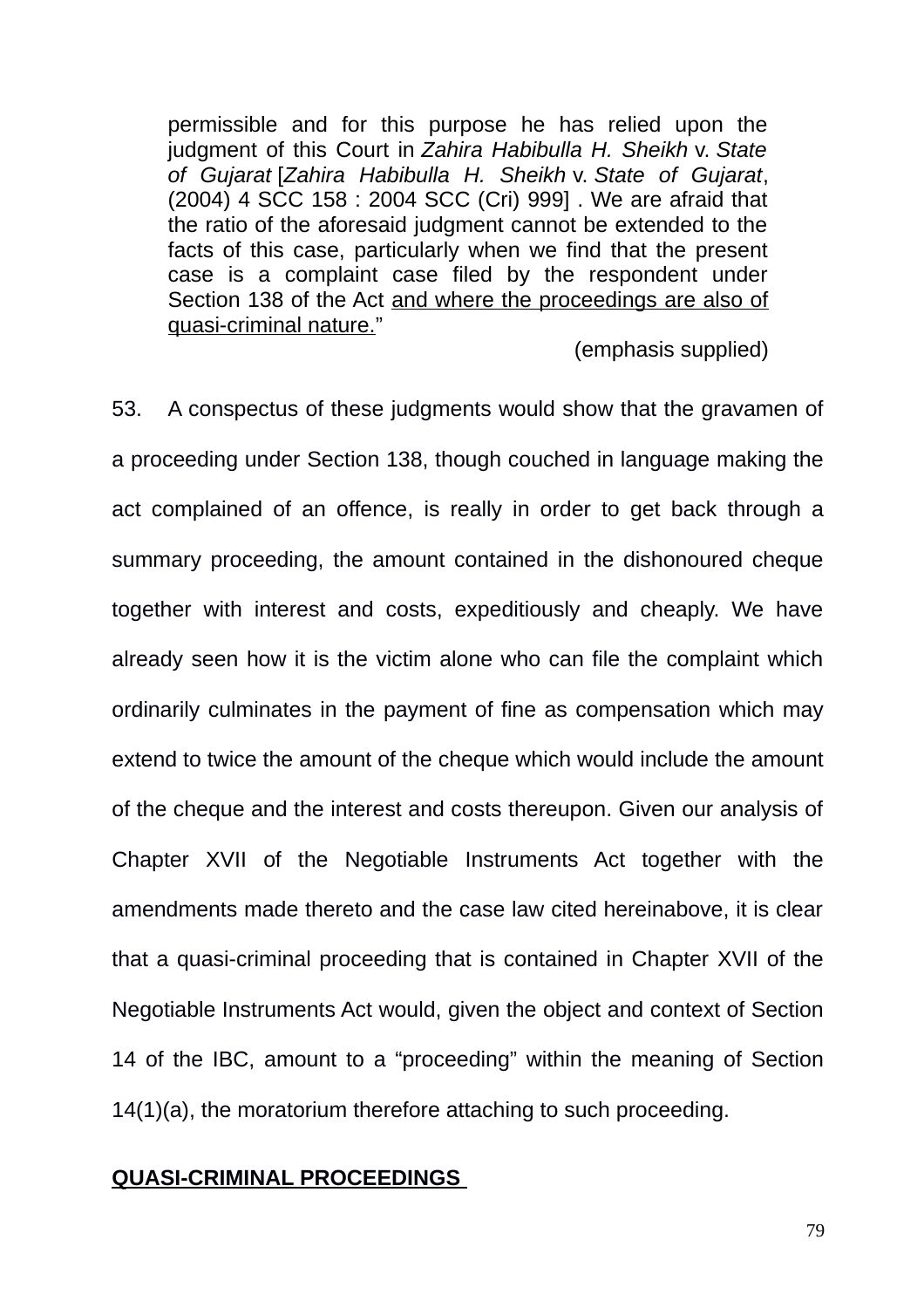> permissible and for this purpose he has relied upon the judgment of this Court in *Zahira Habibulla H. Sheikh* v. *State of Gujarat* [*Zahira Habibulla H. Sheikh* v. *State of Gujarat*, (2004) 4 SCC 158 : 2004 SCC (Cri) 999] . We are afraid that the ratio of the aforesaid judgment cannot be extended to the facts of this case, particularly when we find that the present case is a complaint case filed by the respondent under Section 138 of the Act <u>and where the proceedings are also of quasi-criminal nature.</u>"
>
> (emphasis supplied)

53. A conspectus of these judgments would show that the gravamen of a proceeding under Section 138, though couched in language making the act complained of an offence, is really in order to get back through a summary proceeding, the amount contained in the dishonoured cheque together with interest and costs, expeditiously and cheaply. We have already seen how it is the victim alone who can file the complaint which ordinarily culminates in the payment of fine as compensation which may extend to twice the amount of the cheque which would include the amount of the cheque and the interest and costs thereupon. Given our analysis of Chapter XVII of the Negotiable Instruments Act together with the amendments made thereto and the case law cited hereinabove, it is clear that a quasi-criminal proceeding that is contained in Chapter XVII of the Negotiable Instruments Act would, given the object and context of Section 14 of the IBC, amount to a "proceeding" within the meaning of Section 14(1)(a), the moratorium therefore attaching to such proceeding.

**<u>QUASI-CRIMINAL PROCEEDINGS</u>**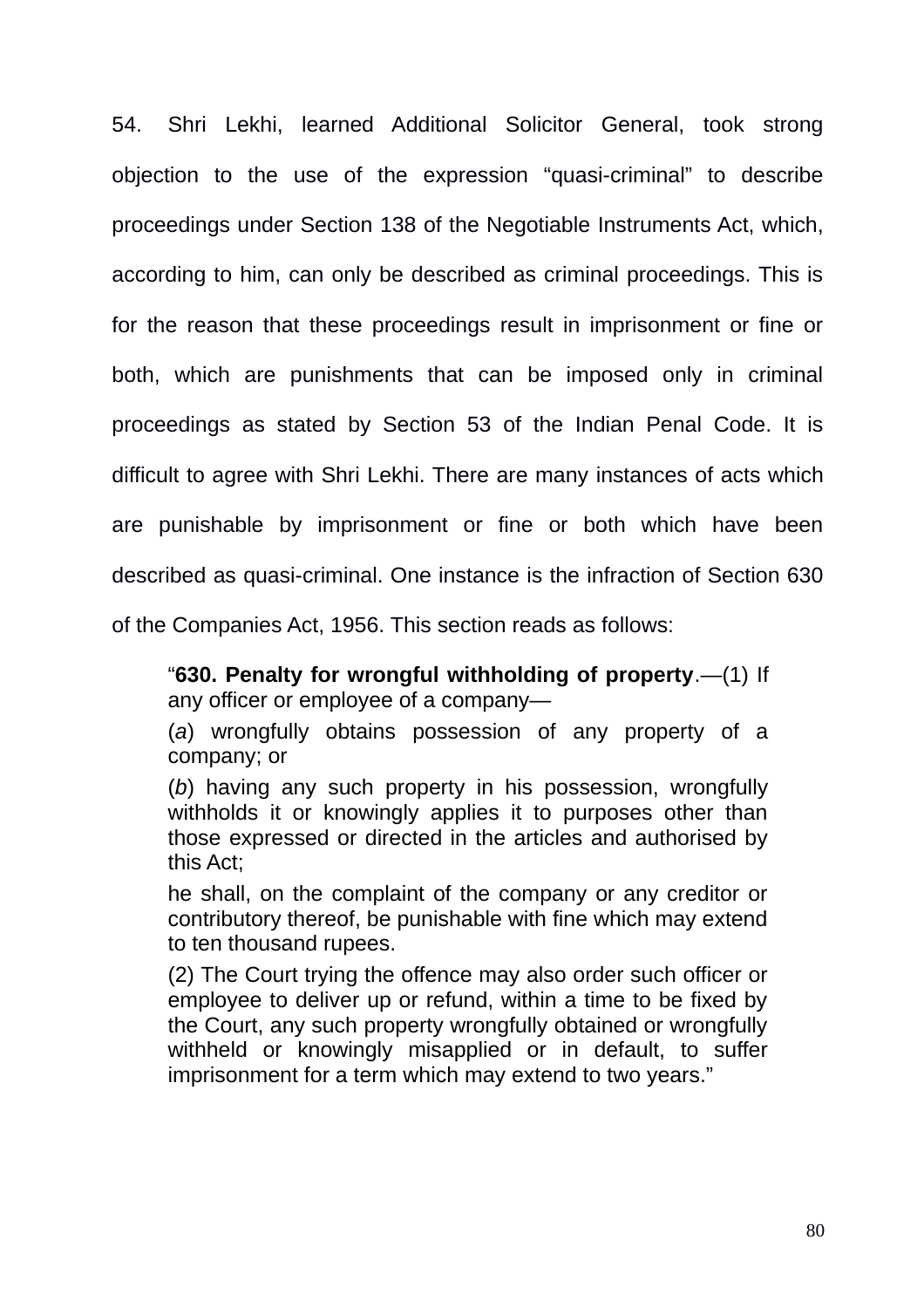54. Shri Lekhi, learned Additional Solicitor General, took strong objection to the use of the expression "quasi-criminal" to describe proceedings under Section 138 of the Negotiable Instruments Act, which, according to him, can only be described as criminal proceedings. This is for the reason that these proceedings result in imprisonment or fine or both, which are punishments that can be imposed only in criminal proceedings as stated by Section 53 of the Indian Penal Code. It is difficult to agree with Shri Lekhi. There are many instances of acts which are punishable by imprisonment or fine or both which have been described as quasi-criminal. One instance is the infraction of Section 630 of the Companies Act, 1956. This section reads as follows:

> "**630. Penalty for wrongful withholding of property**.—(1) If any officer or employee of a company—
>
> (*a*) wrongfully obtains possession of any property of a company; or
>
> (*b*) having any such property in his possession, wrongfully withholds it or knowingly applies it to purposes other than those expressed or directed in the articles and authorised by this Act;
>
> he shall, on the complaint of the company or any creditor or contributory thereof, be punishable with fine which may extend to ten thousand rupees.
>
> (2) The Court trying the offence may also order such officer or employee to deliver up or refund, within a time to be fixed by the Court, any such property wrongfully obtained or wrongfully withheld or knowingly misapplied or in default, to suffer imprisonment for a term which may extend to two years."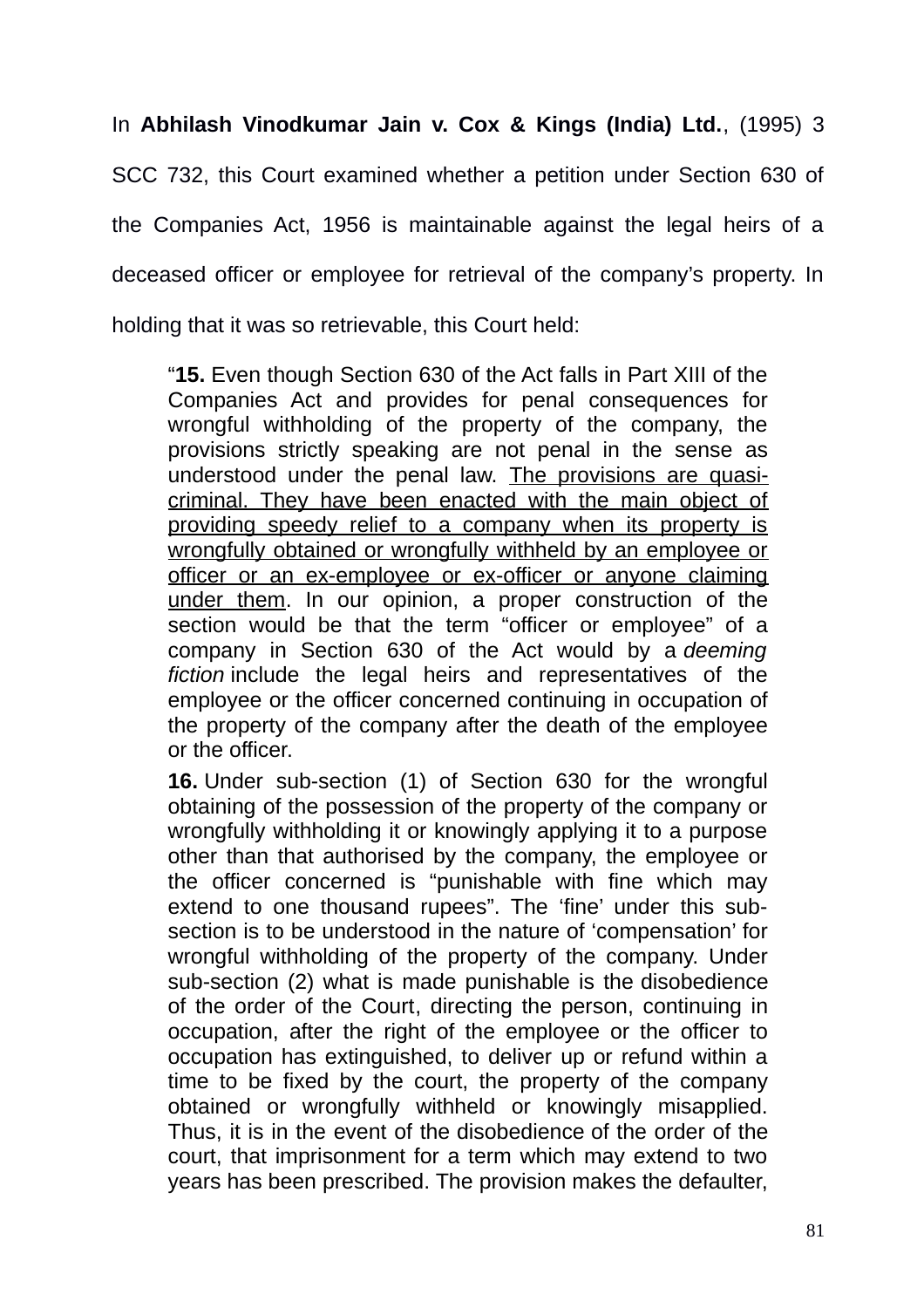In **Abhilash Vinodkumar Jain v. Cox & Kings (India) Ltd.**, (1995) 3 SCC 732, this Court examined whether a petition under Section 630 of the Companies Act, 1956 is maintainable against the legal heirs of a deceased officer or employee for retrieval of the company's property. In holding that it was so retrievable, this Court held:

> "**15.** Even though Section 630 of the Act falls in Part XIII of the Companies Act and provides for penal consequences for wrongful withholding of the property of the company, the provisions strictly speaking are not penal in the sense as understood under the penal law. <u>The provisions are quasi-criminal. They have been enacted with the main object of providing speedy relief to a company when its property is wrongfully obtained or wrongfully withheld by an employee or officer or an ex-employee or ex-officer or anyone claiming under them</u>. In our opinion, a proper construction of the section would be that the term "officer or employee" of a company in Section 630 of the Act would by a *deeming fiction* include the legal heirs and representatives of the employee or the officer concerned continuing in occupation of the property of the company after the death of the employee or the officer.
>
> **16.** Under sub-section (1) of Section 630 for the wrongful obtaining of the possession of the property of the company or wrongfully withholding it or knowingly applying it to a purpose other than that authorised by the company, the employee or the officer concerned is "punishable with fine which may extend to one thousand rupees". The 'fine' under this sub-section is to be understood in the nature of 'compensation' for wrongful withholding of the property of the company. Under sub-section (2) what is made punishable is the disobedience of the order of the Court, directing the person, continuing in occupation, after the right of the employee or the officer to occupation has extinguished, to deliver up or refund within a time to be fixed by the court, the property of the company obtained or wrongfully withheld or knowingly misapplied. Thus, it is in the event of the disobedience of the order of the court, that imprisonment for a term which may extend to two years has been prescribed. The provision makes the defaulter,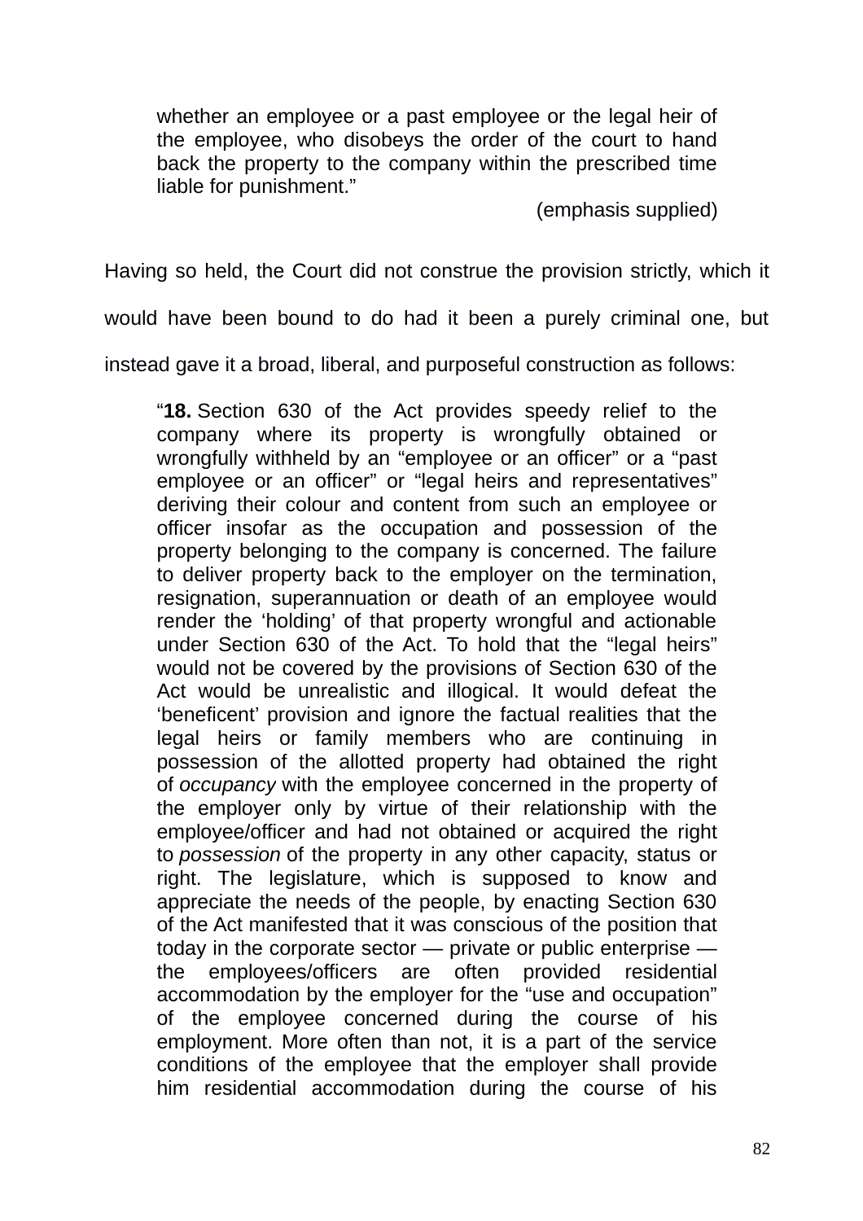> whether an employee or a past employee or the legal heir of the employee, who disobeys the order of the court to hand back the property to the company within the prescribed time liable for punishment."
>
> (emphasis supplied)

Having so held, the Court did not construe the provision strictly, which it would have been bound to do had it been a purely criminal one, but instead gave it a broad, liberal, and purposeful construction as follows:

> "**18.** Section 630 of the Act provides speedy relief to the company where its property is wrongfully obtained or wrongfully withheld by an "employee or an officer" or a "past employee or an officer" or "legal heirs and representatives" deriving their colour and content from such an employee or officer insofar as the occupation and possession of the property belonging to the company is concerned. The failure to deliver property back to the employer on the termination, resignation, superannuation or death of an employee would render the 'holding' of that property wrongful and actionable under Section 630 of the Act. To hold that the "legal heirs" would not be covered by the provisions of Section 630 of the Act would be unrealistic and illogical. It would defeat the 'beneficent' provision and ignore the factual realities that the legal heirs or family members who are continuing in possession of the allotted property had obtained the right of *occupancy* with the employee concerned in the property of the employer only by virtue of their relationship with the employee/officer and had not obtained or acquired the right to *possession* of the property in any other capacity, status or right. The legislature, which is supposed to know and appreciate the needs of the people, by enacting Section 630 of the Act manifested that it was conscious of the position that today in the corporate sector — private or public enterprise — the employees/officers are often provided residential accommodation by the employer for the "use and occupation" of the employee concerned during the course of his employment. More often than not, it is a part of the service conditions of the employee that the employer shall provide him residential accommodation during the course of his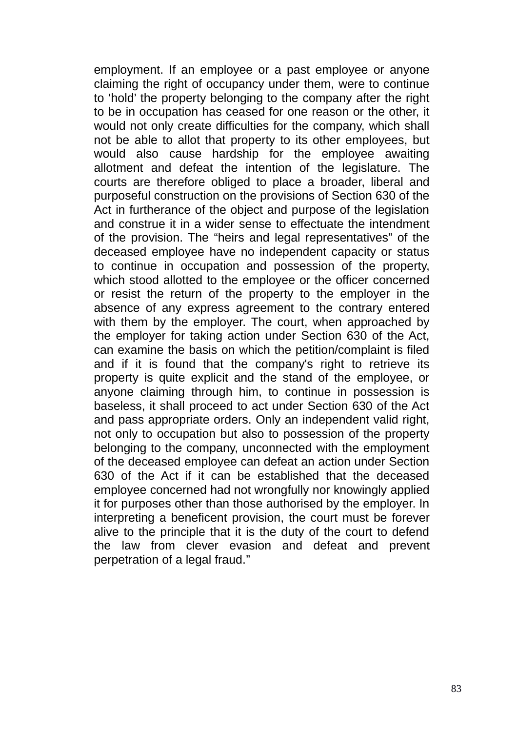employment. If an employee or a past employee or anyone claiming the right of occupancy under them, were to continue to 'hold' the property belonging to the company after the right to be in occupation has ceased for one reason or the other, it would not only create difficulties for the company, which shall not be able to allot that property to its other employees, but would also cause hardship for the employee awaiting allotment and defeat the intention of the legislature. The courts are therefore obliged to place a broader, liberal and purposeful construction on the provisions of Section 630 of the Act in furtherance of the object and purpose of the legislation and construe it in a wider sense to effectuate the intendment of the provision. The "heirs and legal representatives" of the deceased employee have no independent capacity or status to continue in occupation and possession of the property, which stood allotted to the employee or the officer concerned or resist the return of the property to the employer in the absence of any express agreement to the contrary entered with them by the employer. The court, when approached by the employer for taking action under Section 630 of the Act, can examine the basis on which the petition/complaint is filed and if it is found that the company's right to retrieve its property is quite explicit and the stand of the employee, or anyone claiming through him, to continue in possession is baseless, it shall proceed to act under Section 630 of the Act and pass appropriate orders. Only an independent valid right, not only to occupation but also to possession of the property belonging to the company, unconnected with the employment of the deceased employee can defeat an action under Section 630 of the Act if it can be established that the deceased employee concerned had not wrongfully nor knowingly applied it for purposes other than those authorised by the employer. In interpreting a beneficent provision, the court must be forever alive to the principle that it is the duty of the court to defend the law from clever evasion and defeat and prevent perpetration of a legal fraud."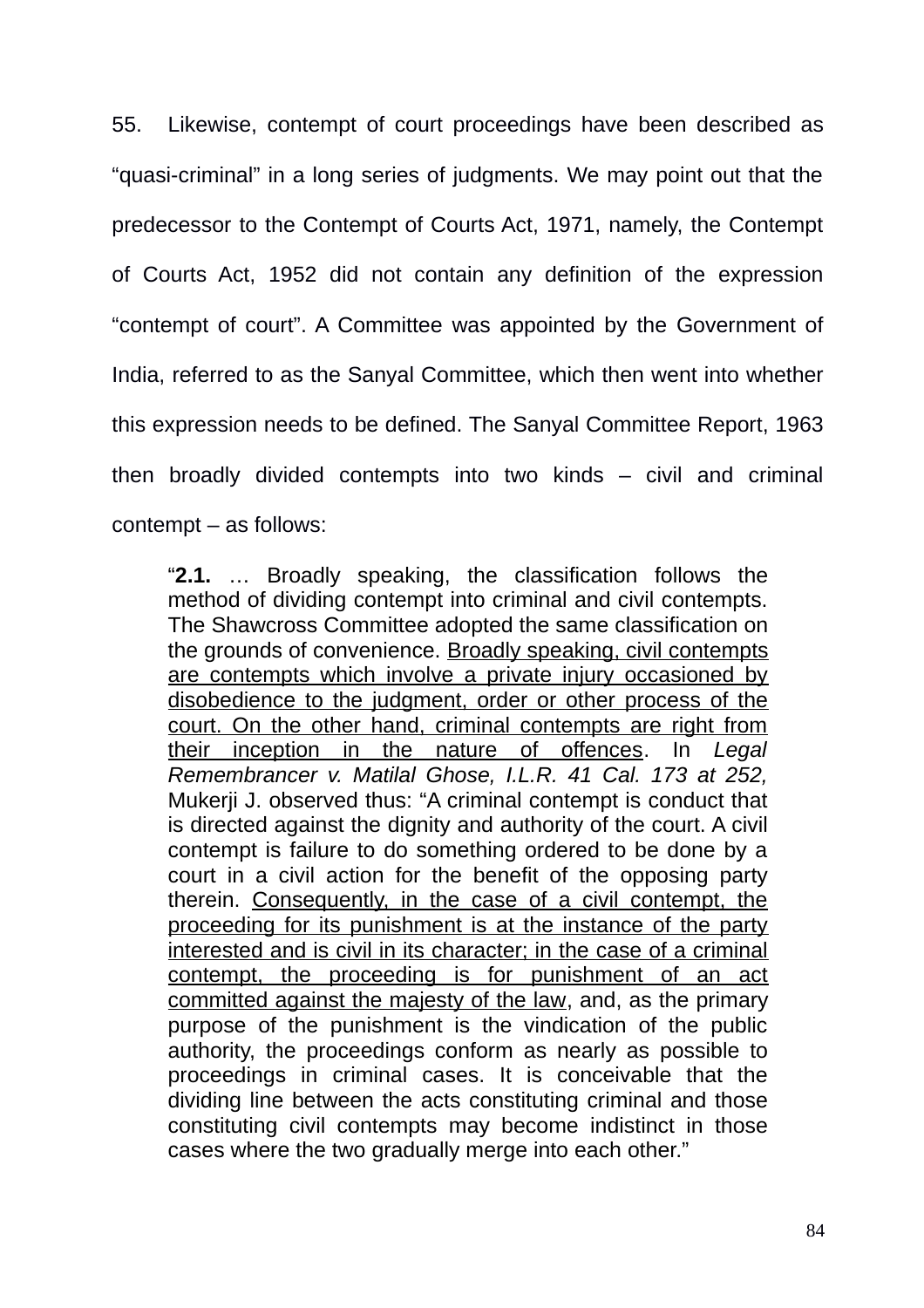55. Likewise, contempt of court proceedings have been described as "quasi-criminal" in a long series of judgments. We may point out that the predecessor to the Contempt of Courts Act, 1971, namely, the Contempt of Courts Act, 1952 did not contain any definition of the expression "contempt of court". A Committee was appointed by the Government of India, referred to as the Sanyal Committee, which then went into whether this expression needs to be defined. The Sanyal Committee Report, 1963 then broadly divided contempts into two kinds – civil and criminal contempt – as follows:

> "**2.1.** … Broadly speaking, the classification follows the method of dividing contempt into criminal and civil contempts. The Shawcross Committee adopted the same classification on the grounds of convenience. <u>Broadly speaking, civil contempts are contempts which involve a private injury occasioned by disobedience to the judgment, order or other process of the court. On the other hand, criminal contempts are right from their inception in the nature of offences</u>. In *Legal Remembrancer v. Matilal Ghose, I.L.R. 41 Cal. 173 at 252,* Mukerji J. observed thus: "A criminal contempt is conduct that is directed against the dignity and authority of the court. A civil contempt is failure to do something ordered to be done by a court in a civil action for the benefit of the opposing party therein. <u>Consequently, in the case of a civil contempt, the proceeding for its punishment is at the instance of the party interested and is civil in its character; in the case of a criminal contempt, the proceeding is for punishment of an act committed against the majesty of the law</u>, and, as the primary purpose of the punishment is the vindication of the public authority, the proceedings conform as nearly as possible to proceedings in criminal cases. It is conceivable that the dividing line between the acts constituting criminal and those constituting civil contempts may become indistinct in those cases where the two gradually merge into each other."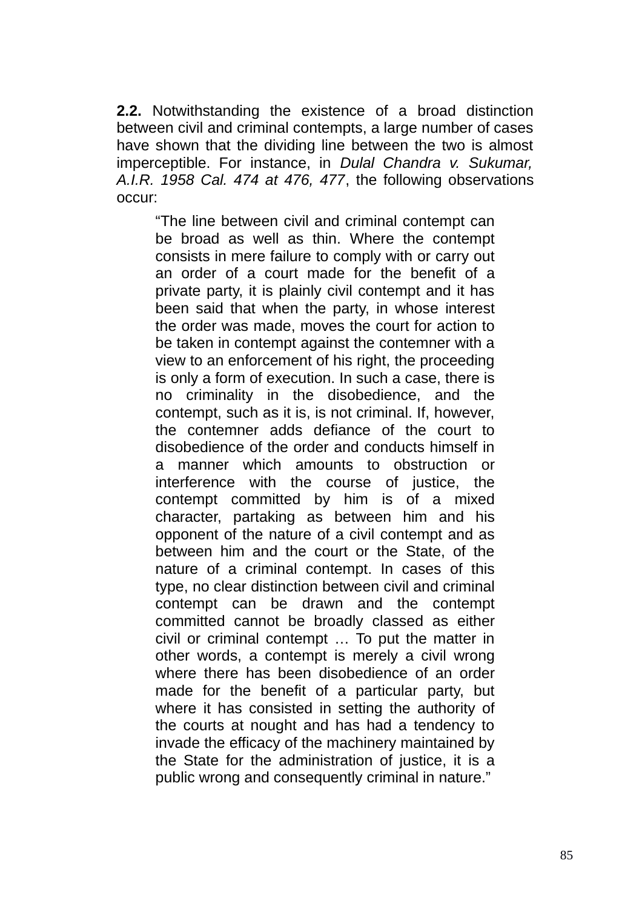**2.2.** Notwithstanding the existence of a broad distinction between civil and criminal contempts, a large number of cases have shown that the dividing line between the two is almost imperceptible. For instance, in *Dulal Chandra v. Sukumar, A.I.R. 1958 Cal. 474 at 476, 477*, the following observations occur:

> "The line between civil and criminal contempt can be broad as well as thin. Where the contempt consists in mere failure to comply with or carry out an order of a court made for the benefit of a private party, it is plainly civil contempt and it has been said that when the party, in whose interest the order was made, moves the court for action to be taken in contempt against the contemner with a view to an enforcement of his right, the proceeding is only a form of execution. In such a case, there is no criminality in the disobedience, and the contempt, such as it is, is not criminal. If, however, the contemner adds defiance of the court to disobedience of the order and conducts himself in a manner which amounts to obstruction or interference with the course of justice, the contempt committed by him is of a mixed character, partaking as between him and his opponent of the nature of a civil contempt and as between him and the court or the State, of the nature of a criminal contempt. In cases of this type, no clear distinction between civil and criminal contempt can be drawn and the contempt committed cannot be broadly classed as either civil or criminal contempt … To put the matter in other words, a contempt is merely a civil wrong where there has been disobedience of an order made for the benefit of a particular party, but where it has consisted in setting the authority of the courts at nought and has had a tendency to invade the efficacy of the machinery maintained by the State for the administration of justice, it is a public wrong and consequently criminal in nature."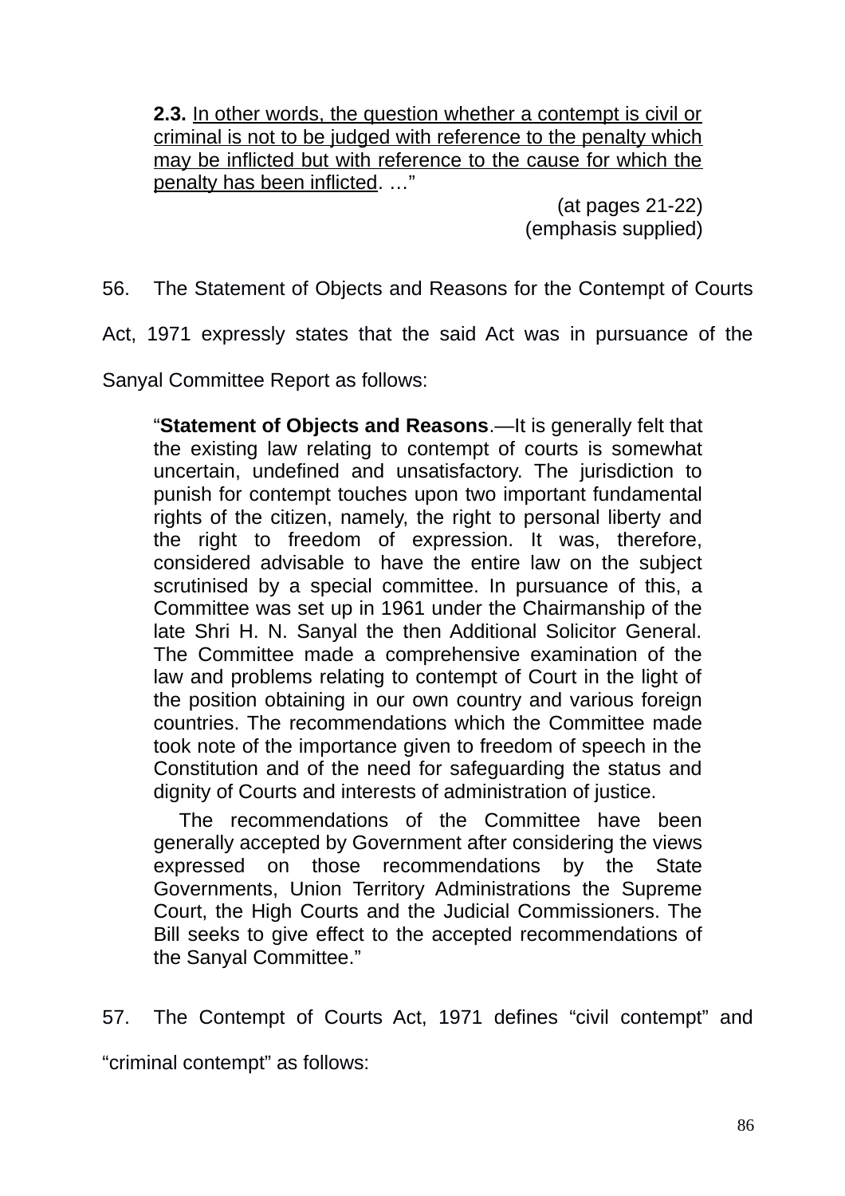> **2.3.** <u>In other words, the question whether a contempt is civil or criminal is not to be judged with reference to the penalty which may be inflicted but with reference to the cause for which the penalty has been inflicted</u>. …"
>
> (at pages 21-22)
> (emphasis supplied)

56. The Statement of Objects and Reasons for the Contempt of Courts Act, 1971 expressly states that the said Act was in pursuance of the Sanyal Committee Report as follows:

> "**Statement of Objects and Reasons**.—It is generally felt that the existing law relating to contempt of courts is somewhat uncertain, undefined and unsatisfactory. The jurisdiction to punish for contempt touches upon two important fundamental rights of the citizen, namely, the right to personal liberty and the right to freedom of expression. It was, therefore, considered advisable to have the entire law on the subject scrutinised by a special committee. In pursuance of this, a Committee was set up in 1961 under the Chairmanship of the late Shri H. N. Sanyal the then Additional Solicitor General. The Committee made a comprehensive examination of the law and problems relating to contempt of Court in the light of the position obtaining in our own country and various foreign countries. The recommendations which the Committee made took note of the importance given to freedom of speech in the Constitution and of the need for safeguarding the status and dignity of Courts and interests of administration of justice.
>
> The recommendations of the Committee have been generally accepted by Government after considering the views expressed on those recommendations by the State Governments, Union Territory Administrations the Supreme Court, the High Courts and the Judicial Commissioners. The Bill seeks to give effect to the accepted recommendations of the Sanyal Committee."

57. The Contempt of Courts Act, 1971 defines "civil contempt" and "criminal contempt" as follows: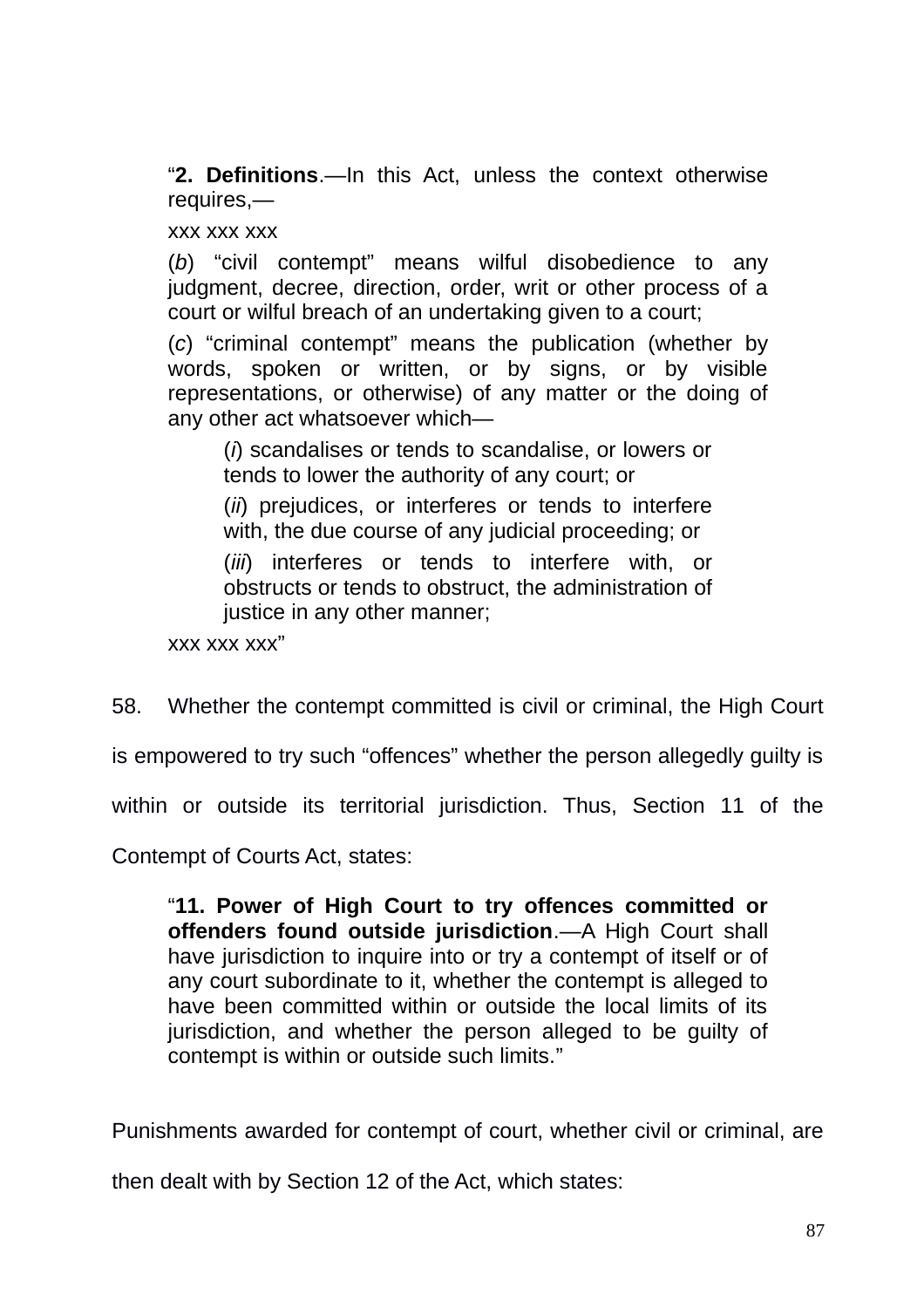> "**2. Definitions**.—In this Act, unless the context otherwise requires,—
>
> xxx xxx xxx
>
> (*b*) "civil contempt" means wilful disobedience to any judgment, decree, direction, order, writ or other process of a court or wilful breach of an undertaking given to a court;
>
> (*c*) "criminal contempt" means the publication (whether by words, spoken or written, or by signs, or by visible representations, or otherwise) of any matter or the doing of any other act whatsoever which—
>
> > (*i*) scandalises or tends to scandalise, or lowers or tends to lower the authority of any court; or
> >
> > (*ii*) prejudices, or interferes or tends to interfere with, the due course of any judicial proceeding; or
> >
> > (*iii*) interferes or tends to interfere with, or obstructs or tends to obstruct, the administration of justice in any other manner;
>
> xxx xxx xxx"

58. Whether the contempt committed is civil or criminal, the High Court is empowered to try such "offences" whether the person allegedly guilty is within or outside its territorial jurisdiction. Thus, Section 11 of the Contempt of Courts Act, states:

> "**11. Power of High Court to try offences committed or offenders found outside jurisdiction**.—A High Court shall have jurisdiction to inquire into or try a contempt of itself or of any court subordinate to it, whether the contempt is alleged to have been committed within or outside the local limits of its jurisdiction, and whether the person alleged to be guilty of contempt is within or outside such limits."

Punishments awarded for contempt of court, whether civil or criminal, are then dealt with by Section 12 of the Act, which states: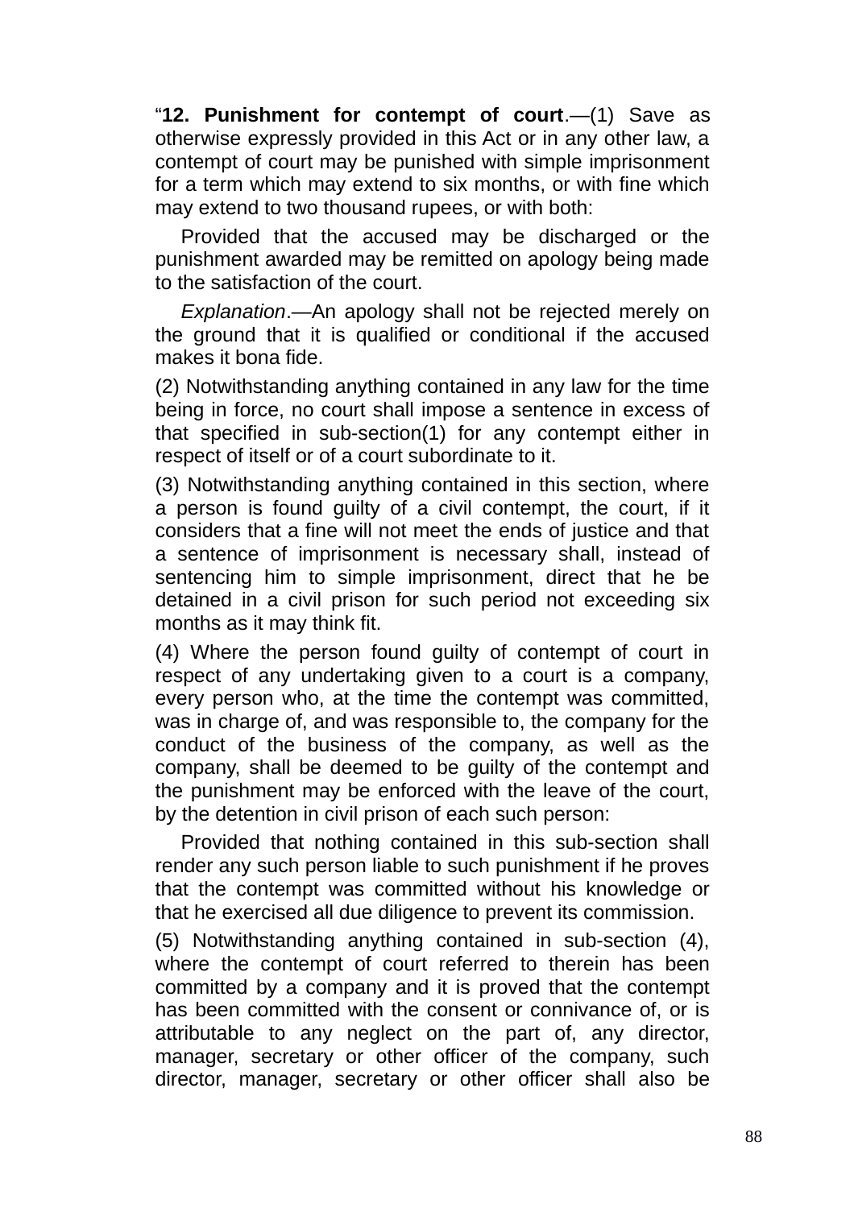"**12. Punishment for contempt of court**.—(1) Save as otherwise expressly provided in this Act or in any other law, a contempt of court may be punished with simple imprisonment for a term which may extend to six months, or with fine which may extend to two thousand rupees, or with both:

Provided that the accused may be discharged or the punishment awarded may be remitted on apology being made to the satisfaction of the court.

*Explanation*.—An apology shall not be rejected merely on the ground that it is qualified or conditional if the accused makes it bona fide.

(2) Notwithstanding anything contained in any law for the time being in force, no court shall impose a sentence in excess of that specified in sub-section(1) for any contempt either in respect of itself or of a court subordinate to it.

(3) Notwithstanding anything contained in this section, where a person is found guilty of a civil contempt, the court, if it considers that a fine will not meet the ends of justice and that a sentence of imprisonment is necessary shall, instead of sentencing him to simple imprisonment, direct that he be detained in a civil prison for such period not exceeding six months as it may think fit.

(4) Where the person found guilty of contempt of court in respect of any undertaking given to a court is a company, every person who, at the time the contempt was committed, was in charge of, and was responsible to, the company for the conduct of the business of the company, as well as the company, shall be deemed to be guilty of the contempt and the punishment may be enforced with the leave of the court, by the detention in civil prison of each such person:

Provided that nothing contained in this sub-section shall render any such person liable to such punishment if he proves that the contempt was committed without his knowledge or that he exercised all due diligence to prevent its commission.

(5) Notwithstanding anything contained in sub-section (4), where the contempt of court referred to therein has been committed by a company and it is proved that the contempt has been committed with the consent or connivance of, or is attributable to any neglect on the part of, any director, manager, secretary or other officer of the company, such director, manager, secretary or other officer shall also be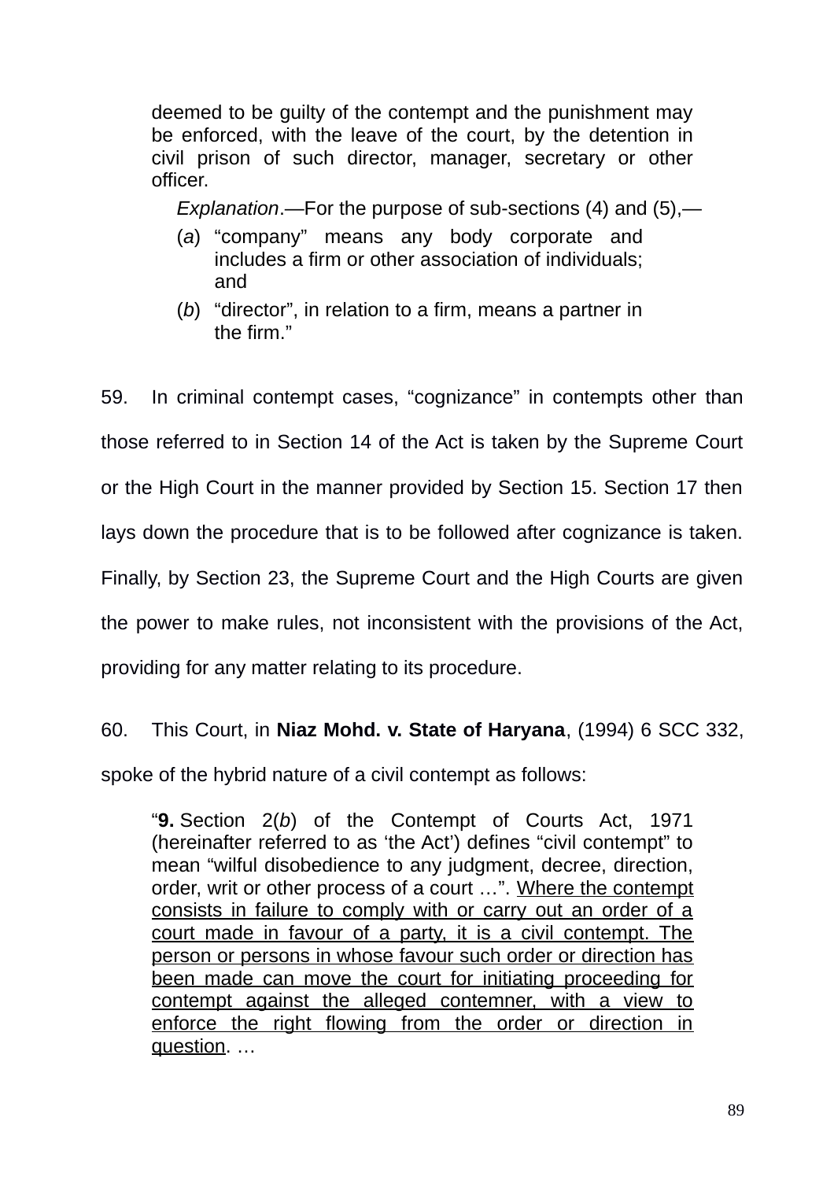> deemed to be guilty of the contempt and the punishment may be enforced, with the leave of the court, by the detention in civil prison of such director, manager, secretary or other officer.
>
> *Explanation*.—For the purpose of sub-sections (4) and (5),—
>
> (*a*) "company" means any body corporate and includes a firm or other association of individuals; and
>
> (*b*) "director", in relation to a firm, means a partner in the firm."

59. In criminal contempt cases, "cognizance" in contempts other than those referred to in Section 14 of the Act is taken by the Supreme Court or the High Court in the manner provided by Section 15. Section 17 then lays down the procedure that is to be followed after cognizance is taken. Finally, by Section 23, the Supreme Court and the High Courts are given the power to make rules, not inconsistent with the provisions of the Act, providing for any matter relating to its procedure.

60. This Court, in **Niaz Mohd. v. State of Haryana**, (1994) 6 SCC 332, spoke of the hybrid nature of a civil contempt as follows:

> "**9.** Section 2(*b*) of the Contempt of Courts Act, 1971 (hereinafter referred to as 'the Act') defines "civil contempt" to mean "wilful disobedience to any judgment, decree, direction, order, writ or other process of a court …". <u>Where the contempt consists in failure to comply with or carry out an order of a court made in favour of a party, it is a civil contempt. The person or persons in whose favour such order or direction has been made can move the court for initiating proceeding for contempt against the alleged contemner, with a view to enforce the right flowing from the order or direction in question</u>. …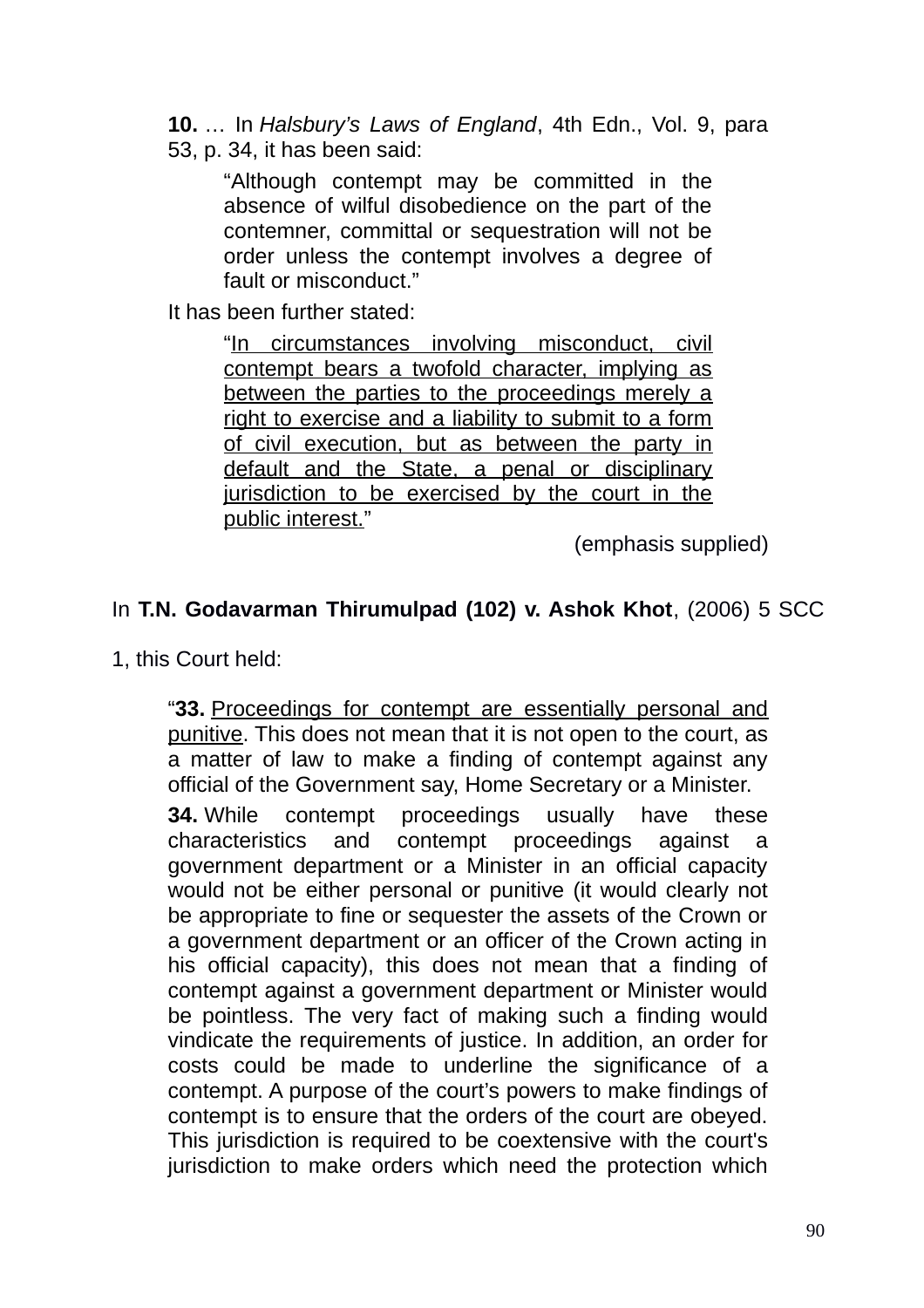> **10.** … In *Halsbury's Laws of England*, 4th Edn., Vol. 9, para 53, p. 34, it has been said:
>
> > "Although contempt may be committed in the absence of wilful disobedience on the part of the contemner, committal or sequestration will not be order unless the contempt involves a degree of fault or misconduct."
>
> It has been further stated:
>
> > "<u>In circumstances involving misconduct, civil contempt bears a twofold character, implying as between the parties to the proceedings merely a right to exercise and a liability to submit to a form of civil execution, but as between the party in default and the State, a penal or disciplinary jurisdiction to be exercised by the court in the public interest.</u>"
>
> (emphasis supplied)

In **T.N. Godavarman Thirumulpad (102) v. Ashok Khot**, (2006) 5 SCC 1, this Court held:

> "**33.** <u>Proceedings for contempt are essentially personal and punitive</u>. This does not mean that it is not open to the court, as a matter of law to make a finding of contempt against any official of the Government say, Home Secretary or a Minister.
>
> **34.** While contempt proceedings usually have these characteristics and contempt proceedings against a government department or a Minister in an official capacity would not be either personal or punitive (it would clearly not be appropriate to fine or sequester the assets of the Crown or a government department or an officer of the Crown acting in his official capacity), this does not mean that a finding of contempt against a government department or Minister would be pointless. The very fact of making such a finding would vindicate the requirements of justice. In addition, an order for costs could be made to underline the significance of a contempt. A purpose of the court's powers to make findings of contempt is to ensure that the orders of the court are obeyed. This jurisdiction is required to be coextensive with the court's jurisdiction to make orders which need the protection which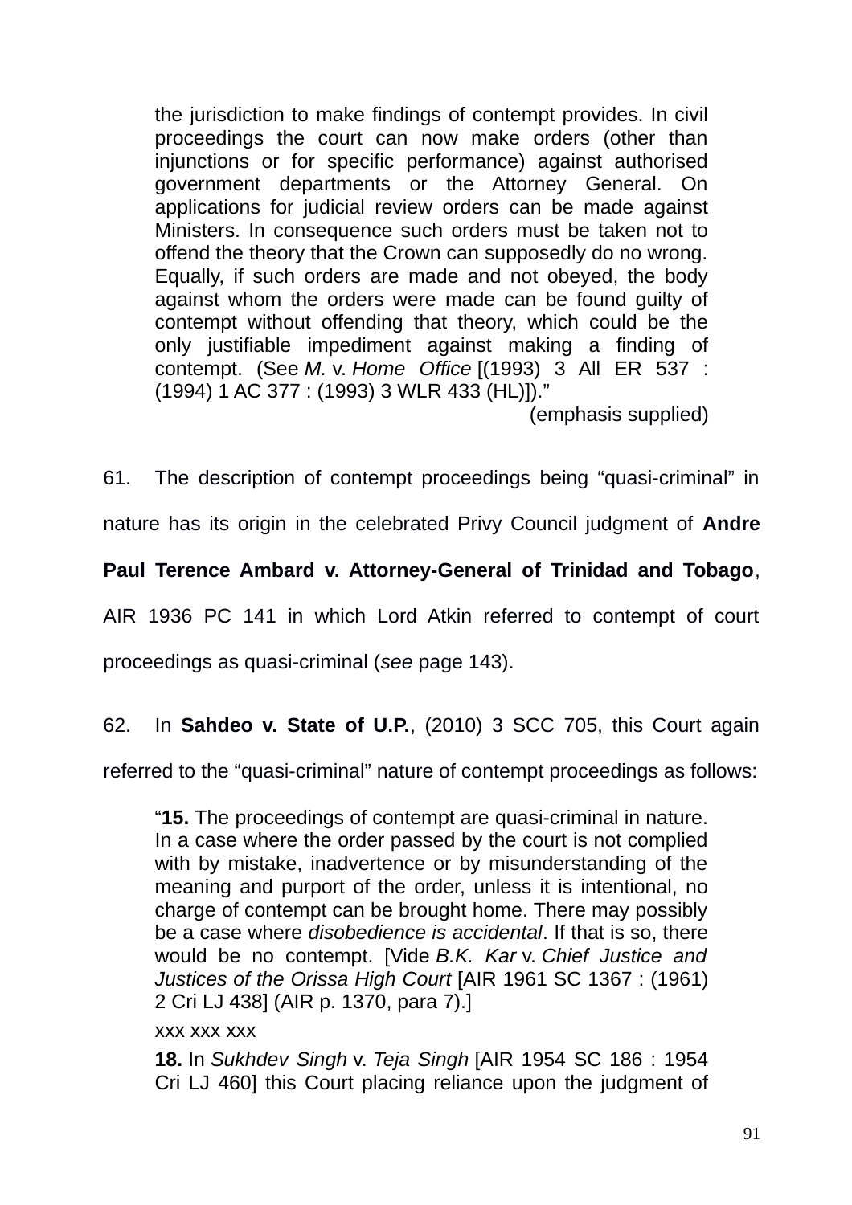> the jurisdiction to make findings of contempt provides. In civil proceedings the court can now make orders (other than injunctions or for specific performance) against authorised government departments or the Attorney General. On applications for judicial review orders can be made against Ministers. In consequence such orders must be taken not to offend the theory that the Crown can supposedly do no wrong. Equally, if such orders are made and not obeyed, the body against whom the orders were made can be found guilty of contempt without offending that theory, which could be the only justifiable impediment against making a finding of contempt. (See *M.* v. *Home Office* [(1993) 3 All ER 537 : (1994) 1 AC 377 : (1993) 3 WLR 433 (HL)])."
>
> (emphasis supplied)

61. The description of contempt proceedings being "quasi-criminal" in nature has its origin in the celebrated Privy Council judgment of **Andre Paul Terence Ambard v. Attorney-General of Trinidad and Tobago**, AIR 1936 PC 141 in which Lord Atkin referred to contempt of court proceedings as quasi-criminal (*see* page 143).

62. In **Sahdeo v. State of U.P.**, (2010) 3 SCC 705, this Court again referred to the "quasi-criminal" nature of contempt proceedings as follows:

> "**15.** The proceedings of contempt are quasi-criminal in nature. In a case where the order passed by the court is not complied with by mistake, inadvertence or by misunderstanding of the meaning and purport of the order, unless it is intentional, no charge of contempt can be brought home. There may possibly be a case where *disobedience is accidental*. If that is so, there would be no contempt. [Vide *B.K. Kar* v. *Chief Justice and Justices of the Orissa High Court* [AIR 1961 SC 1367 : (1961) 2 Cri LJ 438] (AIR p. 1370, para 7).]
>
> xxx xxx xxx
>
> **18.** In *Sukhdev Singh* v. *Teja Singh* [AIR 1954 SC 186 : 1954 Cri LJ 460] this Court placing reliance upon the judgment of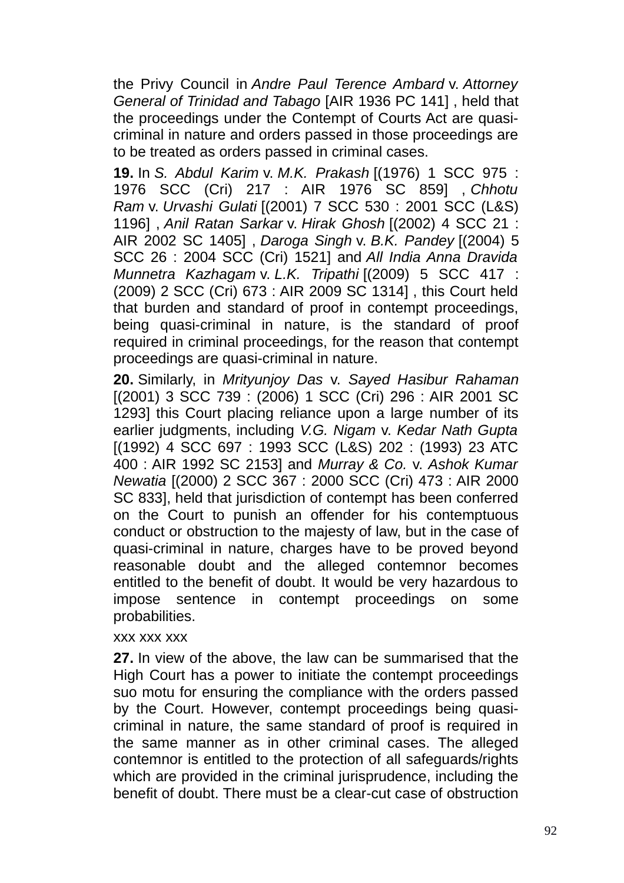the Privy Council in *Andre Paul Terence Ambard* v. *Attorney General of Trinidad and Tabago* [AIR 1936 PC 141] , held that the proceedings under the Contempt of Courts Act are quasi-criminal in nature and orders passed in those proceedings are to be treated as orders passed in criminal cases.

**19.** In *S. Abdul Karim* v. *M.K. Prakash* [(1976) 1 SCC 975 : 1976 SCC (Cri) 217 : AIR 1976 SC 859] , *Chhotu Ram* v. *Urvashi Gulati* [(2001) 7 SCC 530 : 2001 SCC (L&S) 1196] , *Anil Ratan Sarkar* v. *Hirak Ghosh* [(2002) 4 SCC 21 : AIR 2002 SC 1405] , *Daroga Singh* v. *B.K. Pandey* [(2004) 5 SCC 26 : 2004 SCC (Cri) 1521] and *All India Anna Dravida Munnetra Kazhagam* v. *L.K. Tripathi* [(2009) 5 SCC 417 : (2009) 2 SCC (Cri) 673 : AIR 2009 SC 1314] , this Court held that burden and standard of proof in contempt proceedings, being quasi-criminal in nature, is the standard of proof required in criminal proceedings, for the reason that contempt proceedings are quasi-criminal in nature.

**20.** Similarly, in *Mrityunjoy Das* v. *Sayed Hasibur Rahaman* [(2001) 3 SCC 739 : (2006) 1 SCC (Cri) 296 : AIR 2001 SC 1293] this Court placing reliance upon a large number of its earlier judgments, including *V.G. Nigam* v. *Kedar Nath Gupta* [(1992) 4 SCC 697 : 1993 SCC (L&S) 202 : (1993) 23 ATC 400 : AIR 1992 SC 2153] and *Murray & Co.* v. *Ashok Kumar Newatia* [(2000) 2 SCC 367 : 2000 SCC (Cri) 473 : AIR 2000 SC 833], held that jurisdiction of contempt has been conferred on the Court to punish an offender for his contemptuous conduct or obstruction to the majesty of law, but in the case of quasi-criminal in nature, charges have to be proved beyond reasonable doubt and the alleged contemnor becomes entitled to the benefit of doubt. It would be very hazardous to impose sentence in contempt proceedings on some probabilities.

xxx xxx xxx

**27.** In view of the above, the law can be summarised that the High Court has a power to initiate the contempt proceedings suo motu for ensuring the compliance with the orders passed by the Court. However, contempt proceedings being quasi-criminal in nature, the same standard of proof is required in the same manner as in other criminal cases. The alleged contemnor is entitled to the protection of all safeguards/rights which are provided in the criminal jurisprudence, including the benefit of doubt. There must be a clear-cut case of obstruction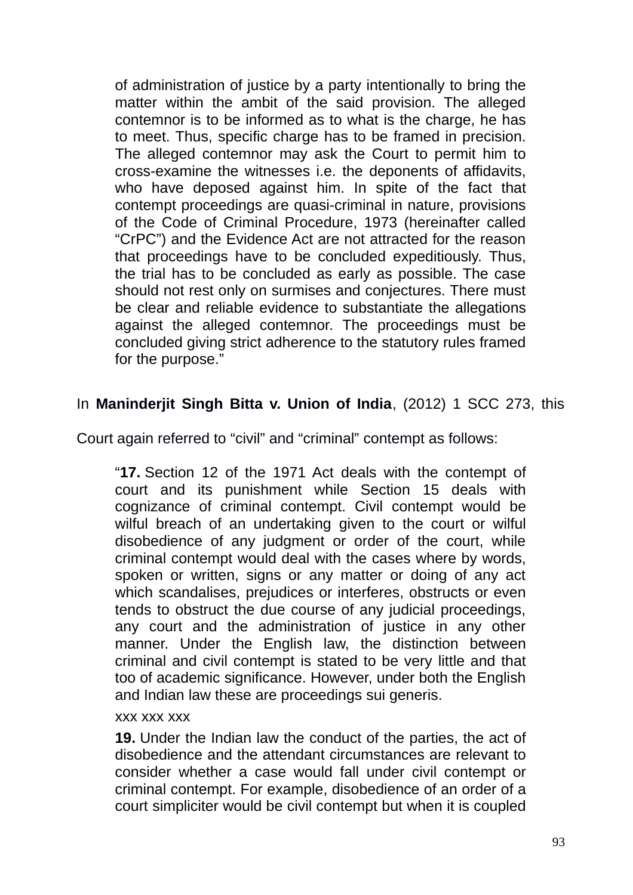> of administration of justice by a party intentionally to bring the matter within the ambit of the said provision. The alleged contemnor is to be informed as to what is the charge, he has to meet. Thus, specific charge has to be framed in precision. The alleged contemnor may ask the Court to permit him to cross-examine the witnesses i.e. the deponents of affidavits, who have deposed against him. In spite of the fact that contempt proceedings are quasi-criminal in nature, provisions of the Code of Criminal Procedure, 1973 (hereinafter called "CrPC") and the Evidence Act are not attracted for the reason that proceedings have to be concluded expeditiously. Thus, the trial has to be concluded as early as possible. The case should not rest only on surmises and conjectures. There must be clear and reliable evidence to substantiate the allegations against the alleged contemnor. The proceedings must be concluded giving strict adherence to the statutory rules framed for the purpose."

In **Maninderjit Singh Bitta v. Union of India**, (2012) 1 SCC 273, this Court again referred to "civil" and "criminal" contempt as follows:

> "**17.** Section 12 of the 1971 Act deals with the contempt of court and its punishment while Section 15 deals with cognizance of criminal contempt. Civil contempt would be wilful breach of an undertaking given to the court or wilful disobedience of any judgment or order of the court, while criminal contempt would deal with the cases where by words, spoken or written, signs or any matter or doing of any act which scandalises, prejudices or interferes, obstructs or even tends to obstruct the due course of any judicial proceedings, any court and the administration of justice in any other manner. Under the English law, the distinction between criminal and civil contempt is stated to be very little and that too of academic significance. However, under both the English and Indian law these are proceedings sui generis.
>
> xxx xxx xxx
>
> **19.** Under the Indian law the conduct of the parties, the act of disobedience and the attendant circumstances are relevant to consider whether a case would fall under civil contempt or criminal contempt. For example, disobedience of an order of a court simpliciter would be civil contempt but when it is coupled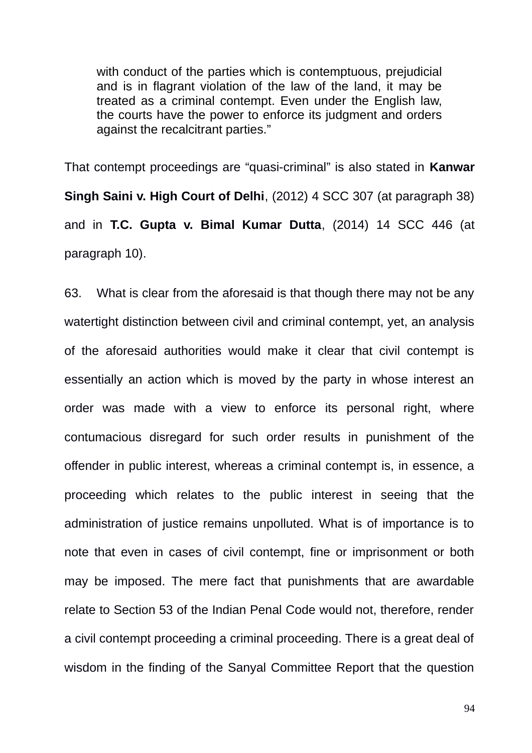> with conduct of the parties which is contemptuous, prejudicial and is in flagrant violation of the law of the land, it may be treated as a criminal contempt. Even under the English law, the courts have the power to enforce its judgment and orders against the recalcitrant parties."

That contempt proceedings are "quasi-criminal" is also stated in **Kanwar Singh Saini v. High Court of Delhi**, (2012) 4 SCC 307 (at paragraph 38) and in **T.C. Gupta v. Bimal Kumar Dutta**, (2014) 14 SCC 446 (at paragraph 10).

63. What is clear from the aforesaid is that though there may not be any watertight distinction between civil and criminal contempt, yet, an analysis of the aforesaid authorities would make it clear that civil contempt is essentially an action which is moved by the party in whose interest an order was made with a view to enforce its personal right, where contumacious disregard for such order results in punishment of the offender in public interest, whereas a criminal contempt is, in essence, a proceeding which relates to the public interest in seeing that the administration of justice remains unpolluted. What is of importance is to note that even in cases of civil contempt, fine or imprisonment or both may be imposed. The mere fact that punishments that are awardable relate to Section 53 of the Indian Penal Code would not, therefore, render a civil contempt proceeding a criminal proceeding. There is a great deal of wisdom in the finding of the Sanyal Committee Report that the question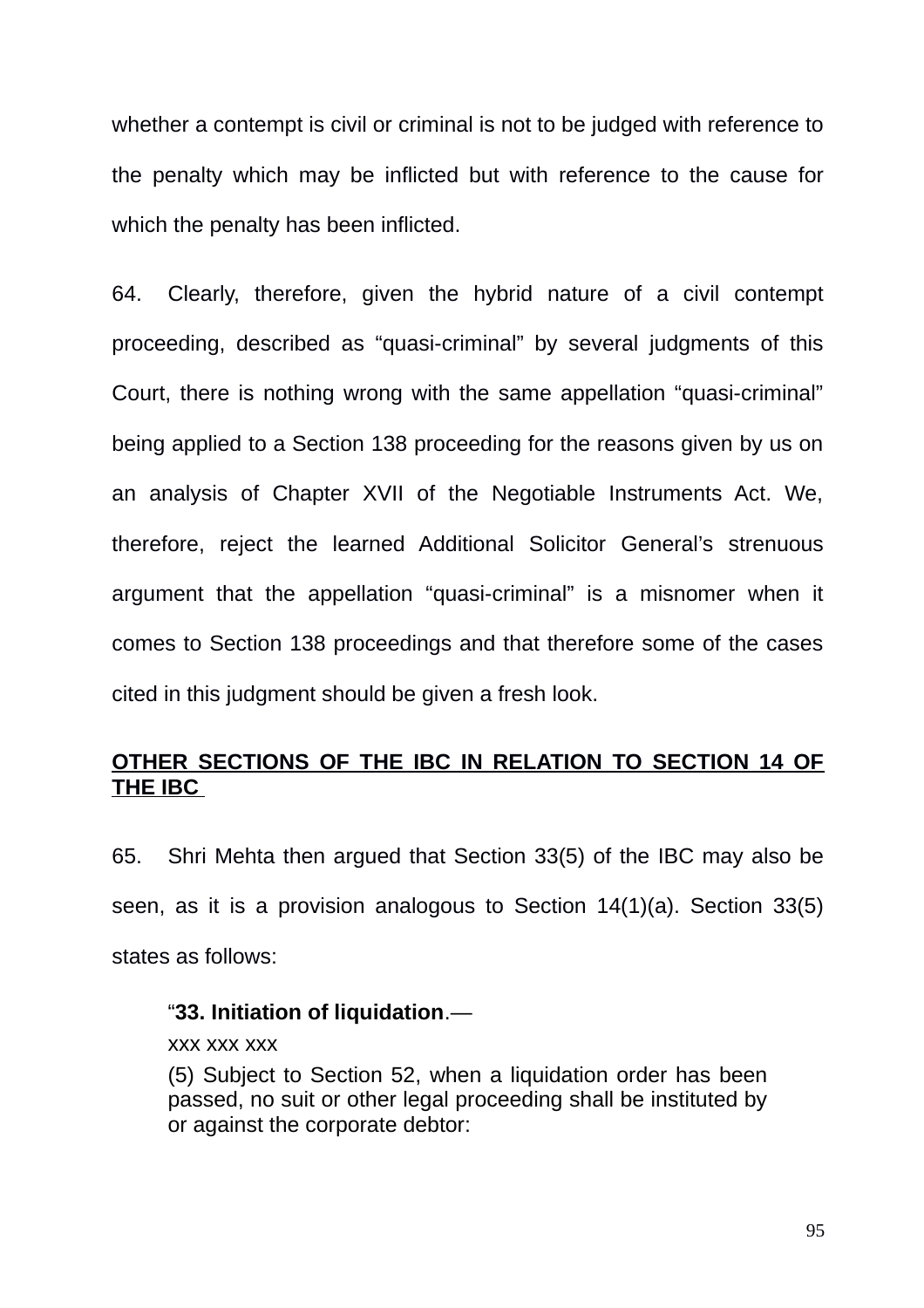whether a contempt is civil or criminal is not to be judged with reference to the penalty which may be inflicted but with reference to the cause for which the penalty has been inflicted.

64. Clearly, therefore, given the hybrid nature of a civil contempt proceeding, described as "quasi-criminal" by several judgments of this Court, there is nothing wrong with the same appellation "quasi-criminal" being applied to a Section 138 proceeding for the reasons given by us on an analysis of Chapter XVII of the Negotiable Instruments Act. We, therefore, reject the learned Additional Solicitor General's strenuous argument that the appellation "quasi-criminal" is a misnomer when it comes to Section 138 proceedings and that therefore some of the cases cited in this judgment should be given a fresh look.

**OTHER SECTIONS OF THE IBC IN RELATION TO SECTION 14 OF THE IBC**

65. Shri Mehta then argued that Section 33(5) of the IBC may also be seen, as it is a provision analogous to Section 14(1)(a). Section 33(5) states as follows:

> "**33. Initiation of liquidation**.—
>
> xxx xxx xxx
>
> (5) Subject to Section 52, when a liquidation order has been passed, no suit or other legal proceeding shall be instituted by or against the corporate debtor: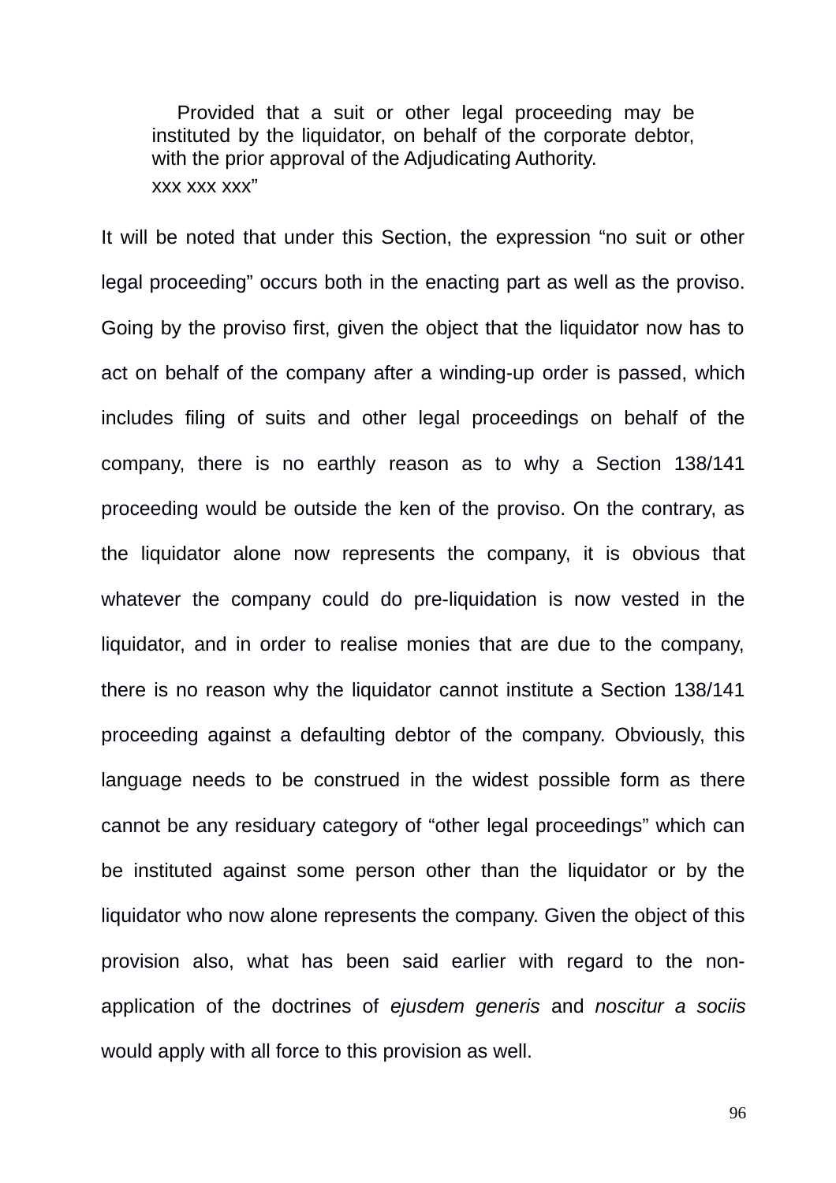> Provided that a suit or other legal proceeding may be instituted by the liquidator, on behalf of the corporate debtor, with the prior approval of the Adjudicating Authority.
>
> xxx xxx xxx"

It will be noted that under this Section, the expression "no suit or other legal proceeding" occurs both in the enacting part as well as the proviso. Going by the proviso first, given the object that the liquidator now has to act on behalf of the company after a winding-up order is passed, which includes filing of suits and other legal proceedings on behalf of the company, there is no earthly reason as to why a Section 138/141 proceeding would be outside the ken of the proviso. On the contrary, as the liquidator alone now represents the company, it is obvious that whatever the company could do pre-liquidation is now vested in the liquidator, and in order to realise monies that are due to the company, there is no reason why the liquidator cannot institute a Section 138/141 proceeding against a defaulting debtor of the company. Obviously, this language needs to be construed in the widest possible form as there cannot be any residuary category of "other legal proceedings" which can be instituted against some person other than the liquidator or by the liquidator who now alone represents the company. Given the object of this provision also, what has been said earlier with regard to the non-application of the doctrines of *ejusdem generis* and *noscitur a sociis* would apply with all force to this provision as well.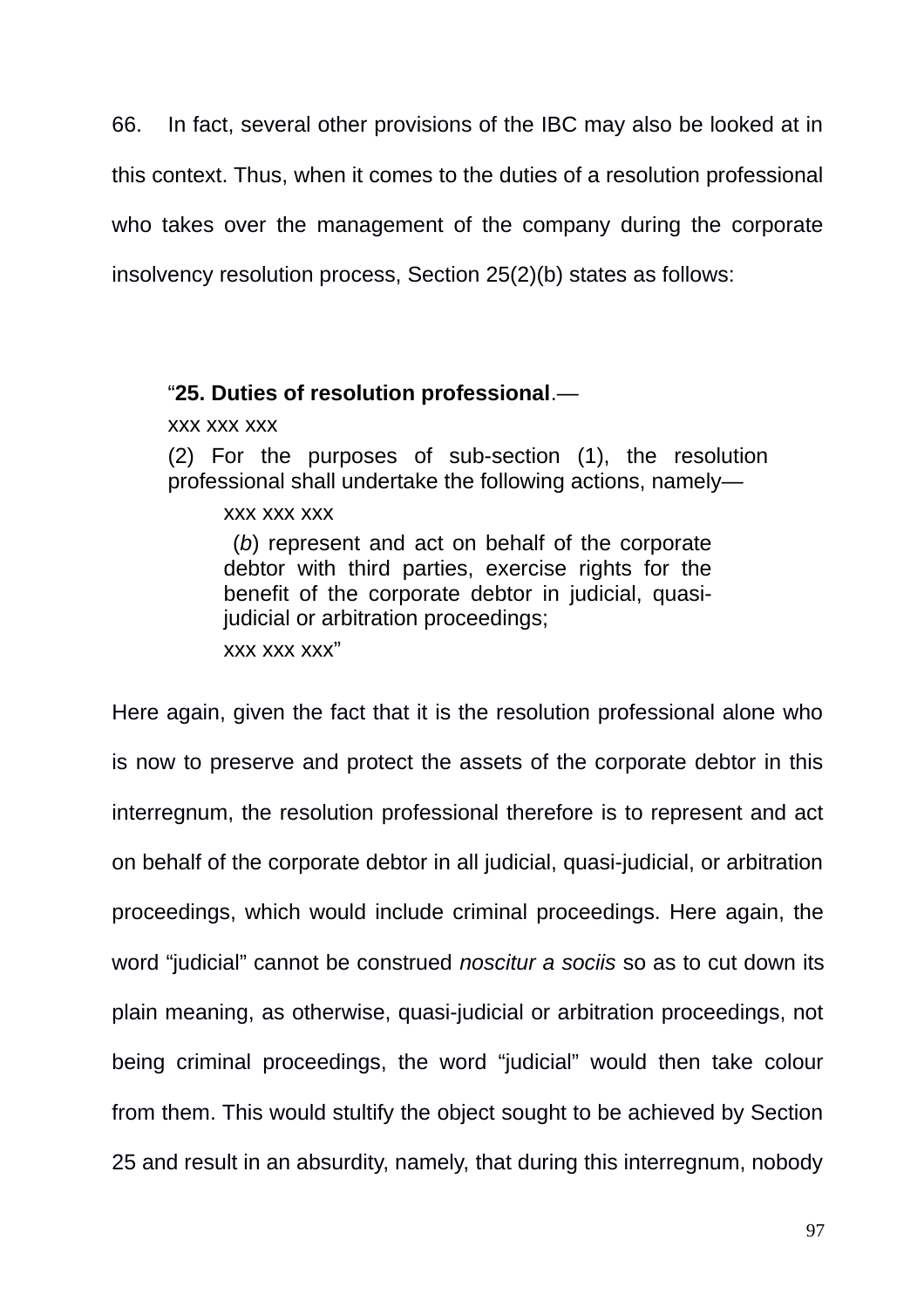66. In fact, several other provisions of the IBC may also be looked at in this context. Thus, when it comes to the duties of a resolution professional who takes over the management of the company during the corporate insolvency resolution process, Section 25(2)(b) states as follows:

> "**25. Duties of resolution professional**.—
>
> xxx xxx xxx
>
> (2) For the purposes of sub-section (1), the resolution professional shall undertake the following actions, namely—
>
> > xxx xxx xxx
> >
> > (*b*) represent and act on behalf of the corporate debtor with third parties, exercise rights for the benefit of the corporate debtor in judicial, quasi-judicial or arbitration proceedings;
> >
> > xxx xxx xxx"

Here again, given the fact that it is the resolution professional alone who is now to preserve and protect the assets of the corporate debtor in this interregnum, the resolution professional therefore is to represent and act on behalf of the corporate debtor in all judicial, quasi-judicial, or arbitration proceedings, which would include criminal proceedings. Here again, the word "judicial" cannot be construed *noscitur a sociis* so as to cut down its plain meaning, as otherwise, quasi-judicial or arbitration proceedings, not being criminal proceedings, the word "judicial" would then take colour from them. This would stultify the object sought to be achieved by Section 25 and result in an absurdity, namely, that during this interregnum, nobody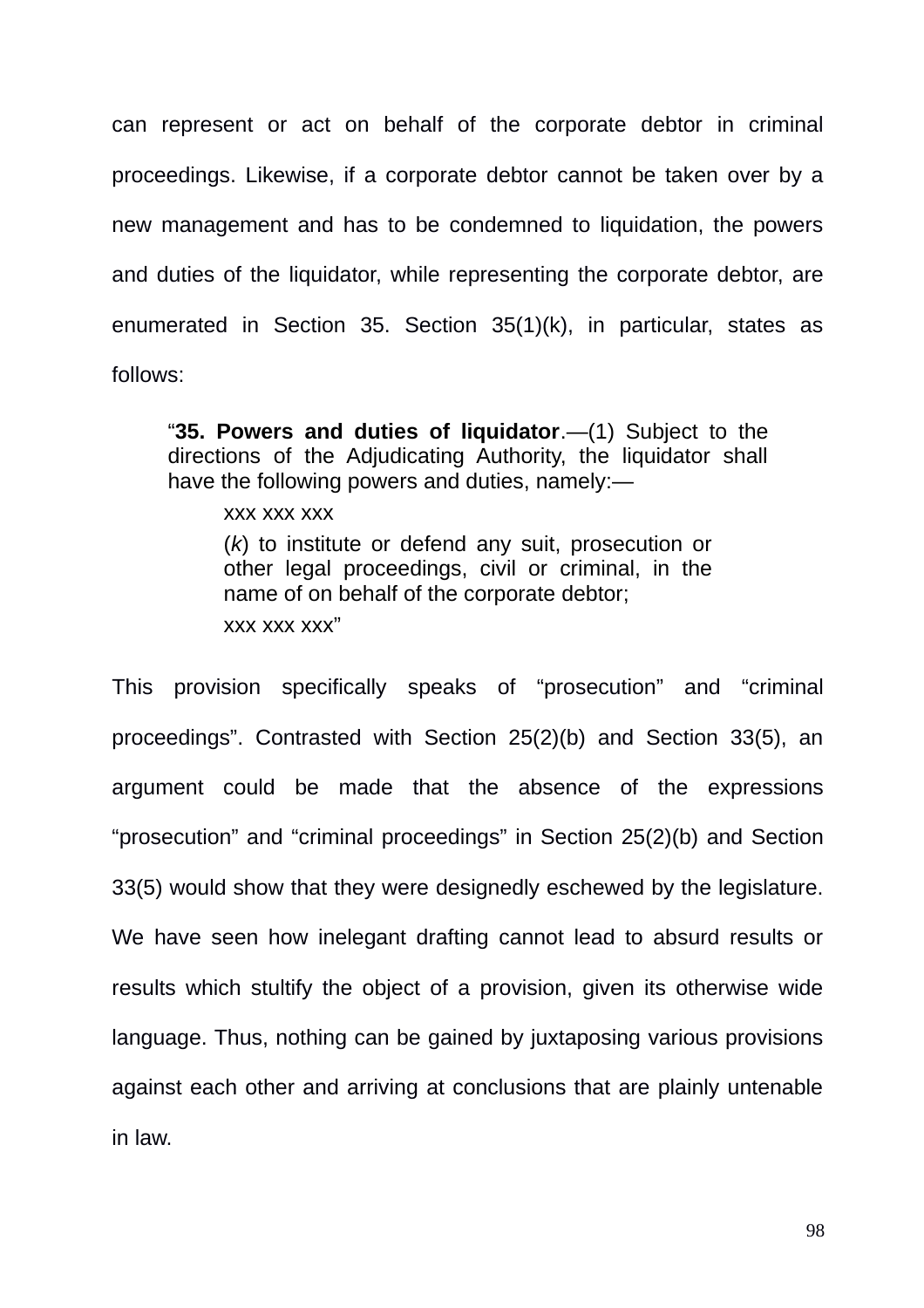can represent or act on behalf of the corporate debtor in criminal proceedings. Likewise, if a corporate debtor cannot be taken over by a new management and has to be condemned to liquidation, the powers and duties of the liquidator, while representing the corporate debtor, are enumerated in Section 35. Section 35(1)(k), in particular, states as follows:

> "**35. Powers and duties of liquidator**.—(1) Subject to the directions of the Adjudicating Authority, the liquidator shall have the following powers and duties, namely:—
>
> > xxx xxx xxx
> >
> > (*k*) to institute or defend any suit, prosecution or other legal proceedings, civil or criminal, in the name of on behalf of the corporate debtor;
> >
> > xxx xxx xxx"

This provision specifically speaks of "prosecution" and "criminal proceedings". Contrasted with Section 25(2)(b) and Section 33(5), an argument could be made that the absence of the expressions "prosecution" and "criminal proceedings" in Section 25(2)(b) and Section 33(5) would show that they were designedly eschewed by the legislature. We have seen how inelegant drafting cannot lead to absurd results or results which stultify the object of a provision, given its otherwise wide language. Thus, nothing can be gained by juxtaposing various provisions against each other and arriving at conclusions that are plainly untenable in law.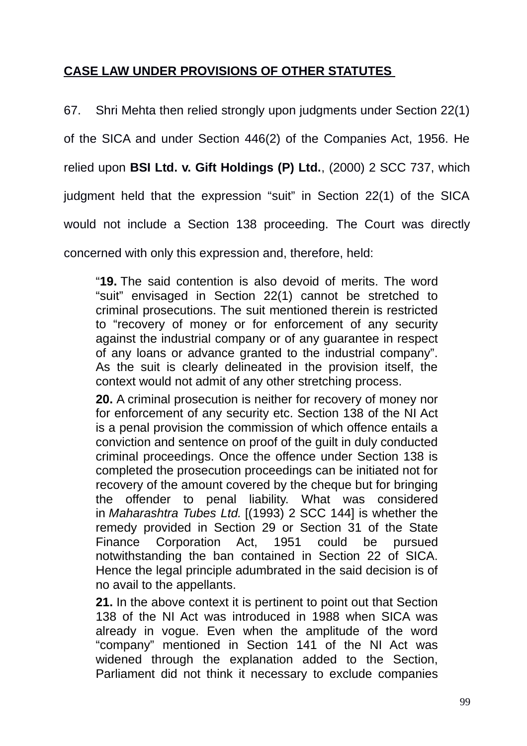## CASE LAW UNDER PROVISIONS OF OTHER STATUTES

67. Shri Mehta then relied strongly upon judgments under Section 22(1) of the SICA and under Section 446(2) of the Companies Act, 1956. He relied upon **BSI Ltd. v. Gift Holdings (P) Ltd.**, (2000) 2 SCC 737, which judgment held that the expression "suit" in Section 22(1) of the SICA would not include a Section 138 proceeding. The Court was directly concerned with only this expression and, therefore, held:

> "**19.** The said contention is also devoid of merits. The word "suit" envisaged in Section 22(1) cannot be stretched to criminal prosecutions. The suit mentioned therein is restricted to "recovery of money or for enforcement of any security against the industrial company or of any guarantee in respect of any loans or advance granted to the industrial company". As the suit is clearly delineated in the provision itself, the context would not admit of any other stretching process.
>
> **20.** A criminal prosecution is neither for recovery of money nor for enforcement of any security etc. Section 138 of the NI Act is a penal provision the commission of which offence entails a conviction and sentence on proof of the guilt in duly conducted criminal proceedings. Once the offence under Section 138 is completed the prosecution proceedings can be initiated not for recovery of the amount covered by the cheque but for bringing the offender to penal liability. What was considered in *Maharashtra Tubes Ltd.* [(1993) 2 SCC 144] is whether the remedy provided in Section 29 or Section 31 of the State Finance Corporation Act, 1951 could be pursued notwithstanding the ban contained in Section 22 of SICA. Hence the legal principle adumbrated in the said decision is of no avail to the appellants.
>
> **21.** In the above context it is pertinent to point out that Section 138 of the NI Act was introduced in 1988 when SICA was already in vogue. Even when the amplitude of the word "company" mentioned in Section 141 of the NI Act was widened through the explanation added to the Section, Parliament did not think it necessary to exclude companies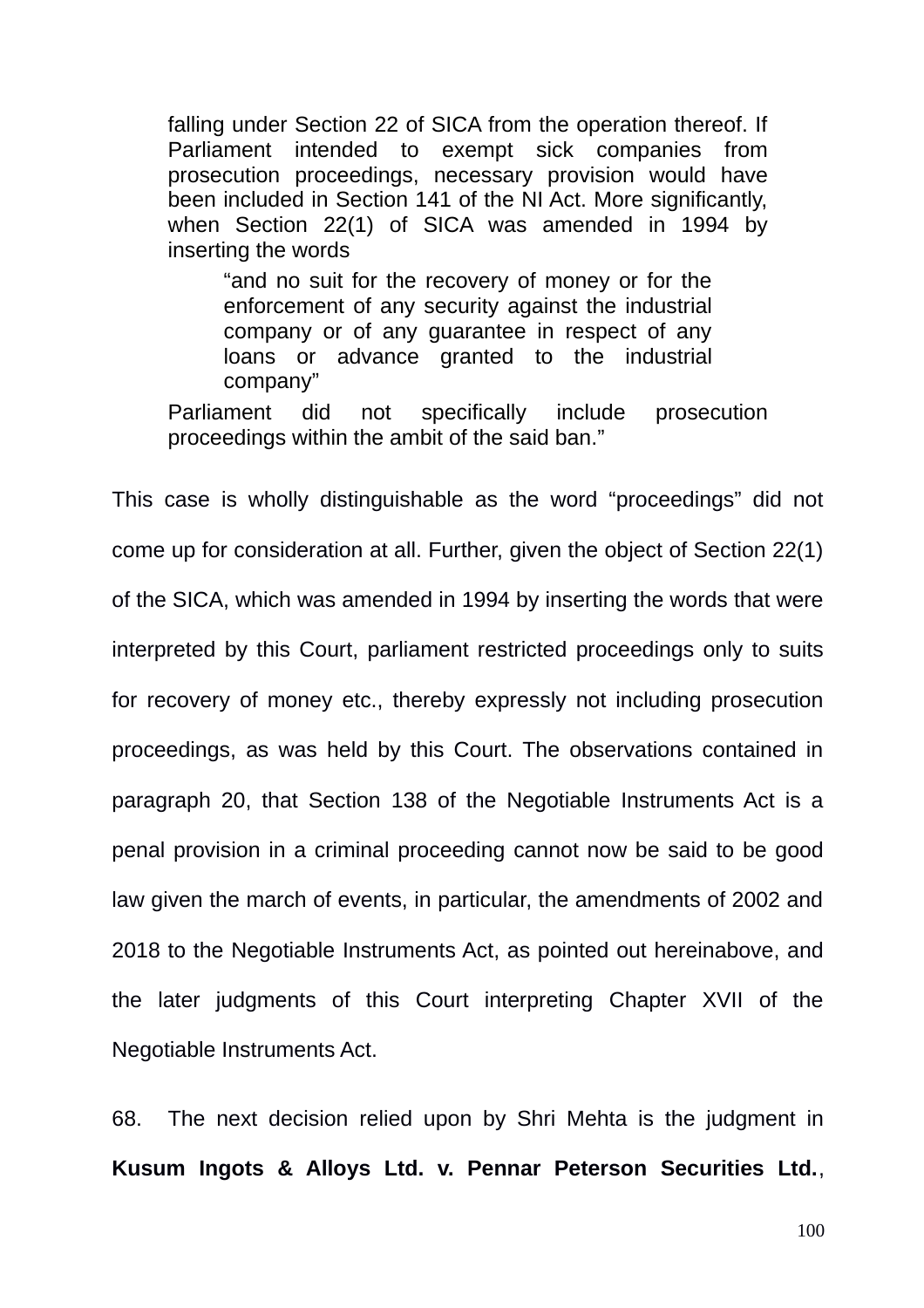> falling under Section 22 of SICA from the operation thereof. If Parliament intended to exempt sick companies from prosecution proceedings, necessary provision would have been included in Section 141 of the NI Act. More significantly, when Section 22(1) of SICA was amended in 1994 by inserting the words
>
> > "and no suit for the recovery of money or for the enforcement of any security against the industrial company or of any guarantee in respect of any loans or advance granted to the industrial company"
>
> Parliament did not specifically include prosecution proceedings within the ambit of the said ban."

This case is wholly distinguishable as the word "proceedings" did not come up for consideration at all. Further, given the object of Section 22(1) of the SICA, which was amended in 1994 by inserting the words that were interpreted by this Court, parliament restricted proceedings only to suits for recovery of money etc., thereby expressly not including prosecution proceedings, as was held by this Court. The observations contained in paragraph 20, that Section 138 of the Negotiable Instruments Act is a penal provision in a criminal proceeding cannot now be said to be good law given the march of events, in particular, the amendments of 2002 and 2018 to the Negotiable Instruments Act, as pointed out hereinabove, and the later judgments of this Court interpreting Chapter XVII of the Negotiable Instruments Act.

68. The next decision relied upon by Shri Mehta is the judgment in **Kusum Ingots & Alloys Ltd. v. Pennar Peterson Securities Ltd.**,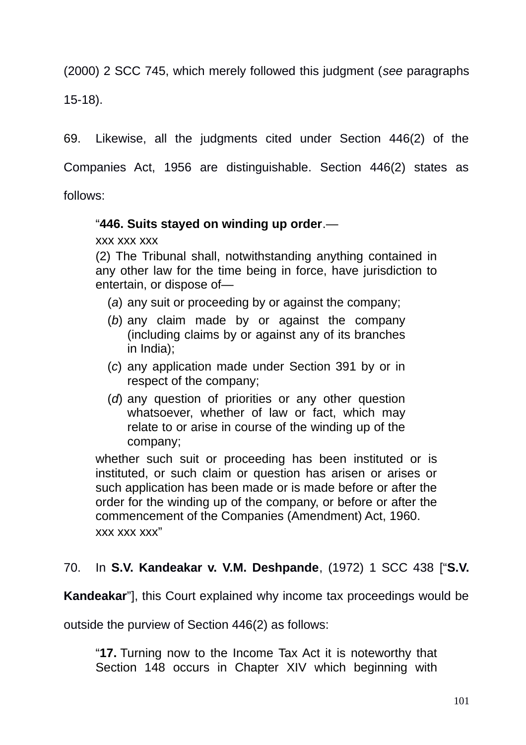(2000) 2 SCC 745, which merely followed this judgment (*see* paragraphs 15-18).

69. Likewise, all the judgments cited under Section 446(2) of the Companies Act, 1956 are distinguishable. Section 446(2) states as follows:

> "**446. Suits stayed on winding up order**.—
>
> xxx xxx xxx
>
> (2) The Tribunal shall, notwithstanding anything contained in any other law for the time being in force, have jurisdiction to entertain, or dispose of—
>
> (*a*) any suit or proceeding by or against the company;
>
> (*b*) any claim made by or against the company (including claims by or against any of its branches in India);
>
> (*c*) any application made under Section 391 by or in respect of the company;
>
> (*d*) any question of priorities or any other question whatsoever, whether of law or fact, which may relate to or arise in course of the winding up of the company;
>
> whether such suit or proceeding has been instituted or is instituted, or such claim or question has arisen or arises or such application has been made or is made before or after the order for the winding up of the company, or before or after the commencement of the Companies (Amendment) Act, 1960.
>
> xxx xxx xxx"

70. In **S.V. Kandeakar v. V.M. Deshpande**, (1972) 1 SCC 438 ["**S.V. Kandeakar**"], this Court explained why income tax proceedings would be outside the purview of Section 446(2) as follows:

> "**17.** Turning now to the Income Tax Act it is noteworthy that Section 148 occurs in Chapter XIV which beginning with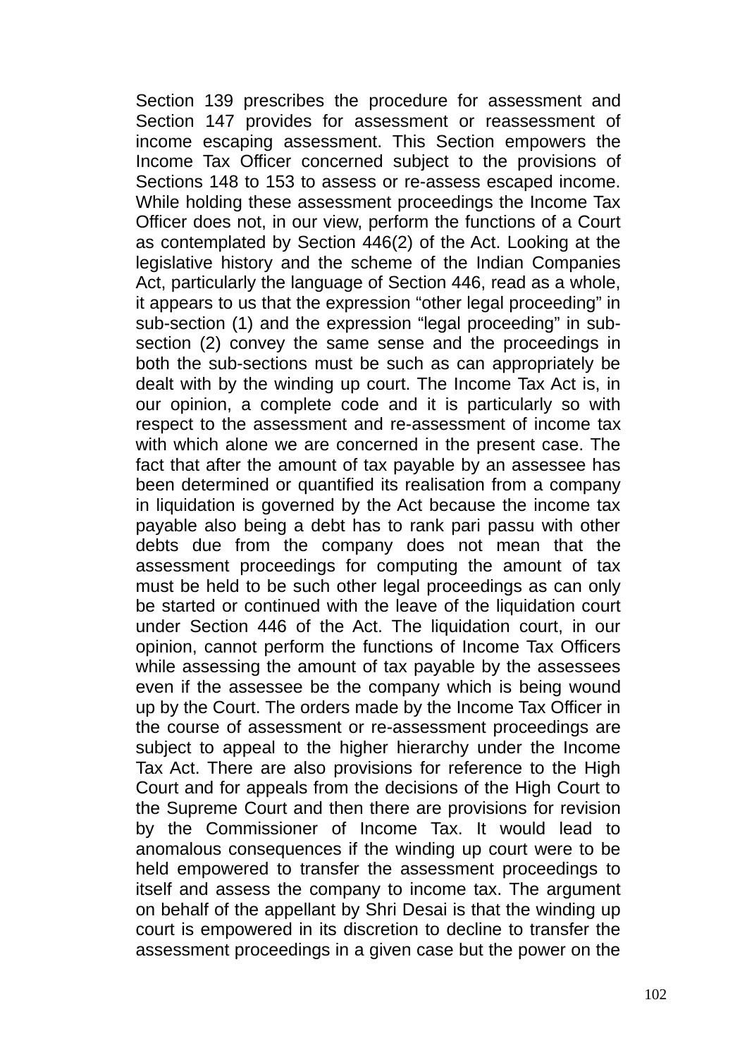Section 139 prescribes the procedure for assessment and Section 147 provides for assessment or reassessment of income escaping assessment. This Section empowers the Income Tax Officer concerned subject to the provisions of Sections 148 to 153 to assess or re-assess escaped income. While holding these assessment proceedings the Income Tax Officer does not, in our view, perform the functions of a Court as contemplated by Section 446(2) of the Act. Looking at the legislative history and the scheme of the Indian Companies Act, particularly the language of Section 446, read as a whole, it appears to us that the expression "other legal proceeding" in sub-section (1) and the expression "legal proceeding" in sub-section (2) convey the same sense and the proceedings in both the sub-sections must be such as can appropriately be dealt with by the winding up court. The Income Tax Act is, in our opinion, a complete code and it is particularly so with respect to the assessment and re-assessment of income tax with which alone we are concerned in the present case. The fact that after the amount of tax payable by an assessee has been determined or quantified its realisation from a company in liquidation is governed by the Act because the income tax payable also being a debt has to rank pari passu with other debts due from the company does not mean that the assessment proceedings for computing the amount of tax must be held to be such other legal proceedings as can only be started or continued with the leave of the liquidation court under Section 446 of the Act. The liquidation court, in our opinion, cannot perform the functions of Income Tax Officers while assessing the amount of tax payable by the assessees even if the assessee be the company which is being wound up by the Court. The orders made by the Income Tax Officer in the course of assessment or re-assessment proceedings are subject to appeal to the higher hierarchy under the Income Tax Act. There are also provisions for reference to the High Court and for appeals from the decisions of the High Court to the Supreme Court and then there are provisions for revision by the Commissioner of Income Tax. It would lead to anomalous consequences if the winding up court were to be held empowered to transfer the assessment proceedings to itself and assess the company to income tax. The argument on behalf of the appellant by Shri Desai is that the winding up court is empowered in its discretion to decline to transfer the assessment proceedings in a given case but the power on the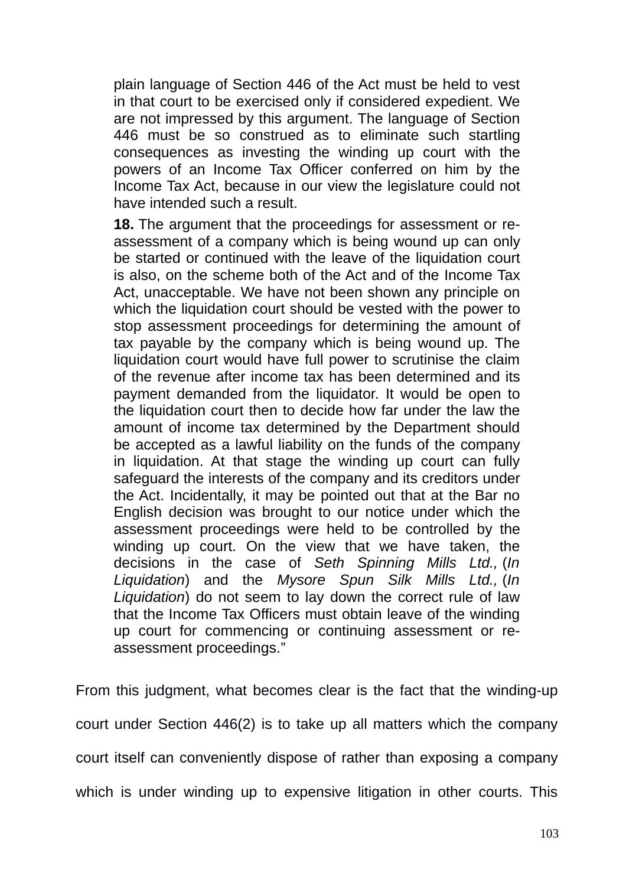> plain language of Section 446 of the Act must be held to vest in that court to be exercised only if considered expedient. We are not impressed by this argument. The language of Section 446 must be so construed as to eliminate such startling consequences as investing the winding up court with the powers of an Income Tax Officer conferred on him by the Income Tax Act, because in our view the legislature could not have intended such a result.
>
> **18.** The argument that the proceedings for assessment or re-assessment of a company which is being wound up can only be started or continued with the leave of the liquidation court is also, on the scheme both of the Act and of the Income Tax Act, unacceptable. We have not been shown any principle on which the liquidation court should be vested with the power to stop assessment proceedings for determining the amount of tax payable by the company which is being wound up. The liquidation court would have full power to scrutinise the claim of the revenue after income tax has been determined and its payment demanded from the liquidator. It would be open to the liquidation court then to decide how far under the law the amount of income tax determined by the Department should be accepted as a lawful liability on the funds of the company in liquidation. At that stage the winding up court can fully safeguard the interests of the company and its creditors under the Act. Incidentally, it may be pointed out that at the Bar no English decision was brought to our notice under which the assessment proceedings were held to be controlled by the winding up court. On the view that we have taken, the decisions in the case of *Seth Spinning Mills Ltd.,* (*In Liquidation*) and the *Mysore Spun Silk Mills Ltd.,* (*In Liquidation*) do not seem to lay down the correct rule of law that the Income Tax Officers must obtain leave of the winding up court for commencing or continuing assessment or re-assessment proceedings."

From this judgment, what becomes clear is the fact that the winding-up court under Section 446(2) is to take up all matters which the company court itself can conveniently dispose of rather than exposing a company which is under winding up to expensive litigation in other courts. This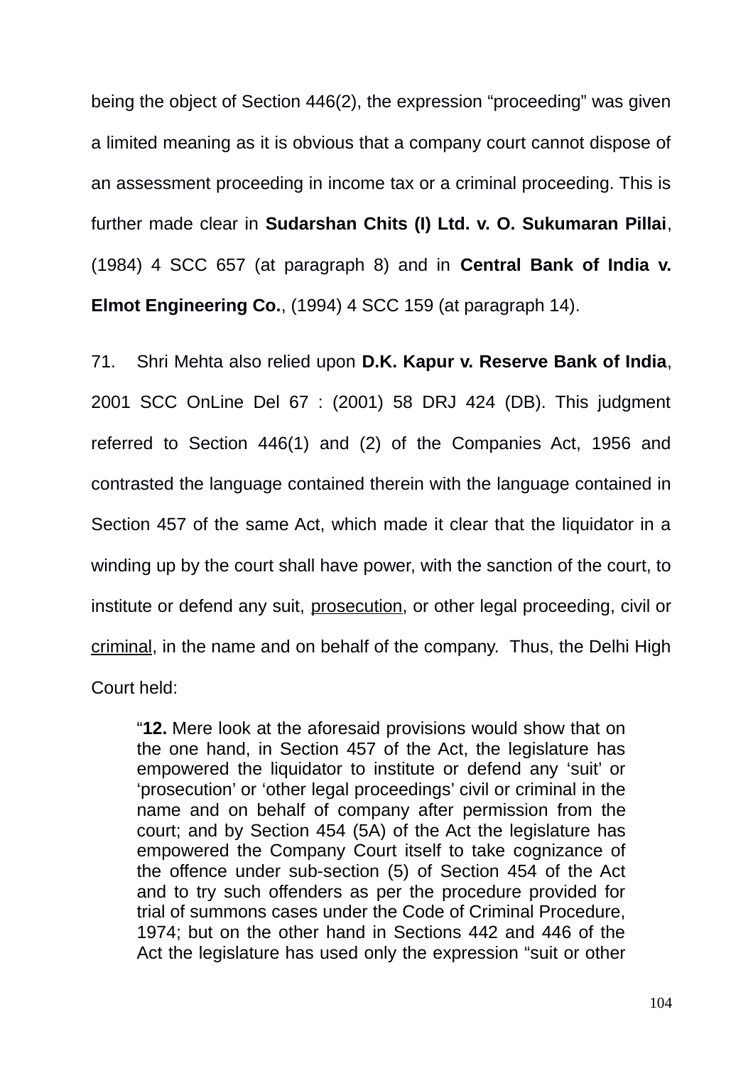being the object of Section 446(2), the expression "proceeding" was given a limited meaning as it is obvious that a company court cannot dispose of an assessment proceeding in income tax or a criminal proceeding. This is further made clear in **Sudarshan Chits (I) Ltd. v. O. Sukumaran Pillai**, (1984) 4 SCC 657 (at paragraph 8) and in **Central Bank of India v. Elmot Engineering Co.**, (1994) 4 SCC 159 (at paragraph 14).

71. Shri Mehta also relied upon **D.K. Kapur v. Reserve Bank of India**, 2001 SCC OnLine Del 67 : (2001) 58 DRJ 424 (DB). This judgment referred to Section 446(1) and (2) of the Companies Act, 1956 and contrasted the language contained therein with the language contained in Section 457 of the same Act, which made it clear that the liquidator in a winding up by the court shall have power, with the sanction of the court, to institute or defend any suit, <u>prosecution</u>, or other legal proceeding, civil or <u>criminal</u>, in the name and on behalf of the company. Thus, the Delhi High Court held:

> "**12.** Mere look at the aforesaid provisions would show that on the one hand, in Section 457 of the Act, the legislature has empowered the liquidator to institute or defend any 'suit' or 'prosecution' or 'other legal proceedings' civil or criminal in the name and on behalf of company after permission from the court; and by Section 454 (5A) of the Act the legislature has empowered the Company Court itself to take cognizance of the offence under sub-section (5) of Section 454 of the Act and to try such offenders as per the procedure provided for trial of summons cases under the Code of Criminal Procedure, 1974; but on the other hand in Sections 442 and 446 of the Act the legislature has used only the expression "suit or other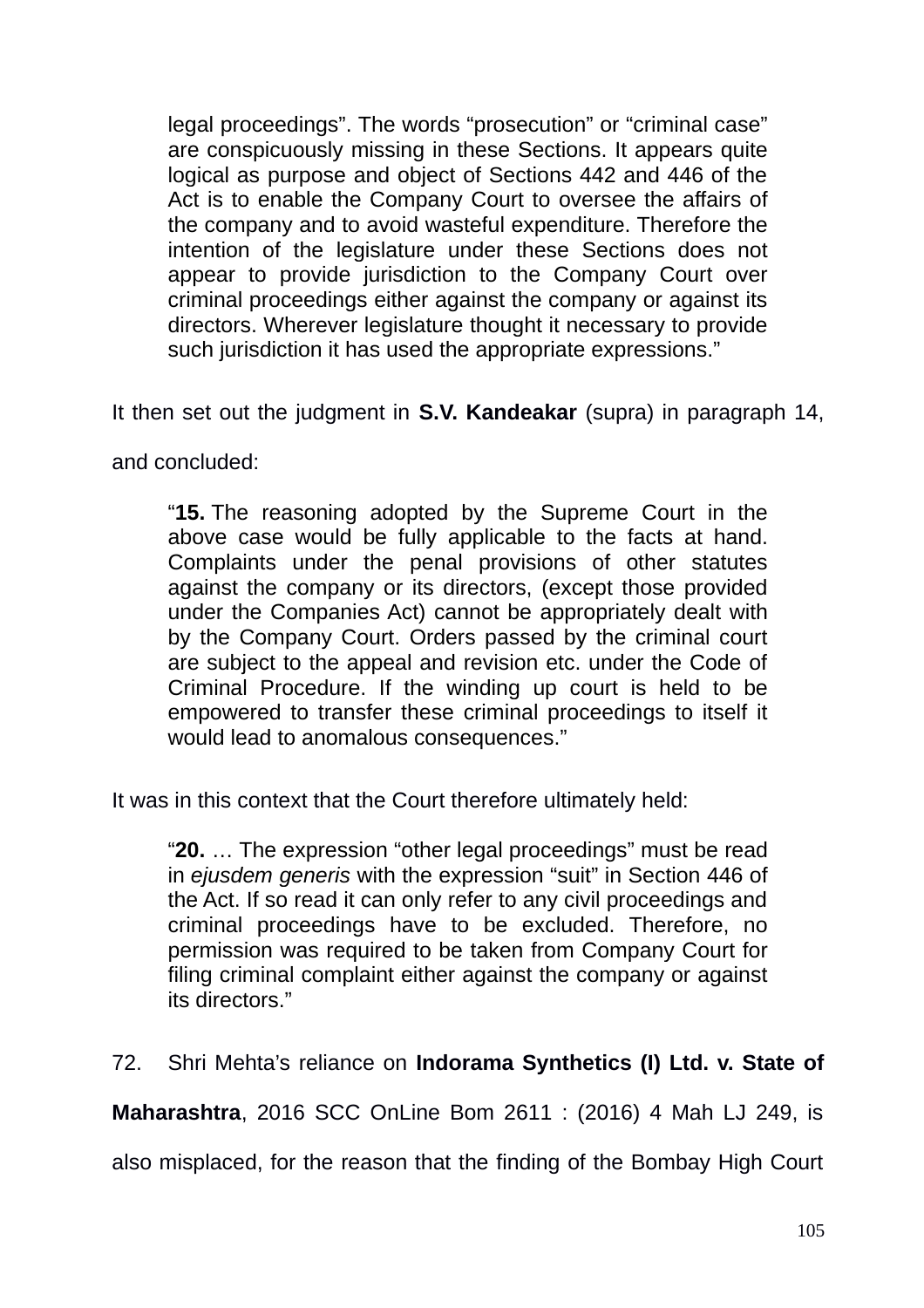> legal proceedings". The words "prosecution" or "criminal case" are conspicuously missing in these Sections. It appears quite logical as purpose and object of Sections 442 and 446 of the Act is to enable the Company Court to oversee the affairs of the company and to avoid wasteful expenditure. Therefore the intention of the legislature under these Sections does not appear to provide jurisdiction to the Company Court over criminal proceedings either against the company or against its directors. Wherever legislature thought it necessary to provide such jurisdiction it has used the appropriate expressions."

It then set out the judgment in **S.V. Kandeakar** (supra) in paragraph 14, and concluded:

> "**15.** The reasoning adopted by the Supreme Court in the above case would be fully applicable to the facts at hand. Complaints under the penal provisions of other statutes against the company or its directors, (except those provided under the Companies Act) cannot be appropriately dealt with by the Company Court. Orders passed by the criminal court are subject to the appeal and revision etc. under the Code of Criminal Procedure. If the winding up court is held to be empowered to transfer these criminal proceedings to itself it would lead to anomalous consequences."

It was in this context that the Court therefore ultimately held:

> "**20.** … The expression "other legal proceedings" must be read in *ejusdem generis* with the expression "suit" in Section 446 of the Act. If so read it can only refer to any civil proceedings and criminal proceedings have to be excluded. Therefore, no permission was required to be taken from Company Court for filing criminal complaint either against the company or against its directors."

72. Shri Mehta's reliance on **Indorama Synthetics (I) Ltd. v. State of Maharashtra**, 2016 SCC OnLine Bom 2611 : (2016) 4 Mah LJ 249, is also misplaced, for the reason that the finding of the Bombay High Court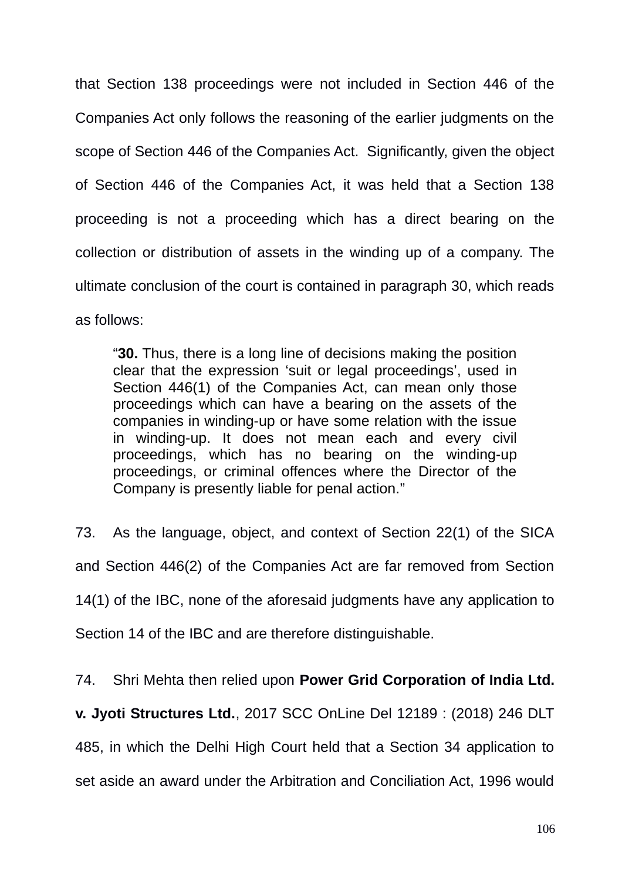that Section 138 proceedings were not included in Section 446 of the Companies Act only follows the reasoning of the earlier judgments on the scope of Section 446 of the Companies Act. Significantly, given the object of Section 446 of the Companies Act, it was held that a Section 138 proceeding is not a proceeding which has a direct bearing on the collection or distribution of assets in the winding up of a company. The ultimate conclusion of the court is contained in paragraph 30, which reads as follows:

> "**30.** Thus, there is a long line of decisions making the position clear that the expression 'suit or legal proceedings', used in Section 446(1) of the Companies Act, can mean only those proceedings which can have a bearing on the assets of the companies in winding-up or have some relation with the issue in winding-up. It does not mean each and every civil proceedings, which has no bearing on the winding-up proceedings, or criminal offences where the Director of the Company is presently liable for penal action."

73. As the language, object, and context of Section 22(1) of the SICA and Section 446(2) of the Companies Act are far removed from Section 14(1) of the IBC, none of the aforesaid judgments have any application to Section 14 of the IBC and are therefore distinguishable.

74. Shri Mehta then relied upon **Power Grid Corporation of India Ltd. v. Jyoti Structures Ltd.**, 2017 SCC OnLine Del 12189 : (2018) 246 DLT 485, in which the Delhi High Court held that a Section 34 application to set aside an award under the Arbitration and Conciliation Act, 1996 would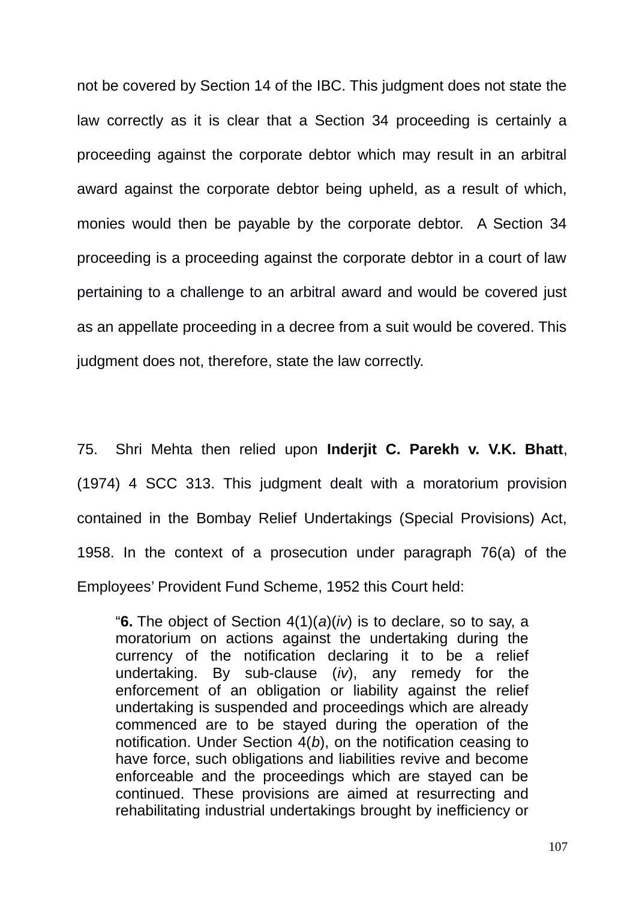not be covered by Section 14 of the IBC. This judgment does not state the law correctly as it is clear that a Section 34 proceeding is certainly a proceeding against the corporate debtor which may result in an arbitral award against the corporate debtor being upheld, as a result of which, monies would then be payable by the corporate debtor. A Section 34 proceeding is a proceeding against the corporate debtor in a court of law pertaining to a challenge to an arbitral award and would be covered just as an appellate proceeding in a decree from a suit would be covered. This judgment does not, therefore, state the law correctly.

75. Shri Mehta then relied upon **Inderjit C. Parekh v. V.K. Bhatt**, (1974) 4 SCC 313. This judgment dealt with a moratorium provision contained in the Bombay Relief Undertakings (Special Provisions) Act, 1958. In the context of a prosecution under paragraph 76(a) of the Employees' Provident Fund Scheme, 1952 this Court held:

> "**6.** The object of Section 4(1)(*a*)(*iv*) is to declare, so to say, a moratorium on actions against the undertaking during the currency of the notification declaring it to be a relief undertaking. By sub-clause (*iv*), any remedy for the enforcement of an obligation or liability against the relief undertaking is suspended and proceedings which are already commenced are to be stayed during the operation of the notification. Under Section 4(*b*), on the notification ceasing to have force, such obligations and liabilities revive and become enforceable and the proceedings which are stayed can be continued. These provisions are aimed at resurrecting and rehabilitating industrial undertakings brought by inefficiency or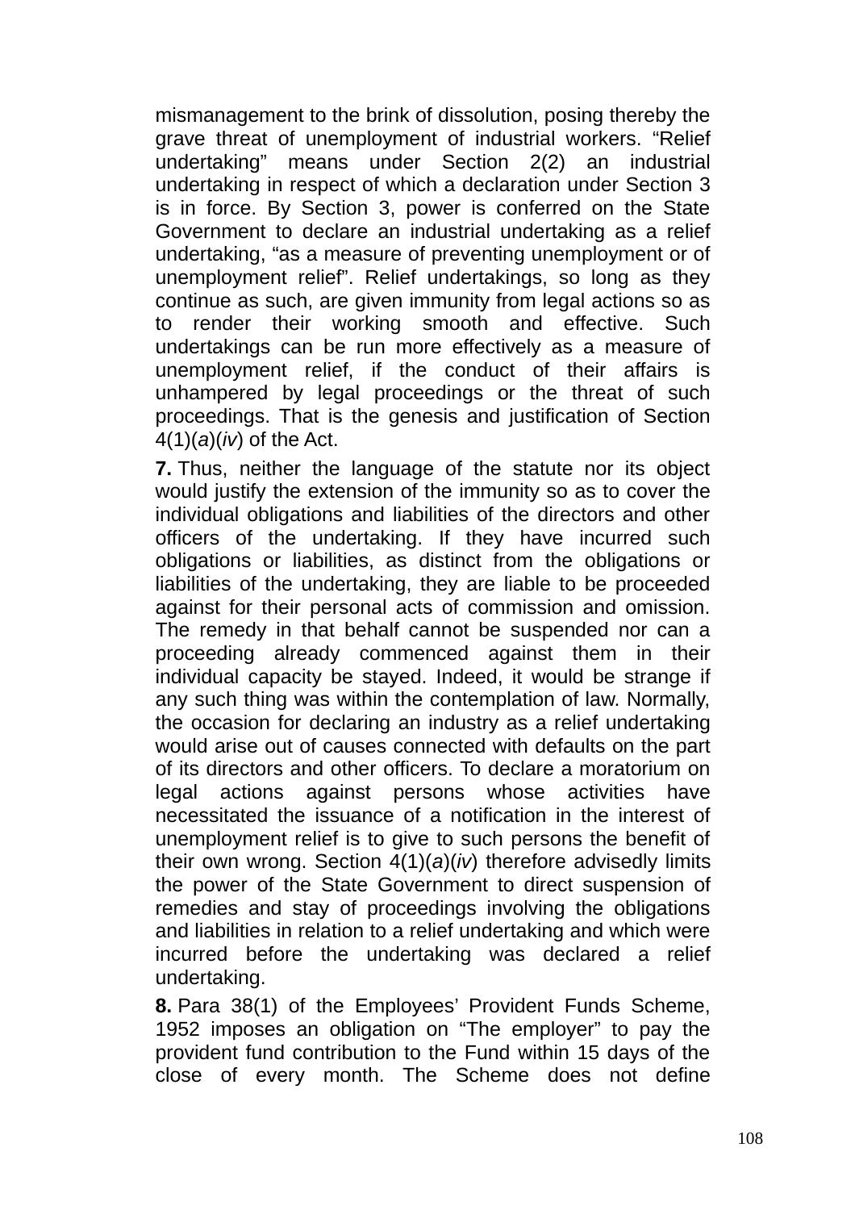mismanagement to the brink of dissolution, posing thereby the grave threat of unemployment of industrial workers. "Relief undertaking" means under Section 2(2) an industrial undertaking in respect of which a declaration under Section 3 is in force. By Section 3, power is conferred on the State Government to declare an industrial undertaking as a relief undertaking, "as a measure of preventing unemployment or of unemployment relief". Relief undertakings, so long as they continue as such, are given immunity from legal actions so as to render their working smooth and effective. Such undertakings can be run more effectively as a measure of unemployment relief, if the conduct of their affairs is unhampered by legal proceedings or the threat of such proceedings. That is the genesis and justification of Section 4(1)(*a*)(*iv*) of the Act.

**7.** Thus, neither the language of the statute nor its object would justify the extension of the immunity so as to cover the individual obligations and liabilities of the directors and other officers of the undertaking. If they have incurred such obligations or liabilities, as distinct from the obligations or liabilities of the undertaking, they are liable to be proceeded against for their personal acts of commission and omission. The remedy in that behalf cannot be suspended nor can a proceeding already commenced against them in their individual capacity be stayed. Indeed, it would be strange if any such thing was within the contemplation of law. Normally, the occasion for declaring an industry as a relief undertaking would arise out of causes connected with defaults on the part of its directors and other officers. To declare a moratorium on legal actions against persons whose activities have necessitated the issuance of a notification in the interest of unemployment relief is to give to such persons the benefit of their own wrong. Section 4(1)(*a*)(*iv*) therefore advisedly limits the power of the State Government to direct suspension of remedies and stay of proceedings involving the obligations and liabilities in relation to a relief undertaking and which were incurred before the undertaking was declared a relief undertaking.

**8.** Para 38(1) of the Employees' Provident Funds Scheme, 1952 imposes an obligation on "The employer" to pay the provident fund contribution to the Fund within 15 days of the close of every month. The Scheme does not define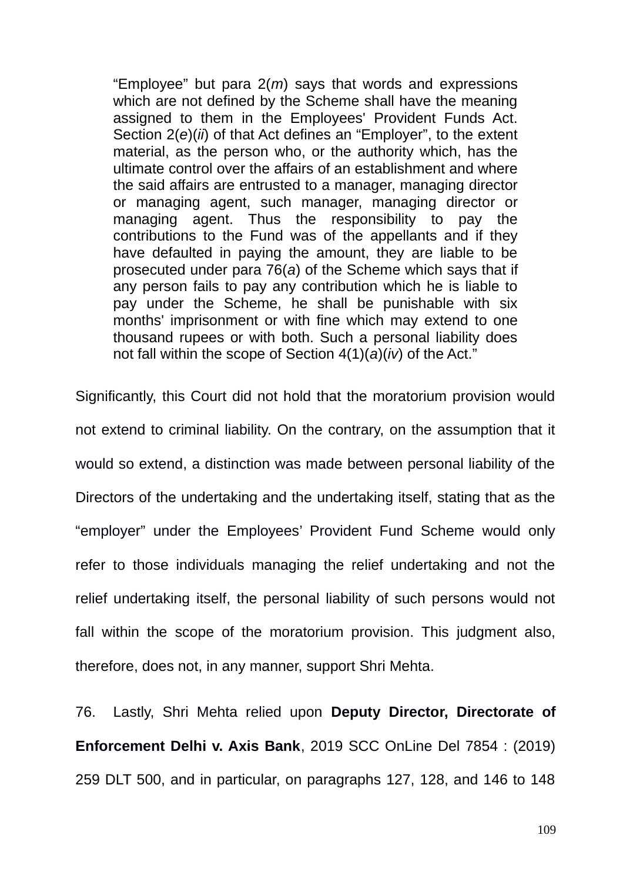> "Employee" but para 2(*m*) says that words and expressions which are not defined by the Scheme shall have the meaning assigned to them in the Employees' Provident Funds Act. Section 2(*e*)(*ii*) of that Act defines an "Employer", to the extent material, as the person who, or the authority which, has the ultimate control over the affairs of an establishment and where the said affairs are entrusted to a manager, managing director or managing agent, such manager, managing director or managing agent. Thus the responsibility to pay the contributions to the Fund was of the appellants and if they have defaulted in paying the amount, they are liable to be prosecuted under para 76(*a*) of the Scheme which says that if any person fails to pay any contribution which he is liable to pay under the Scheme, he shall be punishable with six months' imprisonment or with fine which may extend to one thousand rupees or with both. Such a personal liability does not fall within the scope of Section 4(1)(*a*)(*iv*) of the Act."

Significantly, this Court did not hold that the moratorium provision would not extend to criminal liability. On the contrary, on the assumption that it would so extend, a distinction was made between personal liability of the Directors of the undertaking and the undertaking itself, stating that as the "employer" under the Employees' Provident Fund Scheme would only refer to those individuals managing the relief undertaking and not the relief undertaking itself, the personal liability of such persons would not fall within the scope of the moratorium provision. This judgment also, therefore, does not, in any manner, support Shri Mehta.

76. Lastly, Shri Mehta relied upon **Deputy Director, Directorate of Enforcement Delhi v. Axis Bank**, 2019 SCC OnLine Del 7854 : (2019) 259 DLT 500, and in particular, on paragraphs 127, 128, and 146 to 148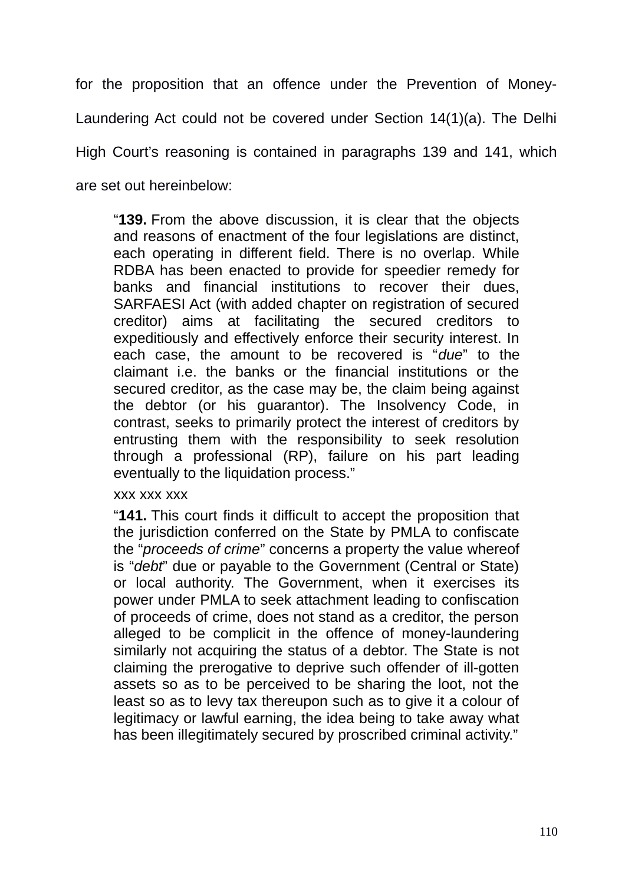for the proposition that an offence under the Prevention of Money-Laundering Act could not be covered under Section 14(1)(a). The Delhi High Court's reasoning is contained in paragraphs 139 and 141, which are set out hereinbelow:

> "**139.** From the above discussion, it is clear that the objects and reasons of enactment of the four legislations are distinct, each operating in different field. There is no overlap. While RDBA has been enacted to provide for speedier remedy for banks and financial institutions to recover their dues, SARFAESI Act (with added chapter on registration of secured creditor) aims at facilitating the secured creditors to expeditiously and effectively enforce their security interest. In each case, the amount to be recovered is "*due*" to the claimant i.e. the banks or the financial institutions or the secured creditor, as the case may be, the claim being against the debtor (or his guarantor). The Insolvency Code, in contrast, seeks to primarily protect the interest of creditors by entrusting them with the responsibility to seek resolution through a professional (RP), failure on his part leading eventually to the liquidation process."
>
> xxx xxx xxx
>
> "**141.** This court finds it difficult to accept the proposition that the jurisdiction conferred on the State by PMLA to confiscate the "*proceeds of crime*" concerns a property the value whereof is "*debt*" due or payable to the Government (Central or State) or local authority. The Government, when it exercises its power under PMLA to seek attachment leading to confiscation of proceeds of crime, does not stand as a creditor, the person alleged to be complicit in the offence of money-laundering similarly not acquiring the status of a debtor. The State is not claiming the prerogative to deprive such offender of ill-gotten assets so as to be perceived to be sharing the loot, not the least so as to levy tax thereupon such as to give it a colour of legitimacy or lawful earning, the idea being to take away what has been illegitimately secured by proscribed criminal activity."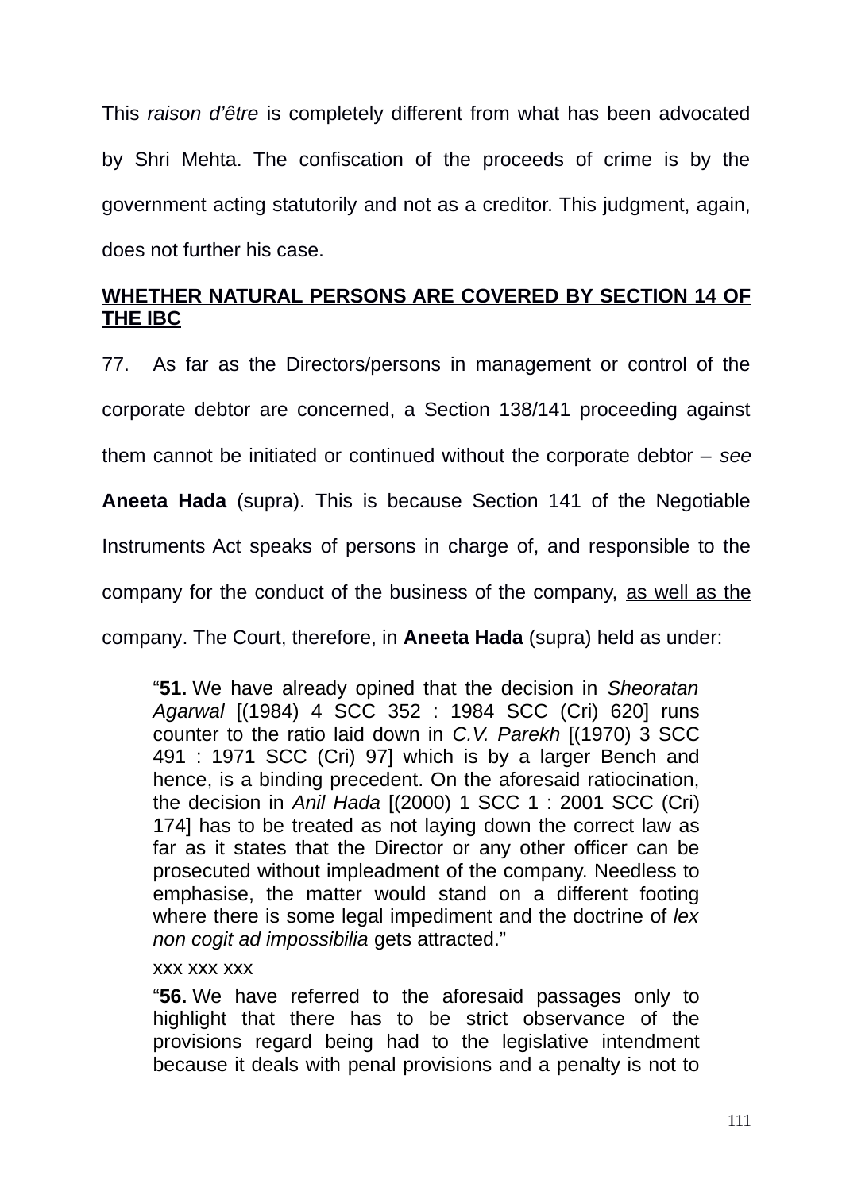This *raison d'être* is completely different from what has been advocated by Shri Mehta. The confiscation of the proceeds of crime is by the government acting statutorily and not as a creditor. This judgment, again, does not further his case.

**<u>WHETHER NATURAL PERSONS ARE COVERED BY SECTION 14 OF THE IBC</u>**

77. As far as the Directors/persons in management or control of the corporate debtor are concerned, a Section 138/141 proceeding against them cannot be initiated or continued without the corporate debtor – *see* **Aneeta Hada** (supra). This is because Section 141 of the Negotiable Instruments Act speaks of persons in charge of, and responsible to the company for the conduct of the business of the company, <u>as well as the company</u>. The Court, therefore, in **Aneeta Hada** (supra) held as under:

> "**51.** We have already opined that the decision in *Sheoratan Agarwal* [(1984) 4 SCC 352 : 1984 SCC (Cri) 620] runs counter to the ratio laid down in *C.V. Parekh* [(1970) 3 SCC 491 : 1971 SCC (Cri) 97] which is by a larger Bench and hence, is a binding precedent. On the aforesaid ratiocination, the decision in *Anil Hada* [(2000) 1 SCC 1 : 2001 SCC (Cri) 174] has to be treated as not laying down the correct law as far as it states that the Director or any other officer can be prosecuted without impleadment of the company. Needless to emphasise, the matter would stand on a different footing where there is some legal impediment and the doctrine of *lex non cogit ad impossibilia* gets attracted."
>
> xxx xxx xxx
>
> "**56.** We have referred to the aforesaid passages only to highlight that there has to be strict observance of the provisions regard being had to the legislative intendment because it deals with penal provisions and a penalty is not to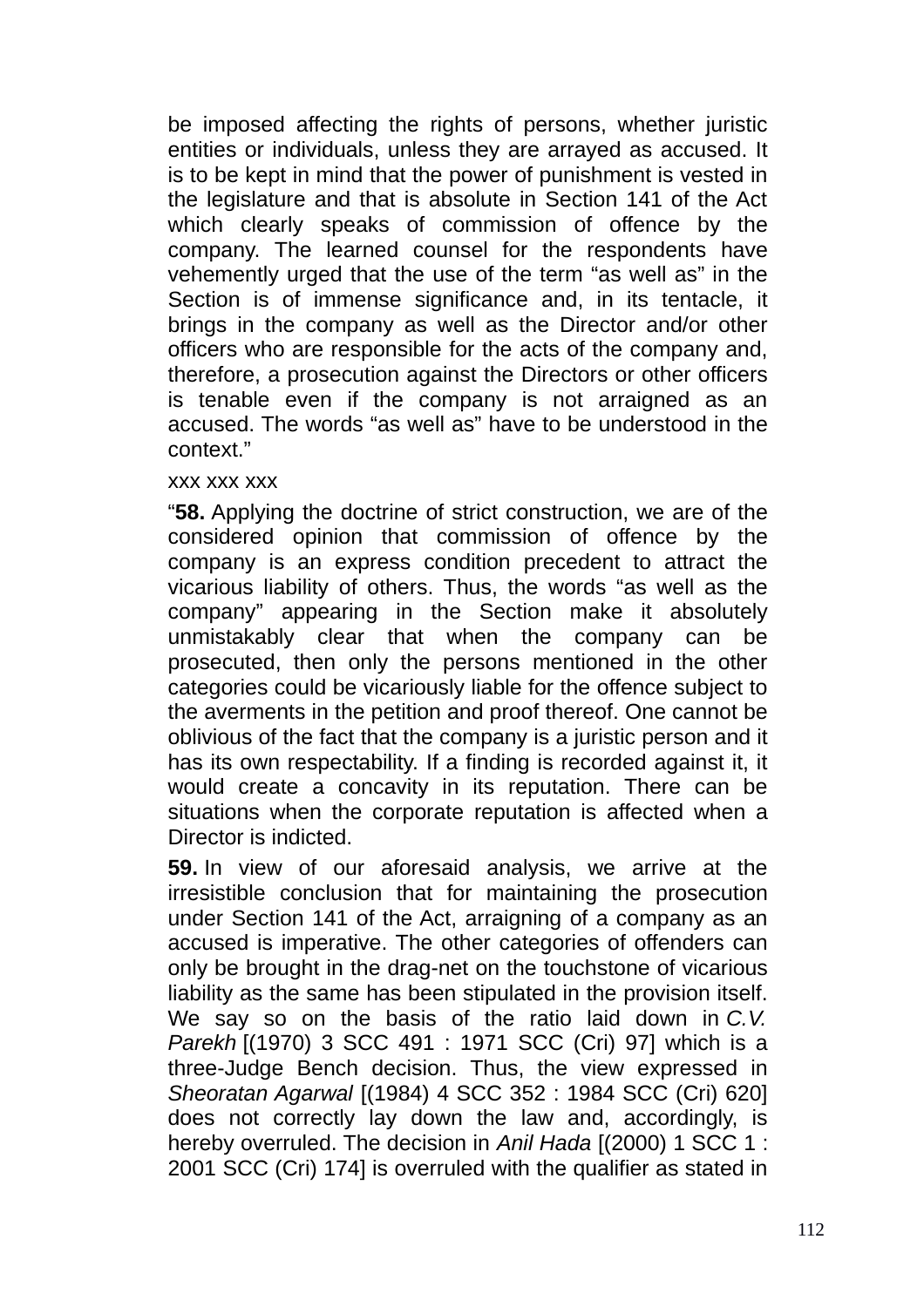be imposed affecting the rights of persons, whether juristic entities or individuals, unless they are arrayed as accused. It is to be kept in mind that the power of punishment is vested in the legislature and that is absolute in Section 141 of the Act which clearly speaks of commission of offence by the company. The learned counsel for the respondents have vehemently urged that the use of the term "as well as" in the Section is of immense significance and, in its tentacle, it brings in the company as well as the Director and/or other officers who are responsible for the acts of the company and, therefore, a prosecution against the Directors or other officers is tenable even if the company is not arraigned as an accused. The words "as well as" have to be understood in the context."

xxx xxx xxx

"**58.** Applying the doctrine of strict construction, we are of the considered opinion that commission of offence by the company is an express condition precedent to attract the vicarious liability of others. Thus, the words "as well as the company" appearing in the Section make it absolutely unmistakably clear that when the company can be prosecuted, then only the persons mentioned in the other categories could be vicariously liable for the offence subject to the averments in the petition and proof thereof. One cannot be oblivious of the fact that the company is a juristic person and it has its own respectability. If a finding is recorded against it, it would create a concavity in its reputation. There can be situations when the corporate reputation is affected when a Director is indicted.

**59.** In view of our aforesaid analysis, we arrive at the irresistible conclusion that for maintaining the prosecution under Section 141 of the Act, arraigning of a company as an accused is imperative. The other categories of offenders can only be brought in the drag-net on the touchstone of vicarious liability as the same has been stipulated in the provision itself. We say so on the basis of the ratio laid down in *C.V. Parekh* [(1970) 3 SCC 491 : 1971 SCC (Cri) 97] which is a three-Judge Bench decision. Thus, the view expressed in *Sheoratan Agarwal* [(1984) 4 SCC 352 : 1984 SCC (Cri) 620] does not correctly lay down the law and, accordingly, is hereby overruled. The decision in *Anil Hada* [(2000) 1 SCC 1 : 2001 SCC (Cri) 174] is overruled with the qualifier as stated in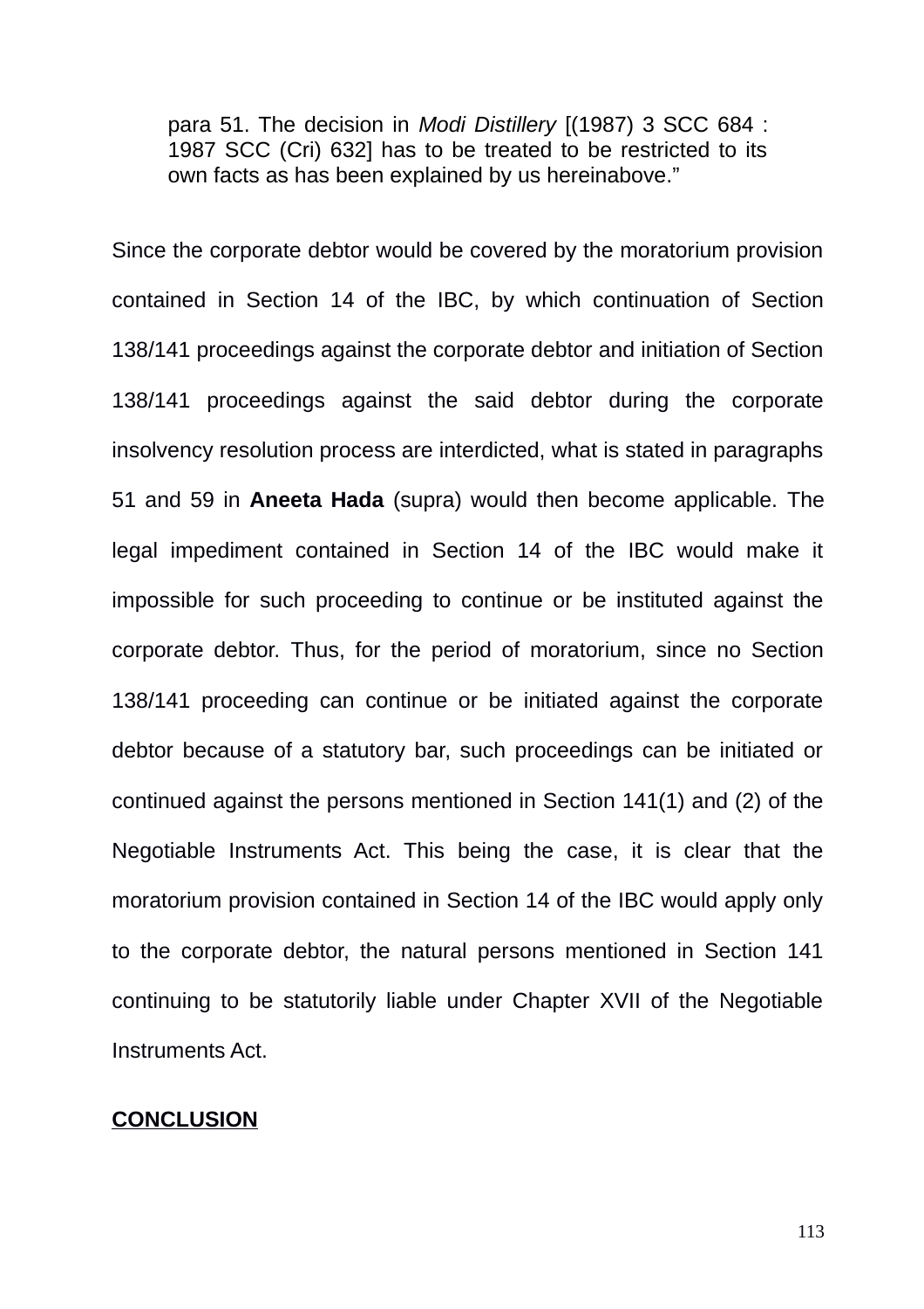> para 51. The decision in *Modi Distillery* [(1987) 3 SCC 684 : 1987 SCC (Cri) 632] has to be treated to be restricted to its own facts as has been explained by us hereinabove."

Since the corporate debtor would be covered by the moratorium provision contained in Section 14 of the IBC, by which continuation of Section 138/141 proceedings against the corporate debtor and initiation of Section 138/141 proceedings against the said debtor during the corporate insolvency resolution process are interdicted, what is stated in paragraphs 51 and 59 in **Aneeta Hada** (supra) would then become applicable. The legal impediment contained in Section 14 of the IBC would make it impossible for such proceeding to continue or be instituted against the corporate debtor. Thus, for the period of moratorium, since no Section 138/141 proceeding can continue or be initiated against the corporate debtor because of a statutory bar, such proceedings can be initiated or continued against the persons mentioned in Section 141(1) and (2) of the Negotiable Instruments Act. This being the case, it is clear that the moratorium provision contained in Section 14 of the IBC would apply only to the corporate debtor, the natural persons mentioned in Section 141 continuing to be statutorily liable under Chapter XVII of the Negotiable Instruments Act.

**CONCLUSION**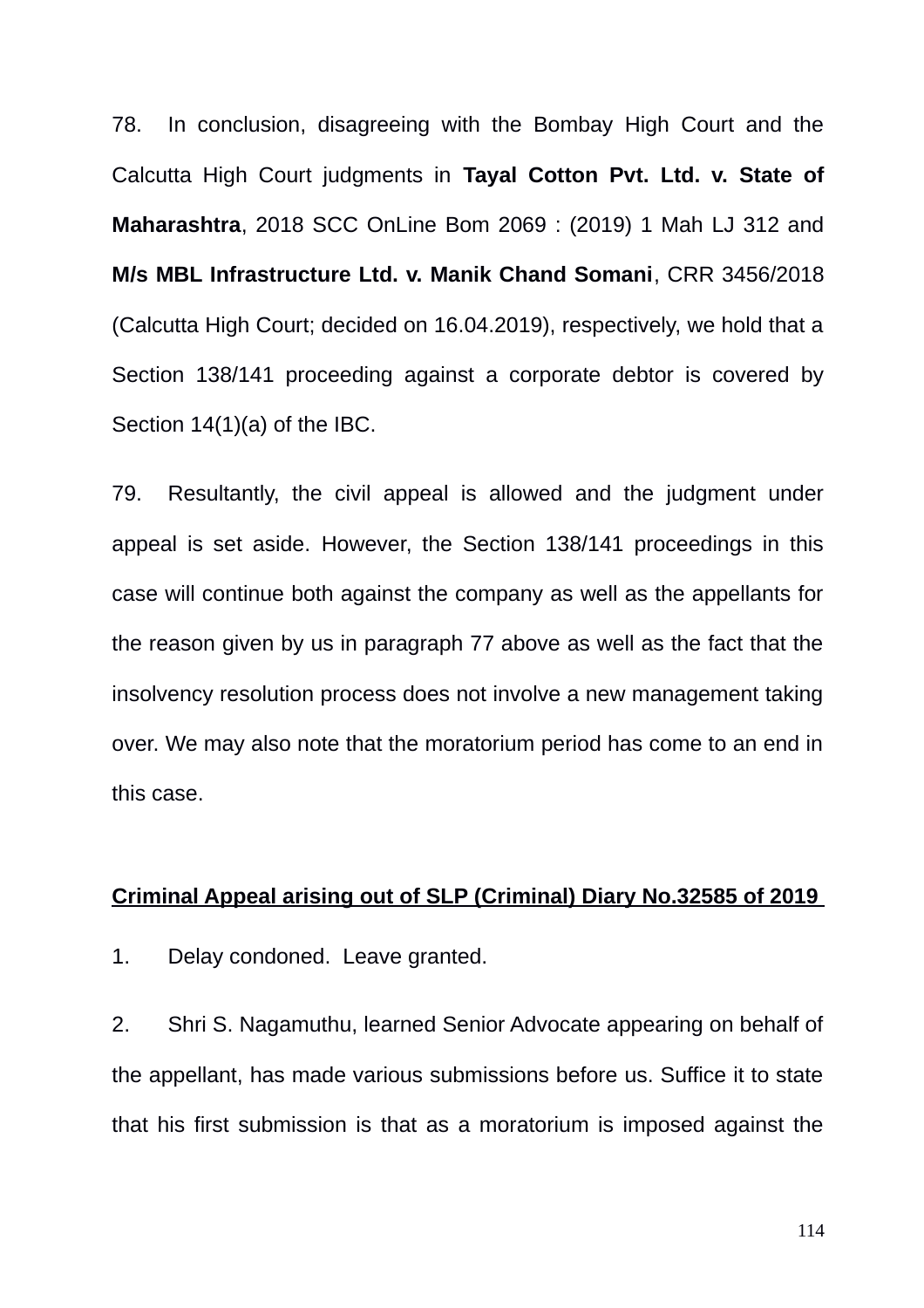78. In conclusion, disagreeing with the Bombay High Court and the Calcutta High Court judgments in **Tayal Cotton Pvt. Ltd. v. State of Maharashtra**, 2018 SCC OnLine Bom 2069 : (2019) 1 Mah LJ 312 and **M/s MBL Infrastructure Ltd. v. Manik Chand Somani**, CRR 3456/2018 (Calcutta High Court; decided on 16.04.2019), respectively, we hold that a Section 138/141 proceeding against a corporate debtor is covered by Section 14(1)(a) of the IBC.

79. Resultantly, the civil appeal is allowed and the judgment under appeal is set aside. However, the Section 138/141 proceedings in this case will continue both against the company as well as the appellants for the reason given by us in paragraph 77 above as well as the fact that the insolvency resolution process does not involve a new management taking over. We may also note that the moratorium period has come to an end in this case.

**<u>Criminal Appeal arising out of SLP (Criminal) Diary No.32585 of 2019</u>**

1. Delay condoned. Leave granted.

2. Shri S. Nagamuthu, learned Senior Advocate appearing on behalf of the appellant, has made various submissions before us. Suffice it to state that his first submission is that as a moratorium is imposed against the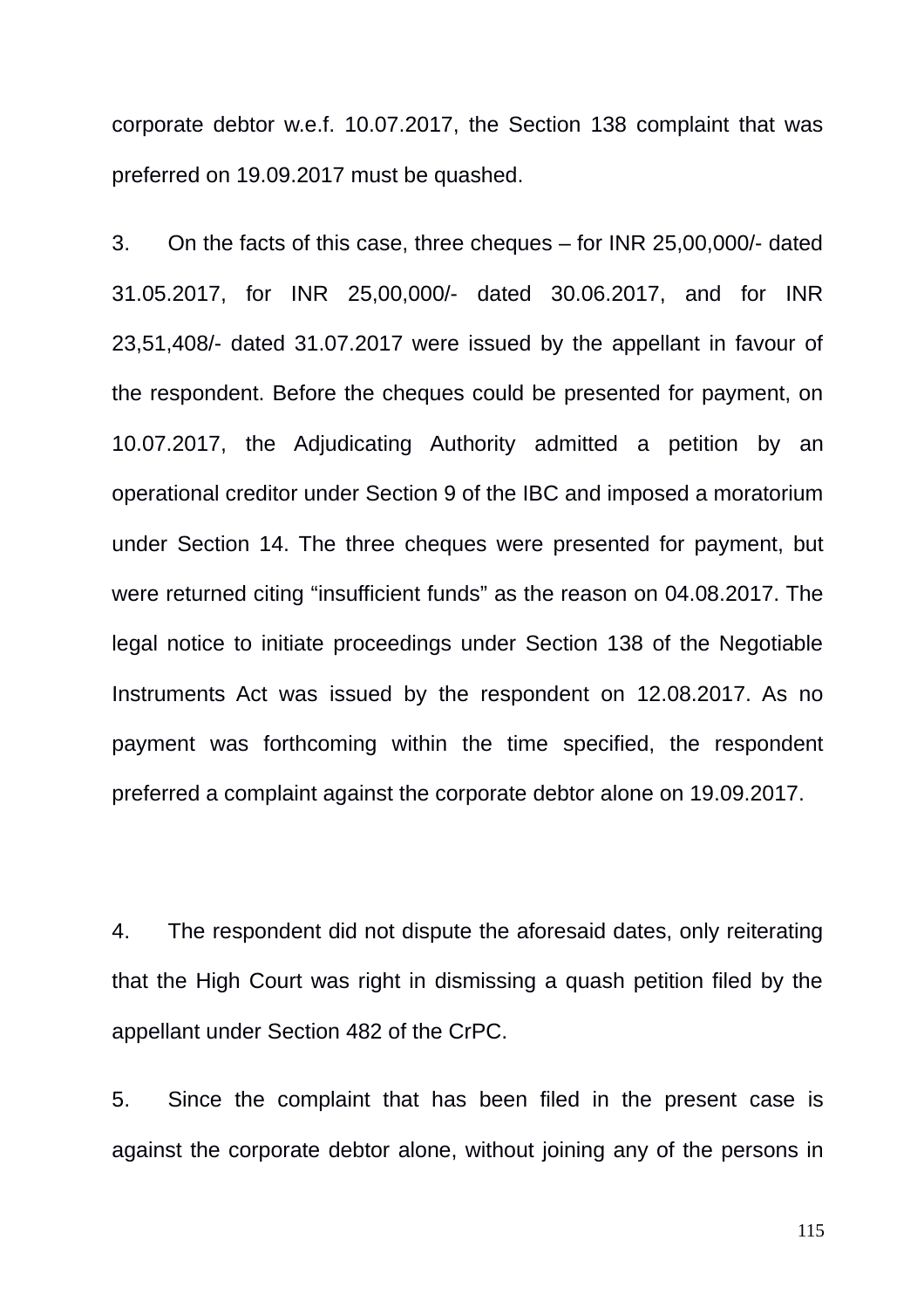corporate debtor w.e.f. 10.07.2017, the Section 138 complaint that was preferred on 19.09.2017 must be quashed.

3. On the facts of this case, three cheques – for INR 25,00,000/- dated 31.05.2017, for INR 25,00,000/- dated 30.06.2017, and for INR 23,51,408/- dated 31.07.2017 were issued by the appellant in favour of the respondent. Before the cheques could be presented for payment, on 10.07.2017, the Adjudicating Authority admitted a petition by an operational creditor under Section 9 of the IBC and imposed a moratorium under Section 14. The three cheques were presented for payment, but were returned citing "insufficient funds" as the reason on 04.08.2017. The legal notice to initiate proceedings under Section 138 of the Negotiable Instruments Act was issued by the respondent on 12.08.2017. As no payment was forthcoming within the time specified, the respondent preferred a complaint against the corporate debtor alone on 19.09.2017.

4. The respondent did not dispute the aforesaid dates, only reiterating that the High Court was right in dismissing a quash petition filed by the appellant under Section 482 of the CrPC.

5. Since the complaint that has been filed in the present case is against the corporate debtor alone, without joining any of the persons in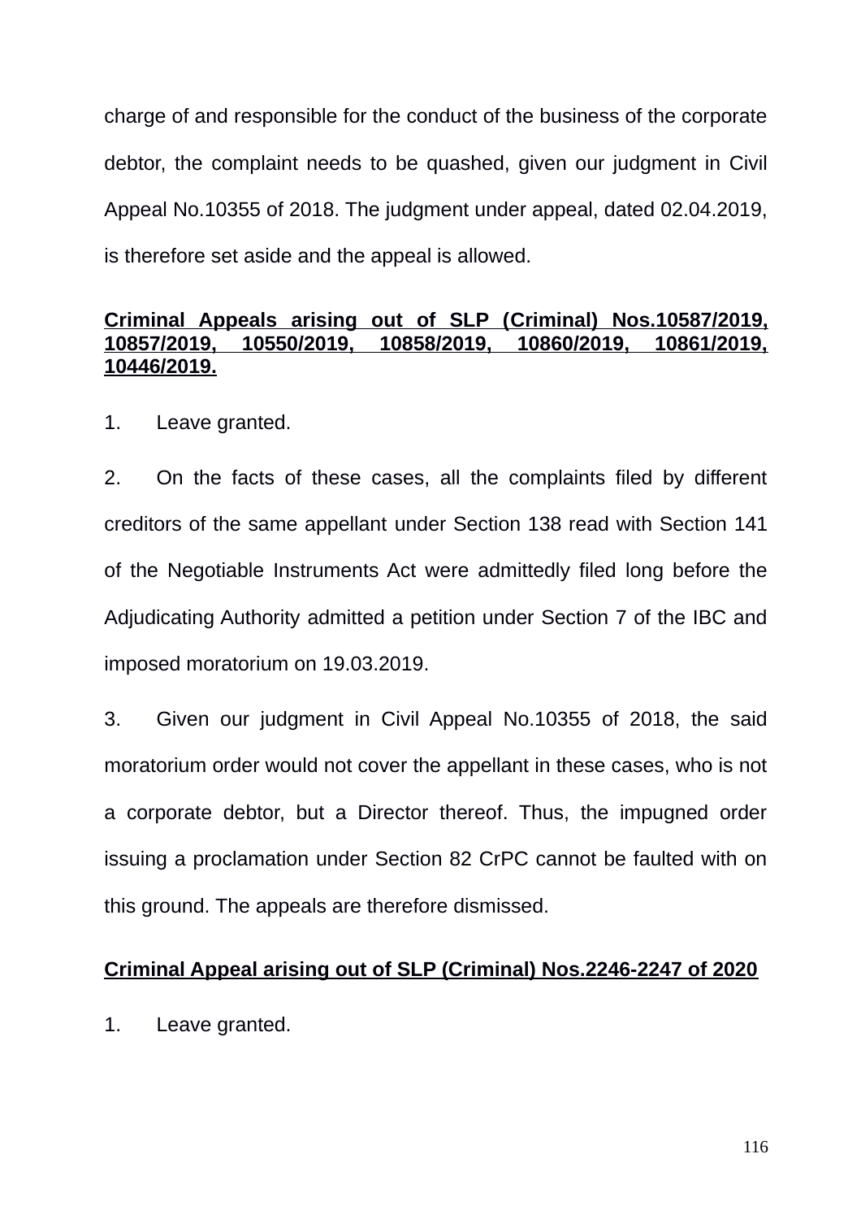charge of and responsible for the conduct of the business of the corporate debtor, the complaint needs to be quashed, given our judgment in Civil Appeal No.10355 of 2018. The judgment under appeal, dated 02.04.2019, is therefore set aside and the appeal is allowed.

**Criminal Appeals arising out of SLP (Criminal) Nos.10587/2019, 10857/2019, 10550/2019, 10858/2019, 10860/2019, 10861/2019, 10446/2019.**

1. Leave granted.

2. On the facts of these cases, all the complaints filed by different creditors of the same appellant under Section 138 read with Section 141 of the Negotiable Instruments Act were admittedly filed long before the Adjudicating Authority admitted a petition under Section 7 of the IBC and imposed moratorium on 19.03.2019.

3. Given our judgment in Civil Appeal No.10355 of 2018, the said moratorium order would not cover the appellant in these cases, who is not a corporate debtor, but a Director thereof. Thus, the impugned order issuing a proclamation under Section 82 CrPC cannot be faulted with on this ground. The appeals are therefore dismissed.

**Criminal Appeal arising out of SLP (Criminal) Nos.2246-2247 of 2020**

1. Leave granted.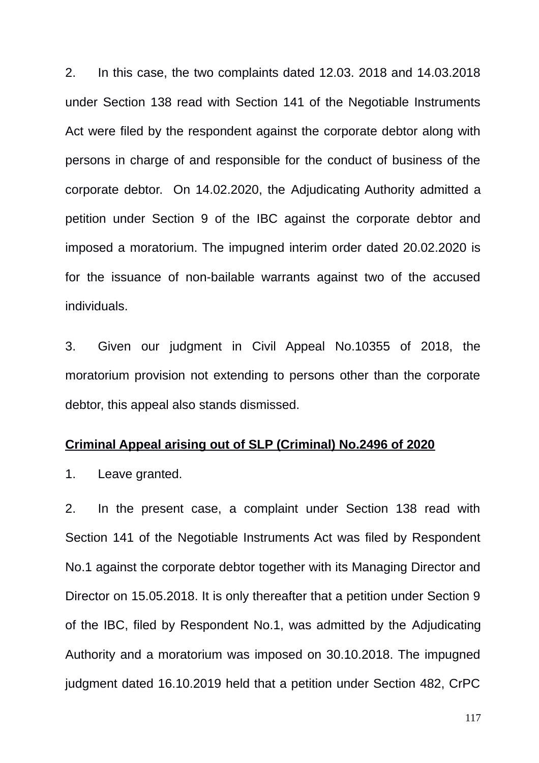2. In this case, the two complaints dated 12.03. 2018 and 14.03.2018 under Section 138 read with Section 141 of the Negotiable Instruments Act were filed by the respondent against the corporate debtor along with persons in charge of and responsible for the conduct of business of the corporate debtor. On 14.02.2020, the Adjudicating Authority admitted a petition under Section 9 of the IBC against the corporate debtor and imposed a moratorium. The impugned interim order dated 20.02.2020 is for the issuance of non-bailable warrants against two of the accused individuals.

3. Given our judgment in Civil Appeal No.10355 of 2018, the moratorium provision not extending to persons other than the corporate debtor, this appeal also stands dismissed.

**Criminal Appeal arising out of SLP (Criminal) No.2496 of 2020**

1. Leave granted.

2. In the present case, a complaint under Section 138 read with Section 141 of the Negotiable Instruments Act was filed by Respondent No.1 against the corporate debtor together with its Managing Director and Director on 15.05.2018. It is only thereafter that a petition under Section 9 of the IBC, filed by Respondent No.1, was admitted by the Adjudicating Authority and a moratorium was imposed on 30.10.2018. The impugned judgment dated 16.10.2019 held that a petition under Section 482, CrPC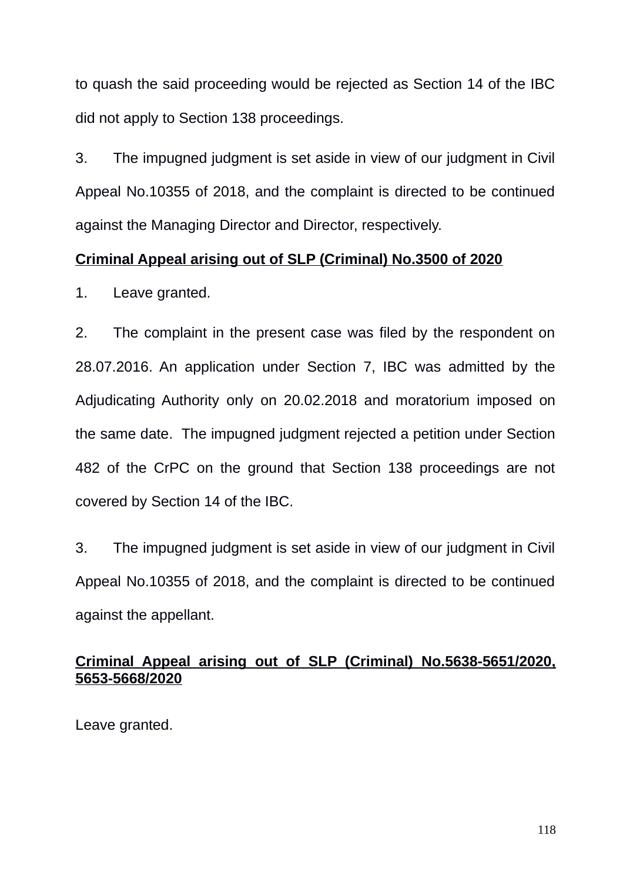to quash the said proceeding would be rejected as Section 14 of the IBC did not apply to Section 138 proceedings.

3. The impugned judgment is set aside in view of our judgment in Civil Appeal No.10355 of 2018, and the complaint is directed to be continued against the Managing Director and Director, respectively.

**Criminal Appeal arising out of SLP (Criminal) No.3500 of 2020**

1. Leave granted.

2. The complaint in the present case was filed by the respondent on 28.07.2016. An application under Section 7, IBC was admitted by the Adjudicating Authority only on 20.02.2018 and moratorium imposed on the same date. The impugned judgment rejected a petition under Section 482 of the CrPC on the ground that Section 138 proceedings are not covered by Section 14 of the IBC.

3. The impugned judgment is set aside in view of our judgment in Civil Appeal No.10355 of 2018, and the complaint is directed to be continued against the appellant.

**Criminal Appeal arising out of SLP (Criminal) No.5638-5651/2020, 5653-5668/2020**

Leave granted.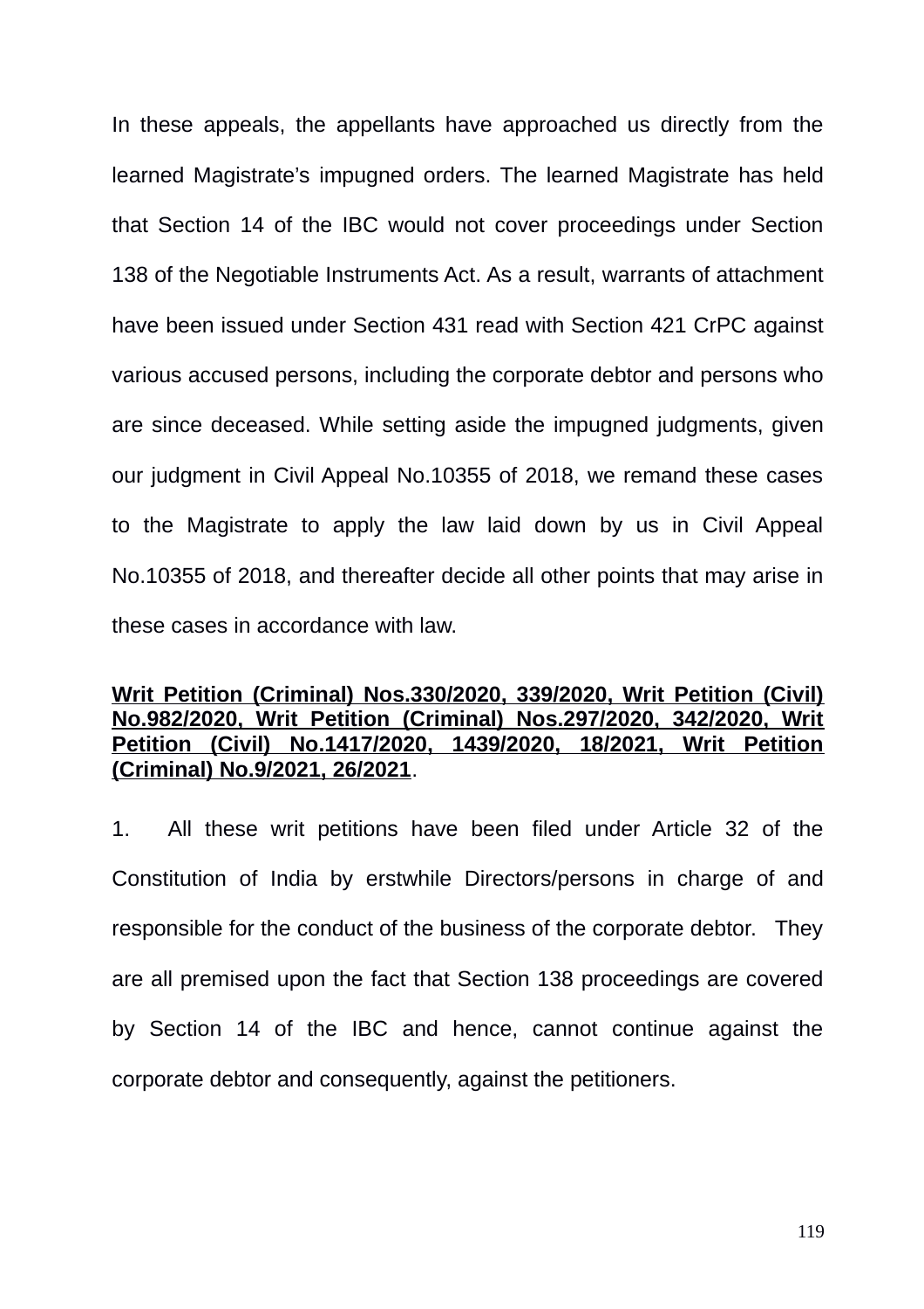In these appeals, the appellants have approached us directly from the learned Magistrate's impugned orders. The learned Magistrate has held that Section 14 of the IBC would not cover proceedings under Section 138 of the Negotiable Instruments Act. As a result, warrants of attachment have been issued under Section 431 read with Section 421 CrPC against various accused persons, including the corporate debtor and persons who are since deceased. While setting aside the impugned judgments, given our judgment in Civil Appeal No.10355 of 2018, we remand these cases to the Magistrate to apply the law laid down by us in Civil Appeal No.10355 of 2018, and thereafter decide all other points that may arise in these cases in accordance with law.

**Writ Petition (Criminal) Nos.330/2020, 339/2020, Writ Petition (Civil) No.982/2020, Writ Petition (Criminal) Nos.297/2020, 342/2020, Writ Petition (Civil) No.1417/2020, 1439/2020, 18/2021, Writ Petition (Criminal) No.9/2021, 26/2021**.

1. All these writ petitions have been filed under Article 32 of the Constitution of India by erstwhile Directors/persons in charge of and responsible for the conduct of the business of the corporate debtor. They are all premised upon the fact that Section 138 proceedings are covered by Section 14 of the IBC and hence, cannot continue against the corporate debtor and consequently, against the petitioners.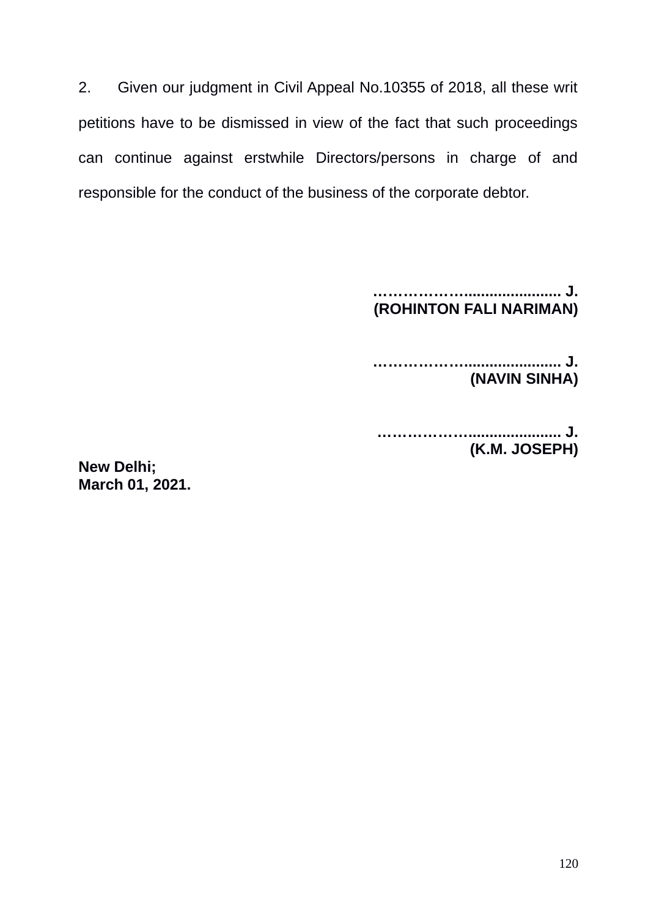2. Given our judgment in Civil Appeal No.10355 of 2018, all these writ petitions have to be dismissed in view of the fact that such proceedings can continue against erstwhile Directors/persons in charge of and responsible for the conduct of the business of the corporate debtor.

**……………….................... J.**
**(ROHINTON FALI NARIMAN)**

**……………….................... J.**
**(NAVIN SINHA)**

**……………….................... J.**
**(K.M. JOSEPH)**

**New Delhi;**
**March 01, 2021.**